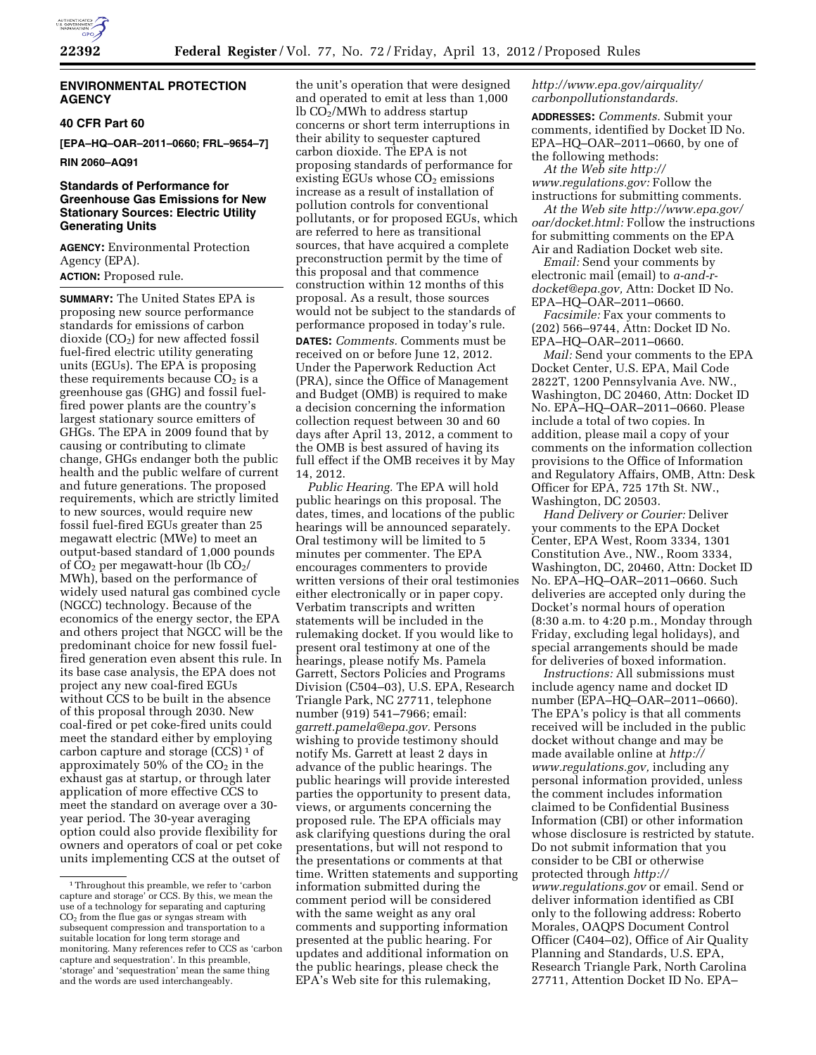## ENVIRONMENTAL PROTECTION AGENCY

### 40 CFR Part 60

**[EPA–HQ–OAR–2011–0660; FRL–9654–7]**

**RIN 2060–AQ91**

### Standards of Performance for Greenhouse Gas Emissions for New Stationary Sources: Electric Utility Generating Units

**AGENCY:** Environmental Protection Agency (EPA).

**ACTION:** Proposed rule.

**SUMMARY:** The United States EPA is proposing new source performance standards for emissions of carbon dioxide ($CO_2$) for new affected fossil fuel-fired electric utility generating units (EGUs). The EPA is proposing these requirements because $CO_2$ is a greenhouse gas (GHG) and fossil fuel-fired power plants are the country's largest stationary source emitters of GHGs. The EPA in 2009 found that by causing or contributing to climate change, GHGs endanger both the public health and the public welfare of current and future generations. The proposed requirements, which are strictly limited to new sources, would require new fossil fuel-fired EGUs greater than 25 megawatt electric (MWe) to meet an output-based standard of 1,000 pounds of $CO_2$ per megawatt-hour (lb $CO_2$/MWh), based on the performance of widely used natural gas combined cycle (NGCC) technology. Because of the economics of the energy sector, the EPA and others project that NGCC will be the predominant choice for new fossil fuel-fired generation even absent this rule. In its base case analysis, the EPA does not project any new coal-fired EGUs without CCS to be built in the absence of this proposal through 2030. New coal-fired or pet coke-fired units could meet the standard either by employing carbon capture and storage (CCS)[1] of approximately 50% of the $CO_2$ in the exhaust gas at startup, or through later application of more effective CCS to meet the standard on average over a 30-year period. The 30-year averaging option could also provide flexibility for owners and operators of coal or pet coke units implementing CCS at the outset of the unit's operation that were designed and operated to emit at less than 1,000 lb $CO_2$/MWh to address startup concerns or short term interruptions in their ability to sequester captured carbon dioxide. The EPA is not proposing standards of performance for existing EGUs whose $CO_2$ emissions increase as a result of installation of pollution controls for conventional pollutants, or for proposed EGUs, which are referred to here as transitional sources, that have acquired a complete preconstruction permit by the time of this proposal and that commence construction within 12 months of this proposal. As a result, those sources would not be subject to the standards of performance proposed in today's rule.

**DATES:** *Comments.* Comments must be received on or before June 12, 2012. Under the Paperwork Reduction Act (PRA), since the Office of Management and Budget (OMB) is required to make a decision concerning the information collection request between 30 and 60 days after April 13, 2012, a comment to the OMB is best assured of having its full effect if the OMB receives it by May 14, 2012.

*Public Hearing.* The EPA will hold public hearings on this proposal. The dates, times, and locations of the public hearings will be announced separately. Oral testimony will be limited to 5 minutes per commenter. The EPA encourages commenters to provide written versions of their oral testimonies either electronically or in paper copy. Verbatim transcripts and written statements will be included in the rulemaking docket. If you would like to present oral testimony at one of the hearings, please notify Ms. Pamela Garrett, Sectors Policies and Programs Division (C504–03), U.S. EPA, Research Triangle Park, NC 27711, telephone number (919) 541–7966; email: *garrett.pamela@epa.gov.* Persons wishing to provide testimony should notify Ms. Garrett at least 2 days in advance of the public hearings. The public hearings will provide interested parties the opportunity to present data, views, or arguments concerning the proposed rule. The EPA officials may ask clarifying questions during the oral presentations, but will not respond to the presentations or comments at that time. Written statements and supporting information submitted during the comment period will be considered with the same weight as any oral comments and supporting information presented at the public hearing. For updates and additional information on the public hearings, please check the EPA's Web site for this rulemaking, *http://www.epa.gov/airquality/carbonpollutionstandards.*

**ADDRESSES:** *Comments.* Submit your comments, identified by Docket ID No. EPA–HQ–OAR–2011–0660, by one of the following methods:

*At the Web site http://www.regulations.gov:* Follow the instructions for submitting comments.

*At the Web site http://www.epa.gov/oar/docket.html:* Follow the instructions for submitting comments on the EPA Air and Radiation Docket web site.

*Email:* Send your comments by electronic mail (email) to *a-and-r-docket@epa.gov,* Attn: Docket ID No. EPA–HQ–OAR–2011–0660.

*Facsimile:* Fax your comments to (202) 566–9744, Attn: Docket ID No. EPA–HQ–OAR–2011–0660.

*Mail:* Send your comments to the EPA Docket Center, U.S. EPA, Mail Code 2822T, 1200 Pennsylvania Ave. NW., Washington, DC 20460, Attn: Docket ID No. EPA–HQ–OAR–2011–0660. Please include a total of two copies. In addition, please mail a copy of your comments on the information collection provisions to the Office of Information and Regulatory Affairs, OMB, Attn: Desk Officer for EPA, 725 17th St. NW., Washington, DC 20503.

*Hand Delivery or Courier:* Deliver your comments to the EPA Docket Center, EPA West, Room 3334, 1301 Constitution Ave., NW., Room 3334, Washington, DC, 20460, Attn: Docket ID No. EPA–HQ–OAR–2011–0660. Such deliveries are accepted only during the Docket's normal hours of operation (8:30 a.m. to 4:20 p.m., Monday through Friday, excluding legal holidays), and special arrangements should be made for deliveries of boxed information.

*Instructions:* All submissions must include agency name and docket ID number (EPA–HQ–OAR–2011–0660). The EPA's policy is that all comments received will be included in the public docket without change and may be made available online at *http://www.regulations.gov,* including any personal information provided, unless the comment includes information claimed to be Confidential Business Information (CBI) or other information whose disclosure is restricted by statute. Do not submit information that you consider to be CBI or otherwise protected through *http://www.regulations.gov* or email. Send or deliver information identified as CBI only to the following address: Roberto Morales, OAQPS Document Control Officer (C404–02), Office of Air Quality Planning and Standards, U.S. EPA, Research Triangle Park, North Carolina 27711, Attention Docket ID No. EPA–

[1] Throughout this preamble, we refer to 'carbon capture and storage' or CCS. By this, we mean the use of a technology for separating and capturing $CO_2$ from the flue gas or syngas stream with subsequent compression and transportation to a suitable location for long term storage and monitoring. Many references refer to CCS as 'carbon capture and sequestration'. In this preamble, 'storage' and 'sequestration' mean the same thing and the words are used interchangeably.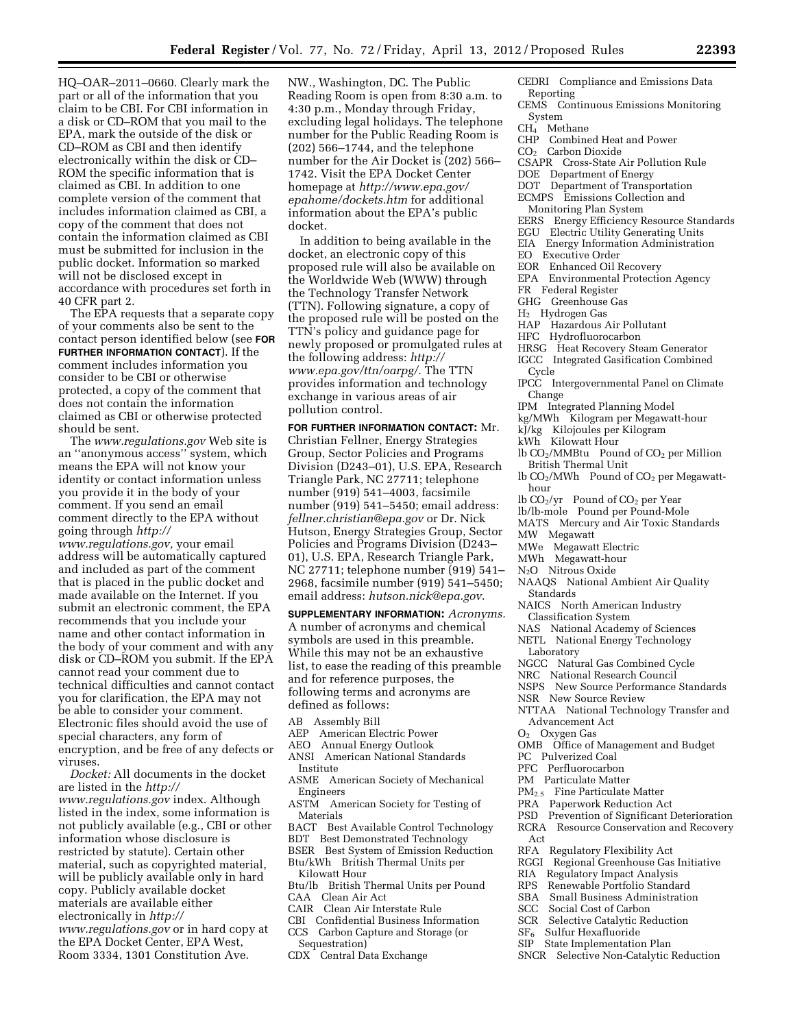HQ–OAR–2011–0660. Clearly mark the part or all of the information that you claim to be CBI. For CBI information in a disk or CD–ROM that you mail to the EPA, mark the outside of the disk or CD–ROM as CBI and then identify electronically within the disk or CD–ROM the specific information that is claimed as CBI. In addition to one complete version of the comment that includes information claimed as CBI, a copy of the comment that does not contain the information claimed as CBI must be submitted for inclusion in the public docket. Information so marked will not be disclosed except in accordance with procedures set forth in 40 CFR part 2.

The EPA requests that a separate copy of your comments also be sent to the contact person identified below (see **FOR FURTHER INFORMATION CONTACT**). If the comment includes information you consider to be CBI or otherwise protected, a copy of the comment that does not contain the information claimed as CBI or otherwise protected should be sent.

The *www.regulations.gov* Web site is an ''anonymous access'' system, which means the EPA will not know your identity or contact information unless you provide it in the body of your comment. If you send an email comment directly to the EPA without going through *http://www.regulations.gov,* your email address will be automatically captured and included as part of the comment that is placed in the public docket and made available on the Internet. If you submit an electronic comment, the EPA recommends that you include your name and other contact information in the body of your comment and with any disk or CD–ROM you submit. If the EPA cannot read your comment due to technical difficulties and cannot contact you for clarification, the EPA may not be able to consider your comment. Electronic files should avoid the use of special characters, any form of encryption, and be free of any defects or viruses.

*Docket:* All documents in the docket are listed in the *http://www.regulations.gov* index. Although listed in the index, some information is not publicly available (e.g., CBI or other information whose disclosure is restricted by statute). Certain other material, such as copyrighted material, will be publicly available only in hard copy. Publicly available docket materials are available either electronically in *http://www.regulations.gov* or in hard copy at the EPA Docket Center, EPA West, Room 3334, 1301 Constitution Ave. NW., Washington, DC. The Public Reading Room is open from 8:30 a.m. to 4:30 p.m., Monday through Friday, excluding legal holidays. The telephone number for the Public Reading Room is (202) 566–1744, and the telephone number for the Air Docket is (202) 566–1742. Visit the EPA Docket Center homepage at *http://www.epa.gov/epahome/dockets.htm* for additional information about the EPA's public docket.

In addition to being available in the docket, an electronic copy of this proposed rule will also be available on the Worldwide Web (WWW) through the Technology Transfer Network (TTN). Following signature, a copy of the proposed rule will be posted on the TTN's policy and guidance page for newly proposed or promulgated rules at the following address: *http://www.epa.gov/ttn/oarpg/.* The TTN provides information and technology exchange in various areas of air pollution control.

**FOR FURTHER INFORMATION CONTACT:** Mr. Christian Fellner, Energy Strategies Group, Sector Policies and Programs Division (D243–01), U.S. EPA, Research Triangle Park, NC 27711; telephone number (919) 541–4003, facsimile number (919) 541–5450; email address: *fellner.christian@epa.gov* or Dr. Nick Hutson, Energy Strategies Group, Sector Policies and Programs Division (D243–01), U.S. EPA, Research Triangle Park, NC 27711; telephone number (919) 541–2968, facsimile number (919) 541–5450; email address: *hutson.nick@epa.gov.*

**SUPPLEMENTARY INFORMATION:** *Acronyms.* A number of acronyms and chemical symbols are used in this preamble. While this may not be an exhaustive list, to ease the reading of this preamble and for reference purposes, the following terms and acronyms are defined as follows:

AB Assembly Bill
AEP American Electric Power
AEO Annual Energy Outlook
ANSI American National Standards Institute
ASME American Society of Mechanical Engineers
ASTM American Society for Testing of Materials
BACT Best Available Control Technology
BDT Best Demonstrated Technology
BSER Best System of Emission Reduction
Btu/kWh British Thermal Units per Kilowatt Hour
Btu/lb British Thermal Units per Pound
CAA Clean Air Act
CAIR Clean Air Interstate Rule
CBI Confidential Business Information
CCS Carbon Capture and Storage (or Sequestration)
CDX Central Data Exchange
CEDRI Compliance and Emissions Data Reporting
CEMS Continuous Emissions Monitoring System
$CH_4$ Methane
CHP Combined Heat and Power
$CO_2$ Carbon Dioxide
CSAPR Cross-State Air Pollution Rule
DOE Department of Energy
DOT Department of Transportation
ECMPS Emissions Collection and Monitoring Plan System
EERS Energy Efficiency Resource Standards
EGU Electric Utility Generating Units
EIA Energy Information Administration
EO Executive Order
EOR Enhanced Oil Recovery
EPA Environmental Protection Agency
FR Federal Register
GHG Greenhouse Gas
$H_2$ Hydrogen Gas
HAP Hazardous Air Pollutant
HFC Hydrofluorocarbon
HRSG Heat Recovery Steam Generator
IGCC Integrated Gasification Combined Cycle
IPCC Intergovernmental Panel on Climate Change
IPM Integrated Planning Model
kg/MWh Kilogram per Megawatt-hour
kJ/kg Kilojoules per Kilogram
kWh Kilowatt Hour
lb $CO_2$/MMBtu Pound of $CO_2$ per Million British Thermal Unit
lb $CO_2$/MWh Pound of $CO_2$ per Megawatt-hour
lb $CO_2$/yr Pound of $CO_2$ per Year
lb/lb-mole Pound per Pound-Mole
MATS Mercury and Air Toxic Standards
MW Megawatt
MWe Megawatt Electric
MWh Megawatt-hour
$N_2O$ Nitrous Oxide
NAAQS National Ambient Air Quality Standards
NAICS North American Industry Classification System
NAS National Academy of Sciences
NETL National Energy Technology Laboratory
NGCC Natural Gas Combined Cycle
NRC National Research Council
NSPS New Source Performance Standards
NSR New Source Review
NTTAA National Technology Transfer and Advancement Act
$O_2$ Oxygen Gas
OMB Office of Management and Budget
PC Pulverized Coal
PFC Perfluorocarbon
PM Particulate Matter
$PM_{2.5}$ Fine Particulate Matter
PRA Paperwork Reduction Act
PSD Prevention of Significant Deterioration
RCRA Resource Conservation and Recovery Act
RFA Regulatory Flexibility Act
RGGI Regional Greenhouse Gas Initiative
RIA Regulatory Impact Analysis
RPS Renewable Portfolio Standard
SBA Small Business Administration
SCC Social Cost of Carbon
SCR Selective Catalytic Reduction
$SF_6$ Sulfur Hexafluoride
SIP State Implementation Plan
SNCR Selective Non-Catalytic Reduction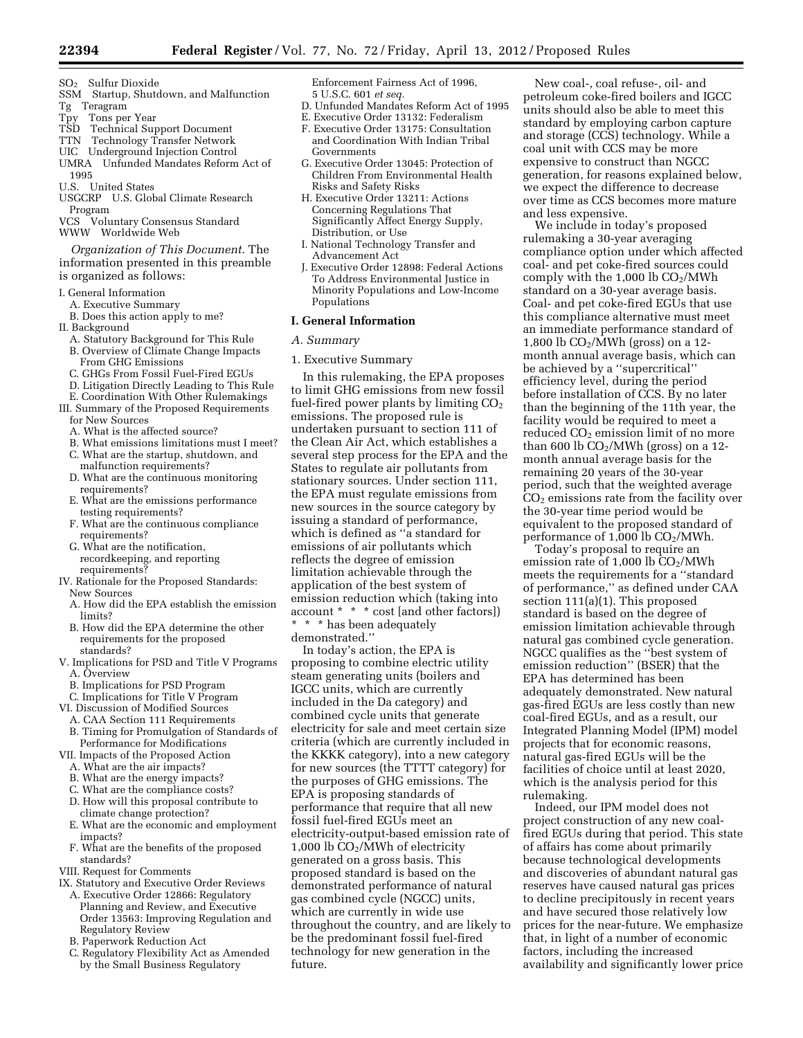$SO_2$ Sulfur Dioxide
SSM Startup, Shutdown, and Malfunction
Tg Teragram
Tpy Tons per Year
TSD Technical Support Document
TTN Technology Transfer Network
UIC Underground Injection Control
UMRA Unfunded Mandates Reform Act of 1995
U.S. United States
USGCRP U.S. Global Climate Research Program
VCS Voluntary Consensus Standard
WWW Worldwide Web

*Organization of This Document.* The information presented in this preamble is organized as follows:

- I. General Information
  - A. Executive Summary
  - B. Does this action apply to me?
- II. Background
  - A. Statutory Background for This Rule
  - B. Overview of Climate Change Impacts From GHG Emissions
  - C. GHGs From Fossil Fuel-Fired EGUs
  - D. Litigation Directly Leading to This Rule
  - E. Coordination With Other Rulemakings
- III. Summary of the Proposed Requirements for New Sources
  - A. What is the affected source?
  - B. What emissions limitations must I meet?
  - C. What are the startup, shutdown, and malfunction requirements?
  - D. What are the continuous monitoring requirements?
  - E. What are the emissions performance testing requirements?
  - F. What are the continuous compliance requirements?
  - G. What are the notification, recordkeeping, and reporting requirements?
- IV. Rationale for the Proposed Standards: New Sources
  - A. How did the EPA establish the emission limits?
  - B. How did the EPA determine the other requirements for the proposed standards?
- V. Implications for PSD and Title V Programs
  - A. Overview
  - B. Implications for PSD Program
  - C. Implications for Title V Program
- VI. Discussion of Modified Sources
  - A. CAA Section 111 Requirements
  - B. Timing for Promulgation of Standards of Performance for Modifications
- VII. Impacts of the Proposed Action
  - A. What are the air impacts?
  - B. What are the energy impacts?
  - C. What are the compliance costs?
  - D. How will this proposal contribute to climate change protection?
  - E. What are the economic and employment impacts?
  - F. What are the benefits of the proposed standards?
- VIII. Request for Comments
- IX. Statutory and Executive Order Reviews
  - A. Executive Order 12866: Regulatory Planning and Review, and Executive Order 13563: Improving Regulation and Regulatory Review
  - B. Paperwork Reduction Act
  - C. Regulatory Flexibility Act as Amended by the Small Business Regulatory Enforcement Fairness Act of 1996, 5 U.S.C. 601 *et seq.*
  - D. Unfunded Mandates Reform Act of 1995
  - E. Executive Order 13132: Federalism
  - F. Executive Order 13175: Consultation and Coordination With Indian Tribal Governments
  - G. Executive Order 13045: Protection of Children From Environmental Health Risks and Safety Risks
  - H. Executive Order 13211: Actions Concerning Regulations That Significantly Affect Energy Supply, Distribution, or Use
  - I. National Technology Transfer and Advancement Act
  - J. Executive Order 12898: Federal Actions To Address Environmental Justice in Minority Populations and Low-Income Populations

## I. General Information

### A. Summary

#### 1. Executive Summary

In this rulemaking, the EPA proposes to limit GHG emissions from new fossil fuel-fired power plants by limiting $CO_2$ emissions. The proposed rule is undertaken pursuant to section 111 of the Clean Air Act, which establishes a several step process for the EPA and the States to regulate air pollutants from stationary sources. Under section 111, the EPA must regulate emissions from new sources in the source category by issuing a standard of performance, which is defined as ''a standard for emissions of air pollutants which reflects the degree of emission limitation achievable through the application of the best system of emission reduction which (taking into account * * * cost [and other factors]) * * * has been adequately demonstrated.''

In today's action, the EPA is proposing to combine electric utility steam generating units (boilers and IGCC units, which are currently included in the Da category) and combined cycle units that generate electricity for sale and meet certain size criteria (which are currently included in the KKKK category), into a new category for new sources (the TTTT category) for the purposes of GHG emissions. The EPA is proposing standards of performance that require that all new fossil fuel-fired EGUs meet an electricity-output-based emission rate of 1,000 lb $CO_2$/MWh of electricity generated on a gross basis. This proposed standard is based on the demonstrated performance of natural gas combined cycle (NGCC) units, which are currently in wide use throughout the country, and are likely to be the predominant fossil fuel-fired technology for new generation in the future.

New coal-, coal refuse-, oil- and petroleum coke-fired boilers and IGCC units should also be able to meet this standard by employing carbon capture and storage (CCS) technology. While a coal unit with CCS may be more expensive to construct than NGCC generation, for reasons explained below, we expect the difference to decrease over time as CCS becomes more mature and less expensive.

We include in today's proposed rulemaking a 30-year averaging compliance option under which affected coal- and pet coke-fired sources could comply with the 1,000 lb $CO_2$/MWh standard on a 30-year average basis. Coal- and pet coke-fired EGUs that use this compliance alternative must meet an immediate performance standard of 1,800 lb $CO_2$/MWh (gross) on a 12-month annual average basis, which can be achieved by a ''supercritical'' efficiency level, during the period before installation of CCS. By no later than the beginning of the 11th year, the facility would be required to meet a reduced $CO_2$ emission limit of no more than 600 lb $CO_2$/MWh (gross) on a 12-month annual average basis for the remaining 20 years of the 30-year period, such that the weighted average $CO_2$ emissions rate from the facility over the 30-year time period would be equivalent to the proposed standard of performance of 1,000 lb $CO_2$/MWh.

Today's proposal to require an emission rate of 1,000 lb $CO_2$/MWh meets the requirements for a ''standard of performance,'' as defined under CAA section 111(a)(1). This proposed standard is based on the degree of emission limitation achievable through natural gas combined cycle generation. NGCC qualifies as the ''best system of emission reduction'' (BSER) that the EPA has determined has been adequately demonstrated. New natural gas-fired EGUs are less costly than new coal-fired EGUs, and as a result, our Integrated Planning Model (IPM) model projects that for economic reasons, natural gas-fired EGUs will be the facilities of choice until at least 2020, which is the analysis period for this rulemaking.

Indeed, our IPM model does not project construction of any new coal-fired EGUs during that period. This state of affairs has come about primarily because technological developments and discoveries of abundant natural gas reserves have caused natural gas prices to decline precipitously in recent years and have secured those relatively low prices for the near-future. We emphasize that, in light of a number of economic factors, including the increased availability and significantly lower price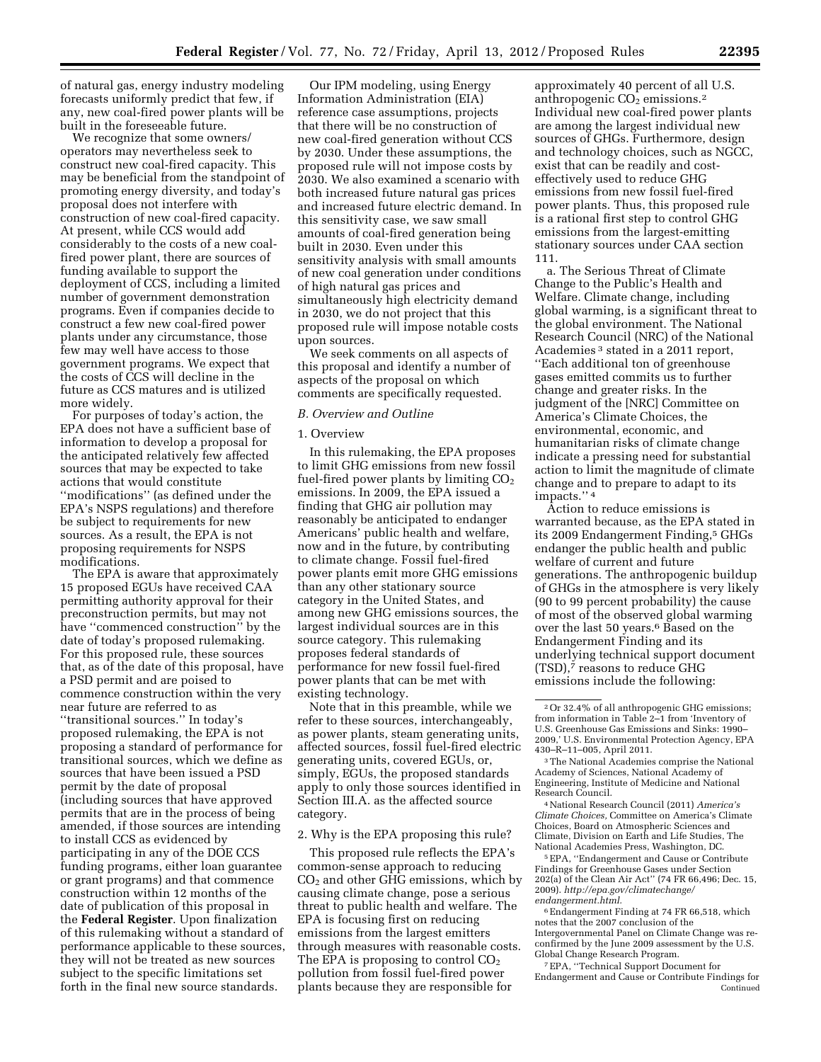of natural gas, energy industry modeling forecasts uniformly predict that few, if any, new coal-fired power plants will be built in the foreseeable future.

We recognize that some owners/operators may nevertheless seek to construct new coal-fired capacity. This may be beneficial from the standpoint of promoting energy diversity, and today's proposal does not interfere with construction of new coal-fired capacity. At present, while CCS would add considerably to the costs of a new coal-fired power plant, there are sources of funding available to support the deployment of CCS, including a limited number of government demonstration programs. Even if companies decide to construct a few new coal-fired power plants under any circumstance, those few may well have access to those government programs. We expect that the costs of CCS will decline in the future as CCS matures and is utilized more widely.

For purposes of today's action, the EPA does not have a sufficient base of information to develop a proposal for the anticipated relatively few affected sources that may be expected to take actions that would constitute ''modifications'' (as defined under the EPA's NSPS regulations) and therefore be subject to requirements for new sources. As a result, the EPA is not proposing requirements for NSPS modifications.

The EPA is aware that approximately 15 proposed EGUs have received CAA permitting authority approval for their preconstruction permits, but may not have ''commenced construction'' by the date of today's proposed rulemaking. For this proposed rule, these sources that, as of the date of this proposal, have a PSD permit and are poised to commence construction within the very near future are referred to as ''transitional sources.'' In today's proposed rulemaking, the EPA is not proposing a standard of performance for transitional sources, which we define as sources that have been issued a PSD permit by the date of proposal (including sources that have approved permits that are in the process of being amended, if those sources are intending to install CCS as evidenced by participating in any of the DOE CCS funding programs, either loan guarantee or grant programs) and that commence construction within 12 months of the date of publication of this proposal in the **Federal Register**. Upon finalization of this rulemaking without a standard of performance applicable to these sources, they will not be treated as new sources subject to the specific limitations set forth in the final new source standards.

Our IPM modeling, using Energy Information Administration (EIA) reference case assumptions, projects that there will be no construction of new coal-fired generation without CCS by 2030. Under these assumptions, the proposed rule will not impose costs by 2030. We also examined a scenario with both increased future natural gas prices and increased future electric demand. In this sensitivity case, we saw small amounts of coal-fired generation being built in 2030. Even under this sensitivity analysis with small amounts of new coal generation under conditions of high natural gas prices and simultaneously high electricity demand in 2030, we do not project that this proposed rule will impose notable costs upon sources.

We seek comments on all aspects of this proposal and identify a number of aspects of the proposal on which comments are specifically requested.

### *B. Overview and Outline*

#### 1. Overview

In this rulemaking, the EPA proposes to limit GHG emissions from new fossil fuel-fired power plants by limiting $CO_2$ emissions. In 2009, the EPA issued a finding that GHG air pollution may reasonably be anticipated to endanger Americans' public health and welfare, now and in the future, by contributing to climate change. Fossil fuel-fired power plants emit more GHG emissions than any other stationary source category in the United States, and among new GHG emissions sources, the largest individual sources are in this source category. This rulemaking proposes federal standards of performance for new fossil fuel-fired power plants that can be met with existing technology.

Note that in this preamble, while we refer to these sources, interchangeably, as power plants, steam generating units, affected sources, fossil fuel-fired electric generating units, covered EGUs, or, simply, EGUs, the proposed standards apply to only those sources identified in Section III.A. as the affected source category.

#### 2. Why is the EPA proposing this rule?

This proposed rule reflects the EPA's common-sense approach to reducing $CO_2$ and other GHG emissions, which by causing climate change, pose a serious threat to public health and welfare. The EPA is focusing first on reducing emissions from the largest emitters through measures with reasonable costs. The EPA is proposing to control $CO_2$ pollution from fossil fuel-fired power plants because they are responsible for approximately 40 percent of all U.S. anthropogenic $CO_2$ emissions.[2] Individual new coal-fired power plants are among the largest individual new sources of GHGs. Furthermore, design and technology choices, such as NGCC, exist that can be readily and cost-effectively used to reduce GHG emissions from new fossil fuel-fired power plants. Thus, this proposed rule is a rational first step to control GHG emissions from the largest-emitting stationary sources under CAA section 111.

a. The Serious Threat of Climate Change to the Public's Health and Welfare. Climate change, including global warming, is a significant threat to the global environment. The National Research Council (NRC) of the National Academies[3] stated in a 2011 report, ''Each additional ton of greenhouse gases emitted commits us to further change and greater risks. In the judgment of the [NRC] Committee on America's Climate Choices, the environmental, economic, and humanitarian risks of climate change indicate a pressing need for substantial action to limit the magnitude of climate change and to prepare to adapt to its impacts.''[4]

Action to reduce emissions is warranted because, as the EPA stated in its 2009 Endangerment Finding,[5] GHGs endanger the public health and public welfare of current and future generations. The anthropogenic buildup of GHGs in the atmosphere is very likely (90 to 99 percent probability) the cause of most of the observed global warming over the last 50 years.[6] Based on the Endangerment Finding and its underlying technical support document (TSD),[7] reasons to reduce GHG emissions include the following:

---

[2] Or 32.4% of all anthropogenic GHG emissions; from information in Table 2–1 from 'Inventory of U.S. Greenhouse Gas Emissions and Sinks: 1990–2009,' U.S. Environmental Protection Agency, EPA 430–R–11–005, April 2011.

[3] The National Academies comprise the National Academy of Sciences, National Academy of Engineering, Institute of Medicine and National Research Council.

[4] National Research Council (2011) *America's Climate Choices,* Committee on America's Climate Choices, Board on Atmospheric Sciences and Climate, Division on Earth and Life Studies, The National Academies Press, Washington, DC.

[5] EPA, ''Endangerment and Cause or Contribute Findings for Greenhouse Gases under Section 202(a) of the Clean Air Act'' (74 FR 66,496; Dec. 15, 2009). *http://epa.gov/climatechange/endangerment.html.*

[6] Endangerment Finding at 74 FR 66,518, which notes that the 2007 conclusion of the Intergovernmental Panel on Climate Change was re-confirmed by the June 2009 assessment by the U.S. Global Change Research Program.

[7] EPA, ''Technical Support Document for Endangerment and Cause or Contribute Findings for
Continued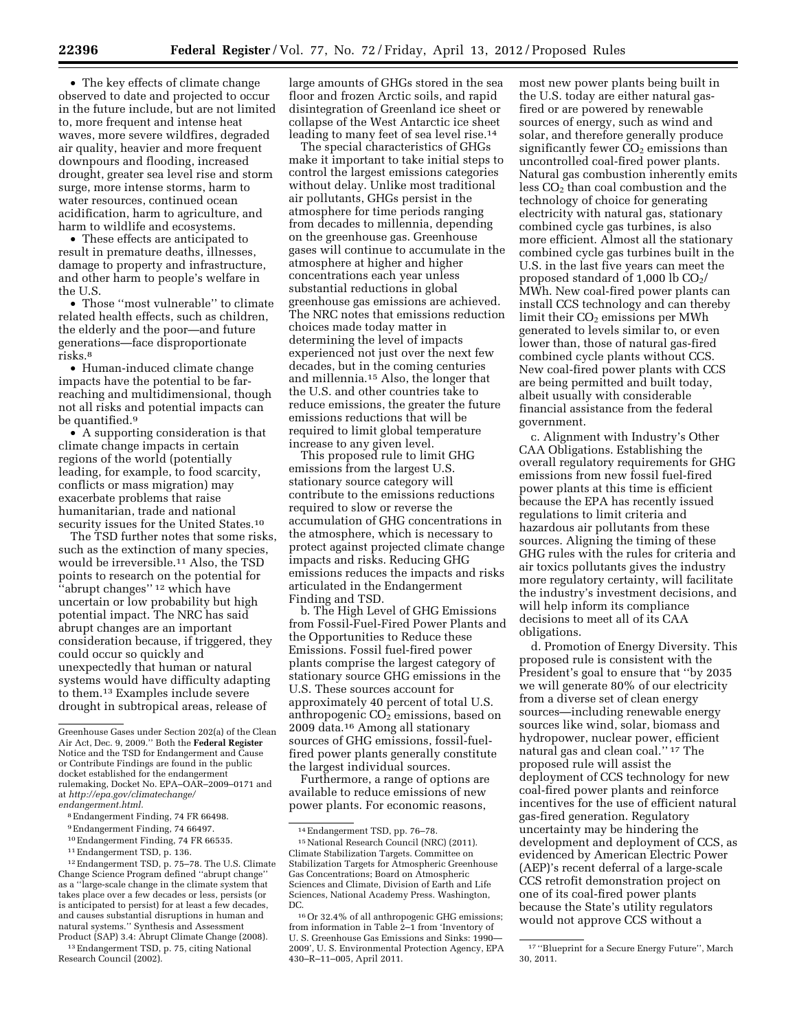- The key effects of climate change observed to date and projected to occur in the future include, but are not limited to, more frequent and intense heat waves, more severe wildfires, degraded air quality, heavier and more frequent downpours and flooding, increased drought, greater sea level rise and storm surge, more intense storms, harm to water resources, continued ocean acidification, harm to agriculture, and harm to wildlife and ecosystems.
- These effects are anticipated to result in premature deaths, illnesses, damage to property and infrastructure, and other harm to people's welfare in the U.S.
- Those ''most vulnerable'' to climate related health effects, such as children, the elderly and the poor—and future generations—face disproportionate risks.[8]
- Human-induced climate change impacts have the potential to be far-reaching and multidimensional, though not all risks and potential impacts can be quantified.[9]
- A supporting consideration is that climate change impacts in certain regions of the world (potentially leading, for example, to food scarcity, conflicts or mass migration) may exacerbate problems that raise humanitarian, trade and national security issues for the United States.[10]

The TSD further notes that some risks, such as the extinction of many species, would be irreversible.[11] Also, the TSD points to research on the potential for ''abrupt changes'' [12] which have uncertain or low probability but high potential impact. The NRC has said abrupt changes are an important consideration because, if triggered, they could occur so quickly and unexpectedly that human or natural systems would have difficulty adapting to them.[13] Examples include severe drought in subtropical areas, release of large amounts of GHGs stored in the sea floor and frozen Arctic soils, and rapid disintegration of Greenland ice sheet or collapse of the West Antarctic ice sheet leading to many feet of sea level rise.[14]

The special characteristics of GHGs make it important to take initial steps to control the largest emissions categories without delay. Unlike most traditional air pollutants, GHGs persist in the atmosphere for time periods ranging from decades to millennia, depending on the greenhouse gas. Greenhouse gases will continue to accumulate in the atmosphere at higher and higher concentrations each year unless substantial reductions in global greenhouse gas emissions are achieved. The NRC notes that emissions reduction choices made today matter in determining the level of impacts experienced not just over the next few decades, but in the coming centuries and millennia.[15] Also, the longer that the U.S. and other countries take to reduce emissions, the greater the future emissions reductions that will be required to limit global temperature increase to any given level.

This proposed rule to limit GHG emissions from the largest U.S. stationary source category will contribute to the emissions reductions required to slow or reverse the accumulation of GHG concentrations in the atmosphere, which is necessary to protect against projected climate change impacts and risks. Reducing GHG emissions reduces the impacts and risks articulated in the Endangerment Finding and TSD.

b. The High Level of GHG Emissions from Fossil-Fuel-Fired Power Plants and the Opportunities to Reduce these Emissions. Fossil fuel-fired power plants comprise the largest category of stationary source GHG emissions in the U.S. These sources account for approximately 40 percent of total U.S. anthropogenic $CO_2$ emissions, based on 2009 data.[16] Among all stationary sources of GHG emissions, fossil-fuel-fired power plants generally constitute the largest individual sources.

Furthermore, a range of options are available to reduce emissions of new power plants. For economic reasons, most new power plants being built in the U.S. today are either natural gas-fired or are powered by renewable sources of energy, such as wind and solar, and therefore generally produce significantly fewer $CO_2$ emissions than uncontrolled coal-fired power plants. Natural gas combustion inherently emits less $CO_2$ than coal combustion and the technology of choice for generating electricity with natural gas, stationary combined cycle gas turbines, is also more efficient. Almost all the stationary combined cycle gas turbines built in the U.S. in the last five years can meet the proposed standard of 1,000 lb $CO_2$/MWh. New coal-fired power plants can install CCS technology and can thereby limit their $CO_2$ emissions per MWh generated to levels similar to, or even lower than, those of natural gas-fired combined cycle plants without CCS. New coal-fired power plants with CCS are being permitted and built today, albeit usually with considerable financial assistance from the federal government.

c. Alignment with Industry's Other CAA Obligations. Establishing the overall regulatory requirements for GHG emissions from new fossil fuel-fired power plants at this time is efficient because the EPA has recently issued regulations to limit criteria and hazardous air pollutants from these sources. Aligning the timing of these GHG rules with the rules for criteria and air toxics pollutants gives the industry more regulatory certainty, will facilitate the industry's investment decisions, and will help inform its compliance decisions to meet all of its CAA obligations.

d. Promotion of Energy Diversity. This proposed rule is consistent with the President's goal to ensure that ''by 2035 we will generate 80% of our electricity from a diverse set of clean energy sources—including renewable energy sources like wind, solar, biomass and hydropower, nuclear power, efficient natural gas and clean coal.'' [17] The proposed rule will assist the deployment of CCS technology for new coal-fired power plants and reinforce incentives for the use of efficient natural gas-fired generation. Regulatory uncertainty may be hindering the development and deployment of CCS, as evidenced by American Electric Power (AEP)'s recent deferral of a large-scale CCS retrofit demonstration project on one of its coal-fired power plants because the State's utility regulators would not approve CCS without a

---

Greenhouse Gases under Section 202(a) of the Clean Air Act, Dec. 9, 2009.'' Both the **Federal Register** Notice and the TSD for Endangerment and Cause or Contribute Findings are found in the public docket established for the endangerment rulemaking, Docket No. EPA–OAR–2009–0171 and at *http://epa.gov/climatechange/endangerment.html*.

[8] Endangerment Finding, 74 FR 66498.

[9] Endangerment Finding, 74 66497.

[10] Endangerment Finding, 74 FR 66535.

[11] Endangerment TSD, p. 136.

[12] Endangerment TSD, p. 75–78. The U.S. Climate Change Science Program defined ''abrupt change'' as a ''large-scale change in the climate system that takes place over a few decades or less, persists (or is anticipated to persist) for at least a few decades, and causes substantial disruptions in human and natural systems.'' Synthesis and Assessment Product (SAP) 3.4: Abrupt Climate Change (2008).

[13] Endangerment TSD, p. 75, citing National Research Council (2002).

[14] Endangerment TSD, pp. 76–78.

[15] National Research Council (NRC) (2011). Climate Stabilization Targets. Committee on Stabilization Targets for Atmospheric Greenhouse Gas Concentrations; Board on Atmospheric Sciences and Climate, Division of Earth and Life Sciences, National Academy Press. Washington, DC.

[16] Or 32.4% of all anthropogenic GHG emissions; from information in Table 2–1 from 'Inventory of U. S. Greenhouse Gas Emissions and Sinks: 1990—2009', U. S. Environmental Protection Agency, EPA 430–R–11–005, April 2011.

[17] ''Blueprint for a Secure Energy Future'', March 30, 2011.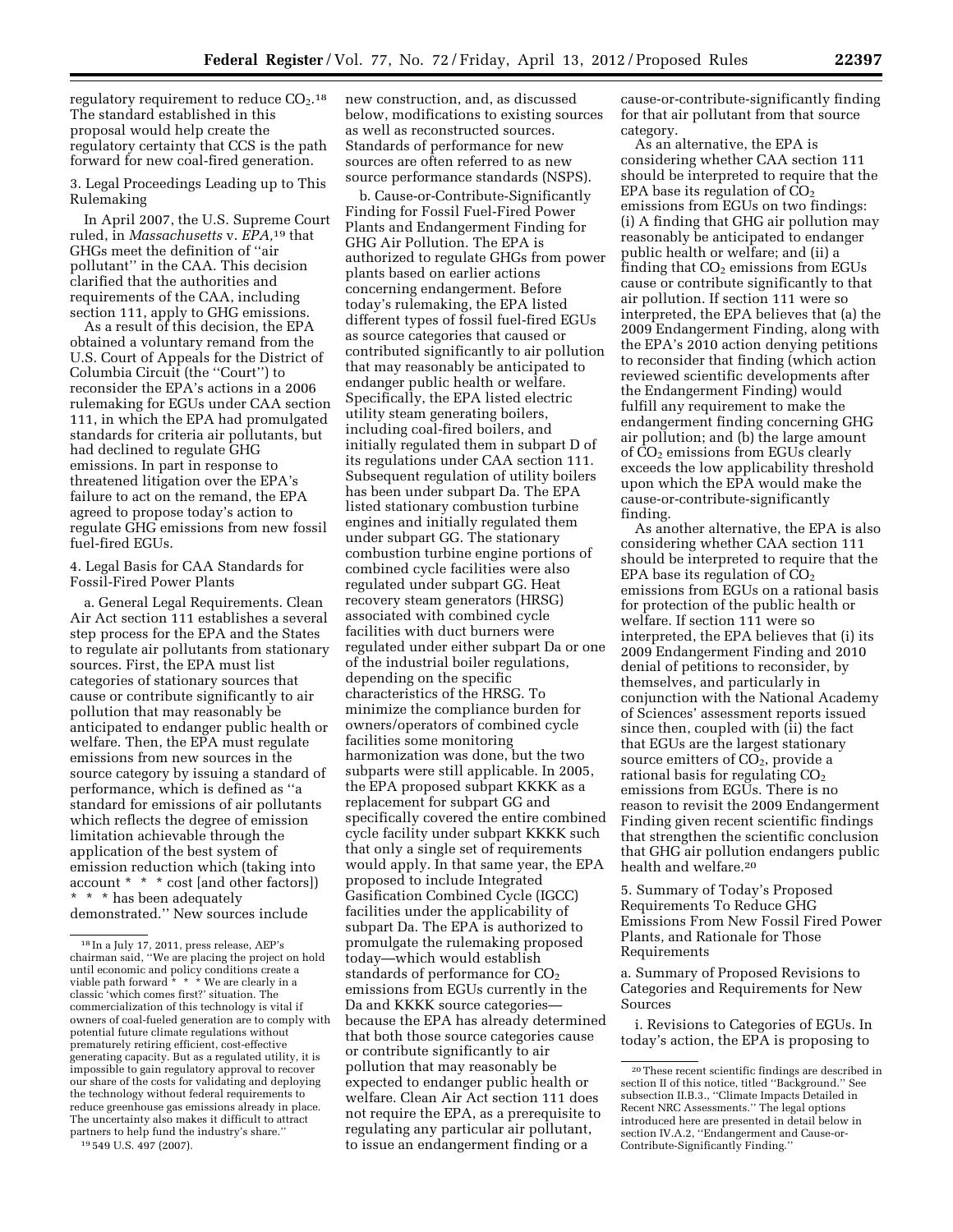regulatory requirement to reduce $CO_2$.[18] The standard established in this proposal would help create the regulatory certainty that CCS is the path forward for new coal-fired generation.

3. Legal Proceedings Leading up to This Rulemaking

In April 2007, the U.S. Supreme Court ruled, in *Massachusetts* v. *EPA*,[19] that GHGs meet the definition of "air pollutant" in the CAA. This decision clarified that the authorities and requirements of the CAA, including section 111, apply to GHG emissions.

As a result of this decision, the EPA obtained a voluntary remand from the U.S. Court of Appeals for the District of Columbia Circuit (the "Court") to reconsider the EPA's actions in a 2006 rulemaking for EGUs under CAA section 111, in which the EPA had promulgated standards for criteria air pollutants, but had declined to regulate GHG emissions. In part in response to threatened litigation over the EPA's failure to act on the remand, the EPA agreed to propose today's action to regulate GHG emissions from new fossil fuel-fired EGUs.

4. Legal Basis for CAA Standards for Fossil-Fired Power Plants

a. General Legal Requirements. Clean Air Act section 111 establishes a several step process for the EPA and the States to regulate air pollutants from stationary sources. First, the EPA must list categories of stationary sources that cause or contribute significantly to air pollution that may reasonably be anticipated to endanger public health or welfare. Then, the EPA must regulate emissions from new sources in the source category by issuing a standard of performance, which is defined as "a standard for emissions of air pollutants which reflects the degree of emission limitation achievable through the application of the best system of emission reduction which (taking into account * * * cost [and other factors]) * * * has been adequately demonstrated." New sources include new construction, and, as discussed below, modifications to existing sources as well as reconstructed sources. Standards of performance for new sources are often referred to as new source performance standards (NSPS).

b. Cause-or-Contribute-Significantly Finding for Fossil Fuel-Fired Power Plants and Endangerment Finding for GHG Air Pollution. The EPA is authorized to regulate GHGs from power plants based on earlier actions concerning endangerment. Before today's rulemaking, the EPA listed different types of fossil fuel-fired EGUs as source categories that caused or contributed significantly to air pollution that may reasonably be anticipated to endanger public health or welfare. Specifically, the EPA listed electric utility steam generating boilers, including coal-fired boilers, and initially regulated them in subpart D of its regulations under CAA section 111. Subsequent regulation of utility boilers has been under subpart Da. The EPA listed stationary combustion turbine engines and initially regulated them under subpart GG. The stationary combustion turbine engine portions of combined cycle facilities were also regulated under subpart GG. Heat recovery steam generators (HRSG) associated with combined cycle facilities with duct burners were regulated under either subpart Da or one of the industrial boiler regulations, depending on the specific characteristics of the HRSG. To minimize the compliance burden for owners/operators of combined cycle facilities some monitoring harmonization was done, but the two subparts were still applicable. In 2005, the EPA proposed subpart KKKK as a replacement for subpart GG and specifically covered the entire combined cycle facility under subpart KKKK such that only a single set of requirements would apply. In that same year, the EPA proposed to include Integrated Gasification Combined Cycle (IGCC) facilities under the applicability of subpart Da. The EPA is authorized to promulgate the rulemaking proposed today—which would establish standards of performance for $CO_2$ emissions from EGUs currently in the Da and KKKK source categories—because the EPA has already determined that both those source categories cause or contribute significantly to air pollution that may reasonably be expected to endanger public health or welfare. Clean Air Act section 111 does not require the EPA, as a prerequisite to regulating any particular air pollutant, to issue an endangerment finding or a cause-or-contribute-significantly finding for that air pollutant from that source category.

As an alternative, the EPA is considering whether CAA section 111 should be interpreted to require that the EPA base its regulation of $CO_2$ emissions from EGUs on two findings: (i) A finding that GHG air pollution may reasonably be anticipated to endanger public health or welfare; and (ii) a finding that $CO_2$ emissions from EGUs cause or contribute significantly to that air pollution. If section 111 were so interpreted, the EPA believes that (a) the 2009 Endangerment Finding, along with the EPA's 2010 action denying petitions to reconsider that finding (which action reviewed scientific developments after the Endangerment Finding) would fulfill any requirement to make the endangerment finding concerning GHG air pollution; and (b) the large amount of $CO_2$ emissions from EGUs clearly exceeds the low applicability threshold upon which the EPA would make the cause-or-contribute-significantly finding.

As another alternative, the EPA is also considering whether CAA section 111 should be interpreted to require that the EPA base its regulation of $CO_2$ emissions from EGUs on a rational basis for protection of the public health or welfare. If section 111 were so interpreted, the EPA believes that (i) its 2009 Endangerment Finding and 2010 denial of petitions to reconsider, by themselves, and particularly in conjunction with the National Academy of Sciences' assessment reports issued since then, coupled with (ii) the fact that EGUs are the largest stationary source emitters of $CO_2$, provide a rational basis for regulating $CO_2$ emissions from EGUs. There is no reason to revisit the 2009 Endangerment Finding given recent scientific findings that strengthen the scientific conclusion that GHG air pollution endangers public health and welfare.[20]

5. Summary of Today's Proposed Requirements To Reduce GHG Emissions From New Fossil Fired Power Plants, and Rationale for Those Requirements

a. Summary of Proposed Revisions to Categories and Requirements for New Sources

i. Revisions to Categories of EGUs. In today's action, the EPA is proposing to

[18] In a July 17, 2011, press release, AEP's chairman said, "We are placing the project on hold until economic and policy conditions create a viable path forward * * * We are clearly in a classic 'which comes first?' situation. The commercialization of this technology is vital if owners of coal-fueled generation are to comply with potential future climate regulations without prematurely retiring efficient, cost-effective generating capacity. But as a regulated utility, it is impossible to gain regulatory approval to recover our share of the costs for validating and deploying the technology without federal requirements to reduce greenhouse gas emissions already in place. The uncertainty also makes it difficult to attract partners to help fund the industry's share."

[19] 549 U.S. 497 (2007).

[20] These recent scientific findings are described in section II of this notice, titled "Background." See subsection II.B.3., "Climate Impacts Detailed in Recent NRC Assessments." The legal options introduced here are presented in detail below in section IV.A.2, "Endangerment and Cause-or-Contribute-Significantly Finding."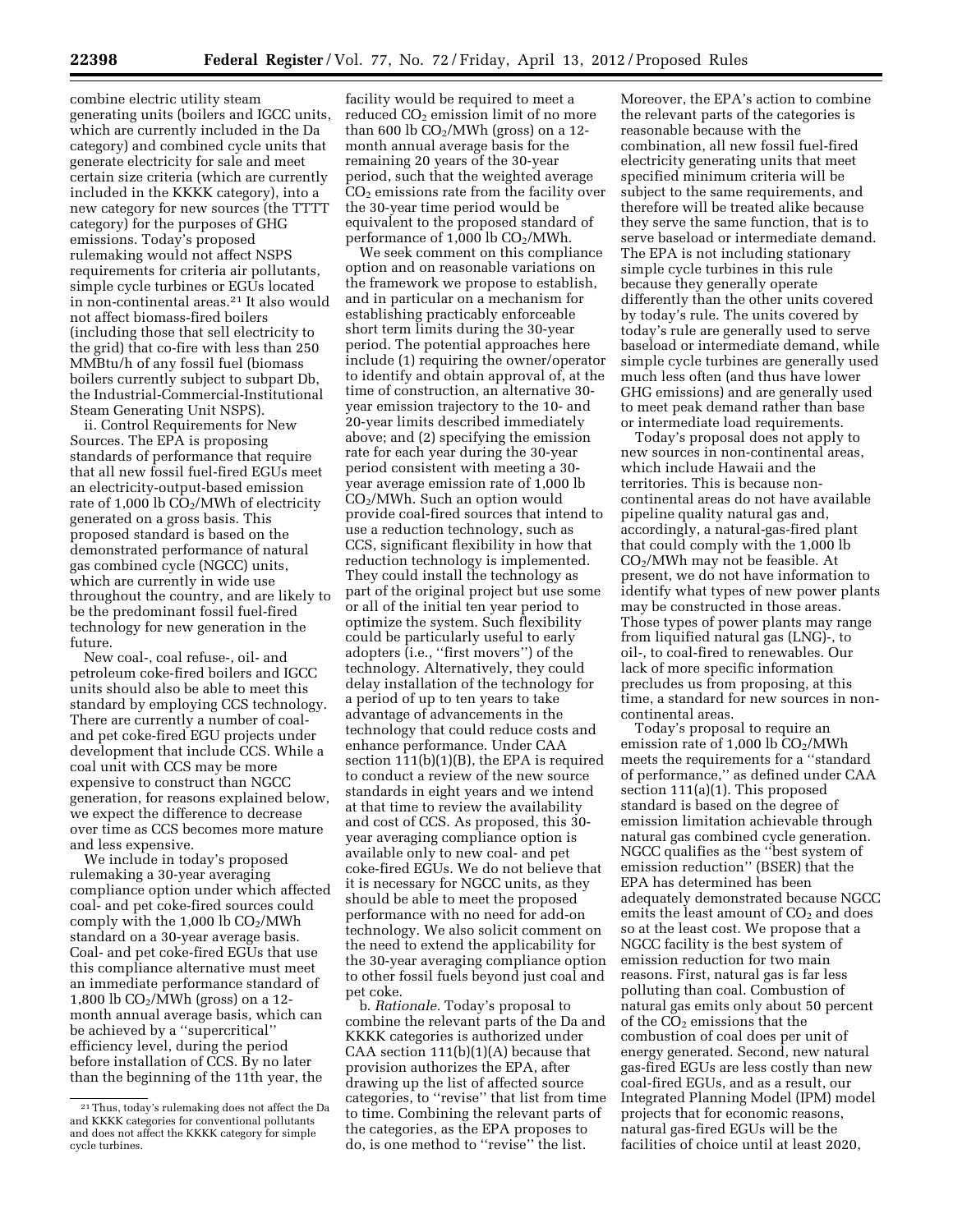combine electric utility steam generating units (boilers and IGCC units, which are currently included in the Da category) and combined cycle units that generate electricity for sale and meet certain size criteria (which are currently included in the KKKK category), into a new category for new sources (the TTTT category) for the purposes of GHG emissions. Today's proposed rulemaking would not affect NSPS requirements for criteria air pollutants, simple cycle turbines or EGUs located in non-continental areas.[21] It also would not affect biomass-fired boilers (including those that sell electricity to the grid) that co-fire with less than 250 MMBtu/h of any fossil fuel (biomass boilers currently subject to subpart Db, the Industrial-Commercial-Institutional Steam Generating Unit NSPS).

ii. Control Requirements for New Sources. The EPA is proposing standards of performance that require that all new fossil fuel-fired EGUs meet an electricity-output-based emission rate of 1,000 lb $CO_2$/MWh of electricity generated on a gross basis. This proposed standard is based on the demonstrated performance of natural gas combined cycle (NGCC) units, which are currently in wide use throughout the country, and are likely to be the predominant fossil fuel-fired technology for new generation in the future.

New coal-, coal refuse-, oil- and petroleum coke-fired boilers and IGCC units should also be able to meet this standard by employing CCS technology. There are currently a number of coal- and pet coke-fired EGU projects under development that include CCS. While a coal unit with CCS may be more expensive to construct than NGCC generation, for reasons explained below, we expect the difference to decrease over time as CCS becomes more mature and less expensive.

We include in today's proposed rulemaking a 30-year averaging compliance option under which affected coal- and pet coke-fired sources could comply with the 1,000 lb $CO_2$/MWh standard on a 30-year average basis. Coal- and pet coke-fired EGUs that use this compliance alternative must meet an immediate performance standard of 1,800 lb $CO_2$/MWh (gross) on a 12-month annual average basis, which can be achieved by a "supercritical" efficiency level, during the period before installation of CCS. By no later than the beginning of the 11th year, the facility would be required to meet a reduced $CO_2$ emission limit of no more than 600 lb $CO_2$/MWh (gross) on a 12-month annual average basis for the remaining 20 years of the 30-year period, such that the weighted average $CO_2$ emissions rate from the facility over the 30-year time period would be equivalent to the proposed standard of performance of 1,000 lb $CO_2$/MWh.

We seek comment on this compliance option and on reasonable variations on the framework we propose to establish, and in particular on a mechanism for establishing practicably enforceable short term limits during the 30-year period. The potential approaches here include (1) requiring the owner/operator to identify and obtain approval of, at the time of construction, an alternative 30-year emission trajectory to the 10- and 20-year limits described immediately above; and (2) specifying the emission rate for each year during the 30-year period consistent with meeting a 30-year average emission rate of 1,000 lb $CO_2$/MWh. Such an option would provide coal-fired sources that intend to use a reduction technology, such as CCS, significant flexibility in how that reduction technology is implemented. They could install the technology as part of the original project but use some or all of the initial ten year period to optimize the system. Such flexibility could be particularly useful to early adopters (i.e., "first movers") of the technology. Alternatively, they could delay installation of the technology for a period of up to ten years to take advantage of advancements in the technology that could reduce costs and enhance performance. Under CAA section 111(b)(1)(B), the EPA is required to conduct a review of the new source standards in eight years and we intend at that time to review the availability and cost of CCS. As proposed, this 30-year averaging compliance option is available only to new coal- and pet coke-fired EGUs. We do not believe that it is necessary for NGCC units, as they should be able to meet the proposed performance with no need for add-on technology. We also solicit comment on the need to extend the applicability for the 30-year averaging compliance option to other fossil fuels beyond just coal and pet coke.

b. *Rationale.* Today's proposal to combine the relevant parts of the Da and KKKK categories is authorized under CAA section 111(b)(1)(A) because that provision authorizes the EPA, after drawing up the list of affected source categories, to "revise" that list from time to time. Combining the relevant parts of the categories, as the EPA proposes to do, is one method to "revise" the list. Moreover, the EPA's action to combine the relevant parts of the categories is reasonable because with the combination, all new fossil fuel-fired electricity generating units that meet specified minimum criteria will be subject to the same requirements, and therefore will be treated alike because they serve the same function, that is to serve baseload or intermediate demand. The EPA is not including stationary simple cycle turbines in this rule because they generally operate differently than the other units covered by today's rule. The units covered by today's rule are generally used to serve baseload or intermediate demand, while simple cycle turbines are generally used much less often (and thus have lower GHG emissions) and are generally used to meet peak demand rather than base or intermediate load requirements.

Today's proposal does not apply to new sources in non-continental areas, which include Hawaii and the territories. This is because non-continental areas do not have available pipeline quality natural gas and, accordingly, a natural-gas-fired plant that could comply with the 1,000 lb $CO_2$/MWh may not be feasible. At present, we do not have information to identify what types of new power plants may be constructed in those areas. Those types of power plants may range from liquified natural gas (LNG)-, to oil-, to coal-fired to renewables. Our lack of more specific information precludes us from proposing, at this time, a standard for new sources in non-continental areas.

Today's proposal to require an emission rate of 1,000 lb $CO_2$/MWh meets the requirements for a "standard of performance," as defined under CAA section 111(a)(1). This proposed standard is based on the degree of emission limitation achievable through natural gas combined cycle generation. NGCC qualifies as the "best system of emission reduction" (BSER) that the EPA has determined has been adequately demonstrated because NGCC emits the least amount of $CO_2$ and does so at the least cost. We propose that a NGCC facility is the best system of emission reduction for two main reasons. First, natural gas is far less polluting than coal. Combustion of natural gas emits only about 50 percent of the $CO_2$ emissions that the combustion of coal does per unit of energy generated. Second, new natural gas-fired EGUs are less costly than new coal-fired EGUs, and as a result, our Integrated Planning Model (IPM) model projects that for economic reasons, natural gas-fired EGUs will be the facilities of choice until at least 2020,

[21] Thus, today's rulemaking does not affect the Da and KKKK categories for conventional pollutants and does not affect the KKKK category for simple cycle turbines.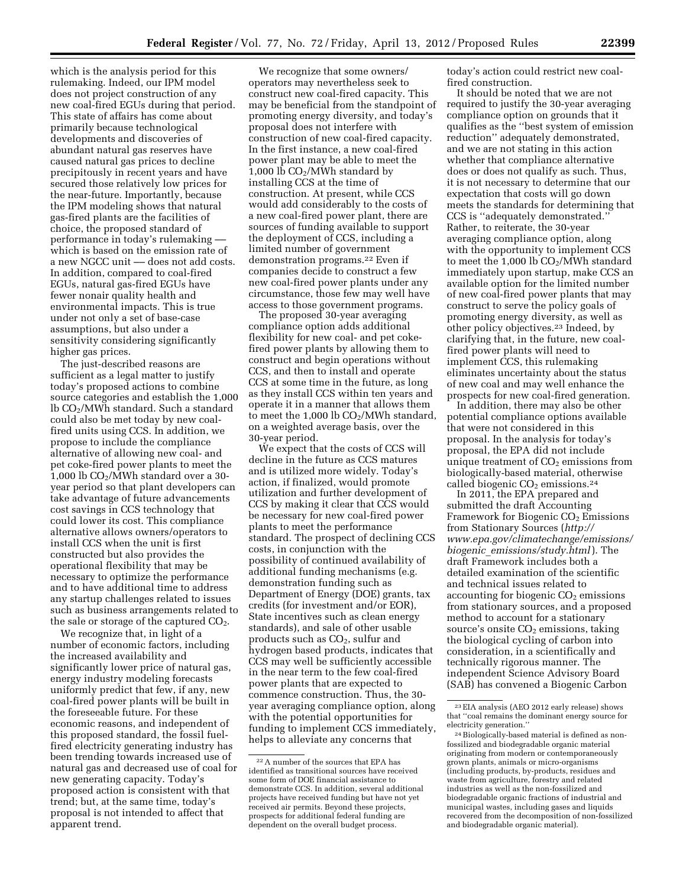which is the analysis period for this rulemaking. Indeed, our IPM model does not project construction of any new coal-fired EGUs during that period. This state of affairs has come about primarily because technological developments and discoveries of abundant natural gas reserves have caused natural gas prices to decline precipitously in recent years and have secured those relatively low prices for the near-future. Importantly, because the IPM modeling shows that natural gas-fired plants are the facilities of choice, the proposed standard of performance in today's rulemaking — which is based on the emission rate of a new NGCC unit — does not add costs. In addition, compared to coal-fired EGUs, natural gas-fired EGUs have fewer nonair quality health and environmental impacts. This is true under not only a set of base-case assumptions, but also under a sensitivity considering significantly higher gas prices.

The just-described reasons are sufficient as a legal matter to justify today's proposed actions to combine source categories and establish the 1,000 lb $CO_2$/MWh standard. Such a standard could also be met today by new coal-fired units using CCS. In addition, we propose to include the compliance alternative of allowing new coal- and pet coke-fired power plants to meet the 1,000 lb $CO_2$/MWh standard over a 30-year period so that plant developers can take advantage of future advancements cost savings in CCS technology that could lower its cost. This compliance alternative allows owners/operators to install CCS when the unit is first constructed but also provides the operational flexibility that may be necessary to optimize the performance and to have additional time to address any startup challenges related to issues such as business arrangements related to the sale or storage of the captured $CO_2$.

We recognize that, in light of a number of economic factors, including the increased availability and significantly lower price of natural gas, energy industry modeling forecasts uniformly predict that few, if any, new coal-fired power plants will be built in the foreseeable future. For these economic reasons, and independent of this proposed standard, the fossil fuel-fired electricity generating industry has been trending towards increased use of natural gas and decreased use of coal for new generating capacity. Today's proposed action is consistent with that trend; but, at the same time, today's proposal is not intended to affect that apparent trend.

We recognize that some owners/operators may nevertheless seek to construct new coal-fired capacity. This may be beneficial from the standpoint of promoting energy diversity, and today's proposal does not interfere with construction of new coal-fired capacity. In the first instance, a new coal-fired power plant may be able to meet the 1,000 lb $CO_2$/MWh standard by installing CCS at the time of construction. At present, while CCS would add considerably to the costs of a new coal-fired power plant, there are sources of funding available to support the deployment of CCS, including a limited number of government demonstration programs.[22] Even if companies decide to construct a few new coal-fired power plants under any circumstance, those few may well have access to those government programs.

The proposed 30-year averaging compliance option adds additional flexibility for new coal- and pet coke-fired power plants by allowing them to construct and begin operations without CCS, and then to install and operate CCS at some time in the future, as long as they install CCS within ten years and operate it in a manner that allows them to meet the 1,000 lb $CO_2$/MWh standard, on a weighted average basis, over the 30-year period.

We expect that the costs of CCS will decline in the future as CCS matures and is utilized more widely. Today's action, if finalized, would promote utilization and further development of CCS by making it clear that CCS would be necessary for new coal-fired power plants to meet the performance standard. The prospect of declining CCS costs, in conjunction with the possibility of continued availability of additional funding mechanisms (e.g. demonstration funding such as Department of Energy (DOE) grants, tax credits (for investment and/or EOR), State incentives such as clean energy standards), and sale of other usable products such as $CO_2$, sulfur and hydrogen based products, indicates that CCS may well be sufficiently accessible in the near term to the few coal-fired power plants that are expected to commence construction. Thus, the 30-year averaging compliance option, along with the potential opportunities for funding to implement CCS immediately, helps to alleviate any concerns that today's action could restrict new coal-fired construction.

It should be noted that we are not required to justify the 30-year averaging compliance option on grounds that it qualifies as the "best system of emission reduction" adequately demonstrated, and we are not stating in this action whether that compliance alternative does or does not qualify as such. Thus, it is not necessary to determine that our expectation that costs will go down meets the standards for determining that CCS is "adequately demonstrated." Rather, to reiterate, the 30-year averaging compliance option, along with the opportunity to implement CCS to meet the 1,000 lb $CO_2$/MWh standard immediately upon startup, make CCS an available option for the limited number of new coal-fired power plants that may construct to serve the policy goals of promoting energy diversity, as well as other policy objectives.[23] Indeed, by clarifying that, in the future, new coal-fired power plants will need to implement CCS, this rulemaking eliminates uncertainty about the status of new coal and may well enhance the prospects for new coal-fired generation.

In addition, there may also be other potential compliance options available that were not considered in this proposal. In the analysis for today's proposal, the EPA did not include unique treatment of $CO_2$ emissions from biologically-based material, otherwise called biogenic $CO_2$ emissions.[24]

In 2011, the EPA prepared and submitted the draft Accounting Framework for Biogenic $CO_2$ Emissions from Stationary Sources (*http://www.epa.gov/climatechange/emissions/biogenic_emissions/study.html*). The draft Framework includes both a detailed examination of the scientific and technical issues related to accounting for biogenic $CO_2$ emissions from stationary sources, and a proposed method to account for a stationary source's onsite $CO_2$ emissions, taking the biological cycling of carbon into consideration, in a scientifically and technically rigorous manner. The independent Science Advisory Board (SAB) has convened a Biogenic Carbon

---

[22] A number of the sources that EPA has identified as transitional sources have received some form of DOE financial assistance to demonstrate CCS. In addition, several additional projects have received funding but have not yet received air permits. Beyond these projects, prospects for additional federal funding are dependent on the overall budget process.

[23] EIA analysis (AEO 2012 early release) shows that "coal remains the dominant energy source for electricity generation."

[24] Biologically-based material is defined as non-fossilized and biodegradable organic material originating from modern or contemporaneously grown plants, animals or micro-organisms (including products, by-products, residues and waste from agriculture, forestry and related industries as well as the non-fossilized and biodegradable organic fractions of industrial and municipal wastes, including gases and liquids recovered from the decomposition of non-fossilized and biodegradable organic material).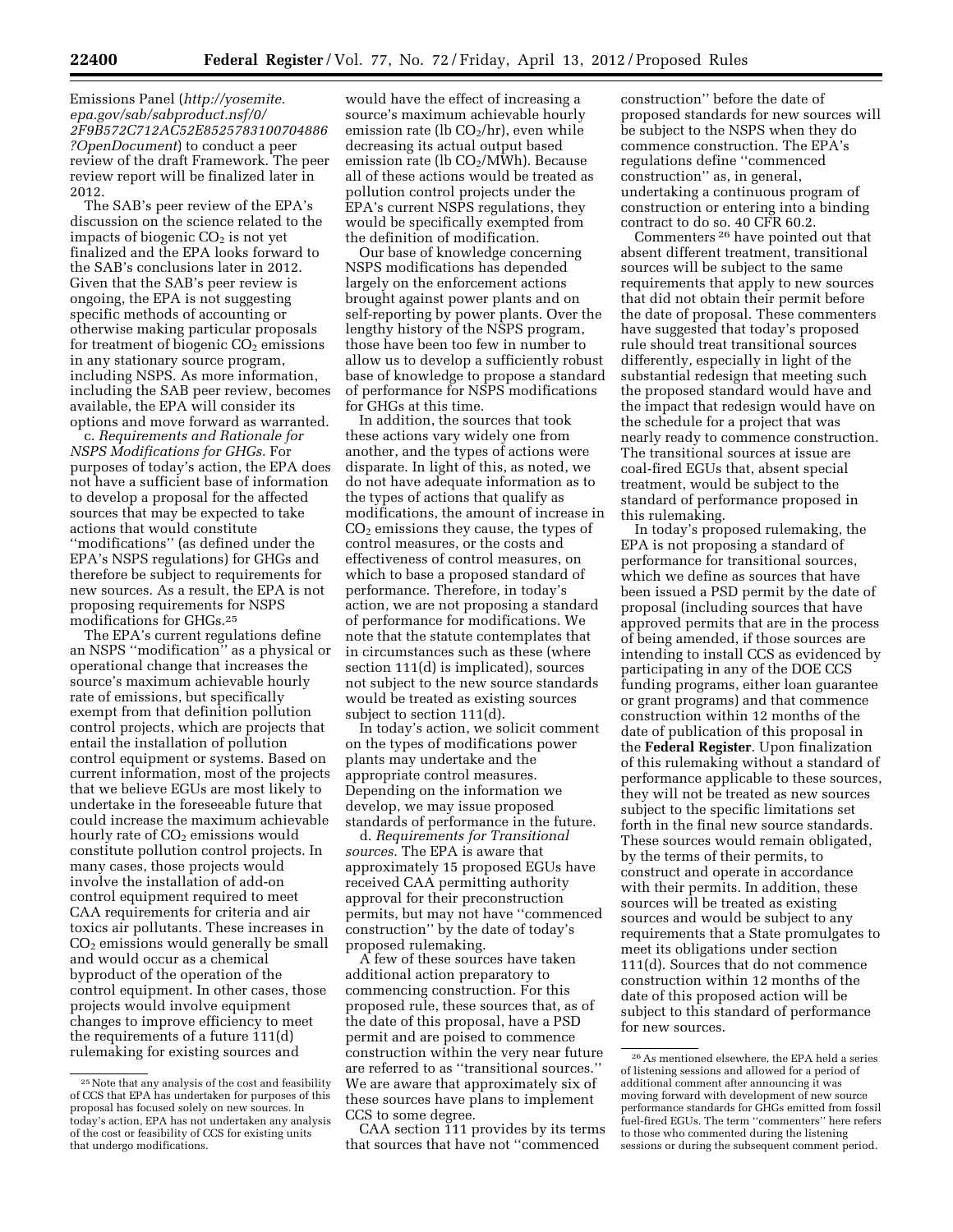Emissions Panel (*http://yosemite.epa.gov/sab/sabproduct.nsf/0/2F9B572C712AC52E8525783100704886?OpenDocument*) to conduct a peer review of the draft Framework. The peer review report will be finalized later in 2012.

The SAB's peer review of the EPA's discussion on the science related to the impacts of biogenic $CO_2$ is not yet finalized and the EPA looks forward to the SAB's conclusions later in 2012. Given that the SAB's peer review is ongoing, the EPA is not suggesting specific methods of accounting or otherwise making particular proposals for treatment of biogenic $CO_2$ emissions in any stationary source program, including NSPS. As more information, including the SAB peer review, becomes available, the EPA will consider its options and move forward as warranted.

c. *Requirements and Rationale for NSPS Modifications for GHGs.* For purposes of today's action, the EPA does not have a sufficient base of information to develop a proposal for the affected sources that may be expected to take actions that would constitute "modifications" (as defined under the EPA's NSPS regulations) for GHGs and therefore be subject to requirements for new sources. As a result, the EPA is not proposing requirements for NSPS modifications for GHGs.[25]

The EPA's current regulations define an NSPS "modification" as a physical or operational change that increases the source's maximum achievable hourly rate of emissions, but specifically exempt from that definition pollution control projects, which are projects that entail the installation of pollution control equipment or systems. Based on current information, most of the projects that we believe EGUs are most likely to undertake in the foreseeable future that could increase the maximum achievable hourly rate of $CO_2$ emissions would constitute pollution control projects. In many cases, those projects would involve the installation of add-on control equipment required to meet CAA requirements for criteria and air toxics air pollutants. These increases in $CO_2$ emissions would generally be small and would occur as a chemical byproduct of the operation of the control equipment. In other cases, those projects would involve equipment changes to improve efficiency to meet the requirements of a future 111(d) rulemaking for existing sources and would have the effect of increasing a source's maximum achievable hourly emission rate (lb $CO_2$/hr), even while decreasing its actual output based emission rate (lb $CO_2$/MWh). Because all of these actions would be treated as pollution control projects under the EPA's current NSPS regulations, they would be specifically exempted from the definition of modification.

Our base of knowledge concerning NSPS modifications has depended largely on the enforcement actions brought against power plants and on self-reporting by power plants. Over the lengthy history of the NSPS program, those have been too few in number to allow us to develop a sufficiently robust base of knowledge to propose a standard of performance for NSPS modifications for GHGs at this time.

In addition, the sources that took these actions vary widely one from another, and the types of actions were disparate. In light of this, as noted, we do not have adequate information as to the types of actions that qualify as modifications, the amount of increase in $CO_2$ emissions they cause, the types of control measures, or the costs and effectiveness of control measures, on which to base a proposed standard of performance. Therefore, in today's action, we are not proposing a standard of performance for modifications. We note that the statute contemplates that in circumstances such as these (where section 111(d) is implicated), sources not subject to the new source standards would be treated as existing sources subject to section 111(d).

In today's action, we solicit comment on the types of modifications power plants may undertake and the appropriate control measures. Depending on the information we develop, we may issue proposed standards of performance in the future.

d. *Requirements for Transitional sources.* The EPA is aware that approximately 15 proposed EGUs have received CAA permitting authority approval for their preconstruction permits, but may not have "commenced construction" by the date of today's proposed rulemaking.

A few of these sources have taken additional action preparatory to commencing construction. For this proposed rule, these sources that, as of the date of this proposal, have a PSD permit and are poised to commence construction within the very near future are referred to as "transitional sources." We are aware that approximately six of these sources have plans to implement CCS to some degree.

CAA section 111 provides by its terms that sources that have not "commenced construction" before the date of proposed standards for new sources will be subject to the NSPS when they do commence construction. The EPA's regulations define "commenced construction" as, in general, undertaking a continuous program of construction or entering into a binding contract to do so. 40 CFR 60.2.

Commenters[26] have pointed out that absent different treatment, transitional sources will be subject to the same requirements that apply to new sources that did not obtain their permit before the date of proposal. These commenters have suggested that today's proposed rule should treat transitional sources differently, especially in light of the substantial redesign that meeting such the proposed standard would have and the impact that redesign would have on the schedule for a project that was nearly ready to commence construction. The transitional sources at issue are coal-fired EGUs that, absent special treatment, would be subject to the standard of performance proposed in this rulemaking.

In today's proposed rulemaking, the EPA is not proposing a standard of performance for transitional sources, which we define as sources that have been issued a PSD permit by the date of proposal (including sources that have approved permits that are in the process of being amended, if those sources are intending to install CCS as evidenced by participating in any of the DOE CCS funding programs, either loan guarantee or grant programs) and that commence construction within 12 months of the date of publication of this proposal in the **Federal Register**. Upon finalization of this rulemaking without a standard of performance applicable to these sources, they will not be treated as new sources subject to the specific limitations set forth in the final new source standards. These sources would remain obligated, by the terms of their permits, to construct and operate in accordance with their permits. In addition, these sources will be treated as existing sources and would be subject to any requirements that a State promulgates to meet its obligations under section 111(d). Sources that do not commence construction within 12 months of the date of this proposed action will be subject to this standard of performance for new sources.

---

[25] Note that any analysis of the cost and feasibility of CCS that EPA has undertaken for purposes of this proposal has focused solely on new sources. In today's action, EPA has not undertaken any analysis of the cost or feasibility of CCS for existing units that undergo modifications.

[26] As mentioned elsewhere, the EPA held a series of listening sessions and allowed for a period of additional comment after announcing it was moving forward with development of new source performance standards for GHGs emitted from fossil fuel-fired EGUs. The term "commenters" here refers to those who commented during the listening sessions or during the subsequent comment period.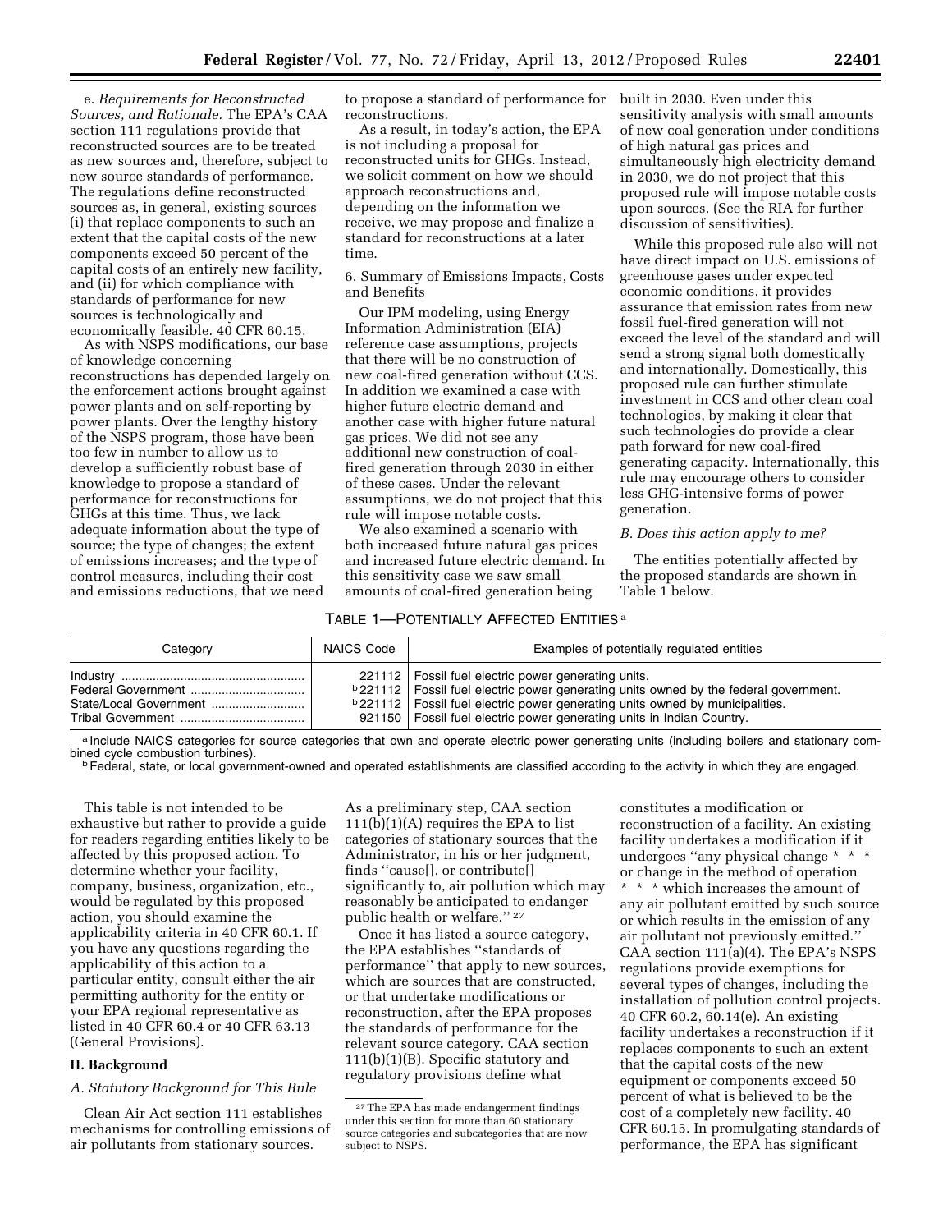e. *Requirements for Reconstructed Sources, and Rationale.* The EPA's CAA section 111 regulations provide that reconstructed sources are to be treated as new sources and, therefore, subject to new source standards of performance. The regulations define reconstructed sources as, in general, existing sources (i) that replace components to such an extent that the capital costs of the new components exceed 50 percent of the capital costs of an entirely new facility, and (ii) for which compliance with standards of performance for new sources is technologically and economically feasible. 40 CFR 60.15.

As with NSPS modifications, our base of knowledge concerning reconstructions has depended largely on the enforcement actions brought against power plants and on self-reporting by power plants. Over the lengthy history of the NSPS program, those have been too few in number to allow us to develop a sufficiently robust base of knowledge to propose a standard of performance for reconstructions for GHGs at this time. Thus, we lack adequate information about the type of source; the type of changes; the extent of emissions increases; and the type of control measures, including their cost and emissions reductions, that we need to propose a standard of performance for reconstructions.

As a result, in today's action, the EPA is not including a proposal for reconstructed units for GHGs. Instead, we solicit comment on how we should approach reconstructions and, depending on the information we receive, we may propose and finalize a standard for reconstructions at a later time.

6. Summary of Emissions Impacts, Costs and Benefits

Our IPM modeling, using Energy Information Administration (EIA) reference case assumptions, projects that there will be no construction of new coal-fired generation without CCS. In addition we examined a case with higher future electric demand and another case with higher future natural gas prices. We did not see any additional new construction of coal-fired generation through 2030 in either of these cases. Under the relevant assumptions, we do not project that this rule will impose notable costs.

We also examined a scenario with both increased future natural gas prices and increased future electric demand. In this sensitivity case we saw small amounts of coal-fired generation being built in 2030. Even under this sensitivity analysis with small amounts of new coal generation under conditions of high natural gas prices and simultaneously high electricity demand in 2030, we do not project that this proposed rule will impose notable costs upon sources. (See the RIA for further discussion of sensitivities).

While this proposed rule also will not have direct impact on U.S. emissions of greenhouse gases under expected economic conditions, it provides assurance that emission rates from new fossil fuel-fired generation will not exceed the level of the standard and will send a strong signal both domestically and internationally. Domestically, this proposed rule can further stimulate investment in CCS and other clean coal technologies, by making it clear that such technologies do provide a clear path forward for new coal-fired generating capacity. Internationally, this rule may encourage others to consider less GHG-intensive forms of power generation.

### *B. Does this action apply to me?*

The entities potentially affected by the proposed standards are shown in Table 1 below.

TABLE 1—POTENTIALLY AFFECTED ENTITIES [a]

| Category | NAICS Code | Examples of potentially regulated entities |
|---|---|---|
| Industry | 221112 | Fossil fuel electric power generating units. |
| Federal Government | [b] 221112 | Fossil fuel electric power generating units owned by the federal government. |
| State/Local Government | [b] 221112 | Fossil fuel electric power generating units owned by municipalities. |
| Tribal Government | 921150 | Fossil fuel electric power generating units in Indian Country. |

[a] Include NAICS categories for source categories that own and operate electric power generating units (including boilers and stationary combined cycle combustion turbines).
[b] Federal, state, or local government-owned and operated establishments are classified according to the activity in which they are engaged.

This table is not intended to be exhaustive but rather to provide a guide for readers regarding entities likely to be affected by this proposed action. To determine whether your facility, company, business, organization, etc., would be regulated by this proposed action, you should examine the applicability criteria in 40 CFR 60.1. If you have any questions regarding the applicability of this action to a particular entity, consult either the air permitting authority for the entity or your EPA regional representative as listed in 40 CFR 60.4 or 40 CFR 63.13 (General Provisions).

## II. Background

### *A. Statutory Background for This Rule*

Clean Air Act section 111 establishes mechanisms for controlling emissions of air pollutants from stationary sources. As a preliminary step, CAA section 111(b)(1)(A) requires the EPA to list categories of stationary sources that the Administrator, in his or her judgment, finds ''cause[], or contribute[] significantly to, air pollution which may reasonably be anticipated to endanger public health or welfare.'' [27]

Once it has listed a source category, the EPA establishes ''standards of performance'' that apply to new sources, which are sources that are constructed, or that undertake modifications or reconstruction, after the EPA proposes the standards of performance for the relevant source category. CAA section 111(b)(1)(B). Specific statutory and regulatory provisions define what constitutes a modification or reconstruction of a facility. An existing facility undertakes a modification if it undergoes ''any physical change * * * or change in the method of operation * * * which increases the amount of any air pollutant emitted by such source or which results in the emission of any air pollutant not previously emitted.'' CAA section 111(a)(4). The EPA's NSPS regulations provide exemptions for several types of changes, including the installation of pollution control projects. 40 CFR 60.2, 60.14(e). An existing facility undertakes a reconstruction if it replaces components to such an extent that the capital costs of the new equipment or components exceed 50 percent of what is believed to be the cost of a completely new facility. 40 CFR 60.15. In promulgating standards of performance, the EPA has significant

[27] The EPA has made endangerment findings under this section for more than 60 stationary source categories and subcategories that are now subject to NSPS.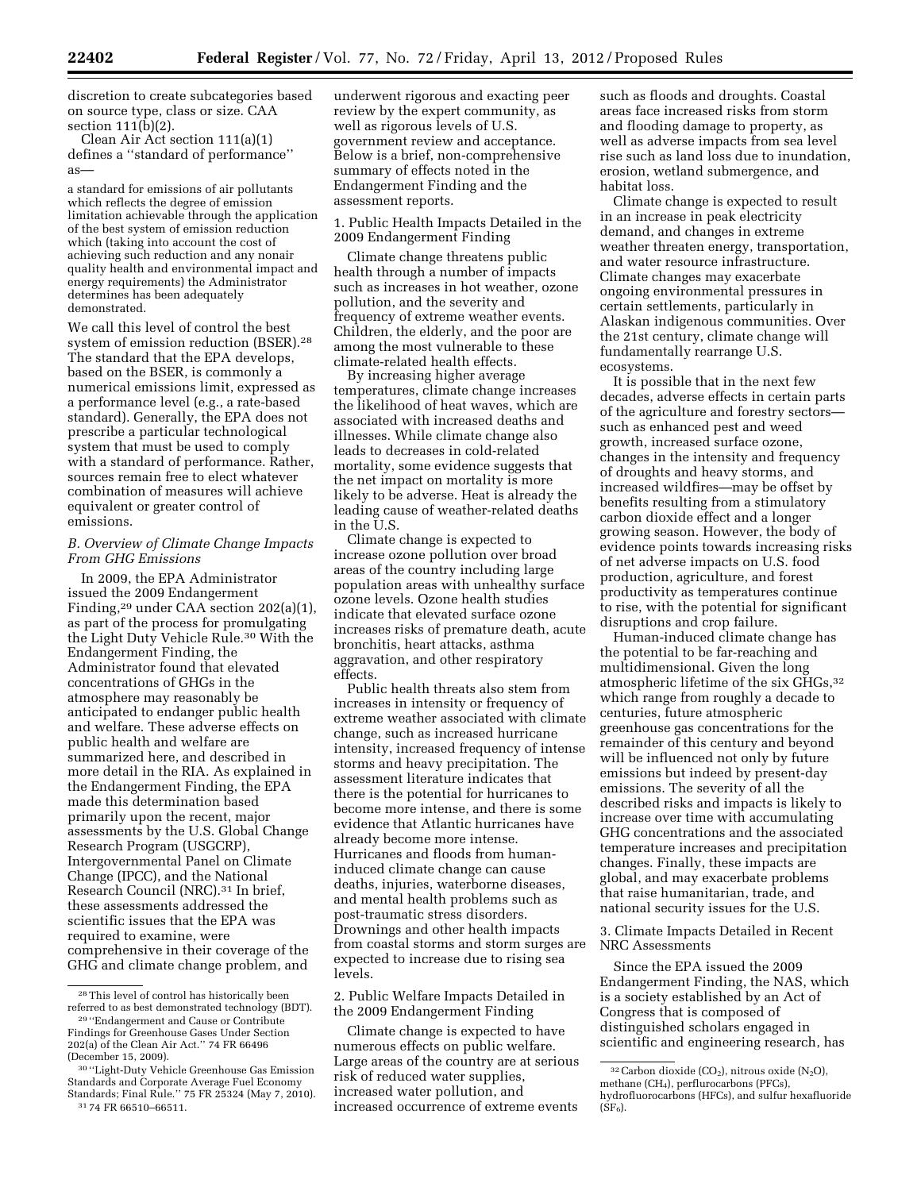discretion to create subcategories based on source type, class or size. CAA section 111(b)(2).

Clean Air Act section 111(a)(1) defines a ''standard of performance'' as—

> a standard for emissions of air pollutants which reflects the degree of emission limitation achievable through the application of the best system of emission reduction which (taking into account the cost of achieving such reduction and any nonair quality health and environmental impact and energy requirements) the Administrator determines has been adequately demonstrated.

We call this level of control the best system of emission reduction (BSER).[28] The standard that the EPA develops, based on the BSER, is commonly a numerical emissions limit, expressed as a performance level (e.g., a rate-based standard). Generally, the EPA does not prescribe a particular technological system that must be used to comply with a standard of performance. Rather, sources remain free to elect whatever combination of measures will achieve equivalent or greater control of emissions.

### *B. Overview of Climate Change Impacts From GHG Emissions*

In 2009, the EPA Administrator issued the 2009 Endangerment Finding,[29] under CAA section 202(a)(1), as part of the process for promulgating the Light Duty Vehicle Rule.[30] With the Endangerment Finding, the Administrator found that elevated concentrations of GHGs in the atmosphere may reasonably be anticipated to endanger public health and welfare. These adverse effects on public health and welfare are summarized here, and described in more detail in the RIA. As explained in the Endangerment Finding, the EPA made this determination based primarily upon the recent, major assessments by the U.S. Global Change Research Program (USGCRP), Intergovernmental Panel on Climate Change (IPCC), and the National Research Council (NRC).[31] In brief, these assessments addressed the scientific issues that the EPA was required to examine, were comprehensive in their coverage of the GHG and climate change problem, and underwent rigorous and exacting peer review by the expert community, as well as rigorous levels of U.S. government review and acceptance. Below is a brief, non-comprehensive summary of effects noted in the Endangerment Finding and the assessment reports.

#### 1. Public Health Impacts Detailed in the 2009 Endangerment Finding

Climate change threatens public health through a number of impacts such as increases in hot weather, ozone pollution, and the severity and frequency of extreme weather events. Children, the elderly, and the poor are among the most vulnerable to these climate-related health effects.

By increasing higher average temperatures, climate change increases the likelihood of heat waves, which are associated with increased deaths and illnesses. While climate change also leads to decreases in cold-related mortality, some evidence suggests that the net impact on mortality is more likely to be adverse. Heat is already the leading cause of weather-related deaths in the U.S.

Climate change is expected to increase ozone pollution over broad areas of the country including large population areas with unhealthy surface ozone levels. Ozone health studies indicate that elevated surface ozone increases risks of premature death, acute bronchitis, heart attacks, asthma aggravation, and other respiratory effects.

Public health threats also stem from increases in intensity or frequency of extreme weather associated with climate change, such as increased hurricane intensity, increased frequency of intense storms and heavy precipitation. The assessment literature indicates that there is the potential for hurricanes to become more intense, and there is some evidence that Atlantic hurricanes have already become more intense. Hurricanes and floods from human-induced climate change can cause deaths, injuries, waterborne diseases, and mental health problems such as post-traumatic stress disorders. Drownings and other health impacts from coastal storms and storm surges are expected to increase due to rising sea levels.

#### 2. Public Welfare Impacts Detailed in the 2009 Endangerment Finding

Climate change is expected to have numerous effects on public welfare. Large areas of the country are at serious risk of reduced water supplies, increased water pollution, and increased occurrence of extreme events such as floods and droughts. Coastal areas face increased risks from storm and flooding damage to property, as well as adverse impacts from sea level rise such as land loss due to inundation, erosion, wetland submergence, and habitat loss.

Climate change is expected to result in an increase in peak electricity demand, and changes in extreme weather threaten energy, transportation, and water resource infrastructure. Climate changes may exacerbate ongoing environmental pressures in certain settlements, particularly in Alaskan indigenous communities. Over the 21st century, climate change will fundamentally rearrange U.S. ecosystems.

It is possible that in the next few decades, adverse effects in certain parts of the agriculture and forestry sectors—such as enhanced pest and weed growth, increased surface ozone, changes in the intensity and frequency of droughts and heavy storms, and increased wildfires—may be offset by benefits resulting from a stimulatory carbon dioxide effect and a longer growing season. However, the body of evidence points towards increasing risks of net adverse impacts on U.S. food production, agriculture, and forest productivity as temperatures continue to rise, with the potential for significant disruptions and crop failure.

Human-induced climate change has the potential to be far-reaching and multidimensional. Given the long atmospheric lifetime of the six GHGs,[32] which range from roughly a decade to centuries, future atmospheric greenhouse gas concentrations for the remainder of this century and beyond will be influenced not only by future emissions but indeed by present-day emissions. The severity of all the described risks and impacts is likely to increase over time with accumulating GHG concentrations and the associated temperature increases and precipitation changes. Finally, these impacts are global, and may exacerbate problems that raise humanitarian, trade, and national security issues for the U.S.

#### 3. Climate Impacts Detailed in Recent NRC Assessments

Since the EPA issued the 2009 Endangerment Finding, the NAS, which is a society established by an Act of Congress that is composed of distinguished scholars engaged in scientific and engineering research, has

---

[28] This level of control has historically been referred to as best demonstrated technology (BDT).

[29] ''Endangerment and Cause or Contribute Findings for Greenhouse Gases Under Section 202(a) of the Clean Air Act.'' 74 FR 66496 (December 15, 2009).

[30] ''Light-Duty Vehicle Greenhouse Gas Emission Standards and Corporate Average Fuel Economy Standards; Final Rule.'' 75 FR 25324 (May 7, 2010).

[31] 74 FR 66510–66511.

[32] Carbon dioxide ($CO_2$), nitrous oxide ($N_2O$), methane ($CH_4$), perflurocarbons (PFCs), hydrofluorocarbons (HFCs), and sulfur hexafluoride ($SF_6$).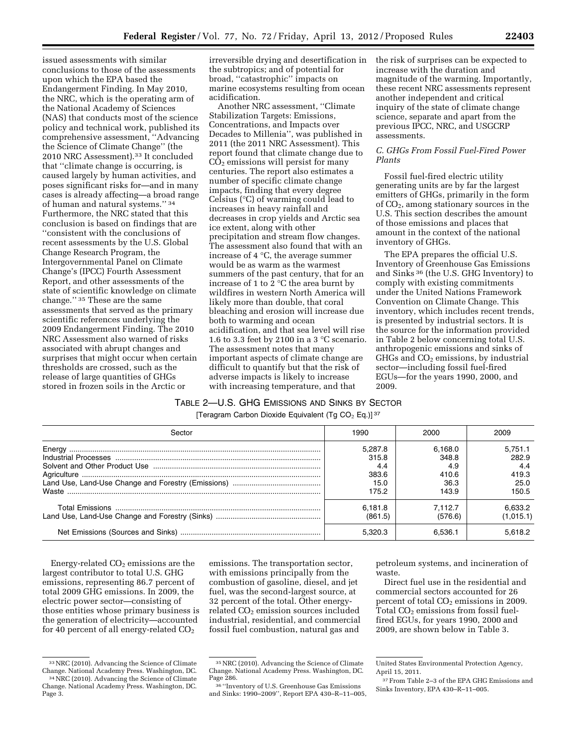issued assessments with similar conclusions to those of the assessments upon which the EPA based the Endangerment Finding. In May 2010, the NRC, which is the operating arm of the National Academy of Sciences (NAS) that conducts most of the science policy and technical work, published its comprehensive assessment, ''Advancing the Science of Climate Change'' (the 2010 NRC Assessment).[33] It concluded that ''climate change is occurring, is caused largely by human activities, and poses significant risks for—and in many cases is already affecting—a broad range of human and natural systems.'' [34] Furthermore, the NRC stated that this conclusion is based on findings that are ''consistent with the conclusions of recent assessments by the U.S. Global Change Research Program, the Intergovernmental Panel on Climate Change's (IPCC) Fourth Assessment Report, and other assessments of the state of scientific knowledge on climate change.'' [35] These are the same assessments that served as the primary scientific references underlying the 2009 Endangerment Finding. The 2010 NRC Assessment also warned of risks associated with abrupt changes and surprises that might occur when certain thresholds are crossed, such as the release of large quantities of GHGs stored in frozen soils in the Arctic or irreversible drying and desertification in the subtropics; and of potential for broad, ''catastrophic'' impacts on marine ecosystems resulting from ocean acidification.

Another NRC assessment, ''Climate Stabilization Targets: Emissions, Concentrations, and Impacts over Decades to Millenia'', was published in 2011 (the 2011 NRC Assessment). This report found that climate change due to $CO_2$ emissions will persist for many centuries. The report also estimates a number of specific climate change impacts, finding that every degree Celsius (°C) of warming could lead to increases in heavy rainfall and decreases in crop yields and Arctic sea ice extent, along with other precipitation and stream flow changes. The assessment also found that with an increase of 4 °C, the average summer would be as warm as the warmest summers of the past century, that for an increase of 1 to 2 °C the area burnt by wildfires in western North America will likely more than double, that coral bleaching and erosion will increase due both to warming and ocean acidification, and that sea level will rise 1.6 to 3.3 feet by 2100 in a 3 °C scenario. The assessment notes that many important aspects of climate change are difficult to quantify but that the risk of adverse impacts is likely to increase with increasing temperature, and that the risk of surprises can be expected to increase with the duration and magnitude of the warming. Importantly, these recent NRC assessments represent another independent and critical inquiry of the state of climate change science, separate and apart from the previous IPCC, NRC, and USGCRP assessments.

### *C. GHGs From Fossil Fuel-Fired Power Plants*

Fossil fuel-fired electric utility generating units are by far the largest emitters of GHGs, primarily in the form of $CO_2$, among stationary sources in the U.S. This section describes the amount of those emissions and places that amount in the context of the national inventory of GHGs.

The EPA prepares the official U.S. Inventory of Greenhouse Gas Emissions and Sinks [36] (the U.S. GHG Inventory) to comply with existing commitments under the United Nations Framework Convention on Climate Change. This inventory, which includes recent trends, is presented by industrial sectors. It is the source for the information provided in Table 2 below concerning total U.S. anthropogenic emissions and sinks of GHGs and $CO_2$ emissions, by industrial sector—including fossil fuel-fired EGUs—for the years 1990, 2000, and 2009.

TABLE 2—U.S. GHG EMISSIONS AND SINKS BY SECTOR

[Teragram Carbon Dioxide Equivalent (Tg $CO_2$ Eq.)] [37]

| Sector | 1990 | 2000 | 2009 |
|---|---|---|---|
| Energy | 5,287.8 | 6,168.0 | 5,751.1 |
| Industrial Processes | 315.8 | 348.8 | 282.9 |
| Solvent and Other Product Use | 4.4 | 4.9 | 4.4 |
| Agriculture | 383.6 | 410.6 | 419.3 |
| Land Use, Land-Use Change and Forestry (Emissions) | 15.0 | 36.3 | 25.0 |
| Waste | 175.2 | 143.9 | 150.5 |
| Total Emissions | 6,181.8 | 7,112.7 | 6,633.2 |
| Land Use, Land-Use Change and Forestry (Sinks) | (861.5) | (576.6) | (1,015.1) |
| Net Emissions (Sources and Sinks) | 5,320.3 | 6,536.1 | 5,618.2 |

Energy-related $CO_2$ emissions are the largest contributor to total U.S. GHG emissions, representing 86.7 percent of total 2009 GHG emissions. In 2009, the electric power sector—consisting of those entities whose primary business is the generation of electricity—accounted for 40 percent of all energy-related $CO_2$ emissions. The transportation sector, with emissions principally from the combustion of gasoline, diesel, and jet fuel, was the second-largest source, at 32 percent of the total. Other energy-related $CO_2$ emission sources included industrial, residential, and commercial fossil fuel combustion, natural gas and petroleum systems, and incineration of waste.

Direct fuel use in the residential and commercial sectors accounted for 26 percent of total $CO_2$ emissions in 2009. Total $CO_2$ emissions from fossil fuel-fired EGUs, for years 1990, 2000 and 2009, are shown below in Table 3.

---

[33] NRC (2010). Advancing the Science of Climate Change. National Academy Press. Washington, DC.

[34] NRC (2010). Advancing the Science of Climate Change. National Academy Press. Washington, DC. Page 3.

[35] NRC (2010). Advancing the Science of Climate Change. National Academy Press. Washington, DC. Page 286.

[36] ''Inventory of U.S. Greenhouse Gas Emissions and Sinks: 1990–2009'', Report EPA 430–R–11–005, United States Environmental Protection Agency, April 15, 2011.

[37] From Table 2–3 of the EPA GHG Emissions and Sinks Inventory, EPA 430–R–11–005.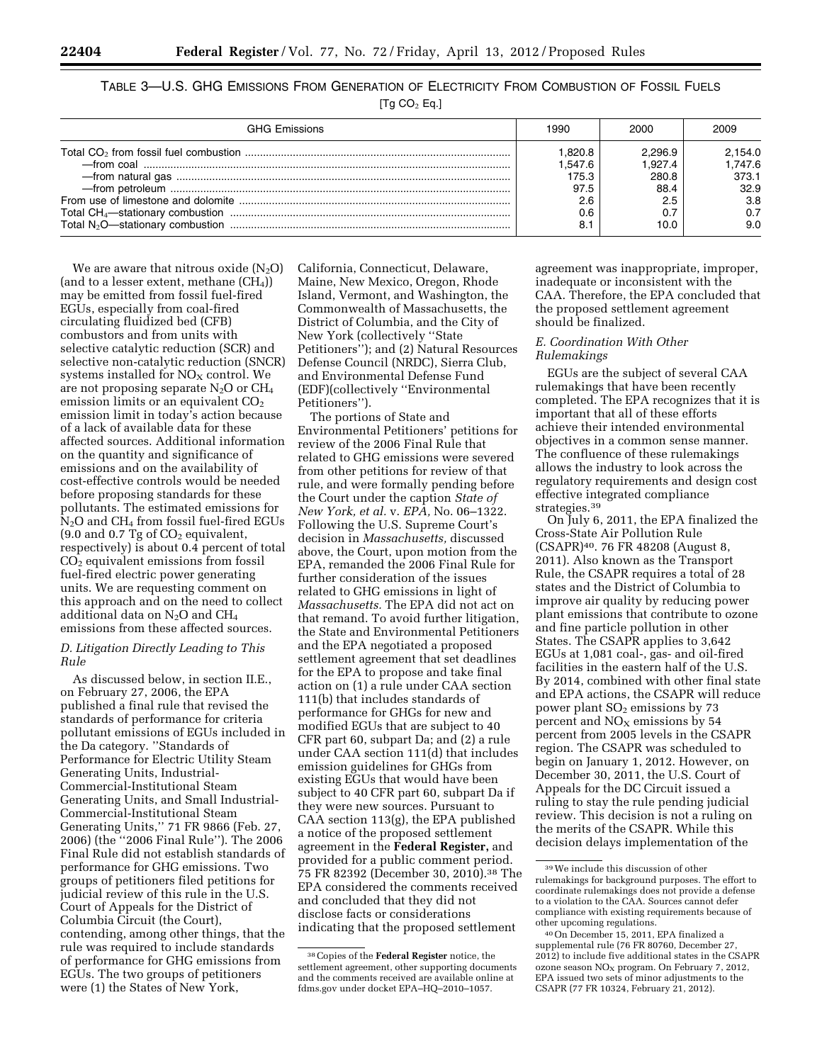TABLE 3—U.S. GHG EMISSIONS FROM GENERATION OF ELECTRICITY FROM COMBUSTION OF FOSSIL FUELS

[Tg $CO_2$ Eq.]

| GHG Emissions | 1990 | 2000 | 2009 |
|---|---|---|---|
| Total $CO_2$ from fossil fuel combustion | 1,820.8 | 2,296.9 | 2,154.0 |
| —from coal | 1,547.6 | 1,927.4 | 1,747.6 |
| —from natural gas | 175.3 | 280.8 | 373.1 |
| —from petroleum | 97.5 | 88.4 | 32.9 |
| From use of limestone and dolomite | 2.6 | 2.5 | 3.8 |
| Total $CH_4$—stationary combustion | 0.6 | 0.7 | 0.7 |
| Total $N_2O$—stationary combustion | 8.1 | 10.0 | 9.0 |

We are aware that nitrous oxide ($N_2O$) (and to a lesser extent, methane ($CH_4$)) may be emitted from fossil fuel-fired EGUs, especially from coal-fired circulating fluidized bed (CFB) combustors and from units with selective catalytic reduction (SCR) and selective non-catalytic reduction (SNCR) systems installed for $NO_X$ control. We are not proposing separate $N_2O$ or $CH_4$ emission limits or an equivalent $CO_2$ emission limit in today's action because of a lack of available data for these affected sources. Additional information on the quantity and significance of emissions and on the availability of cost-effective controls would be needed before proposing standards for these pollutants. The estimated emissions for $N_2O$ and $CH_4$ from fossil fuel-fired EGUs (9.0 and 0.7 Tg of $CO_2$ equivalent, respectively) is about 0.4 percent of total $CO_2$ equivalent emissions from fossil fuel-fired electric power generating units. We are requesting comment on this approach and on the need to collect additional data on $N_2O$ and $CH_4$ emissions from these affected sources.

### D. Litigation Directly Leading to This Rule

As discussed below, in section II.E., on February 27, 2006, the EPA published a final rule that revised the standards of performance for criteria pollutant emissions of EGUs included in the Da category. ''Standards of Performance for Electric Utility Steam Generating Units, Industrial-Commercial-Institutional Steam Generating Units, and Small Industrial-Commercial-Institutional Steam Generating Units,'' 71 FR 9866 (Feb. 27, 2006) (the ''2006 Final Rule''). The 2006 Final Rule did not establish standards of performance for GHG emissions. Two groups of petitioners filed petitions for judicial review of this rule in the U.S. Court of Appeals for the District of Columbia Circuit (the Court), contending, among other things, that the rule was required to include standards of performance for GHG emissions from EGUs. The two groups of petitioners were (1) the States of New York, California, Connecticut, Delaware, Maine, New Mexico, Oregon, Rhode Island, Vermont, and Washington, the Commonwealth of Massachusetts, the District of Columbia, and the City of New York (collectively ''State Petitioners''); and (2) Natural Resources Defense Council (NRDC), Sierra Club, and Environmental Defense Fund (EDF)(collectively ''Environmental Petitioners'').

The portions of State and Environmental Petitioners' petitions for review of the 2006 Final Rule that related to GHG emissions were severed from other petitions for review of that rule, and were formally pending before the Court under the caption *State of New York, et al.* v. *EPA,* No. 06–1322. Following the U.S. Supreme Court's decision in *Massachusetts,* discussed above, the Court, upon motion from the EPA, remanded the 2006 Final Rule for further consideration of the issues related to GHG emissions in light of *Massachusetts.* The EPA did not act on that remand. To avoid further litigation, the State and Environmental Petitioners and the EPA negotiated a proposed settlement agreement that set deadlines for the EPA to propose and take final action on (1) a rule under CAA section 111(b) that includes standards of performance for GHGs for new and modified EGUs that are subject to 40 CFR part 60, subpart Da; and (2) a rule under CAA section 111(d) that includes emission guidelines for GHGs from existing EGUs that would have been subject to 40 CFR part 60, subpart Da if they were new sources. Pursuant to CAA section 113(g), the EPA published a notice of the proposed settlement agreement in the **Federal Register,** and provided for a public comment period. 75 FR 82392 (December 30, 2010).[38] The EPA considered the comments received and concluded that they did not disclose facts or considerations indicating that the proposed settlement agreement was inappropriate, improper, inadequate or inconsistent with the CAA. Therefore, the EPA concluded that the proposed settlement agreement should be finalized.

### E. Coordination With Other Rulemakings

EGUs are the subject of several CAA rulemakings that have been recently completed. The EPA recognizes that it is important that all of these efforts achieve their intended environmental objectives in a common sense manner. The confluence of these rulemakings allows the industry to look across the regulatory requirements and design cost effective integrated compliance strategies.[39]

On July 6, 2011, the EPA finalized the Cross-State Air Pollution Rule (CSAPR)[40]. 76 FR 48208 (August 8, 2011). Also known as the Transport Rule, the CSAPR requires a total of 28 states and the District of Columbia to improve air quality by reducing power plant emissions that contribute to ozone and fine particle pollution in other States. The CSAPR applies to 3,642 EGUs at 1,081 coal-, gas- and oil-fired facilities in the eastern half of the U.S. By 2014, combined with other final state and EPA actions, the CSAPR will reduce power plant $SO_2$ emissions by 73 percent and $NO_X$ emissions by 54 percent from 2005 levels in the CSAPR region. The CSAPR was scheduled to begin on January 1, 2012. However, on December 30, 2011, the U.S. Court of Appeals for the DC Circuit issued a ruling to stay the rule pending judicial review. This decision is not a ruling on the merits of the CSAPR. While this decision delays implementation of the

[38] Copies of the **Federal Register** notice, the settlement agreement, other supporting documents and the comments received are available online at fdms.gov under docket EPA–HQ–2010–1057.

[39] We include this discussion of other rulemakings for background purposes. The effort to coordinate rulemakings does not provide a defense to a violation to the CAA. Sources cannot defer compliance with existing requirements because of other upcoming regulations.

[40] On December 15, 2011, EPA finalized a supplemental rule (76 FR 80760, December 27, 2012) to include five additional states in the CSAPR ozone season $NO_X$ program. On February 7, 2012, EPA issued two sets of minor adjustments to the CSAPR (77 FR 10324, February 21, 2012).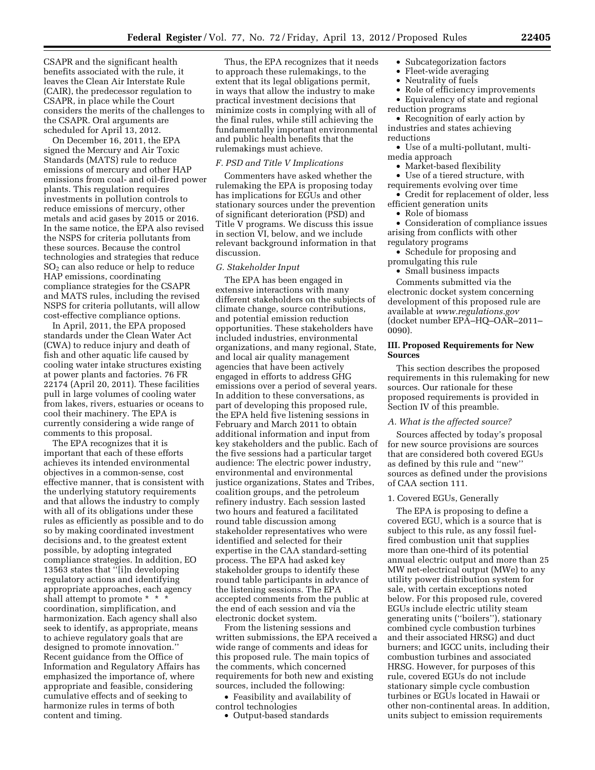CSAPR and the significant health benefits associated with the rule, it leaves the Clean Air Interstate Rule (CAIR), the predecessor regulation to CSAPR, in place while the Court considers the merits of the challenges to the CSAPR. Oral arguments are scheduled for April 13, 2012.

On December 16, 2011, the EPA signed the Mercury and Air Toxic Standards (MATS) rule to reduce emissions of mercury and other HAP emissions from coal- and oil-fired power plants. This regulation requires investments in pollution controls to reduce emissions of mercury, other metals and acid gases by 2015 or 2016. In the same notice, the EPA also revised the NSPS for criteria pollutants from these sources. Because the control technologies and strategies that reduce $SO_2$ can also reduce or help to reduce HAP emissions, coordinating compliance strategies for the CSAPR and MATS rules, including the revised NSPS for criteria pollutants, will allow cost-effective compliance options.

In April, 2011, the EPA proposed standards under the Clean Water Act (CWA) to reduce injury and death of fish and other aquatic life caused by cooling water intake structures existing at power plants and factories. 76 FR 22174 (April 20, 2011). These facilities pull in large volumes of cooling water from lakes, rivers, estuaries or oceans to cool their machinery. The EPA is currently considering a wide range of comments to this proposal.

The EPA recognizes that it is important that each of these efforts achieves its intended environmental objectives in a common-sense, cost effective manner, that is consistent with the underlying statutory requirements and that allows the industry to comply with all of its obligations under these rules as efficiently as possible and to do so by making coordinated investment decisions and, to the greatest extent possible, by adopting integrated compliance strategies. In addition, EO 13563 states that ''[i]n developing regulatory actions and identifying appropriate approaches, each agency shall attempt to promote * * * coordination, simplification, and harmonization. Each agency shall also seek to identify, as appropriate, means to achieve regulatory goals that are designed to promote innovation.'' Recent guidance from the Office of Information and Regulatory Affairs has emphasized the importance of, where appropriate and feasible, considering cumulative effects and of seeking to harmonize rules in terms of both content and timing.

Thus, the EPA recognizes that it needs to approach these rulemakings, to the extent that its legal obligations permit, in ways that allow the industry to make practical investment decisions that minimize costs in complying with all of the final rules, while still achieving the fundamentally important environmental and public health benefits that the rulemakings must achieve.

### *F. PSD and Title V Implications*

Commenters have asked whether the rulemaking the EPA is proposing today has implications for EGUs and other stationary sources under the prevention of significant deterioration (PSD) and Title V programs. We discuss this issue in section VI, below, and we include relevant background information in that discussion.

### *G. Stakeholder Input*

The EPA has been engaged in extensive interactions with many different stakeholders on the subjects of climate change, source contributions, and potential emission reduction opportunities. These stakeholders have included industries, environmental organizations, and many regional, State, and local air quality management agencies that have been actively engaged in efforts to address GHG emissions over a period of several years. In addition to these conversations, as part of developing this proposed rule, the EPA held five listening sessions in February and March 2011 to obtain additional information and input from key stakeholders and the public. Each of the five sessions had a particular target audience: The electric power industry, environmental and environmental justice organizations, States and Tribes, coalition groups, and the petroleum refinery industry. Each session lasted two hours and featured a facilitated round table discussion among stakeholder representatives who were identified and selected for their expertise in the CAA standard-setting process. The EPA had asked key stakeholder groups to identify these round table participants in advance of the listening sessions. The EPA accepted comments from the public at the end of each session and via the electronic docket system.

From the listening sessions and written submissions, the EPA received a wide range of comments and ideas for this proposed rule. The main topics of the comments, which concerned requirements for both new and existing sources, included the following:

- Feasibility and availability of control technologies
- Output-based standards
- Subcategorization factors
- Fleet-wide averaging
- Neutrality of fuels
- Role of efficiency improvements
- Equivalency of state and regional reduction programs
- Recognition of early action by industries and states achieving reductions
- Use of a multi-pollutant, multi-media approach
- Market-based flexibility
- Use of a tiered structure, with requirements evolving over time
- Credit for replacement of older, less efficient generation units
- Role of biomass
- Consideration of compliance issues arising from conflicts with other regulatory programs
- Schedule for proposing and promulgating this rule
- Small business impacts

Comments submitted via the electronic docket system concerning development of this proposed rule are available at *www.regulations.gov* (docket number EPA–HQ–OAR–2011–0090).

## III. Proposed Requirements for New Sources

This section describes the proposed requirements in this rulemaking for new sources. Our rationale for these proposed requirements is provided in Section IV of this preamble.

### *A. What is the affected source?*

Sources affected by today's proposal for new source provisions are sources that are considered both covered EGUs as defined by this rule and ''new'' sources as defined under the provisions of CAA section 111.

#### 1. Covered EGUs, Generally

The EPA is proposing to define a covered EGU, which is a source that is subject to this rule, as any fossil fuel-fired combustion unit that supplies more than one-third of its potential annual electric output and more than 25 MW net-electrical output (MWe) to any utility power distribution system for sale, with certain exceptions noted below. For this proposed rule, covered EGUs include electric utility steam generating units (''boilers''), stationary combined cycle combustion turbines and their associated HRSG) and duct burners; and IGCC units, including their combustion turbines and associated HRSG. However, for purposes of this rule, covered EGUs do not include stationary simple cycle combustion turbines or EGUs located in Hawaii or other non-continental areas. In addition, units subject to emission requirements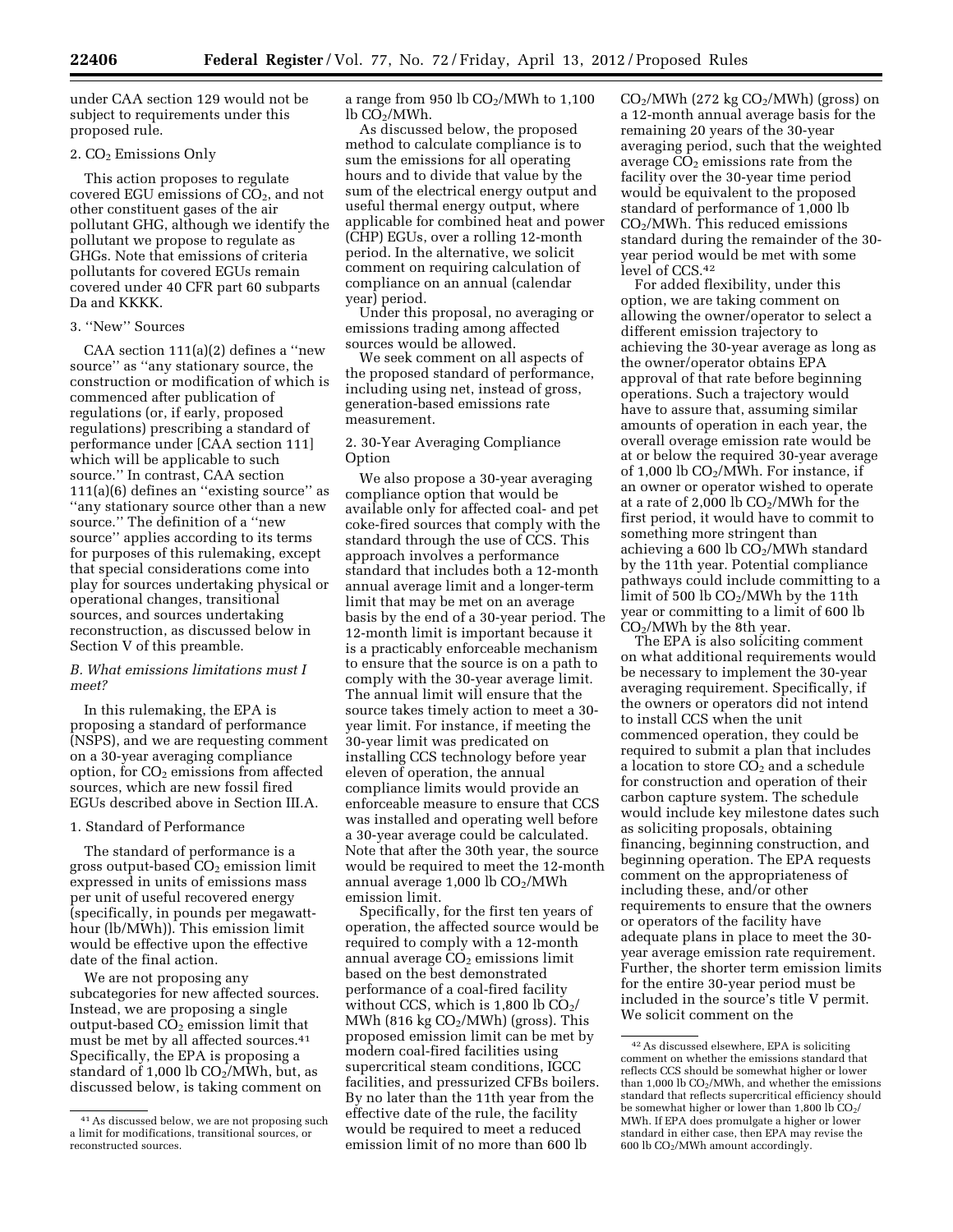under CAA section 129 would not be subject to requirements under this proposed rule.

### 2. $CO_2$ Emissions Only

This action proposes to regulate covered EGU emissions of $CO_2$, and not other constituent gases of the air pollutant GHG, although we identify the pollutant we propose to regulate as GHGs. Note that emissions of criteria pollutants for covered EGUs remain covered under 40 CFR part 60 subparts Da and KKKK.

### 3. ''New'' Sources

CAA section 111(a)(2) defines a ''new source'' as ''any stationary source, the construction or modification of which is commenced after publication of regulations (or, if early, proposed regulations) prescribing a standard of performance under [CAA section 111] which will be applicable to such source.'' In contrast, CAA section 111(a)(6) defines an ''existing source'' as ''any stationary source other than a new source.'' The definition of a ''new source'' applies according to its terms for purposes of this rulemaking, except that special considerations come into play for sources undertaking physical or operational changes, transitional sources, and sources undertaking reconstruction, as discussed below in Section V of this preamble.

## *B. What emissions limitations must I meet?*

In this rulemaking, the EPA is proposing a standard of performance (NSPS), and we are requesting comment on a 30-year averaging compliance option, for $CO_2$ emissions from affected sources, which are new fossil fired EGUs described above in Section III.A.

### 1. Standard of Performance

The standard of performance is a gross output-based $CO_2$ emission limit expressed in units of emissions mass per unit of useful recovered energy (specifically, in pounds per megawatt-hour (lb/MWh)). This emission limit would be effective upon the effective date of the final action.

We are not proposing any subcategories for new affected sources. Instead, we are proposing a single output-based $CO_2$ emission limit that must be met by all affected sources.[41] Specifically, the EPA is proposing a standard of 1,000 lb $CO_2$/MWh, but, as discussed below, is taking comment on a range from 950 lb $CO_2$/MWh to 1,100 lb $CO_2$/MWh.

As discussed below, the proposed method to calculate compliance is to sum the emissions for all operating hours and to divide that value by the sum of the electrical energy output and useful thermal energy output, where applicable for combined heat and power (CHP) EGUs, over a rolling 12-month period. In the alternative, we solicit comment on requiring calculation of compliance on an annual (calendar year) period.

Under this proposal, no averaging or emissions trading among affected sources would be allowed.

We seek comment on all aspects of the proposed standard of performance, including using net, instead of gross, generation-based emissions rate measurement.

### 2. 30-Year Averaging Compliance Option

We also propose a 30-year averaging compliance option that would be available only for affected coal- and pet coke-fired sources that comply with the standard through the use of CCS. This approach involves a performance standard that includes both a 12-month annual average limit and a longer-term limit that may be met on an average basis by the end of a 30-year period. The 12-month limit is important because it is a practicably enforceable mechanism to ensure that the source is on a path to comply with the 30-year average limit. The annual limit will ensure that the source takes timely action to meet a 30-year limit. For instance, if meeting the 30-year limit was predicated on installing CCS technology before year eleven of operation, the annual compliance limits would provide an enforceable measure to ensure that CCS was installed and operating well before a 30-year average could be calculated. Note that after the 30th year, the source would be required to meet the 12-month annual average 1,000 lb $CO_2$/MWh emission limit.

Specifically, for the first ten years of operation, the affected source would be required to comply with a 12-month annual average $CO_2$ emissions limit based on the best demonstrated performance of a coal-fired facility without CCS, which is 1,800 lb $CO_2$/MWh (816 kg $CO_2$/MWh) (gross). This proposed emission limit can be met by modern coal-fired facilities using supercritical steam conditions, IGCC facilities, and pressurized CFBs boilers. By no later than the 11th year from the effective date of the rule, the facility would be required to meet a reduced emission limit of no more than 600 lb $CO_2$/MWh (272 kg $CO_2$/MWh) (gross) on a 12-month annual average basis for the remaining 20 years of the 30-year averaging period, such that the weighted average $CO_2$ emissions rate from the facility over the 30-year time period would be equivalent to the proposed standard of performance of 1,000 lb $CO_2$/MWh. This reduced emissions standard during the remainder of the 30-year period would be met with some level of CCS.[42]

For added flexibility, under this option, we are taking comment on allowing the owner/operator to select a different emission trajectory to achieving the 30-year average as long as the owner/operator obtains EPA approval of that rate before beginning operations. Such a trajectory would have to assure that, assuming similar amounts of operation in each year, the overall overage emission rate would be at or below the required 30-year average of 1,000 lb $CO_2$/MWh. For instance, if an owner or operator wished to operate at a rate of 2,000 lb $CO_2$/MWh for the first period, it would have to commit to something more stringent than achieving a 600 lb $CO_2$/MWh standard by the 11th year. Potential compliance pathways could include committing to a limit of 500 lb $CO_2$/MWh by the 11th year or committing to a limit of 600 lb $CO_2$/MWh by the 8th year.

The EPA is also soliciting comment on what additional requirements would be necessary to implement the 30-year averaging requirement. Specifically, if the owners or operators did not intend to install CCS when the unit commenced operation, they could be required to submit a plan that includes a location to store $CO_2$ and a schedule for construction and operation of their carbon capture system. The schedule would include key milestone dates such as soliciting proposals, obtaining financing, beginning construction, and beginning operation. The EPA requests comment on the appropriateness of including these, and/or other requirements to ensure that the owners or operators of the facility have adequate plans in place to meet the 30-year average emission rate requirement. Further, the shorter term emission limits for the entire 30-year period must be included in the source's title V permit. We solicit comment on the

---

[41] As discussed below, we are not proposing such a limit for modifications, transitional sources, or reconstructed sources.

[42] As discussed elsewhere, EPA is soliciting comment on whether the emissions standard that reflects CCS should be somewhat higher or lower than 1,000 lb $CO_2$/MWh, and whether the emissions standard that reflects supercritical efficiency should be somewhat higher or lower than 1,800 lb $CO_2$/MWh. If EPA does promulgate a higher or lower standard in either case, then EPA may revise the 600 lb $CO_2$/MWh amount accordingly.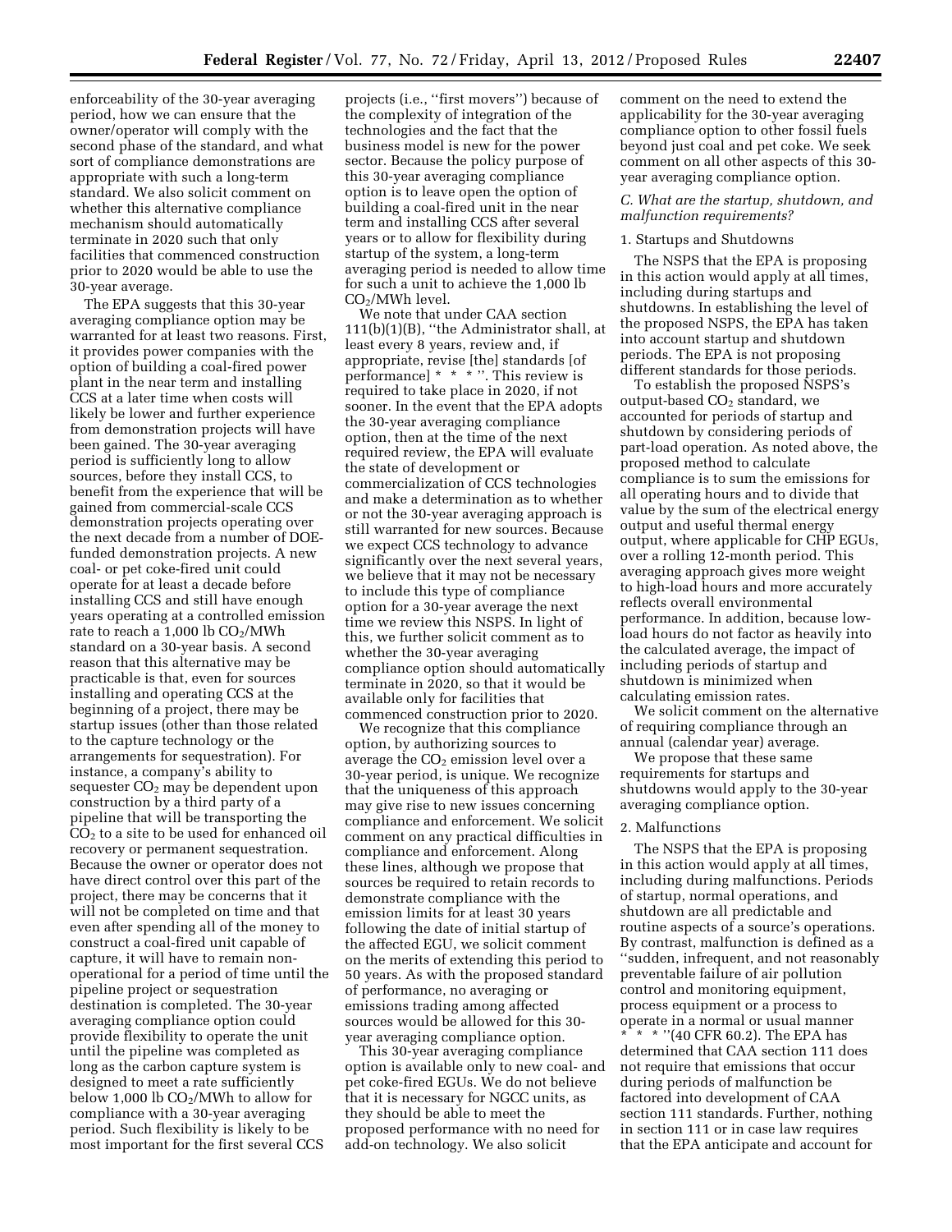enforceability of the 30-year averaging period, how we can ensure that the owner/operator will comply with the second phase of the standard, and what sort of compliance demonstrations are appropriate with such a long-term standard. We also solicit comment on whether this alternative compliance mechanism should automatically terminate in 2020 such that only facilities that commenced construction prior to 2020 would be able to use the 30-year average.

The EPA suggests that this 30-year averaging compliance option may be warranted for at least two reasons. First, it provides power companies with the option of building a coal-fired power plant in the near term and installing CCS at a later time when costs will likely be lower and further experience from demonstration projects will have been gained. The 30-year averaging period is sufficiently long to allow sources, before they install CCS, to benefit from the experience that will be gained from commercial-scale CCS demonstration projects operating over the next decade from a number of DOE-funded demonstration projects. A new coal- or pet coke-fired unit could operate for at least a decade before installing CCS and still have enough years operating at a controlled emission rate to reach a 1,000 lb $CO_2$/MWh standard on a 30-year basis. A second reason that this alternative may be practicable is that, even for sources installing and operating CCS at the beginning of a project, there may be startup issues (other than those related to the capture technology or the arrangements for sequestration). For instance, a company's ability to sequester $CO_2$ may be dependent upon construction by a third party of a pipeline that will be transporting the $CO_2$ to a site to be used for enhanced oil recovery or permanent sequestration. Because the owner or operator does not have direct control over this part of the project, there may be concerns that it will not be completed on time and that even after spending all of the money to construct a coal-fired unit capable of capture, it will have to remain non-operational for a period of time until the pipeline project or sequestration destination is completed. The 30-year averaging compliance option could provide flexibility to operate the unit until the pipeline was completed as long as the carbon capture system is designed to meet a rate sufficiently below 1,000 lb $CO_2$/MWh to allow for compliance with a 30-year averaging period. Such flexibility is likely to be most important for the first several CCS projects (i.e., ''first movers'') because of the complexity of integration of the technologies and the fact that the business model is new for the power sector. Because the policy purpose of this 30-year averaging compliance option is to leave open the option of building a coal-fired unit in the near term and installing CCS after several years or to allow for flexibility during startup of the system, a long-term averaging period is needed to allow time for such a unit to achieve the 1,000 lb $CO_2$/MWh level.

We note that under CAA section 111(b)(1)(B), ''the Administrator shall, at least every 8 years, review and, if appropriate, revise [the] standards [of performance] * * * ''. This review is required to take place in 2020, if not sooner. In the event that the EPA adopts the 30-year averaging compliance option, then at the time of the next required review, the EPA will evaluate the state of development or commercialization of CCS technologies and make a determination as to whether or not the 30-year averaging approach is still warranted for new sources. Because we expect CCS technology to advance significantly over the next several years, we believe that it may not be necessary to include this type of compliance option for a 30-year average the next time we review this NSPS. In light of this, we further solicit comment as to whether the 30-year averaging compliance option should automatically terminate in 2020, so that it would be available only for facilities that commenced construction prior to 2020.

We recognize that this compliance option, by authorizing sources to average the $CO_2$ emission level over a 30-year period, is unique. We recognize that the uniqueness of this approach may give rise to new issues concerning compliance and enforcement. We solicit comment on any practical difficulties in compliance and enforcement. Along these lines, although we propose that sources be required to retain records to demonstrate compliance with the emission limits for at least 30 years following the date of initial startup of the affected EGU, we solicit comment on the merits of extending this period to 50 years. As with the proposed standard of performance, no averaging or emissions trading among affected sources would be allowed for this 30-year averaging compliance option.

This 30-year averaging compliance option is available only to new coal- and pet coke-fired EGUs. We do not believe that it is necessary for NGCC units, as they should be able to meet the proposed performance with no need for add-on technology. We also solicit comment on the need to extend the applicability for the 30-year averaging compliance option to other fossil fuels beyond just coal and pet coke. We seek comment on all other aspects of this 30-year averaging compliance option.

### *C. What are the startup, shutdown, and malfunction requirements?*

#### 1. Startups and Shutdowns

The NSPS that the EPA is proposing in this action would apply at all times, including during startups and shutdowns. In establishing the level of the proposed NSPS, the EPA has taken into account startup and shutdown periods. The EPA is not proposing different standards for those periods.

To establish the proposed NSPS's output-based $CO_2$ standard, we accounted for periods of startup and shutdown by considering periods of part-load operation. As noted above, the proposed method to calculate compliance is to sum the emissions for all operating hours and to divide that value by the sum of the electrical energy output and useful thermal energy output, where applicable for CHP EGUs, over a rolling 12-month period. This averaging approach gives more weight to high-load hours and more accurately reflects overall environmental performance. In addition, because low-load hours do not factor as heavily into the calculated average, the impact of including periods of startup and shutdown is minimized when calculating emission rates.

We solicit comment on the alternative of requiring compliance through an annual (calendar year) average.

We propose that these same requirements for startups and shutdowns would apply to the 30-year averaging compliance option.

#### 2. Malfunctions

The NSPS that the EPA is proposing in this action would apply at all times, including during malfunctions. Periods of startup, normal operations, and shutdown are all predictable and routine aspects of a source's operations. By contrast, malfunction is defined as a ''sudden, infrequent, and not reasonably preventable failure of air pollution control and monitoring equipment, process equipment or a process to operate in a normal or usual manner * * * ''(40 CFR 60.2). The EPA has determined that CAA section 111 does not require that emissions that occur during periods of malfunction be factored into development of CAA section 111 standards. Further, nothing in section 111 or in case law requires that the EPA anticipate and account for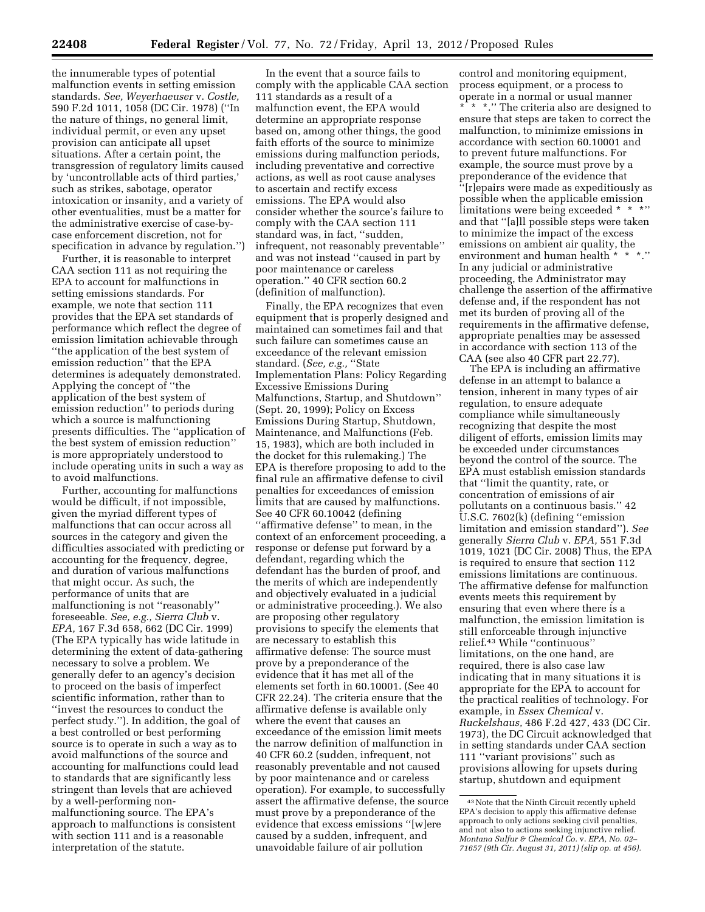the innumerable types of potential malfunction events in setting emission standards. *See, Weyerhaeuser* v. *Costle,* 590 F.2d 1011, 1058 (DC Cir. 1978) (''In the nature of things, no general limit, individual permit, or even any upset provision can anticipate all upset situations. After a certain point, the transgression of regulatory limits caused by 'uncontrollable acts of third parties,' such as strikes, sabotage, operator intoxication or insanity, and a variety of other eventualities, must be a matter for the administrative exercise of case-by-case enforcement discretion, not for specification in advance by regulation.'')

Further, it is reasonable to interpret CAA section 111 as not requiring the EPA to account for malfunctions in setting emissions standards. For example, we note that section 111 provides that the EPA set standards of performance which reflect the degree of emission limitation achievable through ''the application of the best system of emission reduction'' that the EPA determines is adequately demonstrated. Applying the concept of ''the application of the best system of emission reduction'' to periods during which a source is malfunctioning presents difficulties. The ''application of the best system of emission reduction'' is more appropriately understood to include operating units in such a way as to avoid malfunctions.

Further, accounting for malfunctions would be difficult, if not impossible, given the myriad different types of malfunctions that can occur across all sources in the category and given the difficulties associated with predicting or accounting for the frequency, degree, and duration of various malfunctions that might occur. As such, the performance of units that are malfunctioning is not ''reasonably'' foreseeable. *See, e.g., Sierra Club* v. *EPA,* 167 F.3d 658, 662 (DC Cir. 1999) (The EPA typically has wide latitude in determining the extent of data-gathering necessary to solve a problem. We generally defer to an agency's decision to proceed on the basis of imperfect scientific information, rather than to ''invest the resources to conduct the perfect study.''). In addition, the goal of a best controlled or best performing source is to operate in such a way as to avoid malfunctions of the source and accounting for malfunctions could lead to standards that are significantly less stringent than levels that are achieved by a well-performing non-malfunctioning source. The EPA's approach to malfunctions is consistent with section 111 and is a reasonable interpretation of the statute.

In the event that a source fails to comply with the applicable CAA section 111 standards as a result of a malfunction event, the EPA would determine an appropriate response based on, among other things, the good faith efforts of the source to minimize emissions during malfunction periods, including preventative and corrective actions, as well as root cause analyses to ascertain and rectify excess emissions. The EPA would also consider whether the source's failure to comply with the CAA section 111 standard was, in fact, ''sudden, infrequent, not reasonably preventable'' and was not instead ''caused in part by poor maintenance or careless operation.'' 40 CFR section 60.2 (definition of malfunction).

Finally, the EPA recognizes that even equipment that is properly designed and maintained can sometimes fail and that such failure can sometimes cause an exceedance of the relevant emission standard. (*See, e.g.,* ''State Implementation Plans: Policy Regarding Excessive Emissions During Malfunctions, Startup, and Shutdown'' (Sept. 20, 1999); Policy on Excess Emissions During Startup, Shutdown, Maintenance, and Malfunctions (Feb. 15, 1983), which are both included in the docket for this rulemaking.) The EPA is therefore proposing to add to the final rule an affirmative defense to civil penalties for exceedances of emission limits that are caused by malfunctions. See 40 CFR 60.10042 (defining ''affirmative defense'' to mean, in the context of an enforcement proceeding, a response or defense put forward by a defendant, regarding which the defendant has the burden of proof, and the merits of which are independently and objectively evaluated in a judicial or administrative proceeding.). We also are proposing other regulatory provisions to specify the elements that are necessary to establish this affirmative defense: The source must prove by a preponderance of the evidence that it has met all of the elements set forth in 60.10001. (See 40 CFR 22.24). The criteria ensure that the affirmative defense is available only where the event that causes an exceedance of the emission limit meets the narrow definition of malfunction in 40 CFR 60.2 (sudden, infrequent, not reasonably preventable and not caused by poor maintenance and or careless operation). For example, to successfully assert the affirmative defense, the source must prove by a preponderance of the evidence that excess emissions ''[w]ere caused by a sudden, infrequent, and unavoidable failure of air pollution control and monitoring equipment, process equipment, or a process to operate in a normal or usual manner * * *.'' The criteria also are designed to ensure that steps are taken to correct the malfunction, to minimize emissions in accordance with section 60.10001 and to prevent future malfunctions. For example, the source must prove by a preponderance of the evidence that ''[r]epairs were made as expeditiously as possible when the applicable emission limitations were being exceeded * * *'' and that ''[a]ll possible steps were taken to minimize the impact of the excess emissions on ambient air quality, the environment and human health * * *.'' In any judicial or administrative proceeding, the Administrator may challenge the assertion of the affirmative defense and, if the respondent has not met its burden of proving all of the requirements in the affirmative defense, appropriate penalties may be assessed in accordance with section 113 of the CAA (see also 40 CFR part 22.77).

The EPA is including an affirmative defense in an attempt to balance a tension, inherent in many types of air regulation, to ensure adequate compliance while simultaneously recognizing that despite the most diligent of efforts, emission limits may be exceeded under circumstances beyond the control of the source. The EPA must establish emission standards that ''limit the quantity, rate, or concentration of emissions of air pollutants on a continuous basis.'' 42 U.S.C. 7602(k) (defining ''emission limitation and emission standard''). *See* generally *Sierra Club* v. *EPA,* 551 F.3d 1019, 1021 (DC Cir. 2008) Thus, the EPA is required to ensure that section 112 emissions limitations are continuous. The affirmative defense for malfunction events meets this requirement by ensuring that even where there is a malfunction, the emission limitation is still enforceable through injunctive relief.[43] While ''continuous'' limitations, on the one hand, are required, there is also case law indicating that in many situations it is appropriate for the EPA to account for the practical realities of technology. For example, in *Essex Chemical* v. *Ruckelshaus,* 486 F.2d 427, 433 (DC Cir. 1973), the DC Circuit acknowledged that in setting standards under CAA section 111 ''variant provisions'' such as provisions allowing for upsets during startup, shutdown and equipment

[43] Note that the Ninth Circuit recently upheld EPA's decision to apply this affirmative defense approach to only actions seeking civil penalties, and not also to actions seeking injunctive relief. *Montana Sulfur & Chemical Co.* v. *EPA, No. 02–71657 (9th Cir. August 31, 2011) (slip op. at 456).*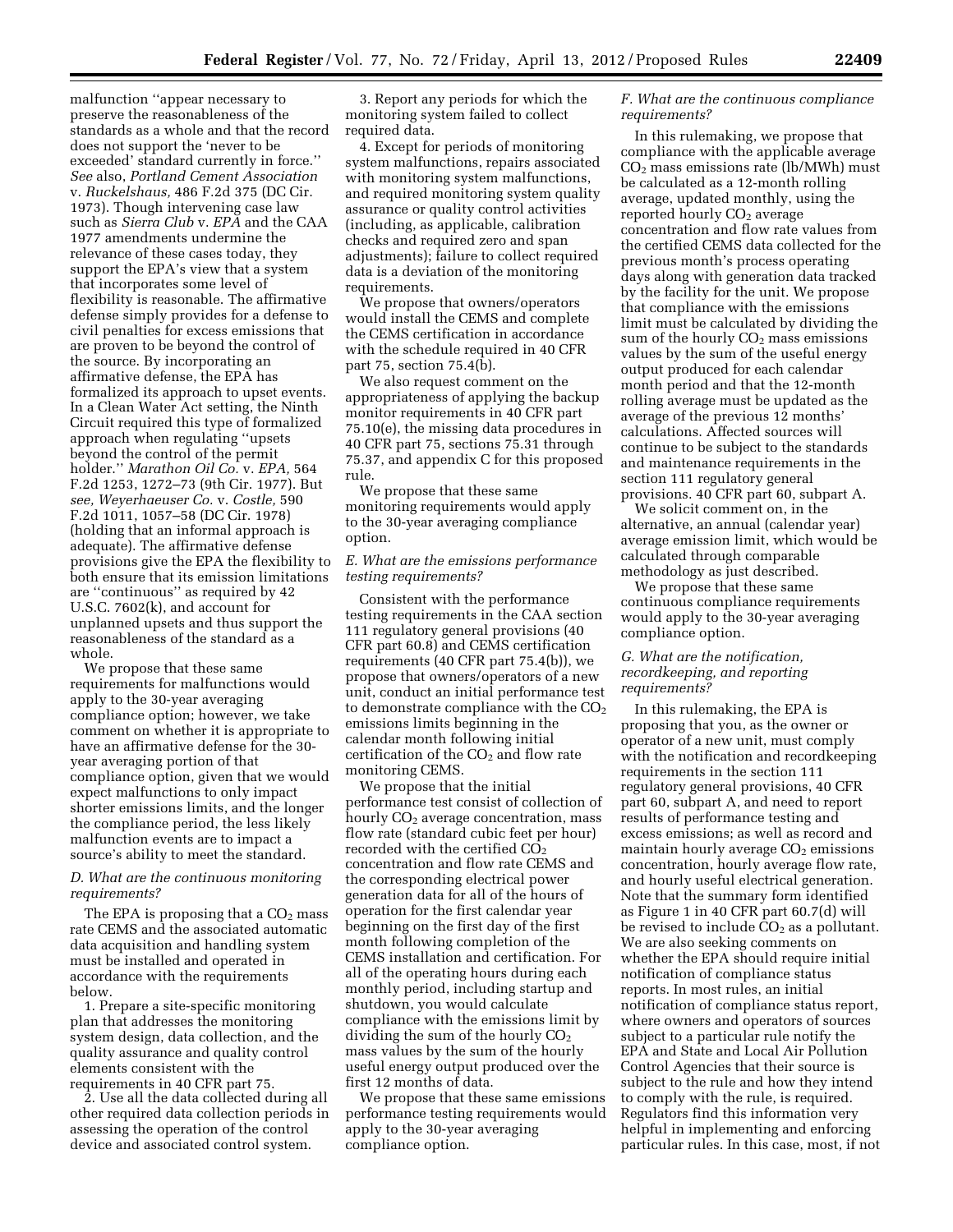malfunction ''appear necessary to preserve the reasonableness of the standards as a whole and that the record does not support the 'never to be exceeded' standard currently in force.'' *See* also, *Portland Cement Association* v. *Ruckelshaus,* 486 F.2d 375 (DC Cir. 1973). Though intervening case law such as *Sierra Club* v. *EPA* and the CAA 1977 amendments undermine the relevance of these cases today, they support the EPA's view that a system that incorporates some level of flexibility is reasonable. The affirmative defense simply provides for a defense to civil penalties for excess emissions that are proven to be beyond the control of the source. By incorporating an affirmative defense, the EPA has formalized its approach to upset events. In a Clean Water Act setting, the Ninth Circuit required this type of formalized approach when regulating ''upsets beyond the control of the permit holder.'' *Marathon Oil Co.* v. *EPA,* 564 F.2d 1253, 1272–73 (9th Cir. 1977). But *see, Weyerhaeuser Co.* v. *Costle,* 590 F.2d 1011, 1057–58 (DC Cir. 1978) (holding that an informal approach is adequate). The affirmative defense provisions give the EPA the flexibility to both ensure that its emission limitations are ''continuous'' as required by 42 U.S.C. 7602(k), and account for unplanned upsets and thus support the reasonableness of the standard as a whole.

We propose that these same requirements for malfunctions would apply to the 30-year averaging compliance option; however, we take comment on whether it is appropriate to have an affirmative defense for the 30-year averaging portion of that compliance option, given that we would expect malfunctions to only impact shorter emissions limits, and the longer the compliance period, the less likely malfunction events are to impact a source's ability to meet the standard.

### *D. What are the continuous monitoring requirements?*

The EPA is proposing that a $CO_2$ mass rate CEMS and the associated automatic data acquisition and handling system must be installed and operated in accordance with the requirements below.

1. Prepare a site-specific monitoring plan that addresses the monitoring system design, data collection, and the quality assurance and quality control elements consistent with the requirements in 40 CFR part 75.

2. Use all the data collected during all other required data collection periods in assessing the operation of the control device and associated control system.

3. Report any periods for which the monitoring system failed to collect required data.

4. Except for periods of monitoring system malfunctions, repairs associated with monitoring system malfunctions, and required monitoring system quality assurance or quality control activities (including, as applicable, calibration checks and required zero and span adjustments); failure to collect required data is a deviation of the monitoring requirements.

We propose that owners/operators would install the CEMS and complete the CEMS certification in accordance with the schedule required in 40 CFR part 75, section 75.4(b).

We also request comment on the appropriateness of applying the backup monitor requirements in 40 CFR part 75.10(e), the missing data procedures in 40 CFR part 75, sections 75.31 through 75.37, and appendix C for this proposed rule.

We propose that these same monitoring requirements would apply to the 30-year averaging compliance option.

### *E. What are the emissions performance testing requirements?*

Consistent with the performance testing requirements in the CAA section 111 regulatory general provisions (40 CFR part 60.8) and CEMS certification requirements (40 CFR part 75.4(b)), we propose that owners/operators of a new unit, conduct an initial performance test to demonstrate compliance with the $CO_2$ emissions limits beginning in the calendar month following initial certification of the $CO_2$ and flow rate monitoring CEMS.

We propose that the initial performance test consist of collection of hourly $CO_2$ average concentration, mass flow rate (standard cubic feet per hour) recorded with the certified $CO_2$ concentration and flow rate CEMS and the corresponding electrical power generation data for all of the hours of operation for the first calendar year beginning on the first day of the first month following completion of the CEMS installation and certification. For all of the operating hours during each monthly period, including startup and shutdown, you would calculate compliance with the emissions limit by dividing the sum of the hourly $CO_2$ mass values by the sum of the hourly useful energy output produced over the first 12 months of data.

We propose that these same emissions performance testing requirements would apply to the 30-year averaging compliance option.

### *F. What are the continuous compliance requirements?*

In this rulemaking, we propose that compliance with the applicable average $CO_2$ mass emissions rate (lb/MWh) must be calculated as a 12-month rolling average, updated monthly, using the reported hourly $CO_2$ average concentration and flow rate values from the certified CEMS data collected for the previous month's process operating days along with generation data tracked by the facility for the unit. We propose that compliance with the emissions limit must be calculated by dividing the sum of the hourly $CO_2$ mass emissions values by the sum of the useful energy output produced for each calendar month period and that the 12-month rolling average must be updated as the average of the previous 12 months' calculations. Affected sources will continue to be subject to the standards and maintenance requirements in the section 111 regulatory general provisions. 40 CFR part 60, subpart A.

We solicit comment on, in the alternative, an annual (calendar year) average emission limit, which would be calculated through comparable methodology as just described.

We propose that these same continuous compliance requirements would apply to the 30-year averaging compliance option.

### *G. What are the notification, recordkeeping, and reporting requirements?*

In this rulemaking, the EPA is proposing that you, as the owner or operator of a new unit, must comply with the notification and recordkeeping requirements in the section 111 regulatory general provisions, 40 CFR part 60, subpart A, and need to report results of performance testing and excess emissions; as well as record and maintain hourly average $CO_2$ emissions concentration, hourly average flow rate, and hourly useful electrical generation. Note that the summary form identified as Figure 1 in 40 CFR part 60.7(d) will be revised to include $CO_2$ as a pollutant. We are also seeking comments on whether the EPA should require initial notification of compliance status reports. In most rules, an initial notification of compliance status report, where owners and operators of sources subject to a particular rule notify the EPA and State and Local Air Pollution Control Agencies that their source is subject to the rule and how they intend to comply with the rule, is required. Regulators find this information very helpful in implementing and enforcing particular rules. In this case, most, if not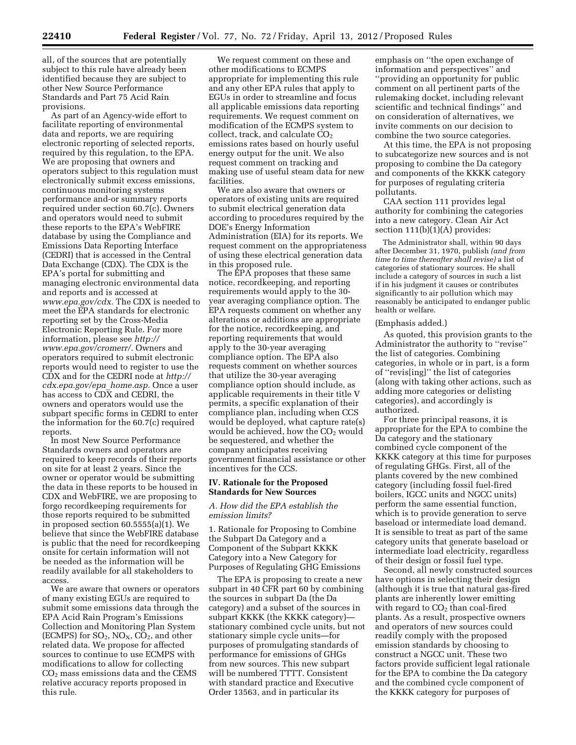all, of the sources that are potentially subject to this rule have already been identified because they are subject to other New Source Performance Standards and Part 75 Acid Rain provisions.

As part of an Agency-wide effort to facilitate reporting of environmental data and reports, we are requiring electronic reporting of selected reports, required by this regulation, to the EPA. We are proposing that owners and operators subject to this regulation must electronically submit excess emissions, continuous monitoring systems performance and-or summary reports required under section 60.7(c). Owners and operators would need to submit these reports to the EPA's WebFIRE database by using the Compliance and Emissions Data Reporting Interface (CEDRI) that is accessed in the Central Data Exchange (CDX). The CDX is the EPA's portal for submitting and managing electronic environmental data and reports and is accessed at *www.epa.gov/cdx*. The CDX is needed to meet the EPA standards for electronic reporting set by the Cross-Media Electronic Reporting Rule. For more information, please see *http://www.epa.gov/cromerr/*. Owners and operators required to submit electronic reports would need to register to use the CDX and for the CEDRI node at *http://cdx.epa.gov/epa_home.asp*. Once a user has access to CDX and CEDRI, the owners and operators would use the subpart specific forms in CEDRI to enter the information for the 60.7(c) required reports.

In most New Source Performance Standards owners and operators are required to keep records of their reports on site for at least 2 years. Since the owner or operator would be submitting the data in these reports to be housed in CDX and WebFIRE, we are proposing to forgo recordkeeping requirements for those reports required to be submitted in proposed section 60.5555(a)(1). We believe that since the WebFIRE database is public that the need for recordkeeping onsite for certain information will not be needed as the information will be readily available for all stakeholders to access.

We are aware that owners or operators of many existing EGUs are required to submit some emissions data through the EPA Acid Rain Program's Emissions Collection and Monitoring Plan System (ECMPS) for $SO_2$, $NO_X$, $CO_2$, and other related data. We propose for affected sources to continue to use ECMPS with modifications to allow for collecting $CO_2$ mass emissions data and the CEMS relative accuracy reports proposed in this rule.

We request comment on these and other modifications to ECMPS appropriate for implementing this rule and any other EPA rules that apply to EGUs in order to streamline and focus all applicable emissions data reporting requirements. We request comment on modification of the ECMPS system to collect, track, and calculate $CO_2$ emissions rates based on hourly useful energy output for the unit. We also request comment on tracking and making use of useful steam data for new facilities.

We are also aware that owners or operators of existing units are required to submit electrical generation data according to procedures required by the DOE's Energy Information Administration (EIA) for its reports. We request comment on the appropriateness of using these electrical generation data in this proposed rule.

The EPA proposes that these same notice, recordkeeping, and reporting requirements would apply to the 30-year averaging compliance option. The EPA requests comment on whether any alterations or additions are appropriate for the notice, recordkeeping, and reporting requirements that would apply to the 30-year averaging compliance option. The EPA also requests comment on whether sources that utilize the 30-year averaging compliance option should include, as applicable requirements in their title V permits, a specific explanation of their compliance plan, including when CCS would be deployed, what capture rate(s) would be achieved, how the $CO_2$ would be sequestered, and whether the company anticipates receiving government financial assistance or other incentives for the CCS.

## IV. Rationale for the Proposed Standards for New Sources

### *A. How did the EPA establish the emission limits?*

1. Rationale for Proposing to Combine the Subpart Da Category and a Component of the Subpart KKKK Category into a New Category for Purposes of Regulating GHG Emissions

The EPA is proposing to create a new subpart in 40 CFR part 60 by combining the sources in subpart Da (the Da category) and a subset of the sources in subpart KKKK (the KKKK category)—stationary combined cycle units, but not stationary simple cycle units—for purposes of promulgating standards of performance for emissions of GHGs from new sources. This new subpart will be numbered TTTT. Consistent with standard practice and Executive Order 13563, and in particular its emphasis on ''the open exchange of information and perspectives'' and ''providing an opportunity for public comment on all pertinent parts of the rulemaking docket, including relevant scientific and technical findings'' and on consideration of alternatives, we invite comments on our decision to combine the two source categories.

At this time, the EPA is not proposing to subcategorize new sources and is not proposing to combine the Da category and components of the KKKK category for purposes of regulating criteria pollutants.

CAA section 111 provides legal authority for combining the categories into a new category. Clean Air Act section 111(b)(1)(A) provides:

> The Administrator shall, within 90 days after December 31, 1970, publish *(and from time to time thereafter shall revise)* a list of categories of stationary sources. He shall include a category of sources in such a list if in his judgment it causes or contributes significantly to air pollution which may reasonably be anticipated to endanger public health or welfare.

(Emphasis added.)

As quoted, this provision grants to the Administrator the authority to ''revise'' the list of categories. Combining categories, in whole or in part, is a form of ''revis[ing]'' the list of categories (along with taking other actions, such as adding more categories or delisting categories), and accordingly is authorized.

For three principal reasons, it is appropriate for the EPA to combine the Da category and the stationary combined cycle component of the KKKK category at this time for purposes of regulating GHGs. First, all of the plants covered by the new combined category (including fossil fuel-fired boilers, IGCC units and NGCC units) perform the same essential function, which is to provide generation to serve baseload or intermediate load demand. It is sensible to treat as part of the same category units that generate baseload or intermediate load electricity, regardless of their design or fossil fuel type.

Second, all newly constructed sources have options in selecting their design (although it is true that natural gas-fired plants are inherently lower emitting with regard to $CO_2$ than coal-fired plants. As a result, prospective owners and operators of new sources could readily comply with the proposed emission standards by choosing to construct a NGCC unit. These two factors provide sufficient legal rationale for the EPA to combine the Da category and the combined cycle component of the KKKK category for purposes of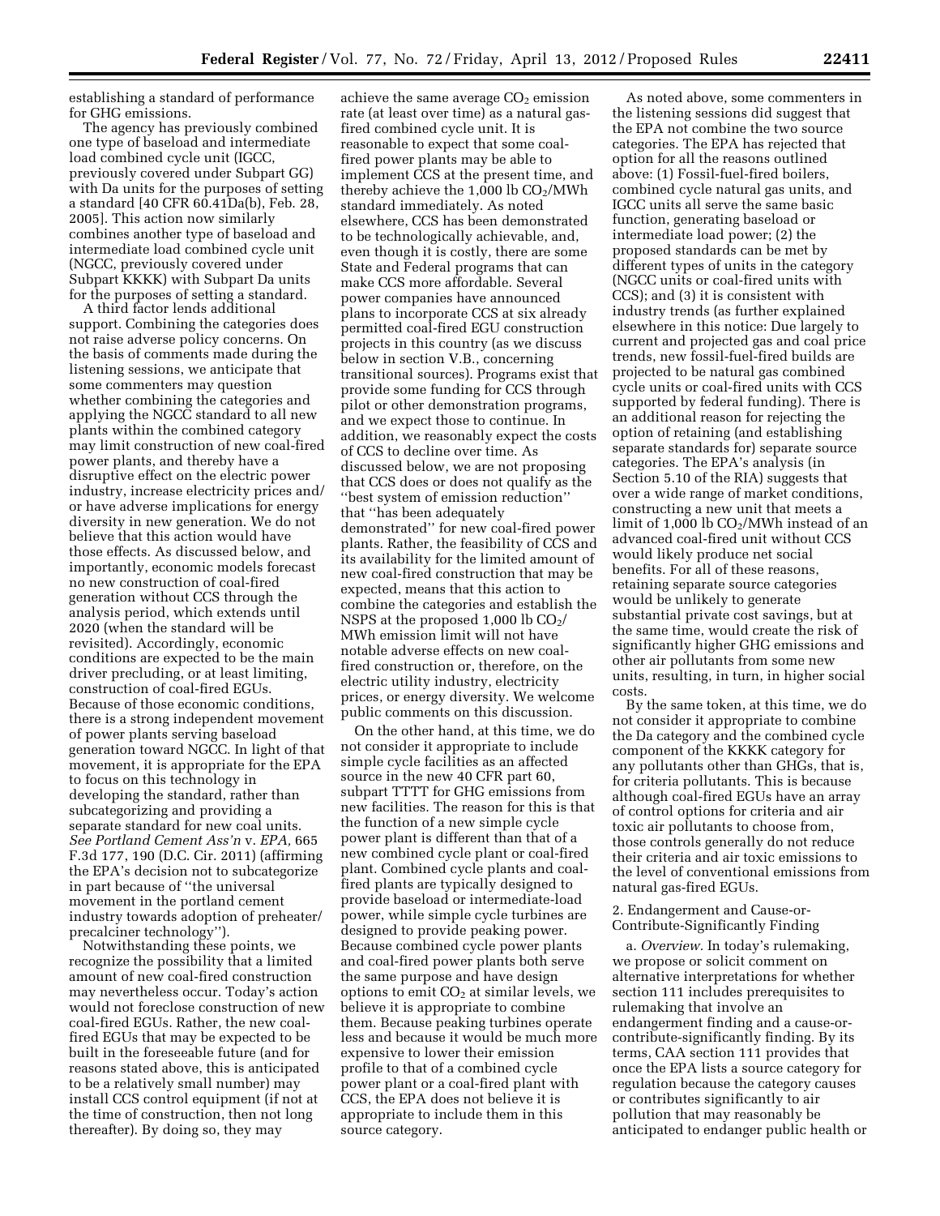establishing a standard of performance for GHG emissions.

The agency has previously combined one type of baseload and intermediate load combined cycle unit (IGCC, previously covered under Subpart GG) with Da units for the purposes of setting a standard [40 CFR 60.41Da(b), Feb. 28, 2005]. This action now similarly combines another type of baseload and intermediate load combined cycle unit (NGCC, previously covered under Subpart KKKK) with Subpart Da units for the purposes of setting a standard.

A third factor lends additional support. Combining the categories does not raise adverse policy concerns. On the basis of comments made during the listening sessions, we anticipate that some commenters may question whether combining the categories and applying the NGCC standard to all new plants within the combined category may limit construction of new coal-fired power plants, and thereby have a disruptive effect on the electric power industry, increase electricity prices and/or have adverse implications for energy diversity in new generation. We do not believe that this action would have those effects. As discussed below, and importantly, economic models forecast no new construction of coal-fired generation without CCS through the analysis period, which extends until 2020 (when the standard will be revisited). Accordingly, economic conditions are expected to be the main driver precluding, or at least limiting, construction of coal-fired EGUs. Because of those economic conditions, there is a strong independent movement of power plants serving baseload generation toward NGCC. In light of that movement, it is appropriate for the EPA to focus on this technology in developing the standard, rather than subcategorizing and providing a separate standard for new coal units. *See Portland Cement Ass'n* v. *EPA,* 665 F.3d 177, 190 (D.C. Cir. 2011) (affirming the EPA's decision not to subcategorize in part because of ''the universal movement in the portland cement industry towards adoption of preheater/precalciner technology'').

Notwithstanding these points, we recognize the possibility that a limited amount of new coal-fired construction may nevertheless occur. Today's action would not foreclose construction of new coal-fired EGUs. Rather, the new coal-fired EGUs that may be expected to be built in the foreseeable future (and for reasons stated above, this is anticipated to be a relatively small number) may install CCS control equipment (if not at the time of construction, then not long thereafter). By doing so, they may achieve the same average $CO_2$ emission rate (at least over time) as a natural gas-fired combined cycle unit. It is reasonable to expect that some coal-fired power plants may be able to implement CCS at the present time, and thereby achieve the 1,000 lb $CO_2$/MWh standard immediately. As noted elsewhere, CCS has been demonstrated to be technologically achievable, and, even though it is costly, there are some State and Federal programs that can make CCS more affordable. Several power companies have announced plans to incorporate CCS at six already permitted coal-fired EGU construction projects in this country (as we discuss below in section V.B., concerning transitional sources). Programs exist that provide some funding for CCS through pilot or other demonstration programs, and we expect those to continue. In addition, we reasonably expect the costs of CCS to decline over time. As discussed below, we are not proposing that CCS does or does not qualify as the ''best system of emission reduction'' that ''has been adequately demonstrated'' for new coal-fired power plants. Rather, the feasibility of CCS and its availability for the limited amount of new coal-fired construction that may be expected, means that this action to combine the categories and establish the NSPS at the proposed 1,000 lb $CO_2$/MWh emission limit will not have notable adverse effects on new coal-fired construction or, therefore, on the electric utility industry, electricity prices, or energy diversity. We welcome public comments on this discussion.

On the other hand, at this time, we do not consider it appropriate to include simple cycle facilities as an affected source in the new 40 CFR part 60, subpart TTTT for GHG emissions from new facilities. The reason for this is that the function of a new simple cycle power plant is different than that of a new combined cycle plant or coal-fired plant. Combined cycle plants and coal-fired plants are typically designed to provide baseload or intermediate-load power, while simple cycle turbines are designed to provide peaking power. Because combined cycle power plants and coal-fired power plants both serve the same purpose and have design options to emit $CO_2$ at similar levels, we believe it is appropriate to combine them. Because peaking turbines operate less and because it would be much more expensive to lower their emission profile to that of a combined cycle power plant or a coal-fired plant with CCS, the EPA does not believe it is appropriate to include them in this source category.

As noted above, some commenters in the listening sessions did suggest that the EPA not combine the two source categories. The EPA has rejected that option for all the reasons outlined above: (1) Fossil-fuel-fired boilers, combined cycle natural gas units, and IGCC units all serve the same basic function, generating baseload or intermediate load power; (2) the proposed standards can be met by different types of units in the category (NGCC units or coal-fired units with CCS); and (3) it is consistent with industry trends (as further explained elsewhere in this notice: Due largely to current and projected gas and coal price trends, new fossil-fuel-fired builds are projected to be natural gas combined cycle units or coal-fired units with CCS supported by federal funding). There is an additional reason for rejecting the option of retaining (and establishing separate standards for) separate source categories. The EPA's analysis (in Section 5.10 of the RIA) suggests that over a wide range of market conditions, constructing a new unit that meets a limit of 1,000 lb $CO_2$/MWh instead of an advanced coal-fired unit without CCS would likely produce net social benefits. For all of these reasons, retaining separate source categories would be unlikely to generate substantial private cost savings, but at the same time, would create the risk of significantly higher GHG emissions and other air pollutants from some new units, resulting, in turn, in higher social costs.

By the same token, at this time, we do not consider it appropriate to combine the Da category and the combined cycle component of the KKKK category for any pollutants other than GHGs, that is, for criteria pollutants. This is because although coal-fired EGUs have an array of control options for criteria and air toxic air pollutants to choose from, those controls generally do not reduce their criteria and air toxic emissions to the level of conventional emissions from natural gas-fired EGUs.

2. Endangerment and Cause-or-Contribute-Significantly Finding

a. *Overview.* In today's rulemaking, we propose or solicit comment on alternative interpretations for whether section 111 includes prerequisites to rulemaking that involve an endangerment finding and a cause-or-contribute-significantly finding. By its terms, CAA section 111 provides that once the EPA lists a source category for regulation because the category causes or contributes significantly to air pollution that may reasonably be anticipated to endanger public health or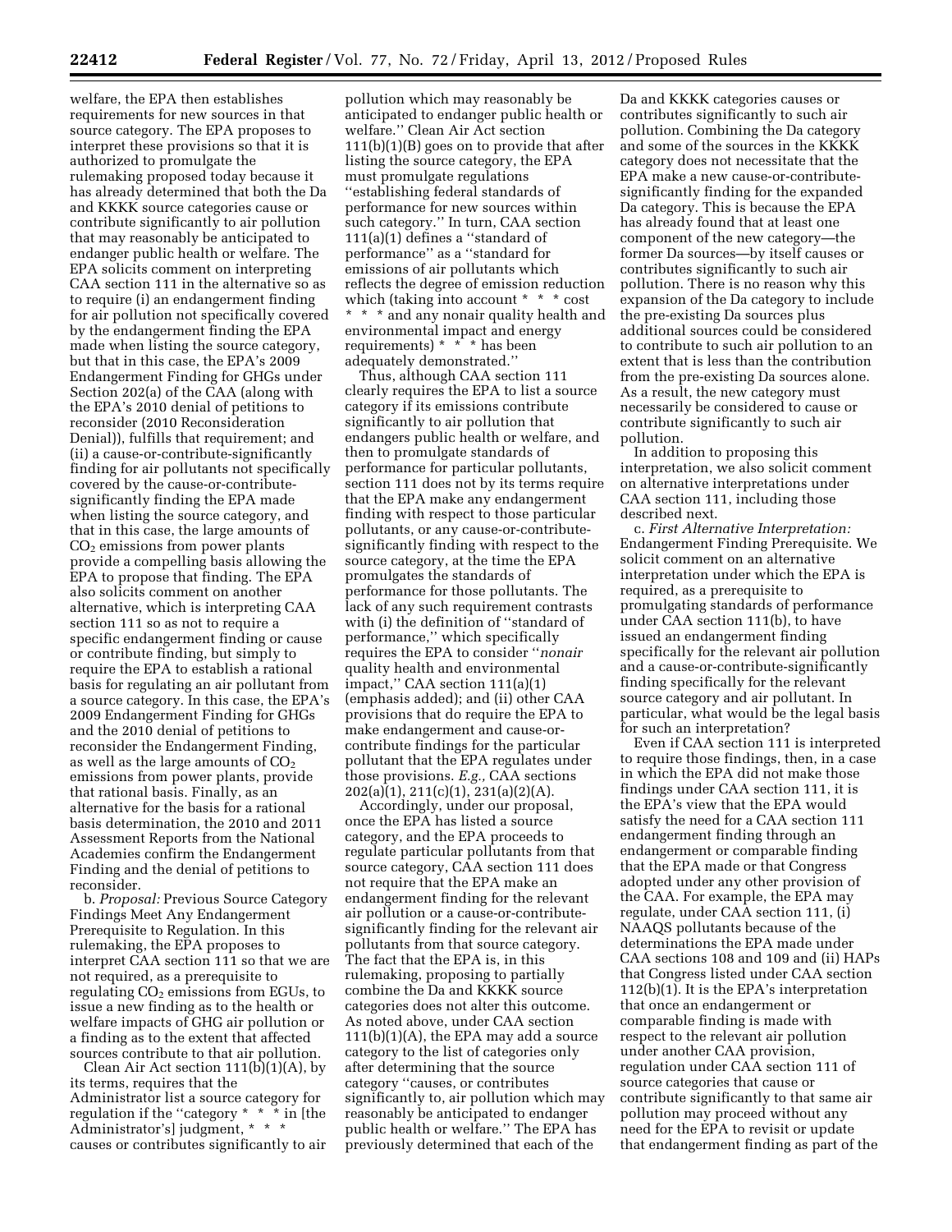welfare, the EPA then establishes requirements for new sources in that source category. The EPA proposes to interpret these provisions so that it is authorized to promulgate the rulemaking proposed today because it has already determined that both the Da and KKKK source categories cause or contribute significantly to air pollution that may reasonably be anticipated to endanger public health or welfare. The EPA solicits comment on interpreting CAA section 111 in the alternative so as to require (i) an endangerment finding for air pollution not specifically covered by the endangerment finding the EPA made when listing the source category, but that in this case, the EPA's 2009 Endangerment Finding for GHGs under Section 202(a) of the CAA (along with the EPA's 2010 denial of petitions to reconsider (2010 Reconsideration Denial)), fulfills that requirement; and (ii) a cause-or-contribute-significantly finding for air pollutants not specifically covered by the cause-or-contribute-significantly finding the EPA made when listing the source category, and that in this case, the large amounts of $CO_2$ emissions from power plants provide a compelling basis allowing the EPA to propose that finding. The EPA also solicits comment on another alternative, which is interpreting CAA section 111 so as not to require a specific endangerment finding or cause or contribute finding, but simply to require the EPA to establish a rational basis for regulating an air pollutant from a source category. In this case, the EPA's 2009 Endangerment Finding for GHGs and the 2010 denial of petitions to reconsider the Endangerment Finding, as well as the large amounts of $CO_2$ emissions from power plants, provide that rational basis. Finally, as an alternative for the basis for a rational basis determination, the 2010 and 2011 Assessment Reports from the National Academies confirm the Endangerment Finding and the denial of petitions to reconsider.

b. *Proposal:* Previous Source Category Findings Meet Any Endangerment Prerequisite to Regulation. In this rulemaking, the EPA proposes to interpret CAA section 111 so that we are not required, as a prerequisite to regulating $CO_2$ emissions from EGUs, to issue a new finding as to the health or welfare impacts of GHG air pollution or a finding as to the extent that affected sources contribute to that air pollution.

Clean Air Act section 111(b)(1)(A), by its terms, requires that the Administrator list a source category for regulation if the ''category * * * in [the Administrator's] judgment, * * * causes or contributes significantly to air pollution which may reasonably be anticipated to endanger public health or welfare.'' Clean Air Act section 111(b)(1)(B) goes on to provide that after listing the source category, the EPA must promulgate regulations ''establishing federal standards of performance for new sources within such category.'' In turn, CAA section 111(a)(1) defines a ''standard of performance'' as a ''standard for emissions of air pollutants which reflects the degree of emission reduction which (taking into account * * * cost * * * and any nonair quality health and environmental impact and energy requirements) * * * has been adequately demonstrated.''

Thus, although CAA section 111 clearly requires the EPA to list a source category if its emissions contribute significantly to air pollution that endangers public health or welfare, and then to promulgate standards of performance for particular pollutants, section 111 does not by its terms require that the EPA make any endangerment finding with respect to those particular pollutants, or any cause-or-contribute-significantly finding with respect to the source category, at the time the EPA promulgates the standards of performance for those pollutants. The lack of any such requirement contrasts with (i) the definition of ''standard of performance,'' which specifically requires the EPA to consider ''*nonair* quality health and environmental impact,'' CAA section 111(a)(1) (emphasis added); and (ii) other CAA provisions that do require the EPA to make endangerment and cause-or-contribute findings for the particular pollutant that the EPA regulates under those provisions. *E.g.,* CAA sections 202(a)(1), 211(c)(1), 231(a)(2)(A).

Accordingly, under our proposal, once the EPA has listed a source category, and the EPA proceeds to regulate particular pollutants from that source category, CAA section 111 does not require that the EPA make an endangerment finding for the relevant air pollution or a cause-or-contribute-significantly finding for the relevant air pollutants from that source category. The fact that the EPA is, in this rulemaking, proposing to partially combine the Da and KKKK source categories does not alter this outcome. As noted above, under CAA section 111(b)(1)(A), the EPA may add a source category to the list of categories only after determining that the source category ''causes, or contributes significantly to, air pollution which may reasonably be anticipated to endanger public health or welfare.'' The EPA has previously determined that each of the Da and KKKK categories causes or contributes significantly to such air pollution. Combining the Da category and some of the sources in the KKKK category does not necessitate that the EPA make a new cause-or-contribute-significantly finding for the expanded Da category. This is because the EPA has already found that at least one component of the new category—the former Da sources—by itself causes or contributes significantly to such air pollution. There is no reason why this expansion of the Da category to include the pre-existing Da sources plus additional sources could be considered to contribute to such air pollution to an extent that is less than the contribution from the pre-existing Da sources alone. As a result, the new category must necessarily be considered to cause or contribute significantly to such air pollution.

In addition to proposing this interpretation, we also solicit comment on alternative interpretations under CAA section 111, including those described next.

c. *First Alternative Interpretation:* Endangerment Finding Prerequisite. We solicit comment on an alternative interpretation under which the EPA is required, as a prerequisite to promulgating standards of performance under CAA section 111(b), to have issued an endangerment finding specifically for the relevant air pollution and a cause-or-contribute-significantly finding specifically for the relevant source category and air pollutant. In particular, what would be the legal basis for such an interpretation?

Even if CAA section 111 is interpreted to require those findings, then, in a case in which the EPA did not make those findings under CAA section 111, it is the EPA's view that the EPA would satisfy the need for a CAA section 111 endangerment finding through an endangerment or comparable finding that the EPA made or that Congress adopted under any other provision of the CAA. For example, the EPA may regulate, under CAA section 111, (i) NAAQS pollutants because of the determinations the EPA made under CAA sections 108 and 109 and (ii) HAPs that Congress listed under CAA section 112(b)(1). It is the EPA's interpretation that once an endangerment or comparable finding is made with respect to the relevant air pollution under another CAA provision, regulation under CAA section 111 of source categories that cause or contribute significantly to that same air pollution may proceed without any need for the EPA to revisit or update that endangerment finding as part of the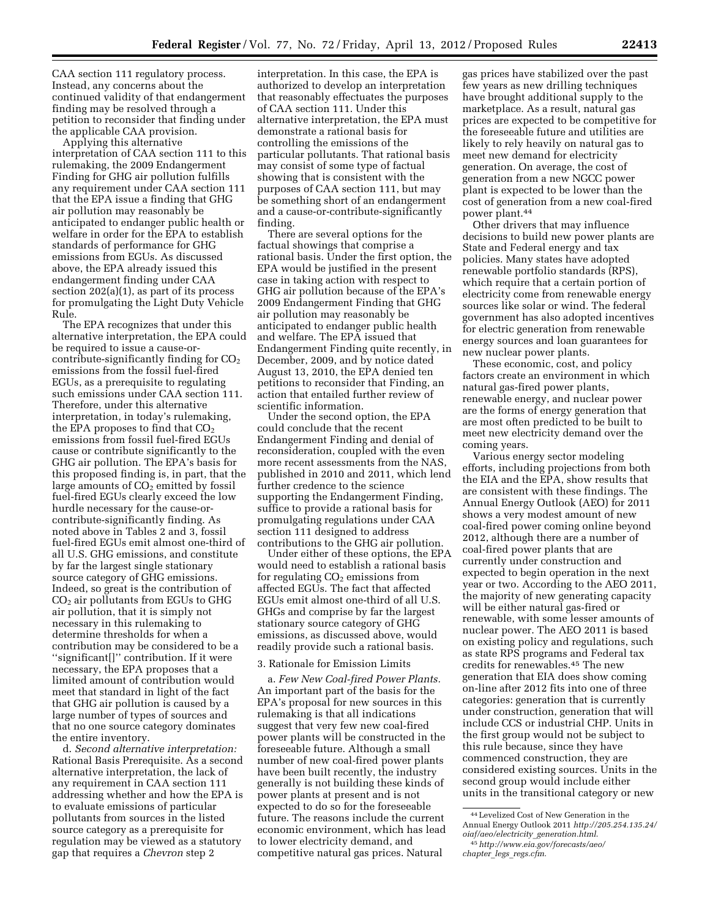CAA section 111 regulatory process. Instead, any concerns about the continued validity of that endangerment finding may be resolved through a petition to reconsider that finding under the applicable CAA provision.

Applying this alternative interpretation of CAA section 111 to this rulemaking, the 2009 Endangerment Finding for GHG air pollution fulfills any requirement under CAA section 111 that the EPA issue a finding that GHG air pollution may reasonably be anticipated to endanger public health or welfare in order for the EPA to establish standards of performance for GHG emissions from EGUs. As discussed above, the EPA already issued this endangerment finding under CAA section 202(a)(1), as part of its process for promulgating the Light Duty Vehicle Rule.

The EPA recognizes that under this alternative interpretation, the EPA could be required to issue a cause-or-contribute-significantly finding for $CO_2$ emissions from the fossil fuel-fired EGUs, as a prerequisite to regulating such emissions under CAA section 111. Therefore, under this alternative interpretation, in today's rulemaking, the EPA proposes to find that $CO_2$ emissions from fossil fuel-fired EGUs cause or contribute significantly to the GHG air pollution. The EPA's basis for this proposed finding is, in part, that the large amounts of $CO_2$ emitted by fossil fuel-fired EGUs clearly exceed the low hurdle necessary for the cause-or-contribute-significantly finding. As noted above in Tables 2 and 3, fossil fuel-fired EGUs emit almost one-third of all U.S. GHG emissions, and constitute by far the largest single stationary source category of GHG emissions. Indeed, so great is the contribution of $CO_2$ air pollutants from EGUs to GHG air pollution, that it is simply not necessary in this rulemaking to determine thresholds for when a contribution may be considered to be a ''significant[]'' contribution. If it were necessary, the EPA proposes that a limited amount of contribution would meet that standard in light of the fact that GHG air pollution is caused by a large number of types of sources and that no one source category dominates the entire inventory.

d. *Second alternative interpretation:* Rational Basis Prerequisite. As a second alternative interpretation, the lack of any requirement in CAA section 111 addressing whether and how the EPA is to evaluate emissions of particular pollutants from sources in the listed source category as a prerequisite for regulation may be viewed as a statutory gap that requires a *Chevron* step 2 interpretation. In this case, the EPA is authorized to develop an interpretation that reasonably effectuates the purposes of CAA section 111. Under this alternative interpretation, the EPA must demonstrate a rational basis for controlling the emissions of the particular pollutants. That rational basis may consist of some type of factual showing that is consistent with the purposes of CAA section 111, but may be something short of an endangerment and a cause-or-contribute-significantly finding.

There are several options for the factual showings that comprise a rational basis. Under the first option, the EPA would be justified in the present case in taking action with respect to GHG air pollution because of the EPA's 2009 Endangerment Finding that GHG air pollution may reasonably be anticipated to endanger public health and welfare. The EPA issued that Endangerment Finding quite recently, in December, 2009, and by notice dated August 13, 2010, the EPA denied ten petitions to reconsider that Finding, an action that entailed further review of scientific information.

Under the second option, the EPA could conclude that the recent Endangerment Finding and denial of reconsideration, coupled with the even more recent assessments from the NAS, published in 2010 and 2011, which lend further credence to the science supporting the Endangerment Finding, suffice to provide a rational basis for promulgating regulations under CAA section 111 designed to address contributions to the GHG air pollution.

Under either of these options, the EPA would need to establish a rational basis for regulating $CO_2$ emissions from affected EGUs. The fact that affected EGUs emit almost one-third of all U.S. GHGs and comprise by far the largest stationary source category of GHG emissions, as discussed above, would readily provide such a rational basis.

3. Rationale for Emission Limits

a. *Few New Coal-fired Power Plants.* An important part of the basis for the EPA's proposal for new sources in this rulemaking is that all indications suggest that very few new coal-fired power plants will be constructed in the foreseeable future. Although a small number of new coal-fired power plants have been built recently, the industry generally is not building these kinds of power plants at present and is not expected to do so for the foreseeable future. The reasons include the current economic environment, which has lead to lower electricity demand, and competitive natural gas prices. Natural gas prices have stabilized over the past few years as new drilling techniques have brought additional supply to the marketplace. As a result, natural gas prices are expected to be competitive for the foreseeable future and utilities are likely to rely heavily on natural gas to meet new demand for electricity generation. On average, the cost of generation from a new NGCC power plant is expected to be lower than the cost of generation from a new coal-fired power plant.[44]

Other drivers that may influence decisions to build new power plants are State and Federal energy and tax policies. Many states have adopted renewable portfolio standards (RPS), which require that a certain portion of electricity come from renewable energy sources like solar or wind. The federal government has also adopted incentives for electric generation from renewable energy sources and loan guarantees for new nuclear power plants.

These economic, cost, and policy factors create an environment in which natural gas-fired power plants, renewable energy, and nuclear power are the forms of energy generation that are most often predicted to be built to meet new electricity demand over the coming years.

Various energy sector modeling efforts, including projections from both the EIA and the EPA, show results that are consistent with these findings. The Annual Energy Outlook (AEO) for 2011 shows a very modest amount of new coal-fired power coming online beyond 2012, although there are a number of coal-fired power plants that are currently under construction and expected to begin operation in the next year or two. According to the AEO 2011, the majority of new generating capacity will be either natural gas-fired or renewable, with some lesser amounts of nuclear power. The AEO 2011 is based on existing policy and regulations, such as state RPS programs and Federal tax credits for renewables.[45] The new generation that EIA does show coming on-line after 2012 fits into one of three categories: generation that is currently under construction, generation that will include CCS or industrial CHP. Units in the first group would not be subject to this rule because, since they have commenced construction, they are considered existing sources. Units in the second group would include either units in the transitional category or new

---

[44] Levelized Cost of New Generation in the Annual Energy Outlook 2011 *http://205.254.135.24/oiaf/aeo/electricity_generation.html.*

[45] *http://www.eia.gov/forecasts/aeo/chapter_legs_regs.cfm.*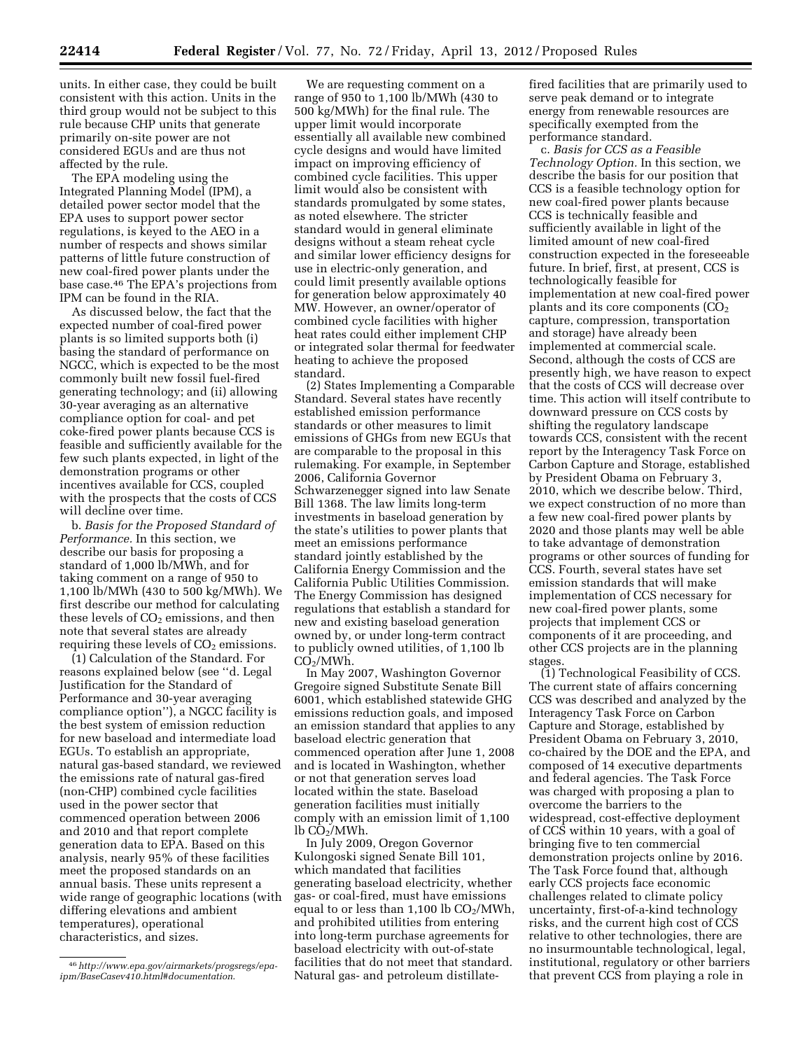units. In either case, they could be built consistent with this action. Units in the third group would not be subject to this rule because CHP units that generate primarily on-site power are not considered EGUs and are thus not affected by the rule.

The EPA modeling using the Integrated Planning Model (IPM), a detailed power sector model that the EPA uses to support power sector regulations, is keyed to the AEO in a number of respects and shows similar patterns of little future construction of new coal-fired power plants under the base case.[46] The EPA's projections from IPM can be found in the RIA.

As discussed below, the fact that the expected number of coal-fired power plants is so limited supports both (i) basing the standard of performance on NGCC, which is expected to be the most commonly built new fossil fuel-fired generating technology; and (ii) allowing 30-year averaging as an alternative compliance option for coal- and pet coke-fired power plants because CCS is feasible and sufficiently available for the few such plants expected, in light of the demonstration programs or other incentives available for CCS, coupled with the prospects that the costs of CCS will decline over time.

b. *Basis for the Proposed Standard of Performance.* In this section, we describe our basis for proposing a standard of 1,000 lb/MWh, and for taking comment on a range of 950 to 1,100 lb/MWh (430 to 500 kg/MWh). We first describe our method for calculating these levels of $CO_2$ emissions, and then note that several states are already requiring these levels of $CO_2$ emissions.

(1) Calculation of the Standard. For reasons explained below (see ''d. Legal Justification for the Standard of Performance and 30-year averaging compliance option''), a NGCC facility is the best system of emission reduction for new baseload and intermediate load EGUs. To establish an appropriate, natural gas-based standard, we reviewed the emissions rate of natural gas-fired (non-CHP) combined cycle facilities used in the power sector that commenced operation between 2006 and 2010 and that report complete generation data to EPA. Based on this analysis, nearly 95% of these facilities meet the proposed standards on an annual basis. These units represent a wide range of geographic locations (with differing elevations and ambient temperatures), operational characteristics, and sizes.

We are requesting comment on a range of 950 to 1,100 lb/MWh (430 to 500 kg/MWh) for the final rule. The upper limit would incorporate essentially all available new combined cycle designs and would have limited impact on improving efficiency of combined cycle facilities. This upper limit would also be consistent with standards promulgated by some states, as noted elsewhere. The stricter standard would in general eliminate designs without a steam reheat cycle and similar lower efficiency designs for use in electric-only generation, and could limit presently available options for generation below approximately 40 MW. However, an owner/operator of combined cycle facilities with higher heat rates could either implement CHP or integrated solar thermal for feedwater heating to achieve the proposed standard.

(2) States Implementing a Comparable Standard. Several states have recently established emission performance standards or other measures to limit emissions of GHGs from new EGUs that are comparable to the proposal in this rulemaking. For example, in September 2006, California Governor Schwarzenegger signed into law Senate Bill 1368. The law limits long-term investments in baseload generation by the state's utilities to power plants that meet an emissions performance standard jointly established by the California Energy Commission and the California Public Utilities Commission. The Energy Commission has designed regulations that establish a standard for new and existing baseload generation owned by, or under long-term contract to publicly owned utilities, of 1,100 lb $CO_2$/MWh.

In May 2007, Washington Governor Gregoire signed Substitute Senate Bill 6001, which established statewide GHG emissions reduction goals, and imposed an emission standard that applies to any baseload electric generation that commenced operation after June 1, 2008 and is located in Washington, whether or not that generation serves load located within the state. Baseload generation facilities must initially comply with an emission limit of 1,100 lb $CO_2$/MWh.

In July 2009, Oregon Governor Kulongoski signed Senate Bill 101, which mandated that facilities generating baseload electricity, whether gas- or coal-fired, must have emissions equal to or less than 1,100 lb $CO_2$/MWh, and prohibited utilities from entering into long-term purchase agreements for baseload electricity with out-of-state facilities that do not meet that standard. Natural gas- and petroleum distillate-fired facilities that are primarily used to serve peak demand or to integrate energy from renewable resources are specifically exempted from the performance standard.

c. *Basis for CCS as a Feasible Technology Option.* In this section, we describe the basis for our position that CCS is a feasible technology option for new coal-fired power plants because CCS is technically feasible and sufficiently available in light of the limited amount of new coal-fired construction expected in the foreseeable future. In brief, first, at present, CCS is technologically feasible for implementation at new coal-fired power plants and its core components ($CO_2$ capture, compression, transportation and storage) have already been implemented at commercial scale. Second, although the costs of CCS are presently high, we have reason to expect that the costs of CCS will decrease over time. This action will itself contribute to downward pressure on CCS costs by shifting the regulatory landscape towards CCS, consistent with the recent report by the Interagency Task Force on Carbon Capture and Storage, established by President Obama on February 3, 2010, which we describe below. Third, we expect construction of no more than a few new coal-fired power plants by 2020 and those plants may well be able to take advantage of demonstration programs or other sources of funding for CCS. Fourth, several states have set emission standards that will make implementation of CCS necessary for new coal-fired power plants, some projects that implement CCS or components of it are proceeding, and other CCS projects are in the planning stages.

(1) Technological Feasibility of CCS. The current state of affairs concerning CCS was described and analyzed by the Interagency Task Force on Carbon Capture and Storage, established by President Obama on February 3, 2010, co-chaired by the DOE and the EPA, and composed of 14 executive departments and federal agencies. The Task Force was charged with proposing a plan to overcome the barriers to the widespread, cost-effective deployment of CCS within 10 years, with a goal of bringing five to ten commercial demonstration projects online by 2016. The Task Force found that, although early CCS projects face economic challenges related to climate policy uncertainty, first-of-a-kind technology risks, and the current high cost of CCS relative to other technologies, there are no insurmountable technological, legal, institutional, regulatory or other barriers that prevent CCS from playing a role in

[46] *http://www.epa.gov/airmarkets/progsregs/epa-ipm/BaseCasev410.html#documentation.*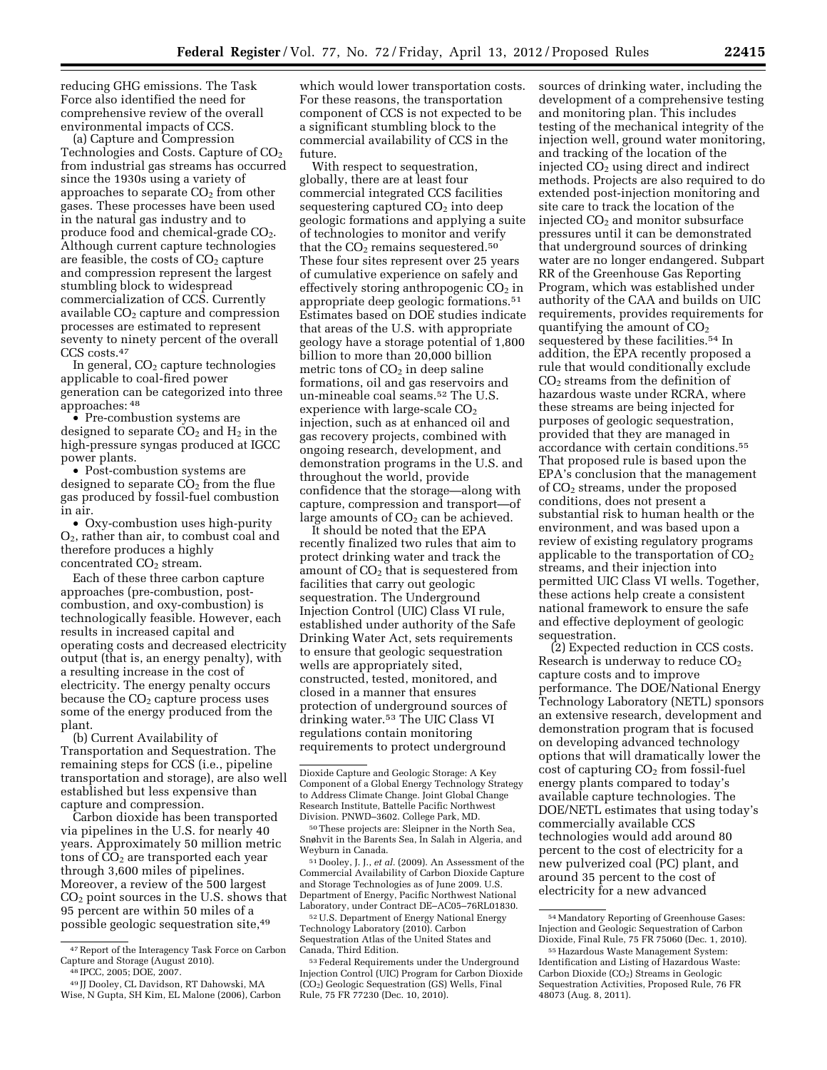reducing GHG emissions. The Task Force also identified the need for comprehensive review of the overall environmental impacts of CCS.

(a) Capture and Compression Technologies and Costs. Capture of $CO_2$ from industrial gas streams has occurred since the 1930s using a variety of approaches to separate $CO_2$ from other gases. These processes have been used in the natural gas industry and to produce food and chemical-grade $CO_2$. Although current capture technologies are feasible, the costs of $CO_2$ capture and compression represent the largest stumbling block to widespread commercialization of CCS. Currently available $CO_2$ capture and compression processes are estimated to represent seventy to ninety percent of the overall CCS costs.[47]

In general, $CO_2$ capture technologies applicable to coal-fired power generation can be categorized into three approaches: [48]

- Pre-combustion systems are designed to separate $CO_2$ and $H_2$ in the high-pressure syngas produced at IGCC power plants.
- Post-combustion systems are designed to separate $CO_2$ from the flue gas produced by fossil-fuel combustion in air.
- Oxy-combustion uses high-purity $O_2$, rather than air, to combust coal and therefore produces a highly concentrated $CO_2$ stream.

Each of these three carbon capture approaches (pre-combustion, post-combustion, and oxy-combustion) is technologically feasible. However, each results in increased capital and operating costs and decreased electricity output (that is, an energy penalty), with a resulting increase in the cost of electricity. The energy penalty occurs because the $CO_2$ capture process uses some of the energy produced from the plant.

(b) Current Availability of Transportation and Sequestration. The remaining steps for CCS (i.e., pipeline transportation and storage), are also well established but less expensive than capture and compression.

Carbon dioxide has been transported via pipelines in the U.S. for nearly 40 years. Approximately 50 million metric tons of $CO_2$ are transported each year through 3,600 miles of pipelines. Moreover, a review of the 500 largest $CO_2$ point sources in the U.S. shows that 95 percent are within 50 miles of a possible geologic sequestration site,[49] which would lower transportation costs. For these reasons, the transportation component of CCS is not expected to be a significant stumbling block to the commercial availability of CCS in the future.

With respect to sequestration, globally, there are at least four commercial integrated CCS facilities sequestering captured $CO_2$ into deep geologic formations and applying a suite of technologies to monitor and verify that the $CO_2$ remains sequestered.[50] These four sites represent over 25 years of cumulative experience on safely and effectively storing anthropogenic $CO_2$ in appropriate deep geologic formations.[51] Estimates based on DOE studies indicate that areas of the U.S. with appropriate geology have a storage potential of 1,800 billion to more than 20,000 billion metric tons of $CO_2$ in deep saline formations, oil and gas reservoirs and un-mineable coal seams.[52] The U.S. experience with large-scale $CO_2$ injection, such as at enhanced oil and gas recovery projects, combined with ongoing research, development, and demonstration programs in the U.S. and throughout the world, provide confidence that the storage—along with capture, compression and transport—of large amounts of $CO_2$ can be achieved.

It should be noted that the EPA recently finalized two rules that aim to protect drinking water and track the amount of $CO_2$ that is sequestered from facilities that carry out geologic sequestration. The Underground Injection Control (UIC) Class VI rule, established under authority of the Safe Drinking Water Act, sets requirements to ensure that geologic sequestration wells are appropriately sited, constructed, tested, monitored, and closed in a manner that ensures protection of underground sources of drinking water.[53] The UIC Class VI regulations contain monitoring requirements to protect underground sources of drinking water, including the development of a comprehensive testing and monitoring plan. This includes testing of the mechanical integrity of the injection well, ground water monitoring, and tracking of the location of the injected $CO_2$ using direct and indirect methods. Projects are also required to do extended post-injection monitoring and site care to track the location of the injected $CO_2$ and monitor subsurface pressures until it can be demonstrated that underground sources of drinking water are no longer endangered. Subpart RR of the Greenhouse Gas Reporting Program, which was established under authority of the CAA and builds on UIC requirements, provides requirements for quantifying the amount of $CO_2$ sequestered by these facilities.[54] In addition, the EPA recently proposed a rule that would conditionally exclude $CO_2$ streams from the definition of hazardous waste under RCRA, where these streams are being injected for purposes of geologic sequestration, provided that they are managed in accordance with certain conditions.[55] That proposed rule is based upon the EPA's conclusion that the management of $CO_2$ streams, under the proposed conditions, does not present a substantial risk to human health or the environment, and was based upon a review of existing regulatory programs applicable to the transportation of $CO_2$ streams, and their injection into permitted UIC Class VI wells. Together, these actions help create a consistent national framework to ensure the safe and effective deployment of geologic sequestration.

(2) Expected reduction in CCS costs. Research is underway to reduce $CO_2$ capture costs and to improve performance. The DOE/National Energy Technology Laboratory (NETL) sponsors an extensive research, development and demonstration program that is focused on developing advanced technology options that will dramatically lower the cost of capturing $CO_2$ from fossil-fuel energy plants compared to today's available capture technologies. The DOE/NETL estimates that using today's commercially available CCS technologies would add around 80 percent to the cost of electricity for a new pulverized coal (PC) plant, and around 35 percent to the cost of electricity for a new advanced

---

[47] Report of the Interagency Task Force on Carbon Capture and Storage (August 2010).

[48] IPCC, 2005; DOE, 2007.

[49] JJ Dooley, CL Davidson, RT Dahowski, MA Wise, N Gupta, SH Kim, EL Malone (2006), Carbon Dioxide Capture and Geologic Storage: A Key Component of a Global Energy Technology Strategy to Address Climate Change. Joint Global Change Research Institute, Battelle Pacific Northwest Division. PNWD–3602. College Park, MD.

[50] These projects are: Sleipner in the North Sea, Snøhvit in the Barents Sea, In Salah in Algeria, and Weyburn in Canada.

[51] Dooley, J. J., *et al.* (2009). An Assessment of the Commercial Availability of Carbon Dioxide Capture and Storage Technologies as of June 2009. U.S. Department of Energy, Pacific Northwest National Laboratory, under Contract DE–AC05–76RL01830.

[52] U.S. Department of Energy National Energy Technology Laboratory (2010). Carbon Sequestration Atlas of the United States and Canada, Third Edition.

[53] Federal Requirements under the Underground Injection Control (UIC) Program for Carbon Dioxide ($CO_2$) Geologic Sequestration (GS) Wells, Final Rule, 75 FR 77230 (Dec. 10, 2010).

[54] Mandatory Reporting of Greenhouse Gases: Injection and Geologic Sequestration of Carbon Dioxide, Final Rule, 75 FR 75060 (Dec. 1, 2010).

[55] Hazardous Waste Management System: Identification and Listing of Hazardous Waste: Carbon Dioxide ($CO_2$) Streams in Geologic Sequestration Activities, Proposed Rule, 76 FR 48073 (Aug. 8, 2011).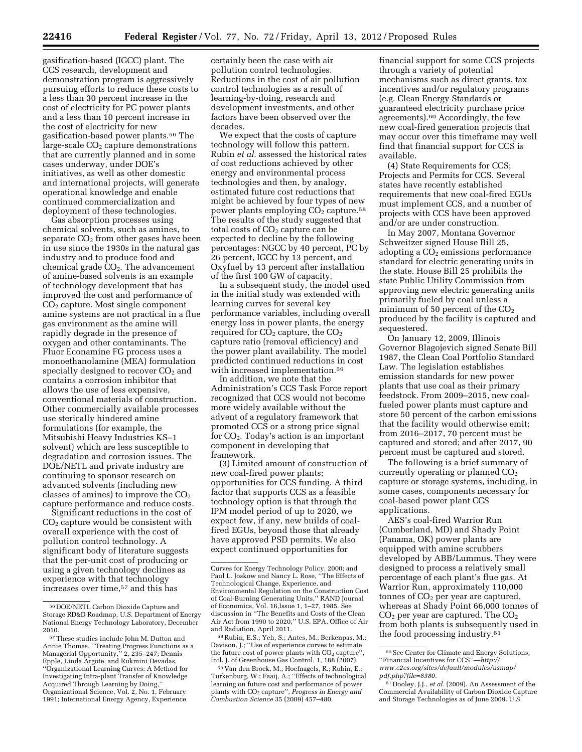gasification-based (IGCC) plant. The CCS research, development and demonstration program is aggressively pursuing efforts to reduce these costs to a less than 30 percent increase in the cost of electricity for PC power plants and a less than 10 percent increase in the cost of electricity for new gasification-based power plants.[56] The large-scale $CO_2$ capture demonstrations that are currently planned and in some cases underway, under DOE's initiatives, as well as other domestic and international projects, will generate operational knowledge and enable continued commercialization and deployment of these technologies.

Gas absorption processes using chemical solvents, such as amines, to separate $CO_2$ from other gases have been in use since the 1930s in the natural gas industry and to produce food and chemical grade $CO_2$. The advancement of amine-based solvents is an example of technology development that has improved the cost and performance of $CO_2$ capture. Most single component amine systems are not practical in a flue gas environment as the amine will rapidly degrade in the presence of oxygen and other contaminants. The Fluor Econamine FG process uses a monoethanolamine (MEA) formulation specially designed to recover $CO_2$ and contains a corrosion inhibitor that allows the use of less expensive, conventional materials of construction. Other commercially available processes use sterically hindered amine formulations (for example, the Mitsubishi Heavy Industries KS–1 solvent) which are less susceptible to degradation and corrosion issues. The DOE/NETL and private industry are continuing to sponsor research on advanced solvents (including new classes of amines) to improve the $CO_2$ capture performance and reduce costs.

Significant reductions in the cost of $CO_2$ capture would be consistent with overall experience with the cost of pollution control technology. A significant body of literature suggests that the per-unit cost of producing or using a given technology declines as experience with that technology increases over time,[57] and this has certainly been the case with air pollution control technologies. Reductions in the cost of air pollution control technologies as a result of learning-by-doing, research and development investments, and other factors have been observed over the decades.

We expect that the costs of capture technology will follow this pattern. Rubin *et al.* assessed the historical rates of cost reductions achieved by other energy and environmental process technologies and then, by analogy, estimated future cost reductions that might be achieved by four types of new power plants employing $CO_2$ capture.[58] The results of the study suggested that total costs of $CO_2$ capture can be expected to decline by the following percentages: NGCC by 40 percent, PC by 26 percent, IGCC by 13 percent, and Oxyfuel by 13 percent after installation of the first 100 GW of capacity.

In a subsequent study, the model used in the initial study was extended with learning curves for several key performance variables, including overall energy loss in power plants, the energy required for $CO_2$ capture, the $CO_2$ capture ratio (removal efficiency) and the power plant availability. The model predicted continued reductions in cost with increased implementation.[59]

In addition, we note that the Administration's CCS Task Force report recognized that CCS would not become more widely available without the advent of a regulatory framework that promoted CCS or a strong price signal for $CO_2$. Today's action is an important component in developing that framework.

(3) Limited amount of construction of new coal-fired power plants; opportunities for CCS funding. A third factor that supports CCS as a feasible technology option is that through the IPM model period of up to 2020, we expect few, if any, new builds of coal-fired EGUs, beyond those that already have approved PSD permits. We also expect continued opportunities for financial support for some CCS projects through a variety of potential mechanisms such as direct grants, tax incentives and/or regulatory programs (e.g. Clean Energy Standards or guaranteed electricity purchase price agreements).[60] Accordingly, the few new coal-fired generation projects that may occur over this timeframe may well find that financial support for CCS is available.

(4) State Requirements for CCS; Projects and Permits for CCS. Several states have recently established requirements that new coal-fired EGUs must implement CCS, and a number of projects with CCS have been approved and/or are under construction.

In May 2007, Montana Governor Schweitzer signed House Bill 25, adopting a $CO_2$ emissions performance standard for electric generating units in the state. House Bill 25 prohibits the state Public Utility Commission from approving new electric generating units primarily fueled by coal unless a minimum of 50 percent of the $CO_2$ produced by the facility is captured and sequestered.

On January 12, 2009, Illinois Governor Blagojevich signed Senate Bill 1987, the Clean Coal Portfolio Standard Law. The legislation establishes emission standards for new power plants that use coal as their primary feedstock. From 2009–2015, new coal-fueled power plants must capture and store 50 percent of the carbon emissions that the facility would otherwise emit; from 2016–2017, 70 percent must be captured and stored; and after 2017, 90 percent must be captured and stored.

The following is a brief summary of currently operating or planned $CO_2$ capture or storage systems, including, in some cases, components necessary for coal-based power plant CCS applications.

AES's coal-fired Warrior Run (Cumberland, MD) and Shady Point (Panama, OK) power plants are equipped with amine scrubbers developed by ABB/Lummus. They were designed to process a relatively small percentage of each plant's flue gas. At Warrior Run, approximately 110,000 tonnes of $CO_2$ per year are captured, whereas at Shady Point 66,000 tonnes of $CO_2$ per year are captured. The $CO_2$ from both plants is subsequently used in the food processing industry.[61]

---

[56] DOE/NETL Carbon Dioxide Capture and Storage RD&D Roadmap, U.S. Department of Energy National Energy Technology Laboratory, December 2010.

[57] These studies include John M. Dutton and Annie Thomas, ''Treating Progress Functions as a Managerial Opportunity,'' 2, 235–247; Dennis Epple, Linda Argote, and Rukmini Devadas, ''Organizational Learning Curves: A Method for Investigating Intra-plant Transfer of Knowledge Acquired Through Learning by Doing,'' Organizational Science, Vol. 2, No. 1, February 1991; International Energy Agency, Experience Curves for Energy Technology Policy, 2000; and Paul L. Joskow and Nancy L. Rose, ''The Effects of Technological Change, Experience, and Environmental Regulation on the Construction Cost of Coal-Burning Generating Units,'' RAND Journal of Economics, Vol. 16,Issue 1, 1–27, 1985. See discussion in ''The Benefits and Costs of the Clean Air Act from 1990 to 2020,'' U.S. EPA, Office of Air and Radiation, April 2011.

[58] Rubin, E.S.; Yeh, S.; Antes, M.; Berkenpas, M.; Davison, J.; ''Use of experience curves to estimate the future cost of power plants with $CO_2$ capture'', Intl. J. of Greenhouse Gas Control, 1, 188 (2007).

[59] Van den Broek, M.; Hoefnagels, R.; Rubin, E.; Turkenburg, W.; Faaij, A.; ''Effects of technological learning on future cost and performance of power plants with $CO_2$ capture'', *Progress in Energy and Combustion Science* 35 (2009) 457–480.

[60] See Center for Climate and Energy Solutions, ''Financial Incentives for CCS''—*http://www.c2es.org/sites/default/modules/usmap/pdf.php?file=8380.*

[61] Dooley, J.J., *et al.* (2009). An Assessment of the Commercial Availability of Carbon Dioxide Capture and Storage Technologies as of June 2009. U.S.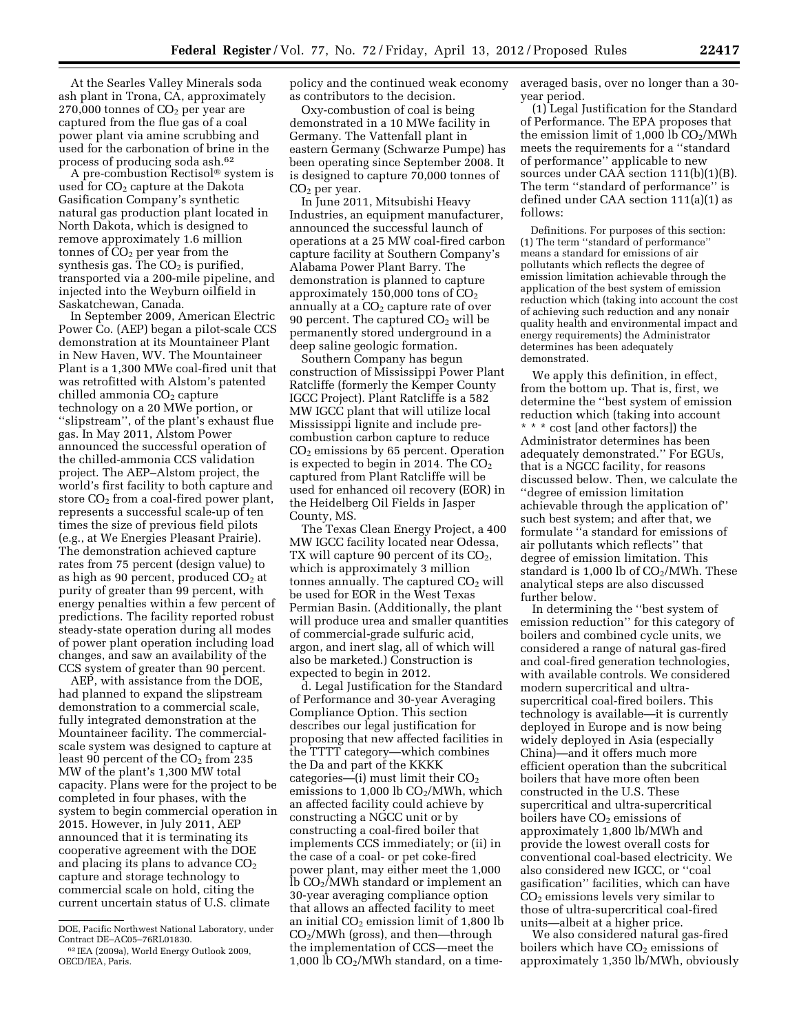At the Searles Valley Minerals soda ash plant in Trona, CA, approximately 270,000 tonnes of $CO_2$ per year are captured from the flue gas of a coal power plant via amine scrubbing and used for the carbonation of brine in the process of producing soda ash.[62]

A pre-combustion Rectisol® system is used for $CO_2$ capture at the Dakota Gasification Company's synthetic natural gas production plant located in North Dakota, which is designed to remove approximately 1.6 million tonnes of $CO_2$ per year from the synthesis gas. The $CO_2$ is purified, transported via a 200-mile pipeline, and injected into the Weyburn oilfield in Saskatchewan, Canada.

In September 2009, American Electric Power Co. (AEP) began a pilot-scale CCS demonstration at its Mountaineer Plant in New Haven, WV. The Mountaineer Plant is a 1,300 MWe coal-fired unit that was retrofitted with Alstom's patented chilled ammonia $CO_2$ capture technology on a 20 MWe portion, or ''slipstream'', of the plant's exhaust flue gas. In May 2011, Alstom Power announced the successful operation of the chilled-ammonia CCS validation project. The AEP–Alstom project, the world's first facility to both capture and store $CO_2$ from a coal-fired power plant, represents a successful scale-up of ten times the size of previous field pilots (e.g., at We Energies Pleasant Prairie). The demonstration achieved capture rates from 75 percent (design value) to as high as 90 percent, produced $CO_2$ at purity of greater than 99 percent, with energy penalties within a few percent of predictions. The facility reported robust steady-state operation during all modes of power plant operation including load changes, and saw an availability of the CCS system of greater than 90 percent.

AEP, with assistance from the DOE, had planned to expand the slipstream demonstration to a commercial scale, fully integrated demonstration at the Mountaineer facility. The commercial-scale system was designed to capture at least 90 percent of the $CO_2$ from 235 MW of the plant's 1,300 MW total capacity. Plans were for the project to be completed in four phases, with the system to begin commercial operation in 2015. However, in July 2011, AEP announced that it is terminating its cooperative agreement with the DOE and placing its plans to advance $CO_2$ capture and storage technology to commercial scale on hold, citing the current uncertain status of U.S. climate policy and the continued weak economy as contributors to the decision.

Oxy-combustion of coal is being demonstrated in a 10 MWe facility in Germany. The Vattenfall plant in eastern Germany (Schwarze Pumpe) has been operating since September 2008. It is designed to capture 70,000 tonnes of $CO_2$ per year.

In June 2011, Mitsubishi Heavy Industries, an equipment manufacturer, announced the successful launch of operations at a 25 MW coal-fired carbon capture facility at Southern Company's Alabama Power Plant Barry. The demonstration is planned to capture approximately 150,000 tons of $CO_2$ annually at a $CO_2$ capture rate of over 90 percent. The captured $CO_2$ will be permanently stored underground in a deep saline geologic formation.

Southern Company has begun construction of Mississippi Power Plant Ratcliffe (formerly the Kemper County IGCC Project). Plant Ratcliffe is a 582 MW IGCC plant that will utilize local Mississippi lignite and include pre-combustion carbon capture to reduce $CO_2$ emissions by 65 percent. Operation is expected to begin in 2014. The $CO_2$ captured from Plant Ratcliffe will be used for enhanced oil recovery (EOR) in the Heidelberg Oil Fields in Jasper County, MS.

The Texas Clean Energy Project, a 400 MW IGCC facility located near Odessa, TX will capture 90 percent of its $CO_2$, which is approximately 3 million tonnes annually. The captured $CO_2$ will be used for EOR in the West Texas Permian Basin. (Additionally, the plant will produce urea and smaller quantities of commercial-grade sulfuric acid, argon, and inert slag, all of which will also be marketed.) Construction is expected to begin in 2012.

d. Legal Justification for the Standard of Performance and 30-year Averaging Compliance Option. This section describes our legal justification for proposing that new affected facilities in the TTTT category—which combines the Da and part of the KKKK categories—(i) must limit their $CO_2$ emissions to 1,000 lb $CO_2$/MWh, which an affected facility could achieve by constructing a NGCC unit or by constructing a coal-fired boiler that implements CCS immediately; or (ii) in the case of a coal- or pet coke-fired power plant, may either meet the 1,000 lb $CO_2$/MWh standard or implement an 30-year averaging compliance option that allows an affected facility to meet an initial $CO_2$ emission limit of 1,800 lb $CO_2$/MWh (gross), and then—through the implementation of CCS—meet the 1,000 lb $CO_2$/MWh standard, on a time-averaged basis, over no longer than a 30-year period.

(1) Legal Justification for the Standard of Performance. The EPA proposes that the emission limit of 1,000 lb $CO_2$/MWh meets the requirements for a ''standard of performance'' applicable to new sources under CAA section 111(b)(1)(B). The term ''standard of performance'' is defined under CAA section 111(a)(1) as follows:

> Definitions. For purposes of this section: (1) The term ''standard of performance'' means a standard for emissions of air pollutants which reflects the degree of emission limitation achievable through the application of the best system of emission reduction which (taking into account the cost of achieving such reduction and any nonair quality health and environmental impact and energy requirements) the Administrator determines has been adequately demonstrated.

We apply this definition, in effect, from the bottom up. That is, first, we determine the ''best system of emission reduction which (taking into account * * * cost [and other factors]) the Administrator determines has been adequately demonstrated.'' For EGUs, that is a NGCC facility, for reasons discussed below. Then, we calculate the ''degree of emission limitation achievable through the application of'' such best system; and after that, we formulate ''a standard for emissions of air pollutants which reflects'' that degree of emission limitation. This standard is 1,000 lb of $CO_2$/MWh. These analytical steps are also discussed further below.

In determining the ''best system of emission reduction'' for this category of boilers and combined cycle units, we considered a range of natural gas-fired and coal-fired generation technologies, with available controls. We considered modern supercritical and ultra-supercritical coal-fired boilers. This technology is available—it is currently deployed in Europe and is now being widely deployed in Asia (especially China)—and it offers much more efficient operation than the subcritical boilers that have more often been constructed in the U.S. These supercritical and ultra-supercritical boilers have $CO_2$ emissions of approximately 1,800 lb/MWh and provide the lowest overall costs for conventional coal-based electricity. We also considered new IGCC, or ''coal gasification'' facilities, which can have $CO_2$ emissions levels very similar to those of ultra-supercritical coal-fired units—albeit at a higher price.

We also considered natural gas-fired boilers which have $CO_2$ emissions of approximately 1,350 lb/MWh, obviously

---

DOE, Pacific Northwest National Laboratory, under Contract DE–AC05–76RL01830.

[62] IEA (2009a), World Energy Outlook 2009, OECD/IEA, Paris.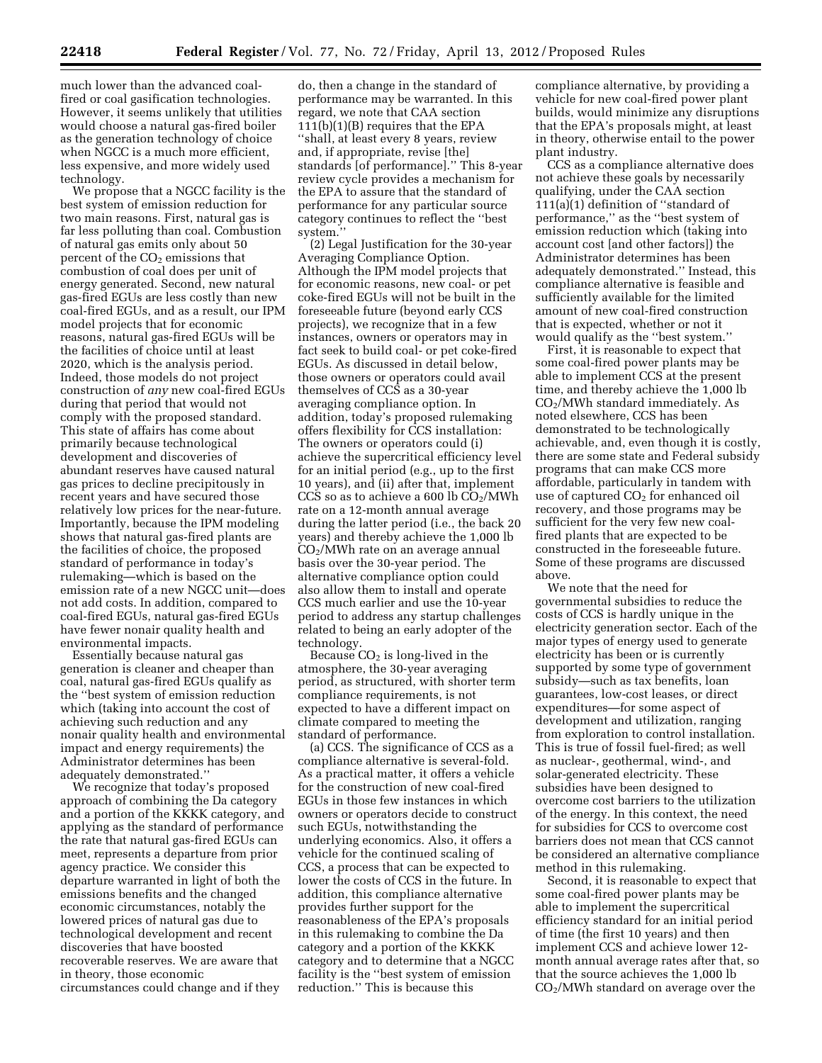much lower than the advanced coal-fired or coal gasification technologies. However, it seems unlikely that utilities would choose a natural gas-fired boiler as the generation technology of choice when NGCC is a much more efficient, less expensive, and more widely used technology.

We propose that a NGCC facility is the best system of emission reduction for two main reasons. First, natural gas is far less polluting than coal. Combustion of natural gas emits only about 50 percent of the $CO_2$ emissions that combustion of coal does per unit of energy generated. Second, new natural gas-fired EGUs are less costly than new coal-fired EGUs, and as a result, our IPM model projects that for economic reasons, natural gas-fired EGUs will be the facilities of choice until at least 2020, which is the analysis period. Indeed, those models do not project construction of *any* new coal-fired EGUs during that period that would not comply with the proposed standard. This state of affairs has come about primarily because technological development and discoveries of abundant reserves have caused natural gas prices to decline precipitously in recent years and have secured those relatively low prices for the near-future. Importantly, because the IPM modeling shows that natural gas-fired plants are the facilities of choice, the proposed standard of performance in today's rulemaking—which is based on the emission rate of a new NGCC unit—does not add costs. In addition, compared to coal-fired EGUs, natural gas-fired EGUs have fewer nonair quality health and environmental impacts.

Essentially because natural gas generation is cleaner and cheaper than coal, natural gas-fired EGUs qualify as the "best system of emission reduction which (taking into account the cost of achieving such reduction and any nonair quality health and environmental impact and energy requirements) the Administrator determines has been adequately demonstrated."

We recognize that today's proposed approach of combining the Da category and a portion of the KKKK category, and applying as the standard of performance the rate that natural gas-fired EGUs can meet, represents a departure from prior agency practice. We consider this departure warranted in light of both the emissions benefits and the changed economic circumstances, notably the lowered prices of natural gas due to technological development and recent discoveries that have boosted recoverable reserves. We are aware that in theory, those economic circumstances could change and if they do, then a change in the standard of performance may be warranted. In this regard, we note that CAA section 111(b)(1)(B) requires that the EPA "shall, at least every 8 years, review and, if appropriate, revise [the] standards [of performance]." This 8-year review cycle provides a mechanism for the EPA to assure that the standard of performance for any particular source category continues to reflect the "best system."

(2) Legal Justification for the 30-year Averaging Compliance Option. Although the IPM model projects that for economic reasons, new coal- or pet coke-fired EGUs will not be built in the foreseeable future (beyond early CCS projects), we recognize that in a few instances, owners or operators may in fact seek to build coal- or pet coke-fired EGUs. As discussed in detail below, those owners or operators could avail themselves of CCS as a 30-year averaging compliance option. In addition, today's proposed rulemaking offers flexibility for CCS installation: The owners or operators could (i) achieve the supercritical efficiency level for an initial period (e.g., up to the first 10 years), and (ii) after that, implement CCS so as to achieve a 600 lb $CO_2$/MWh rate on a 12-month annual average during the latter period (i.e., the back 20 years) and thereby achieve the 1,000 lb $CO_2$/MWh rate on an average annual basis over the 30-year period. The alternative compliance option could also allow them to install and operate CCS much earlier and use the 10-year period to address any startup challenges related to being an early adopter of the technology.

Because $CO_2$ is long-lived in the atmosphere, the 30-year averaging period, as structured, with shorter term compliance requirements, is not expected to have a different impact on climate compared to meeting the standard of performance.

(a) CCS. The significance of CCS as a compliance alternative is several-fold. As a practical matter, it offers a vehicle for the construction of new coal-fired EGUs in those few instances in which owners or operators decide to construct such EGUs, notwithstanding the underlying economics. Also, it offers a vehicle for the continued scaling of CCS, a process that can be expected to lower the costs of CCS in the future. In addition, this compliance alternative provides further support for the reasonableness of the EPA's proposals in this rulemaking to combine the Da category and a portion of the KKKK category and to determine that a NGCC facility is the "best system of emission reduction." This is because this compliance alternative, by providing a vehicle for new coal-fired power plant builds, would minimize any disruptions that the EPA's proposals might, at least in theory, otherwise entail to the power plant industry.

CCS as a compliance alternative does not achieve these goals by necessarily qualifying, under the CAA section 111(a)(1) definition of "standard of performance," as the "best system of emission reduction which (taking into account cost [and other factors]) the Administrator determines has been adequately demonstrated." Instead, this compliance alternative is feasible and sufficiently available for the limited amount of new coal-fired construction that is expected, whether or not it would qualify as the "best system."

First, it is reasonable to expect that some coal-fired power plants may be able to implement CCS at the present time, and thereby achieve the 1,000 lb $CO_2$/MWh standard immediately. As noted elsewhere, CCS has been demonstrated to be technologically achievable, and, even though it is costly, there are some state and Federal subsidy programs that can make CCS more affordable, particularly in tandem with use of captured $CO_2$ for enhanced oil recovery, and those programs may be sufficient for the very few new coal-fired plants that are expected to be constructed in the foreseeable future. Some of these programs are discussed above.

We note that the need for governmental subsidies to reduce the costs of CCS is hardly unique in the electricity generation sector. Each of the major types of energy used to generate electricity has been or is currently supported by some type of government subsidy—such as tax benefits, loan guarantees, low-cost leases, or direct expenditures—for some aspect of development and utilization, ranging from exploration to control installation. This is true of fossil fuel-fired; as well as nuclear-, geothermal, wind-, and solar-generated electricity. These subsidies have been designed to overcome cost barriers to the utilization of the energy. In this context, the need for subsidies for CCS to overcome cost barriers does not mean that CCS cannot be considered an alternative compliance method in this rulemaking.

Second, it is reasonable to expect that some coal-fired power plants may be able to implement the supercritical efficiency standard for an initial period of time (the first 10 years) and then implement CCS and achieve lower 12-month annual average rates after that, so that the source achieves the 1,000 lb $CO_2$/MWh standard on average over the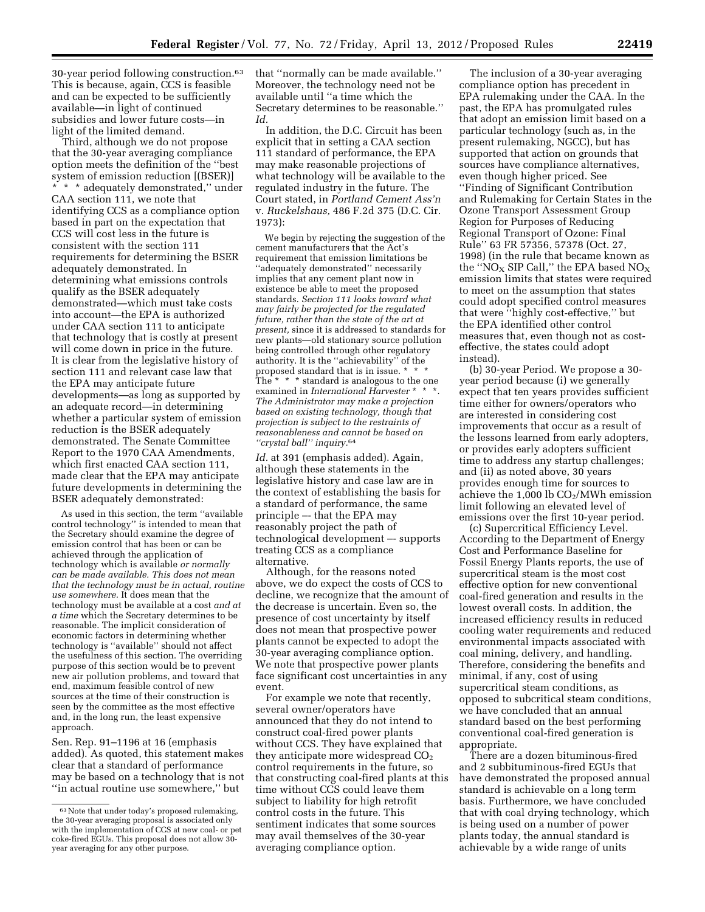30-year period following construction.[63] This is because, again, CCS is feasible and can be expected to be sufficiently available—in light of continued subsidies and lower future costs—in light of the limited demand.

Third, although we do not propose that the 30-year averaging compliance option meets the definition of the ''best system of emission reduction [(BSER)] * * * adequately demonstrated,'' under CAA section 111, we note that identifying CCS as a compliance option based in part on the expectation that CCS will cost less in the future is consistent with the section 111 requirements for determining the BSER adequately demonstrated. In determining what emissions controls qualify as the BSER adequately demonstrated—which must take costs into account—the EPA is authorized under CAA section 111 to anticipate that technology that is costly at present will come down in price in the future. It is clear from the legislative history of section 111 and relevant case law that the EPA may anticipate future developments—as long as supported by an adequate record—in determining whether a particular system of emission reduction is the BSER adequately demonstrated. The Senate Committee Report to the 1970 CAA Amendments, which first enacted CAA section 111, made clear that the EPA may anticipate future developments in determining the BSER adequately demonstrated:

> As used in this section, the term ''available control technology'' is intended to mean that the Secretary should examine the degree of emission control that has been or can be achieved through the application of technology which is available *or normally can be made available. This does not mean that the technology must be in actual, routine use somewhere.* It does mean that the technology must be available at a cost *and at a time* which the Secretary determines to be reasonable. The implicit consideration of economic factors in determining whether technology is ''available'' should not affect the usefulness of this section. The overriding purpose of this section would be to prevent new air pollution problems, and toward that end, maximum feasible control of new sources at the time of their construction is seen by the committee as the most effective and, in the long run, the least expensive approach.

Sen. Rep. 91–1196 at 16 (emphasis added). As quoted, this statement makes clear that a standard of performance may be based on a technology that is not ''in actual routine use somewhere,'' but that ''normally can be made available.'' Moreover, the technology need not be available until ''a time which the Secretary determines to be reasonable.'' *Id.*

In addition, the D.C. Circuit has been explicit that in setting a CAA section 111 standard of performance, the EPA may make reasonable projections of what technology will be available to the regulated industry in the future. The Court stated, in *Portland Cement Ass'n* v. *Ruckelshaus,* 486 F.2d 375 (D.C. Cir. 1973):

> We begin by rejecting the suggestion of the cement manufacturers that the Act's requirement that emission limitations be ''adequately demonstrated'' necessarily implies that any cement plant now in existence be able to meet the proposed standards. *Section 111 looks toward what may fairly be projected for the regulated future, rather than the state of the art at present,* since it is addressed to standards for new plants—old stationary source pollution being controlled through other regulatory authority. It is the ''achievability'' of the proposed standard that is in issue. * * * The * * * standard is analogous to the one examined in *International Harvester* * * *. *The Administrator may make a projection based on existing technology, though that projection is subject to the restraints of reasonableness and cannot be based on ''crystal ball'' inquiry.*[64]

*Id.* at 391 (emphasis added). Again, although these statements in the legislative history and case law are in the context of establishing the basis for a standard of performance, the same principle –- that the EPA may reasonably project the path of technological development –- supports treating CCS as a compliance alternative.

Although, for the reasons noted above, we do expect the costs of CCS to decline, we recognize that the amount of the decrease is uncertain. Even so, the presence of cost uncertainty by itself does not mean that prospective power plants cannot be expected to adopt the 30-year averaging compliance option. We note that prospective power plants face significant cost uncertainties in any event.

For example we note that recently, several owner/operators have announced that they do not intend to construct coal-fired power plants without CCS. They have explained that they anticipate more widespread $CO_2$ control requirements in the future, so that constructing coal-fired plants at this time without CCS could leave them subject to liability for high retrofit control costs in the future. This sentiment indicates that some sources may avail themselves of the 30-year averaging compliance option.

The inclusion of a 30-year averaging compliance option has precedent in EPA rulemaking under the CAA. In the past, the EPA has promulgated rules that adopt an emission limit based on a particular technology (such as, in the present rulemaking, NGCC), but has supported that action on grounds that sources have compliance alternatives, even though higher priced. See ''Finding of Significant Contribution and Rulemaking for Certain States in the Ozone Transport Assessment Group Region for Purposes of Reducing Regional Transport of Ozone: Final Rule'' 63 FR 57356, 57378 (Oct. 27, 1998) (in the rule that became known as the ''$NO_X$ SIP Call,'' the EPA based $NO_X$ emission limits that states were required to meet on the assumption that states could adopt specified control measures that were ''highly cost-effective,'' but the EPA identified other control measures that, even though not as cost-effective, the states could adopt instead).

(b) 30-year Period. We propose a 30-year period because (i) we generally expect that ten years provides sufficient time either for owners/operators who are interested in considering cost improvements that occur as a result of the lessons learned from early adopters, or provides early adopters sufficient time to address any startup challenges; and (ii) as noted above, 30 years provides enough time for sources to achieve the 1,000 lb $CO_2$/MWh emission limit following an elevated level of emissions over the first 10-year period.

(c) Supercritical Efficiency Level. According to the Department of Energy Cost and Performance Baseline for Fossil Energy Plants reports, the use of supercritical steam is the most cost effective option for new conventional coal-fired generation and results in the lowest overall costs. In addition, the increased efficiency results in reduced cooling water requirements and reduced environmental impacts associated with coal mining, delivery, and handling. Therefore, considering the benefits and minimal, if any, cost of using supercritical steam conditions, as opposed to subcritical steam conditions, we have concluded that an annual standard based on the best performing conventional coal-fired generation is appropriate.

There are a dozen bituminous-fired and 2 subbituminous-fired EGUs that have demonstrated the proposed annual standard is achievable on a long term basis. Furthermore, we have concluded that with coal drying technology, which is being used on a number of power plants today, the annual standard is achievable by a wide range of units

---

[63] Note that under today's proposed rulemaking, the 30-year averaging proposal is associated only with the implementation of CCS at new coal- or pet coke-fired EGUs. This proposal does not allow 30-year averaging for any other purpose.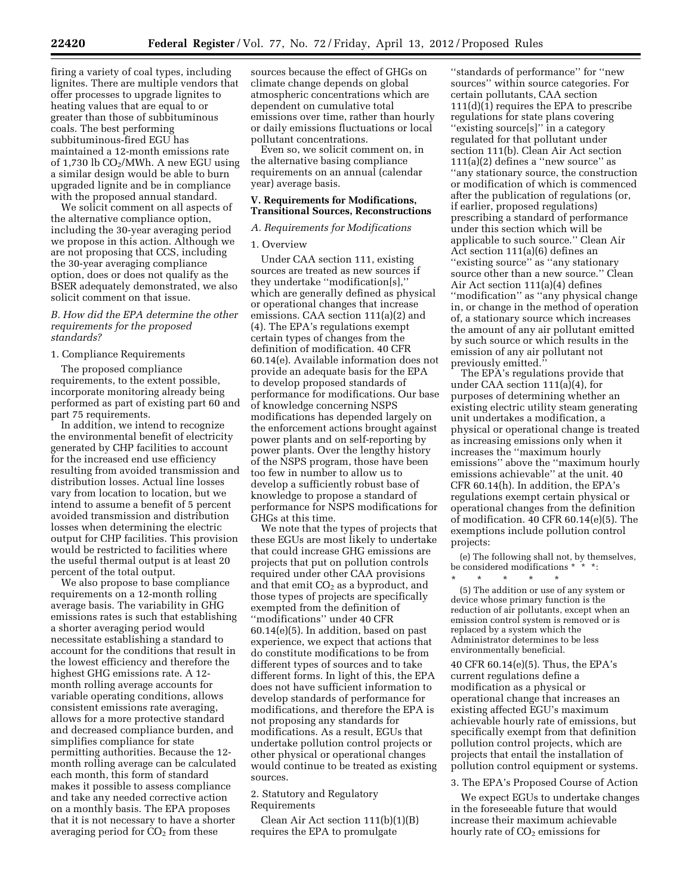firing a variety of coal types, including lignites. There are multiple vendors that offer processes to upgrade lignites to heating values that are equal to or greater than those of subbituminous coals. The best performing subbituminous-fired EGU has maintained a 12-month emissions rate of 1,730 lb $CO_2$/MWh. A new EGU using a similar design would be able to burn upgraded lignite and be in compliance with the proposed annual standard.

We solicit comment on all aspects of the alternative compliance option, including the 30-year averaging period we propose in this action. Although we are not proposing that CCS, including the 30-year averaging compliance option, does or does not qualify as the BSER adequately demonstrated, we also solicit comment on that issue.

### B. How did the EPA determine the other requirements for the proposed standards?

#### 1. Compliance Requirements

The proposed compliance requirements, to the extent possible, incorporate monitoring already being performed as part of existing part 60 and part 75 requirements.

In addition, we intend to recognize the environmental benefit of electricity generated by CHP facilities to account for the increased end use efficiency resulting from avoided transmission and distribution losses. Actual line losses vary from location to location, but we intend to assume a benefit of 5 percent avoided transmission and distribution losses when determining the electric output for CHP facilities. This provision would be restricted to facilities where the useful thermal output is at least 20 percent of the total output.

We also propose to base compliance requirements on a 12-month rolling average basis. The variability in GHG emissions rates is such that establishing a shorter averaging period would necessitate establishing a standard to account for the conditions that result in the lowest efficiency and therefore the highest GHG emissions rate. A 12-month rolling average accounts for variable operating conditions, allows consistent emissions rate averaging, allows for a more protective standard and decreased compliance burden, and simplifies compliance for state permitting authorities. Because the 12-month rolling average can be calculated each month, this form of standard makes it possible to assess compliance and take any needed corrective action on a monthly basis. The EPA proposes that it is not necessary to have a shorter averaging period for $CO_2$ from these sources because the effect of GHGs on climate change depends on global atmospheric concentrations which are dependent on cumulative total emissions over time, rather than hourly or daily emissions fluctuations or local pollutant concentrations.

Even so, we solicit comment on, in the alternative basing compliance requirements on an annual (calendar year) average basis.

## V. Requirements for Modifications, Transitional Sources, Reconstructions

### A. Requirements for Modifications

#### 1. Overview

Under CAA section 111, existing sources are treated as new sources if they undertake "modification[s]," which are generally defined as physical or operational changes that increase emissions. CAA section 111(a)(2) and (4). The EPA's regulations exempt certain types of changes from the definition of modification. 40 CFR 60.14(e). Available information does not provide an adequate basis for the EPA to develop proposed standards of performance for modifications. Our base of knowledge concerning NSPS modifications has depended largely on the enforcement actions brought against power plants and on self-reporting by power plants. Over the lengthy history of the NSPS program, those have been too few in number to allow us to develop a sufficiently robust base of knowledge to propose a standard of performance for NSPS modifications for GHGs at this time.

We note that the types of projects that these EGUs are most likely to undertake that could increase GHG emissions are projects that put on pollution controls required under other CAA provisions and that emit $CO_2$ as a byproduct, and those types of projects are specifically exempted from the definition of "modifications" under 40 CFR 60.14(e)(5). In addition, based on past experience, we expect that actions that do constitute modifications to be from different types of sources and to take different forms. In light of this, the EPA does not have sufficient information to develop standards of performance for modifications, and therefore the EPA is not proposing any standards for modifications. As a result, EGUs that undertake pollution control projects or other physical or operational changes would continue to be treated as existing sources.

#### 2. Statutory and Regulatory Requirements

Clean Air Act section 111(b)(1)(B) requires the EPA to promulgate "standards of performance" for "new sources" within source categories. For certain pollutants, CAA section 111(d)(1) requires the EPA to prescribe regulations for state plans covering "existing source[s]" in a category regulated for that pollutant under section 111(b). Clean Air Act section 111(a)(2) defines a "new source" as "any stationary source, the construction or modification of which is commenced after the publication of regulations (or, if earlier, proposed regulations) prescribing a standard of performance under this section which will be applicable to such source." Clean Air Act section 111(a)(6) defines an "existing source" as "any stationary source other than a new source." Clean Air Act section 111(a)(4) defines "modification" as "any physical change in, or change in the method of operation of, a stationary source which increases the amount of any air pollutant emitted by such source or which results in the emission of any air pollutant not previously emitted."

The EPA's regulations provide that under CAA section 111(a)(4), for purposes of determining whether an existing electric utility steam generating unit undertakes a modification, a physical or operational change is treated as increasing emissions only when it increases the "maximum hourly emissions" above the "maximum hourly emissions achievable" at the unit. 40 CFR 60.14(h). In addition, the EPA's regulations exempt certain physical or operational changes from the definition of modification. 40 CFR 60.14(e)(5). The exemptions include pollution control projects:

> (e) The following shall not, by themselves, be considered modifications * * *:
>
> \* \* \* \* \*
>
> (5) The addition or use of any system or device whose primary function is the reduction of air pollutants, except when an emission control system is removed or is replaced by a system which the Administrator determines to be less environmentally beneficial.

40 CFR 60.14(e)(5). Thus, the EPA's current regulations define a modification as a physical or operational change that increases an existing affected EGU's maximum achievable hourly rate of emissions, but specifically exempt from that definition pollution control projects, which are projects that entail the installation of pollution control equipment or systems.

#### 3. The EPA's Proposed Course of Action

We expect EGUs to undertake changes in the foreseeable future that would increase their maximum achievable hourly rate of $CO_2$ emissions for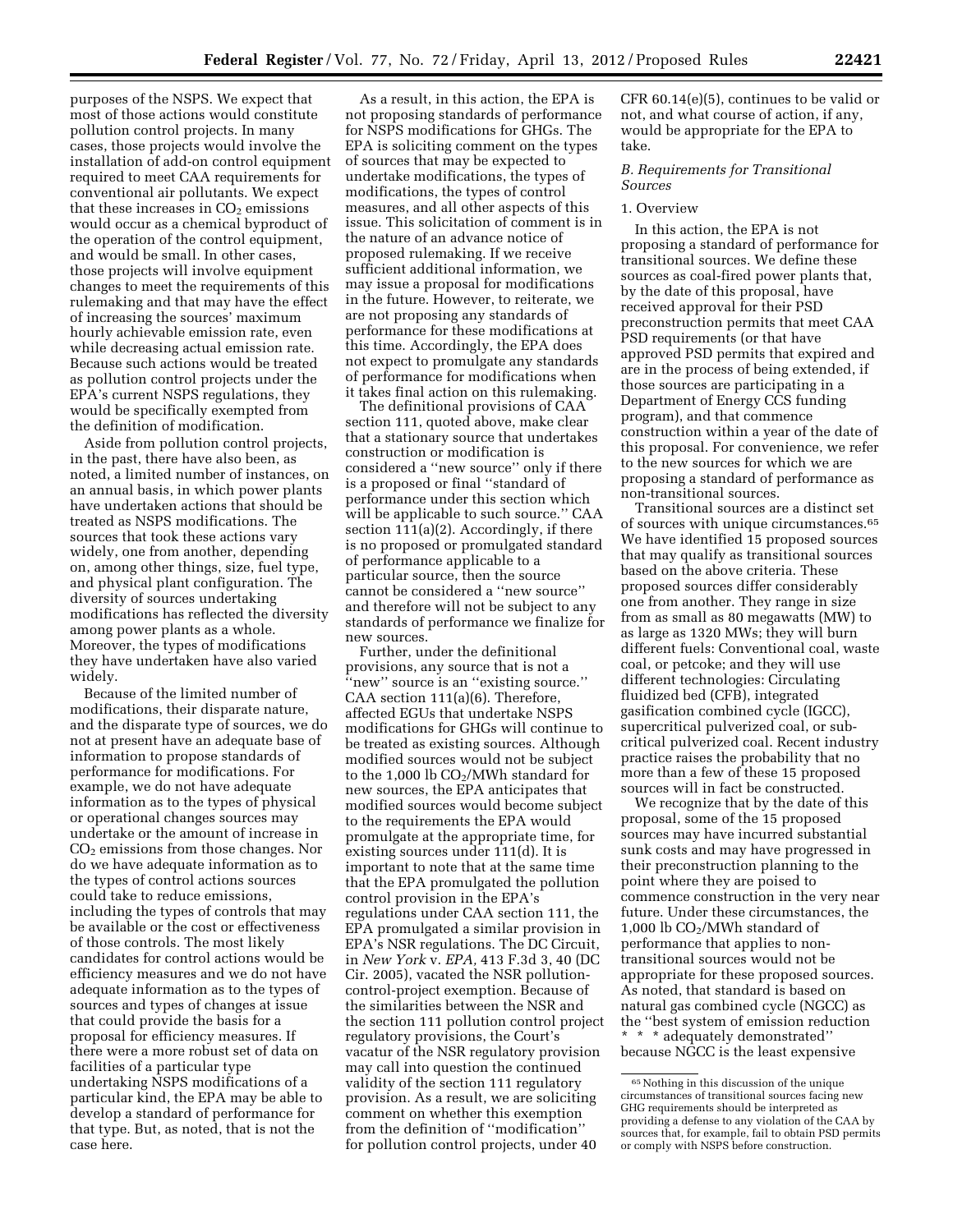purposes of the NSPS. We expect that most of those actions would constitute pollution control projects. In many cases, those projects would involve the installation of add-on control equipment required to meet CAA requirements for conventional air pollutants. We expect that these increases in $CO_2$ emissions would occur as a chemical byproduct of the operation of the control equipment, and would be small. In other cases, those projects will involve equipment changes to meet the requirements of this rulemaking and that may have the effect of increasing the sources' maximum hourly achievable emission rate, even while decreasing actual emission rate. Because such actions would be treated as pollution control projects under the EPA's current NSPS regulations, they would be specifically exempted from the definition of modification.

Aside from pollution control projects, in the past, there have also been, as noted, a limited number of instances, on an annual basis, in which power plants have undertaken actions that should be treated as NSPS modifications. The sources that took these actions vary widely, one from another, depending on, among other things, size, fuel type, and physical plant configuration. The diversity of sources undertaking modifications has reflected the diversity among power plants as a whole. Moreover, the types of modifications they have undertaken have also varied widely.

Because of the limited number of modifications, their disparate nature, and the disparate type of sources, we do not at present have an adequate base of information to propose standards of performance for modifications. For example, we do not have adequate information as to the types of physical or operational changes sources may undertake or the amount of increase in $CO_2$ emissions from those changes. Nor do we have adequate information as to the types of control actions sources could take to reduce emissions, including the types of controls that may be available or the cost or effectiveness of those controls. The most likely candidates for control actions would be efficiency measures and we do not have adequate information as to the types of sources and types of changes at issue that could provide the basis for a proposal for efficiency measures. If there were a more robust set of data on facilities of a particular type undertaking NSPS modifications of a particular kind, the EPA may be able to develop a standard of performance for that type. But, as noted, that is not the case here.

As a result, in this action, the EPA is not proposing standards of performance for NSPS modifications for GHGs. The EPA is soliciting comment on the types of sources that may be expected to undertake modifications, the types of modifications, the types of control measures, and all other aspects of this issue. This solicitation of comment is in the nature of an advance notice of proposed rulemaking. If we receive sufficient additional information, we may issue a proposal for modifications in the future. However, to reiterate, we are not proposing any standards of performance for these modifications at this time. Accordingly, the EPA does not expect to promulgate any standards of performance for modifications when it takes final action on this rulemaking.

The definitional provisions of CAA section 111, quoted above, make clear that a stationary source that undertakes construction or modification is considered a ''new source'' only if there is a proposed or final ''standard of performance under this section which will be applicable to such source.'' CAA section 111(a)(2). Accordingly, if there is no proposed or promulgated standard of performance applicable to a particular source, then the source cannot be considered a ''new source'' and therefore will not be subject to any standards of performance we finalize for new sources.

Further, under the definitional provisions, any source that is not a ''new'' source is an ''existing source.'' CAA section 111(a)(6). Therefore, affected EGUs that undertake NSPS modifications for GHGs will continue to be treated as existing sources. Although modified sources would not be subject to the 1,000 lb $CO_2$/MWh standard for new sources, the EPA anticipates that modified sources would become subject to the requirements the EPA would promulgate at the appropriate time, for existing sources under 111(d). It is important to note that at the same time that the EPA promulgated the pollution control provision in the EPA's regulations under CAA section 111, the EPA promulgated a similar provision in EPA's NSR regulations. The DC Circuit, in *New York* v. *EPA,* 413 F.3d 3, 40 (DC Cir. 2005), vacated the NSR pollution-control-project exemption. Because of the similarities between the NSR and the section 111 pollution control project regulatory provisions, the Court's vacatur of the NSR regulatory provision may call into question the continued validity of the section 111 regulatory provision. As a result, we are soliciting comment on whether this exemption from the definition of ''modification'' for pollution control projects, under 40 CFR 60.14(e)(5), continues to be valid or not, and what course of action, if any, would be appropriate for the EPA to take.

### *B. Requirements for Transitional Sources*

#### 1. Overview

In this action, the EPA is not proposing a standard of performance for transitional sources. We define these sources as coal-fired power plants that, by the date of this proposal, have received approval for their PSD preconstruction permits that meet CAA PSD requirements (or that have approved PSD permits that expired and are in the process of being extended, if those sources are participating in a Department of Energy CCS funding program), and that commence construction within a year of the date of this proposal. For convenience, we refer to the new sources for which we are proposing a standard of performance as non-transitional sources.

Transitional sources are a distinct set of sources with unique circumstances.[65] We have identified 15 proposed sources that may qualify as transitional sources based on the above criteria. These proposed sources differ considerably one from another. They range in size from as small as 80 megawatts (MW) to as large as 1320 MWs; they will burn different fuels: Conventional coal, waste coal, or petcoke; and they will use different technologies: Circulating fluidized bed (CFB), integrated gasification combined cycle (IGCC), supercritical pulverized coal, or sub-critical pulverized coal. Recent industry practice raises the probability that no more than a few of these 15 proposed sources will in fact be constructed.

We recognize that by the date of this proposal, some of the 15 proposed sources may have incurred substantial sunk costs and may have progressed in their preconstruction planning to the point where they are poised to commence construction in the very near future. Under these circumstances, the 1,000 lb $CO_2$/MWh standard of performance that applies to non-transitional sources would not be appropriate for these proposed sources. As noted, that standard is based on natural gas combined cycle (NGCC) as the ''best system of emission reduction * * * adequately demonstrated'' because NGCC is the least expensive

[65] Nothing in this discussion of the unique circumstances of transitional sources facing new GHG requirements should be interpreted as providing a defense to any violation of the CAA by sources that, for example, fail to obtain PSD permits or comply with NSPS before construction.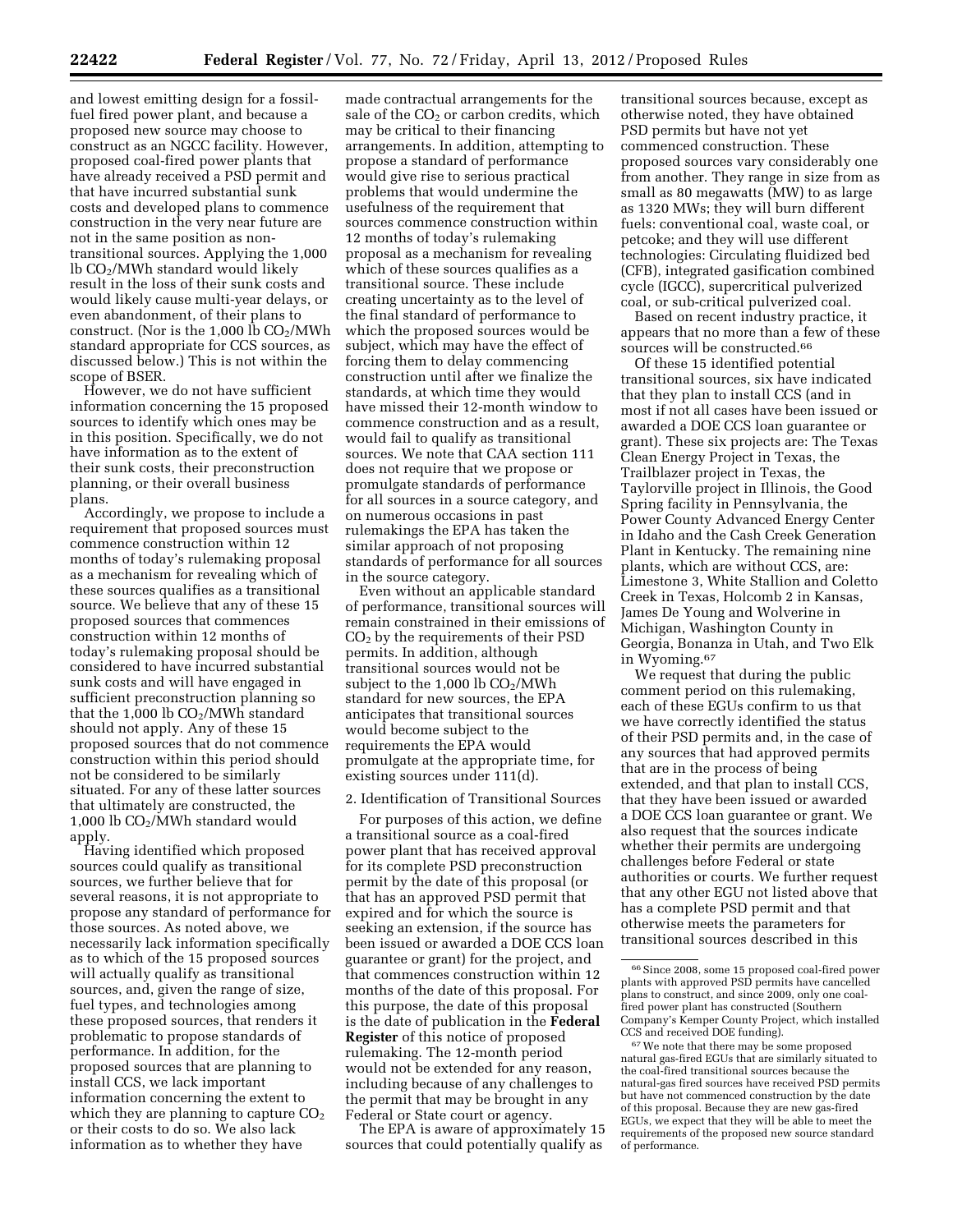and lowest emitting design for a fossil-fuel fired power plant, and because a proposed new source may choose to construct as an NGCC facility. However, proposed coal-fired power plants that have already received a PSD permit and that have incurred substantial sunk costs and developed plans to commence construction in the very near future are not in the same position as non-transitional sources. Applying the 1,000 lb $CO_2$/MWh standard would likely result in the loss of their sunk costs and would likely cause multi-year delays, or even abandonment, of their plans to construct. (Nor is the 1,000 lb $CO_2$/MWh standard appropriate for CCS sources, as discussed below.) This is not within the scope of BSER.

However, we do not have sufficient information concerning the 15 proposed sources to identify which ones may be in this position. Specifically, we do not have information as to the extent of their sunk costs, their preconstruction planning, or their overall business plans.

Accordingly, we propose to include a requirement that proposed sources must commence construction within 12 months of today's rulemaking proposal as a mechanism for revealing which of these sources qualifies as a transitional source. We believe that any of these 15 proposed sources that commences construction within 12 months of today's rulemaking proposal should be considered to have incurred substantial sunk costs and will have engaged in sufficient preconstruction planning so that the 1,000 lb $CO_2$/MWh standard should not apply. Any of these 15 proposed sources that do not commence construction within this period should not be considered to be similarly situated. For any of these latter sources that ultimately are constructed, the 1,000 lb $CO_2$/MWh standard would apply.

Having identified which proposed sources could qualify as transitional sources, we further believe that for several reasons, it is not appropriate to propose any standard of performance for those sources. As noted above, we necessarily lack information specifically as to which of the 15 proposed sources will actually qualify as transitional sources, and, given the range of size, fuel types, and technologies among these proposed sources, that renders it problematic to propose standards of performance. In addition, for the proposed sources that are planning to install CCS, we lack important information concerning the extent to which they are planning to capture $CO_2$ or their costs to do so. We also lack information as to whether they have made contractual arrangements for the sale of the $CO_2$ or carbon credits, which may be critical to their financing arrangements. In addition, attempting to propose a standard of performance would give rise to serious practical problems that would undermine the usefulness of the requirement that sources commence construction within 12 months of today's rulemaking proposal as a mechanism for revealing which of these sources qualifies as a transitional source. These include creating uncertainty as to the level of the final standard of performance to which the proposed sources would be subject, which may have the effect of forcing them to delay commencing construction until after we finalize the standards, at which time they would have missed their 12-month window to commence construction and as a result, would fail to qualify as transitional sources. We note that CAA section 111 does not require that we propose or promulgate standards of performance for all sources in a source category, and on numerous occasions in past rulemakings the EPA has taken the similar approach of not proposing standards of performance for all sources in the source category.

Even without an applicable standard of performance, transitional sources will remain constrained in their emissions of $CO_2$ by the requirements of their PSD permits. In addition, although transitional sources would not be subject to the 1,000 lb $CO_2$/MWh standard for new sources, the EPA anticipates that transitional sources would become subject to the requirements the EPA would promulgate at the appropriate time, for existing sources under 111(d).

2. Identification of Transitional Sources

For purposes of this action, we define a transitional source as a coal-fired power plant that has received approval for its complete PSD preconstruction permit by the date of this proposal (or that has an approved PSD permit that expired and for which the source is seeking an extension, if the source has been issued or awarded a DOE CCS loan guarantee or grant) for the project, and that commences construction within 12 months of the date of this proposal. For this purpose, the date of this proposal is the date of publication in the **Federal Register** of this notice of proposed rulemaking. The 12-month period would not be extended for any reason, including because of any challenges to the permit that may be brought in any Federal or State court or agency.

The EPA is aware of approximately 15 sources that could potentially qualify as transitional sources because, except as otherwise noted, they have obtained PSD permits but have not yet commenced construction. These proposed sources vary considerably one from another. They range in size from as small as 80 megawatts (MW) to as large as 1320 MWs; they will burn different fuels: conventional coal, waste coal, or petcoke; and they will use different technologies: Circulating fluidized bed (CFB), integrated gasification combined cycle (IGCC), supercritical pulverized coal, or sub-critical pulverized coal.

Based on recent industry practice, it appears that no more than a few of these sources will be constructed.[66]

Of these 15 identified potential transitional sources, six have indicated that they plan to install CCS (and in most if not all cases have been issued or awarded a DOE CCS loan guarantee or grant). These six projects are: The Texas Clean Energy Project in Texas, the Trailblazer project in Texas, the Taylorville project in Illinois, the Good Spring facility in Pennsylvania, the Power County Advanced Energy Center in Idaho and the Cash Creek Generation Plant in Kentucky. The remaining nine plants, which are without CCS, are: Limestone 3, White Stallion and Coletto Creek in Texas, Holcomb 2 in Kansas, James De Young and Wolverine in Michigan, Washington County in Georgia, Bonanza in Utah, and Two Elk in Wyoming.[67]

We request that during the public comment period on this rulemaking, each of these EGUs confirm to us that we have correctly identified the status of their PSD permits and, in the case of any sources that had approved permits that are in the process of being extended, and that plan to install CCS, that they have been issued or awarded a DOE CCS loan guarantee or grant. We also request that the sources indicate whether their permits are undergoing challenges before Federal or state authorities or courts. We further request that any other EGU not listed above that has a complete PSD permit and that otherwise meets the parameters for transitional sources described in this

[66] Since 2008, some 15 proposed coal-fired power plants with approved PSD permits have cancelled plans to construct, and since 2009, only one coal-fired power plant has constructed (Southern Company's Kemper County Project, which installed CCS and received DOE funding).

[67] We note that there may be some proposed natural gas-fired EGUs that are similarly situated to the coal-fired transitional sources because the natural-gas fired sources have received PSD permits but have not commenced construction by the date of this proposal. Because they are new gas-fired EGUs, we expect that they will be able to meet the requirements of the proposed new source standard of performance.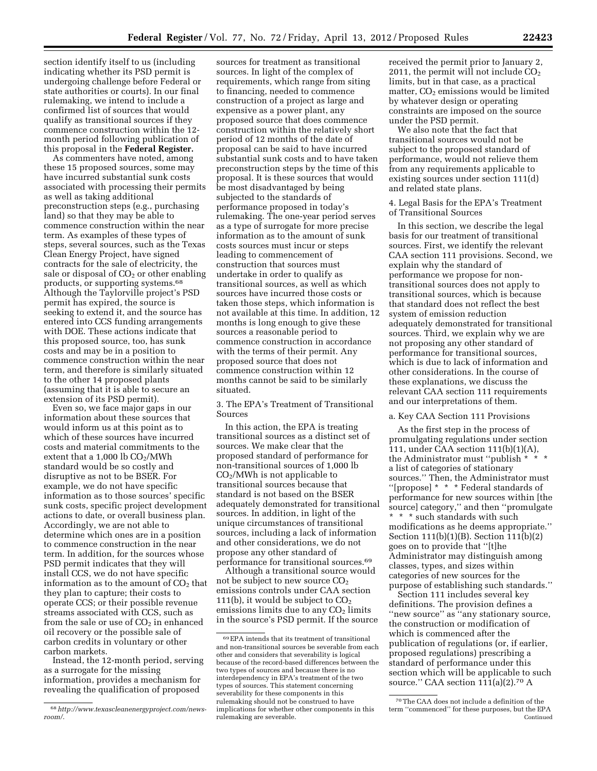section identify itself to us (including indicating whether its PSD permit is undergoing challenge before Federal or state authorities or courts). In our final rulemaking, we intend to include a confirmed list of sources that would qualify as transitional sources if they commence construction within the 12-month period following publication of this proposal in the **Federal Register.**

As commenters have noted, among these 15 proposed sources, some may have incurred substantial sunk costs associated with processing their permits as well as taking additional preconstruction steps (e.g., purchasing land) so that they may be able to commence construction within the near term. As examples of these types of steps, several sources, such as the Texas Clean Energy Project, have signed contracts for the sale of electricity, the sale or disposal of $CO_2$ or other enabling products, or supporting systems.[68] Although the Taylorville project's PSD permit has expired, the source is seeking to extend it, and the source has entered into CCS funding arrangements with DOE. These actions indicate that this proposed source, too, has sunk costs and may be in a position to commence construction within the near term, and therefore is similarly situated to the other 14 proposed plants (assuming that it is able to secure an extension of its PSD permit).

Even so, we face major gaps in our information about these sources that would inform us at this point as to which of these sources have incurred costs and material commitments to the extent that a 1,000 lb $CO_2$/MWh standard would be so costly and disruptive as not to be BSER. For example, we do not have specific information as to those sources' specific sunk costs, specific project development actions to date, or overall business plan. Accordingly, we are not able to determine which ones are in a position to commence construction in the near term. In addition, for the sources whose PSD permit indicates that they will install CCS, we do not have specific information as to the amount of $CO_2$ that they plan to capture; their costs to operate CCS; or their possible revenue streams associated with CCS, such as from the sale or use of $CO_2$ in enhanced oil recovery or the possible sale of carbon credits in voluntary or other carbon markets.

Instead, the 12-month period, serving as a surrogate for the missing information, provides a mechanism for revealing the qualification of proposed sources for treatment as transitional sources. In light of the complex of requirements, which range from siting to financing, needed to commence construction of a project as large and expensive as a power plant, any proposed source that does commence construction within the relatively short period of 12 months of the date of proposal can be said to have incurred substantial sunk costs and to have taken preconstruction steps by the time of this proposal. It is these sources that would be most disadvantaged by being subjected to the standards of performance proposed in today's rulemaking. The one-year period serves as a type of surrogate for more precise information as to the amount of sunk costs sources must incur or steps leading to commencement of construction that sources must undertake in order to qualify as transitional sources, as well as which sources have incurred those costs or taken those steps, which information is not available at this time. In addition, 12 months is long enough to give these sources a reasonable period to commence construction in accordance with the terms of their permit. Any proposed source that does not commence construction within 12 months cannot be said to be similarly situated.

3. The EPA's Treatment of Transitional Sources

In this action, the EPA is treating transitional sources as a distinct set of sources. We make clear that the proposed standard of performance for non-transitional sources of 1,000 lb $CO_2$/MWh is not applicable to transitional sources because that standard is not based on the BSER adequately demonstrated for transitional sources. In addition, in light of the unique circumstances of transitional sources, including a lack of information and other considerations, we do not propose any other standard of performance for transitional sources.[69]

Although a transitional source would not be subject to new source $CO_2$ emissions controls under CAA section 111(b), it would be subject to $CO_2$ emissions limits due to any $CO_2$ limits in the source's PSD permit. If the source received the permit prior to January 2, 2011, the permit will not include $CO_2$ limits, but in that case, as a practical matter, $CO_2$ emissions would be limited by whatever design or operating constraints are imposed on the source under the PSD permit.

We also note that the fact that transitional sources would not be subject to the proposed standard of performance, would not relieve them from any requirements applicable to existing sources under section 111(d) and related state plans.

4. Legal Basis for the EPA's Treatment of Transitional Sources

In this section, we describe the legal basis for our treatment of transitional sources. First, we identify the relevant CAA section 111 provisions. Second, we explain why the standard of performance we propose for non-transitional sources does not apply to transitional sources, which is because that standard does not reflect the best system of emission reduction adequately demonstrated for transitional sources. Third, we explain why we are not proposing any other standard of performance for transitional sources, which is due to lack of information and other considerations. In the course of these explanations, we discuss the relevant CAA section 111 requirements and our interpretations of them.

a. Key CAA Section 111 Provisions

As the first step in the process of promulgating regulations under section 111, under CAA section 111(b)(1)(A), the Administrator must ''publish * * * a list of categories of stationary sources.'' Then, the Administrator must ''[propose] * * * Federal standards of performance for new sources within [the source] category,'' and then ''promulgate * * * such standards with such modifications as he deems appropriate.'' Section 111(b)(1)(B). Section 111(b)(2) goes on to provide that ''[t]he Administrator may distinguish among classes, types, and sizes within categories of new sources for the purpose of establishing such standards.''

Section 111 includes several key definitions. The provision defines a ''new source'' as ''any stationary source, the construction or modification of which is commenced after the publication of regulations (or, if earlier, proposed regulations) prescribing a standard of performance under this section which will be applicable to such source.'' CAA section 111(a)(2).[70] A

---

[68] *http://www.texascleanenergyproject.com/news-room/.*

[69] EPA intends that its treatment of transitional and non-transitional sources be severable from each other and considers that severability is logical because of the record-based differences between the two types of sources and because there is no interdependency in EPA's treatment of the two types of sources. This statement concerning severability for these components in this rulemaking should not be construed to have implications for whether other components in this rulemaking are severable.

[70] The CAA does not include a definition of the term ''commenced'' for these purposes, but the EPA Continued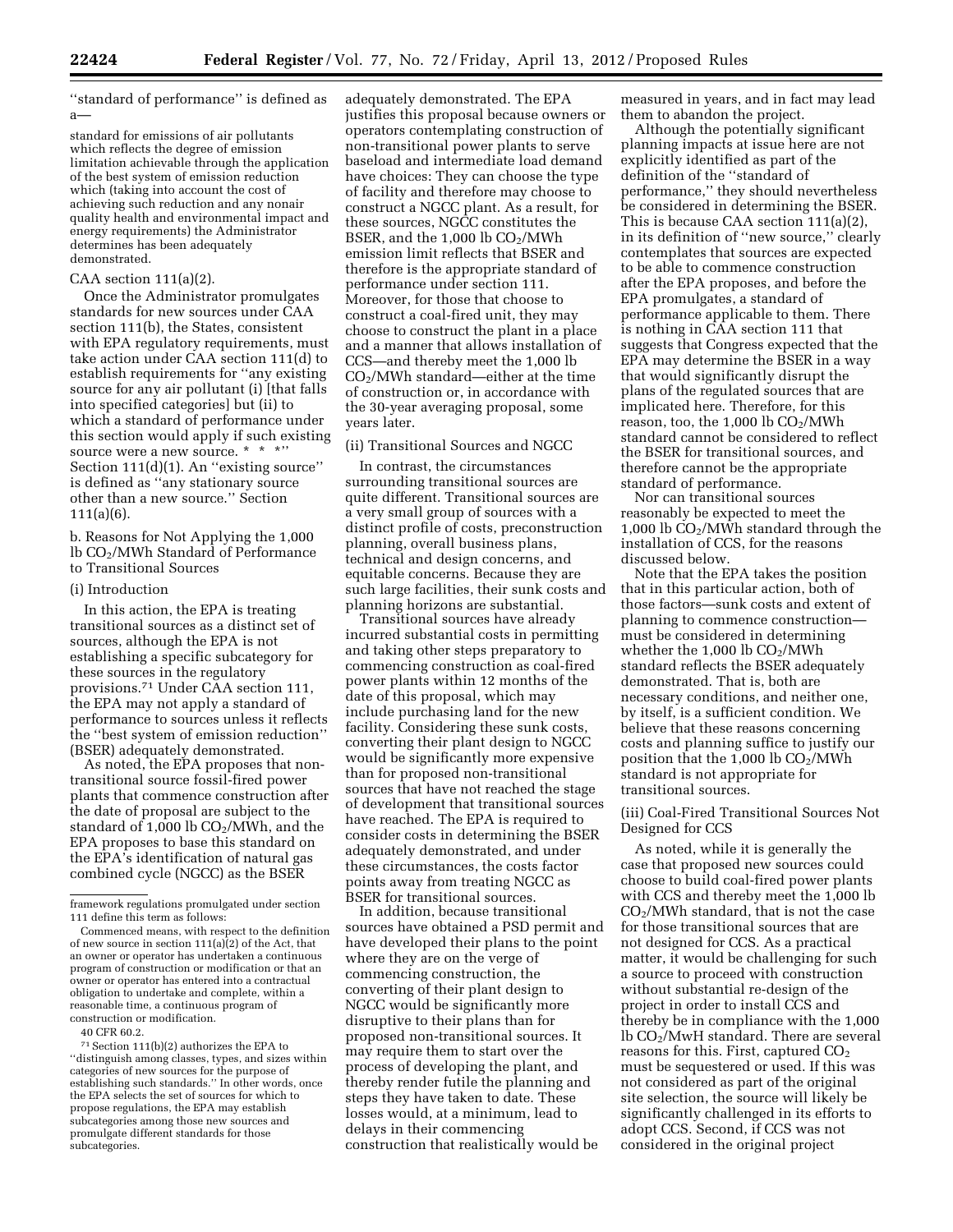''standard of performance'' is defined as a—

standard for emissions of air pollutants which reflects the degree of emission limitation achievable through the application of the best system of emission reduction which (taking into account the cost of achieving such reduction and any nonair quality health and environmental impact and energy requirements) the Administrator determines has been adequately demonstrated.

CAA section 111(a)(2).

Once the Administrator promulgates standards for new sources under CAA section 111(b), the States, consistent with EPA regulatory requirements, must take action under CAA section 111(d) to establish requirements for ''any existing source for any air pollutant (i) [that falls into specified categories] but (ii) to which a standard of performance under this section would apply if such existing source were a new source. * * *'' Section 111(d)(1). An ''existing source'' is defined as ''any stationary source other than a new source.'' Section 111(a)(6).

b. Reasons for Not Applying the 1,000 lb $CO_2$/MWh Standard of Performance to Transitional Sources

(i) Introduction

In this action, the EPA is treating transitional sources as a distinct set of sources, although the EPA is not establishing a specific subcategory for these sources in the regulatory provisions.[71] Under CAA section 111, the EPA may not apply a standard of performance to sources unless it reflects the ''best system of emission reduction'' (BSER) adequately demonstrated.

As noted, the EPA proposes that non-transitional source fossil-fired power plants that commence construction after the date of proposal are subject to the standard of 1,000 lb $CO_2$/MWh, and the EPA proposes to base this standard on the EPA's identification of natural gas combined cycle (NGCC) as the BSER adequately demonstrated. The EPA justifies this proposal because owners or operators contemplating construction of non-transitional power plants to serve baseload and intermediate load demand have choices: They can choose the type of facility and therefore may choose to construct a NGCC plant. As a result, for these sources, NGCC constitutes the BSER, and the 1,000 lb $CO_2$/MWh emission limit reflects that BSER and therefore is the appropriate standard of performance under section 111. Moreover, for those that choose to construct a coal-fired unit, they may choose to construct the plant in a place and a manner that allows installation of CCS—and thereby meet the 1,000 lb $CO_2$/MWh standard—either at the time of construction or, in accordance with the 30-year averaging proposal, some years later.

(ii) Transitional Sources and NGCC

In contrast, the circumstances surrounding transitional sources are quite different. Transitional sources are a very small group of sources with a distinct profile of costs, preconstruction planning, overall business plans, technical and design concerns, and equitable concerns. Because they are such large facilities, their sunk costs and planning horizons are substantial.

Transitional sources have already incurred substantial costs in permitting and taking other steps preparatory to commencing construction as coal-fired power plants within 12 months of the date of this proposal, which may include purchasing land for the new facility. Considering these sunk costs, converting their plant design to NGCC would be significantly more expensive than for proposed non-transitional sources that have not reached the stage of development that transitional sources have reached. The EPA is required to consider costs in determining the BSER adequately demonstrated, and under these circumstances, the costs factor points away from treating NGCC as BSER for transitional sources.

In addition, because transitional sources have obtained a PSD permit and have developed their plans to the point where they are on the verge of commencing construction, the converting of their plant design to NGCC would be significantly more disruptive to their plans than for proposed non-transitional sources. It may require them to start over the process of developing the plant, and thereby render futile the planning and steps they have taken to date. These losses would, at a minimum, lead to delays in their commencing construction that realistically would be measured in years, and in fact may lead them to abandon the project.

Although the potentially significant planning impacts at issue here are not explicitly identified as part of the definition of the ''standard of performance,'' they should nevertheless be considered in determining the BSER. This is because CAA section 111(a)(2), in its definition of ''new source,'' clearly contemplates that sources are expected to be able to commence construction after the EPA proposes, and before the EPA promulgates, a standard of performance applicable to them. There is nothing in CAA section 111 that suggests that Congress expected that the EPA may determine the BSER in a way that would significantly disrupt the plans of the regulated sources that are implicated here. Therefore, for this reason, too, the 1,000 lb $CO_2$/MWh standard cannot be considered to reflect the BSER for transitional sources, and therefore cannot be the appropriate standard of performance.

Nor can transitional sources reasonably be expected to meet the 1,000 lb $CO_2$/MWh standard through the installation of CCS, for the reasons discussed below.

Note that the EPA takes the position that in this particular action, both of those factors—sunk costs and extent of planning to commence construction—must be considered in determining whether the 1,000 lb $CO_2$/MWh standard reflects the BSER adequately demonstrated. That is, both are necessary conditions, and neither one, by itself, is a sufficient condition. We believe that these reasons concerning costs and planning suffice to justify our position that the 1,000 lb $CO_2$/MWh standard is not appropriate for transitional sources.

(iii) Coal-Fired Transitional Sources Not Designed for CCS

As noted, while it is generally the case that proposed new sources could choose to build coal-fired power plants with CCS and thereby meet the 1,000 lb $CO_2$/MWh standard, that is not the case for those transitional sources that are not designed for CCS. As a practical matter, it would be challenging for such a source to proceed with construction without substantial re-design of the project in order to install CCS and thereby be in compliance with the 1,000 lb $CO_2$/MwH standard. There are several reasons for this. First, captured $CO_2$ must be sequestered or used. If this was not considered as part of the original site selection, the source will likely be significantly challenged in its efforts to adopt CCS. Second, if CCS was not considered in the original project

---

framework regulations promulgated under section 111 define this term as follows:

Commenced means, with respect to the definition of new source in section 111(a)(2) of the Act, that an owner or operator has undertaken a continuous program of construction or modification or that an owner or operator has entered into a contractual obligation to undertake and complete, within a reasonable time, a continuous program of construction or modification.

40 CFR 60.2.

[71] Section 111(b)(2) authorizes the EPA to ''distinguish among classes, types, and sizes within categories of new sources for the purpose of establishing such standards.'' In other words, once the EPA selects the set of sources for which to propose regulations, the EPA may establish subcategories among those new sources and promulgate different standards for those subcategories.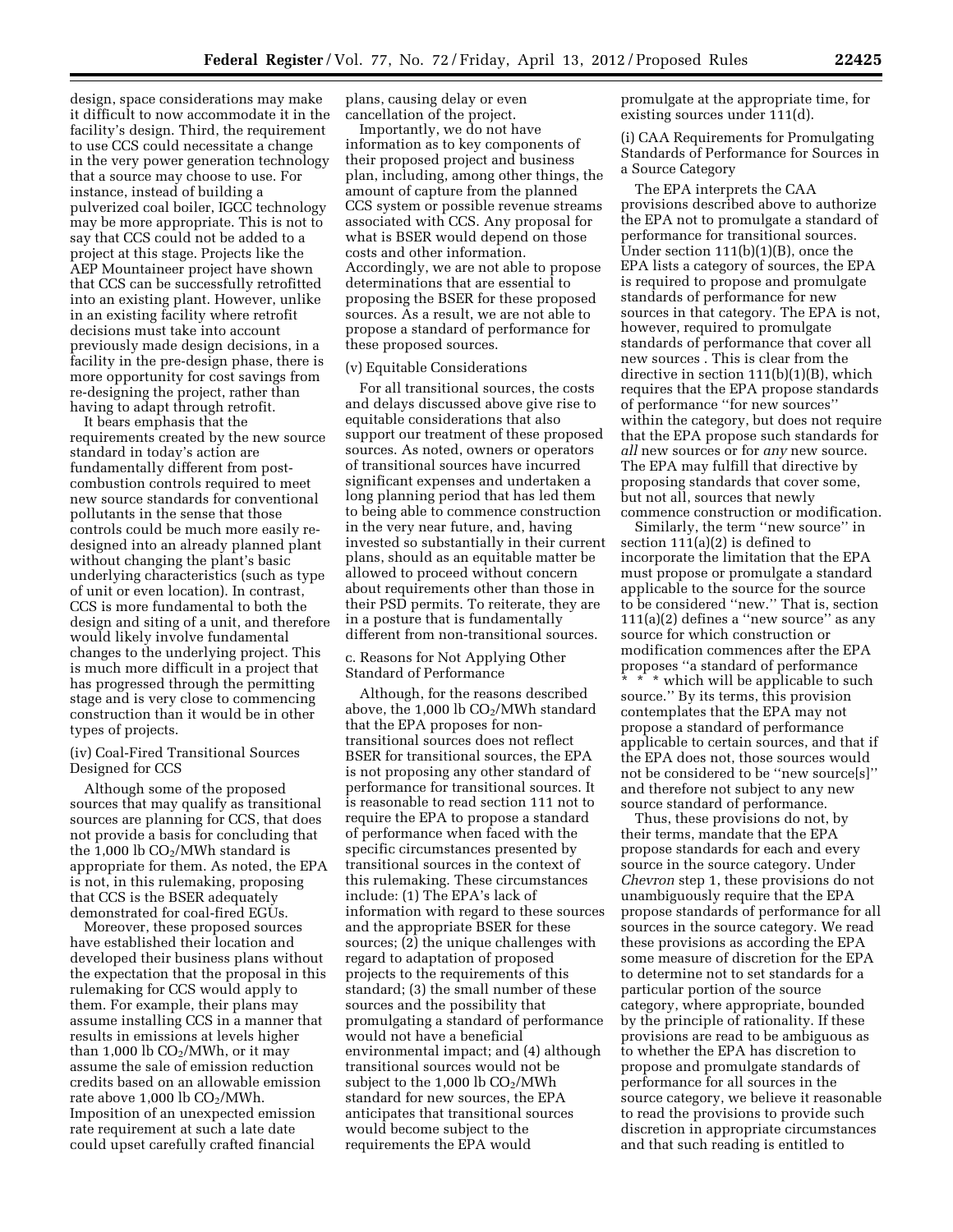design, space considerations may make it difficult to now accommodate it in the facility's design. Third, the requirement to use CCS could necessitate a change in the very power generation technology that a source may choose to use. For instance, instead of building a pulverized coal boiler, IGCC technology may be more appropriate. This is not to say that CCS could not be added to a project at this stage. Projects like the AEP Mountaineer project have shown that CCS can be successfully retrofitted into an existing plant. However, unlike in an existing facility where retrofit decisions must take into account previously made design decisions, in a facility in the pre-design phase, there is more opportunity for cost savings from re-designing the project, rather than having to adapt through retrofit.

It bears emphasis that the requirements created by the new source standard in today's action are fundamentally different from post-combustion controls required to meet new source standards for conventional pollutants in the sense that those controls could be much more easily re-designed into an already planned plant without changing the plant's basic underlying characteristics (such as type of unit or even location). In contrast, CCS is more fundamental to both the design and siting of a unit, and therefore would likely involve fundamental changes to the underlying project. This is much more difficult in a project that has progressed through the permitting stage and is very close to commencing construction than it would be in other types of projects.

(iv) Coal-Fired Transitional Sources Designed for CCS

Although some of the proposed sources that may qualify as transitional sources are planning for CCS, that does not provide a basis for concluding that the 1,000 lb $CO_2$/MWh standard is appropriate for them. As noted, the EPA is not, in this rulemaking, proposing that CCS is the BSER adequately demonstrated for coal-fired EGUs.

Moreover, these proposed sources have established their location and developed their business plans without the expectation that the proposal in this rulemaking for CCS would apply to them. For example, their plans may assume installing CCS in a manner that results in emissions at levels higher than 1,000 lb $CO_2$/MWh, or it may assume the sale of emission reduction credits based on an allowable emission rate above 1,000 lb $CO_2$/MWh. Imposition of an unexpected emission rate requirement at such a late date could upset carefully crafted financial plans, causing delay or even cancellation of the project.

Importantly, we do not have information as to key components of their proposed project and business plan, including, among other things, the amount of capture from the planned CCS system or possible revenue streams associated with CCS. Any proposal for what is BSER would depend on those costs and other information. Accordingly, we are not able to propose determinations that are essential to proposing the BSER for these proposed sources. As a result, we are not able to propose a standard of performance for these proposed sources.

(v) Equitable Considerations

For all transitional sources, the costs and delays discussed above give rise to equitable considerations that also support our treatment of these proposed sources. As noted, owners or operators of transitional sources have incurred significant expenses and undertaken a long planning period that has led them to being able to commence construction in the very near future, and, having invested so substantially in their current plans, should as an equitable matter be allowed to proceed without concern about requirements other than those in their PSD permits. To reiterate, they are in a posture that is fundamentally different from non-transitional sources.

c. Reasons for Not Applying Other Standard of Performance

Although, for the reasons described above, the 1,000 lb $CO_2$/MWh standard that the EPA proposes for non-transitional sources does not reflect BSER for transitional sources, the EPA is not proposing any other standard of performance for transitional sources. It is reasonable to read section 111 not to require the EPA to propose a standard of performance when faced with the specific circumstances presented by transitional sources in the context of this rulemaking. These circumstances include: (1) The EPA's lack of information with regard to these sources and the appropriate BSER for these sources; (2) the unique challenges with regard to adaptation of proposed projects to the requirements of this standard; (3) the small number of these sources and the possibility that promulgating a standard of performance would not have a beneficial environmental impact; and (4) although transitional sources would not be subject to the 1,000 lb $CO_2$/MWh standard for new sources, the EPA anticipates that transitional sources would become subject to the requirements the EPA would promulgate at the appropriate time, for existing sources under 111(d).

(i) CAA Requirements for Promulgating Standards of Performance for Sources in a Source Category

The EPA interprets the CAA provisions described above to authorize the EPA not to promulgate a standard of performance for transitional sources. Under section 111(b)(1)(B), once the EPA lists a category of sources, the EPA is required to propose and promulgate standards of performance for new sources in that category. The EPA is not, however, required to promulgate standards of performance that cover all new sources . This is clear from the directive in section 111(b)(1)(B), which requires that the EPA propose standards of performance "for new sources" within the category, but does not require that the EPA propose such standards for *all* new sources or for *any* new source. The EPA may fulfill that directive by proposing standards that cover some, but not all, sources that newly commence construction or modification.

Similarly, the term "new source" in section 111(a)(2) is defined to incorporate the limitation that the EPA must propose or promulgate a standard applicable to the source for the source to be considered "new." That is, section 111(a)(2) defines a "new source" as any source for which construction or modification commences after the EPA proposes "a standard of performance * * * which will be applicable to such source." By its terms, this provision contemplates that the EPA may not propose a standard of performance applicable to certain sources, and that if the EPA does not, those sources would not be considered to be "new source[s]" and therefore not subject to any new source standard of performance.

Thus, these provisions do not, by their terms, mandate that the EPA propose standards for each and every source in the source category. Under *Chevron* step 1, these provisions do not unambiguously require that the EPA propose standards of performance for all sources in the source category. We read these provisions as according the EPA some measure of discretion for the EPA to determine not to set standards for a particular portion of the source category, where appropriate, bounded by the principle of rationality. If these provisions are read to be ambiguous as to whether the EPA has discretion to propose and promulgate standards of performance for all sources in the source category, we believe it reasonable to read the provisions to provide such discretion in appropriate circumstances and that such reading is entitled to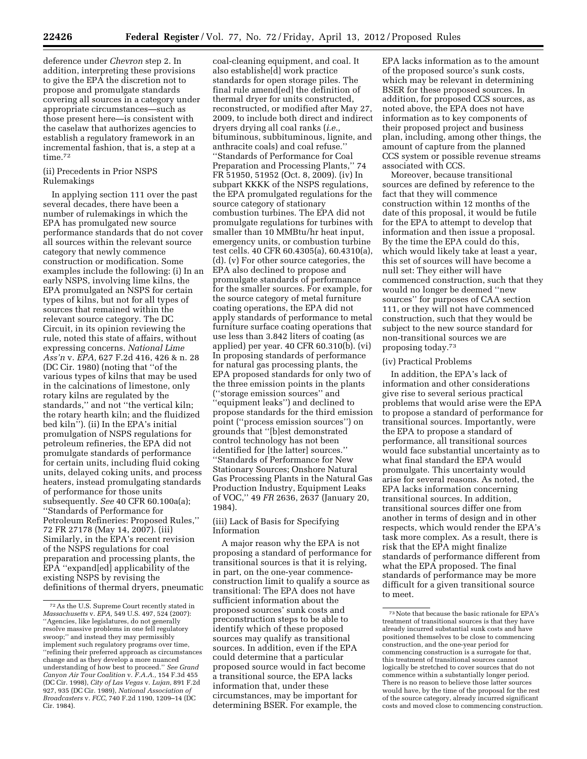deference under *Chevron* step 2. In addition, interpreting these provisions to give the EPA the discretion not to propose and promulgate standards covering all sources in a category under appropriate circumstances—such as those present here—is consistent with the caselaw that authorizes agencies to establish a regulatory framework in an incremental fashion, that is, a step at a time.[72]

(ii) Precedents in Prior NSPS Rulemakings

In applying section 111 over the past several decades, there have been a number of rulemakings in which the EPA has promulgated new source performance standards that do not cover all sources within the relevant source category that newly commence construction or modification. Some examples include the following: (i) In an early NSPS, involving lime kilns, the EPA promulgated an NSPS for certain types of kilns, but not for all types of sources that remained within the relevant source category. The DC Circuit, in its opinion reviewing the rule, noted this state of affairs, without expressing concerns. *National Lime Ass'n* v. *EPA,* 627 F.2d 416, 426 & n. 28 (DC Cir. 1980) (noting that ''of the various types of kilns that may be used in the calcinations of limestone, only rotary kilns are regulated by the standards,'' and not ''the vertical kiln; the rotary hearth kiln; and the fluidized bed kiln''). (ii) In the EPA's initial promulgation of NSPS regulations for petroleum refineries, the EPA did not promulgate standards of performance for certain units, including fluid coking units, delayed coking units, and process heaters, instead promulgating standards of performance for those units subsequently. *See* 40 CFR 60.100a(a); ''Standards of Performance for Petroleum Refineries: Proposed Rules,'' 72 FR 27178 (May 14, 2007). (iii) Similarly, in the EPA's recent revision of the NSPS regulations for coal preparation and processing plants, the EPA ''expand[ed] applicability of the existing NSPS by revising the definitions of thermal dryers, pneumatic coal-cleaning equipment, and coal. It also establishe[d] work practice standards for open storage piles. The final rule amend[ed] the definition of thermal dryer for units constructed, reconstructed, or modified after May 27, 2009, to include both direct and indirect dryers drying all coal ranks (*i.e.,* bituminous, subbituminous, lignite, and anthracite coals) and coal refuse.'' ''Standards of Performance for Coal Preparation and Processing Plants,'' 74 FR 51950, 51952 (Oct. 8, 2009). (iv) In subpart KKKK of the NSPS regulations, the EPA promulgated regulations for the source category of stationary combustion turbines. The EPA did not promulgate regulations for turbines with smaller than 10 MMBtu/hr heat input, emergency units, or combustion turbine test cells. 40 CFR 60.4305(a), 60.4310(a), (d). (v) For other source categories, the EPA also declined to propose and promulgate standards of performance for the smaller sources. For example, for the source category of metal furniture coating operations, the EPA did not apply standards of performance to metal furniture surface coating operations that use less than 3.842 liters of coating (as applied) per year. 40 CFR 60.310(b). (vi) In proposing standards of performance for natural gas processing plants, the EPA proposed standards for only two of the three emission points in the plants (''storage emission sources'' and ''equipment leaks'') and declined to propose standards for the third emission point (''process emission sources'') on grounds that ''[b]est demonstrated control technology has not been identified for [the latter] sources.'' ''Standards of Performance for New Stationary Sources; Onshore Natural Gas Processing Plants in the Natural Gas Production Industry, Equipment Leaks of VOC,'' 49 *FR* 2636, 2637 (January 20, 1984).

(iii) Lack of Basis for Specifying Information

A major reason why the EPA is not proposing a standard of performance for transitional sources is that it is relying, in part, on the one-year commence-construction limit to qualify a source as transitional: The EPA does not have sufficient information about the proposed sources' sunk costs and preconstruction steps to be able to identify which of these proposed sources may qualify as transitional sources. In addition, even if the EPA could determine that a particular proposed source would in fact become a transitional source, the EPA lacks information that, under these circumstances, may be important for determining BSER. For example, the EPA lacks information as to the amount of the proposed source's sunk costs, which may be relevant in determining BSER for these proposed sources. In addition, for proposed CCS sources, as noted above, the EPA does not have information as to key components of their proposed project and business plan, including, among other things, the amount of capture from the planned CCS system or possible revenue streams associated with CCS.

Moreover, because transitional sources are defined by reference to the fact that they will commence construction within 12 months of the date of this proposal, it would be futile for the EPA to attempt to develop that information and then issue a proposal. By the time the EPA could do this, which would likely take at least a year, this set of sources will have become a null set: They either will have commenced construction, such that they would no longer be deemed ''new sources'' for purposes of CAA section 111, or they will not have commenced construction, such that they would be subject to the new source standard for non-transitional sources we are proposing today.[73]

(iv) Practical Problems

In addition, the EPA's lack of information and other considerations give rise to several serious practical problems that would arise were the EPA to propose a standard of performance for transitional sources. Importantly, were the EPA to propose a standard of performance, all transitional sources would face substantial uncertainty as to what final standard the EPA would promulgate. This uncertainty would arise for several reasons. As noted, the EPA lacks information concerning transitional sources. In addition, transitional sources differ one from another in terms of design and in other respects, which would render the EPA's task more complex. As a result, there is risk that the EPA might finalize standards of performance different from what the EPA proposed. The final standards of performance may be more difficult for a given transitional source to meet.

---

[72] As the U.S. Supreme Court recently stated in *Massachusetts* v. *EPA,* 549 U.S. 497, 524 (2007): ''Agencies, like legislatures, do not generally resolve massive problems in one fell regulatory swoop;'' and instead they may permissibly implement such regulatory programs over time, ''refining their preferred approach as circumstances change and as they develop a more nuanced understanding of how best to proceed.'' *See Grand Canyon Air Tour Coalition* v. *F.A.A.,* 154 F.3d 455 (DC Cir. 1998), *City of Las Vegas* v. *Lujan,* 891 F.2d 927, 935 (DC Cir. 1989), *National Association of Broadcasters* v. *FCC,* 740 F.2d 1190, 1209–14 (DC Cir. 1984).

[73] Note that because the basic rationale for EPA's treatment of transitional sources is that they have already incurred substantial sunk costs and have positioned themselves to be close to commencing construction, and the one-year period for commencing construction is a surrogate for that, this treatment of transitional sources cannot logically be stretched to cover sources that do not commence within a substantially longer period. There is no reason to believe those latter sources would have, by the time of the proposal for the rest of the source category, already incurred significant costs and moved close to commencing construction.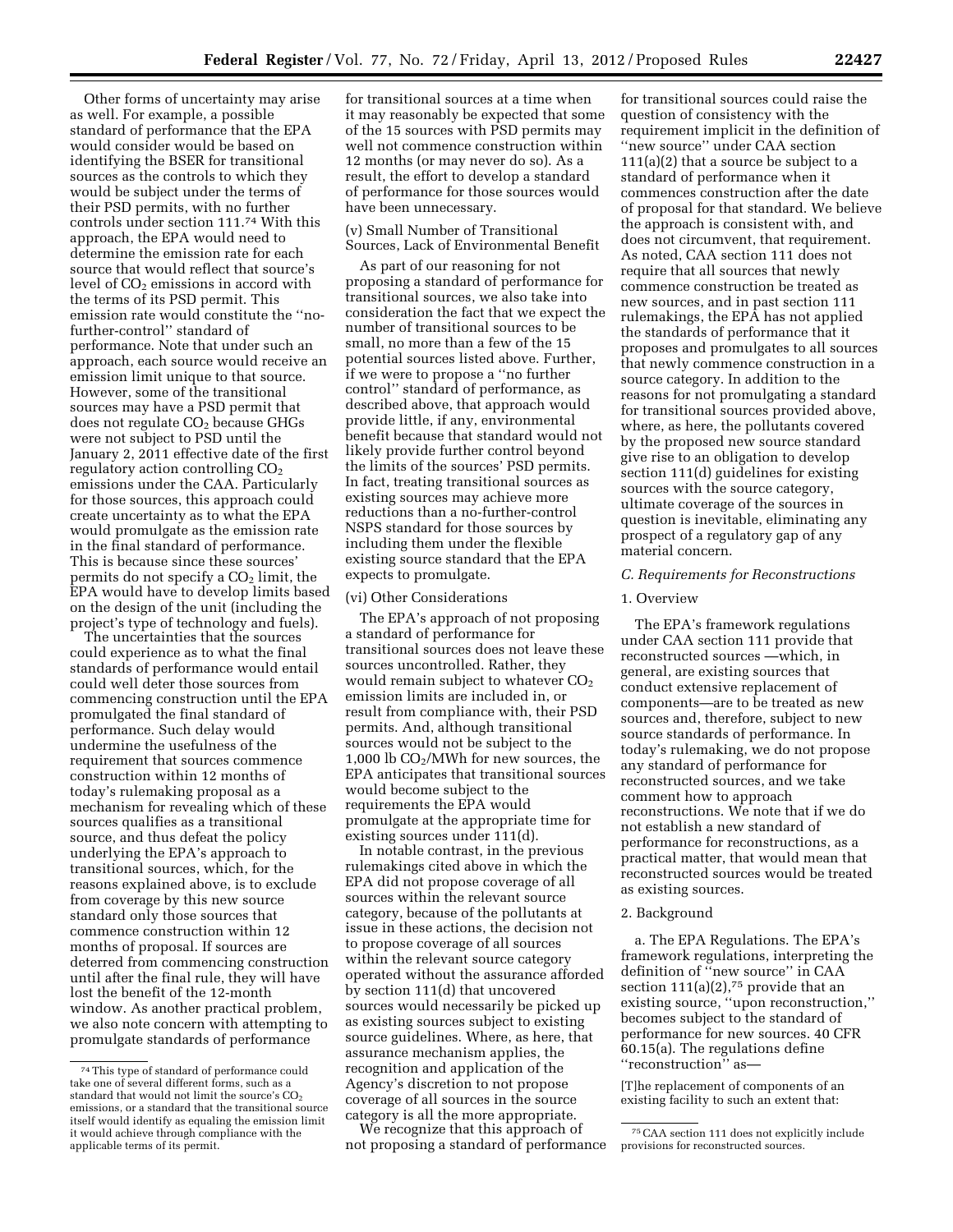Other forms of uncertainty may arise as well. For example, a possible standard of performance that the EPA would consider would be based on identifying the BSER for transitional sources as the controls to which they would be subject under the terms of their PSD permits, with no further controls under section 111.[74] With this approach, the EPA would need to determine the emission rate for each source that would reflect that source's level of $CO_2$ emissions in accord with the terms of its PSD permit. This emission rate would constitute the ''no-further-control'' standard of performance. Note that under such an approach, each source would receive an emission limit unique to that source. However, some of the transitional sources may have a PSD permit that does not regulate $CO_2$ because GHGs were not subject to PSD until the January 2, 2011 effective date of the first regulatory action controlling $CO_2$ emissions under the CAA. Particularly for those sources, this approach could create uncertainty as to what the EPA would promulgate as the emission rate in the final standard of performance. This is because since these sources' permits do not specify a $CO_2$ limit, the EPA would have to develop limits based on the design of the unit (including the project's type of technology and fuels).

The uncertainties that the sources could experience as to what the final standards of performance would entail could well deter those sources from commencing construction until the EPA promulgated the final standard of performance. Such delay would undermine the usefulness of the requirement that sources commence construction within 12 months of today's rulemaking proposal as a mechanism for revealing which of these sources qualifies as a transitional source, and thus defeat the policy underlying the EPA's approach to transitional sources, which, for the reasons explained above, is to exclude from coverage by this new source standard only those sources that commence construction within 12 months of proposal. If sources are deterred from commencing construction until after the final rule, they will have lost the benefit of the 12-month window. As another practical problem, we also note concern with attempting to promulgate standards of performance for transitional sources at a time when it may reasonably be expected that some of the 15 sources with PSD permits may well not commence construction within 12 months (or may never do so). As a result, the effort to develop a standard of performance for those sources would have been unnecessary.

(v) Small Number of Transitional Sources, Lack of Environmental Benefit

As part of our reasoning for not proposing a standard of performance for transitional sources, we also take into consideration the fact that we expect the number of transitional sources to be small, no more than a few of the 15 potential sources listed above. Further, if we were to propose a ''no further control'' standard of performance, as described above, that approach would provide little, if any, environmental benefit because that standard would not likely provide further control beyond the limits of the sources' PSD permits. In fact, treating transitional sources as existing sources may achieve more reductions than a no-further-control NSPS standard for those sources by including them under the flexible existing source standard that the EPA expects to promulgate.

(vi) Other Considerations

The EPA's approach of not proposing a standard of performance for transitional sources does not leave these sources uncontrolled. Rather, they would remain subject to whatever $CO_2$ emission limits are included in, or result from compliance with, their PSD permits. And, although transitional sources would not be subject to the 1,000 lb $CO_2$/MWh for new sources, the EPA anticipates that transitional sources would become subject to the requirements the EPA would promulgate at the appropriate time for existing sources under 111(d).

In notable contrast, in the previous rulemakings cited above in which the EPA did not propose coverage of all sources within the relevant source category, because of the pollutants at issue in these actions, the decision not to propose coverage of all sources within the relevant source category operated without the assurance afforded by section 111(d) that uncovered sources would necessarily be picked up as existing sources subject to existing source guidelines. Where, as here, that assurance mechanism applies, the recognition and application of the Agency's discretion to not propose coverage of all sources in the source category is all the more appropriate.

We recognize that this approach of not proposing a standard of performance for transitional sources could raise the question of consistency with the requirement implicit in the definition of ''new source'' under CAA section 111(a)(2) that a source be subject to a standard of performance when it commences construction after the date of proposal for that standard. We believe the approach is consistent with, and does not circumvent, that requirement. As noted, CAA section 111 does not require that all sources that newly commence construction be treated as new sources, and in past section 111 rulemakings, the EPA has not applied the standards of performance that it proposes and promulgates to all sources that newly commence construction in a source category. In addition to the reasons for not promulgating a standard for transitional sources provided above, where, as here, the pollutants covered by the proposed new source standard give rise to an obligation to develop section 111(d) guidelines for existing sources with the source category, ultimate coverage of the sources in question is inevitable, eliminating any prospect of a regulatory gap of any material concern.

*C. Requirements for Reconstructions*

1. Overview

The EPA's framework regulations under CAA section 111 provide that reconstructed sources —which, in general, are existing sources that conduct extensive replacement of components—are to be treated as new sources and, therefore, subject to new source standards of performance. In today's rulemaking, we do not propose any standard of performance for reconstructed sources, and we take comment how to approach reconstructions. We note that if we do not establish a new standard of performance for reconstructions, as a practical matter, that would mean that reconstructed sources would be treated as existing sources.

2. Background

a. The EPA Regulations. The EPA's framework regulations, interpreting the definition of ''new source'' in CAA section 111(a)(2),[75] provide that an existing source, ''upon reconstruction,'' becomes subject to the standard of performance for new sources. 40 CFR 60.15(a). The regulations define ''reconstruction'' as—

[T]he replacement of components of an existing facility to such an extent that:

---

[74] This type of standard of performance could take one of several different forms, such as a standard that would not limit the source's $CO_2$ emissions, or a standard that the transitional source itself would identify as equaling the emission limit it would achieve through compliance with the applicable terms of its permit.

[75] CAA section 111 does not explicitly include provisions for reconstructed sources.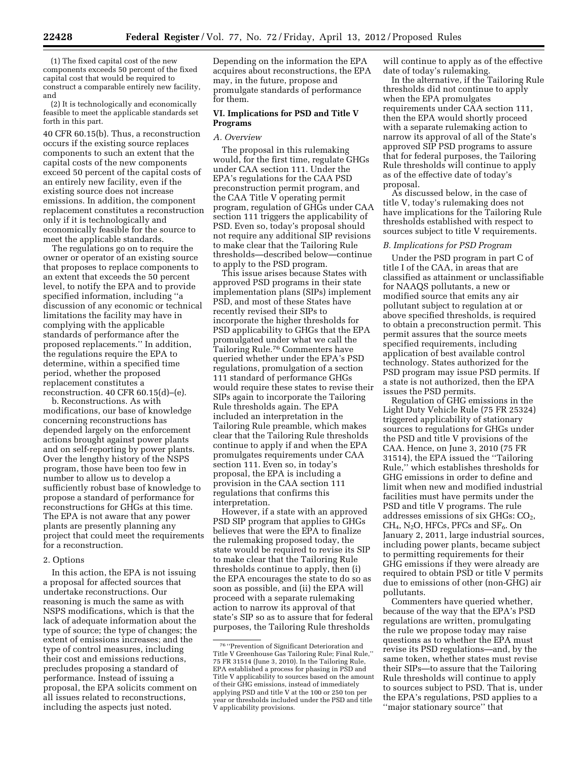(1) The fixed capital cost of the new components exceeds 50 percent of the fixed capital cost that would be required to construct a comparable entirely new facility, and

(2) It is technologically and economically feasible to meet the applicable standards set forth in this part.

40 CFR 60.15(b). Thus, a reconstruction occurs if the existing source replaces components to such an extent that the capital costs of the new components exceed 50 percent of the capital costs of an entirely new facility, even if the existing source does not increase emissions. In addition, the component replacement constitutes a reconstruction only if it is technologically and economically feasible for the source to meet the applicable standards.

The regulations go on to require the owner or operator of an existing source that proposes to replace components to an extent that exceeds the 50 percent level, to notify the EPA and to provide specified information, including ''a discussion of any economic or technical limitations the facility may have in complying with the applicable standards of performance after the proposed replacements.'' In addition, the regulations require the EPA to determine, within a specified time period, whether the proposed replacement constitutes a reconstruction. 40 CFR 60.15(d)–(e).

b. Reconstructions. As with modifications, our base of knowledge concerning reconstructions has depended largely on the enforcement actions brought against power plants and on self-reporting by power plants. Over the lengthy history of the NSPS program, those have been too few in number to allow us to develop a sufficiently robust base of knowledge to propose a standard of performance for reconstructions for GHGs at this time. The EPA is not aware that any power plants are presently planning any project that could meet the requirements for a reconstruction.

2. Options

In this action, the EPA is not issuing a proposal for affected sources that undertake reconstructions. Our reasoning is much the same as with NSPS modifications, which is that the lack of adequate information about the type of source; the type of changes; the extent of emissions increases; and the type of control measures, including their cost and emissions reductions, precludes proposing a standard of performance. Instead of issuing a proposal, the EPA solicits comment on all issues related to reconstructions, including the aspects just noted.

Depending on the information the EPA acquires about reconstructions, the EPA may, in the future, propose and promulgate standards of performance for them.

## VI. Implications for PSD and Title V Programs

### A. Overview

The proposal in this rulemaking would, for the first time, regulate GHGs under CAA section 111. Under the EPA's regulations for the CAA PSD preconstruction permit program, and the CAA Title V operating permit program, regulation of GHGs under CAA section 111 triggers the applicability of PSD. Even so, today's proposal should not require any additional SIP revisions to make clear that the Tailoring Rule thresholds—described below—continue to apply to the PSD program.

This issue arises because States with approved PSD programs in their state implementation plans (SIPs) implement PSD, and most of these States have recently revised their SIPs to incorporate the higher thresholds for PSD applicability to GHGs that the EPA promulgated under what we call the Tailoring Rule.[76] Commenters have queried whether under the EPA's PSD regulations, promulgation of a section 111 standard of performance GHGs would require these states to revise their SIPs again to incorporate the Tailoring Rule thresholds again. The EPA included an interpretation in the Tailoring Rule preamble, which makes clear that the Tailoring Rule thresholds continue to apply if and when the EPA promulgates requirements under CAA section 111. Even so, in today's proposal, the EPA is including a provision in the CAA section 111 regulations that confirms this interpretation.

However, if a state with an approved PSD SIP program that applies to GHGs believes that were the EPA to finalize the rulemaking proposed today, the state would be required to revise its SIP to make clear that the Tailoring Rule thresholds continue to apply, then (i) the EPA encourages the state to do so as soon as possible, and (ii) the EPA will proceed with a separate rulemaking action to narrow its approval of that state's SIP so as to assure that for federal purposes, the Tailoring Rule thresholds will continue to apply as of the effective date of today's rulemaking.

In the alternative, if the Tailoring Rule thresholds did not continue to apply when the EPA promulgates requirements under CAA section 111, then the EPA would shortly proceed with a separate rulemaking action to narrow its approval of all of the State's approved SIP PSD programs to assure that for federal purposes, the Tailoring Rule thresholds will continue to apply as of the effective date of today's proposal.

As discussed below, in the case of title V, today's rulemaking does not have implications for the Tailoring Rule thresholds established with respect to sources subject to title V requirements.

### B. Implications for PSD Program

Under the PSD program in part C of title I of the CAA, in areas that are classified as attainment or unclassifiable for NAAQS pollutants, a new or modified source that emits any air pollutant subject to regulation at or above specified thresholds, is required to obtain a preconstruction permit. This permit assures that the source meets specified requirements, including application of best available control technology. States authorized for the PSD program may issue PSD permits. If a state is not authorized, then the EPA issues the PSD permits.

Regulation of GHG emissions in the Light Duty Vehicle Rule (75 FR 25324) triggered applicability of stationary sources to regulations for GHGs under the PSD and title V provisions of the CAA. Hence, on June 3, 2010 (75 FR 31514), the EPA issued the ''Tailoring Rule,'' which establishes thresholds for GHG emissions in order to define and limit when new and modified industrial facilities must have permits under the PSD and title V programs. The rule addresses emissions of six GHGs: $CO_2$, $CH_4$, $N_2O$, HFCs, PFCs and $SF_6$. On January 2, 2011, large industrial sources, including power plants, became subject to permitting requirements for their GHG emissions if they were already are required to obtain PSD or title V permits due to emissions of other (non-GHG) air pollutants.

Commenters have queried whether, because of the way that the EPA's PSD regulations are written, promulgating the rule we propose today may raise questions as to whether the EPA must revise its PSD regulations—and, by the same token, whether states must revise their SIPs—to assure that the Tailoring Rule thresholds will continue to apply to sources subject to PSD. That is, under the EPA's regulations, PSD applies to a ''major stationary source'' that

[76] ''Prevention of Significant Deterioration and Title V Greenhouse Gas Tailoring Rule; Final Rule,'' 75 FR 31514 (June 3, 2010). In the Tailoring Rule, EPA established a process for phasing in PSD and Title V applicability to sources based on the amount of their GHG emissions, instead of immediately applying PSD and title V at the 100 or 250 ton per year or thresholds included under the PSD and title V applicability provisions.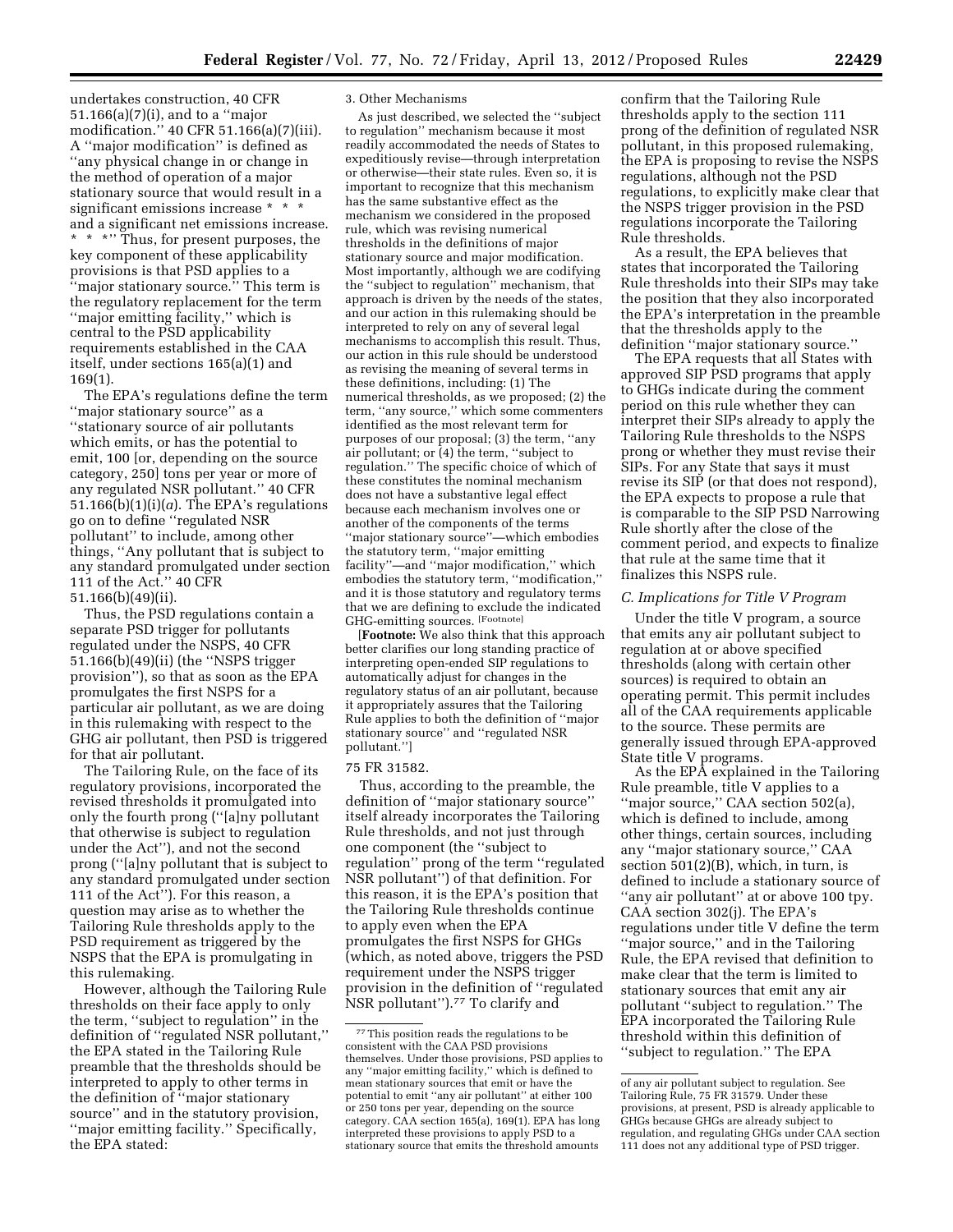undertakes construction, 40 CFR 51.166(a)(7)(i), and to a ''major modification.'' 40 CFR 51.166(a)(7)(iii). A ''major modification'' is defined as ''any physical change in or change in the method of operation of a major stationary source that would result in a significant emissions increase * * * and a significant net emissions increase. * * *'' Thus, for present purposes, the key component of these applicability provisions is that PSD applies to a ''major stationary source.'' This term is the regulatory replacement for the term ''major emitting facility,'' which is central to the PSD applicability requirements established in the CAA itself, under sections 165(a)(1) and 169(1).

The EPA's regulations define the term ''major stationary source'' as a ''stationary source of air pollutants which emits, or has the potential to emit, 100 [or, depending on the source category, 250] tons per year or more of any regulated NSR pollutant.'' 40 CFR 51.166(b)(1)(i)(*a*). The EPA's regulations go on to define ''regulated NSR pollutant'' to include, among other things, ''Any pollutant that is subject to any standard promulgated under section 111 of the Act.'' 40 CFR 51.166(b)(49)(ii).

Thus, the PSD regulations contain a separate PSD trigger for pollutants regulated under the NSPS, 40 CFR 51.166(b)(49)(ii) (the ''NSPS trigger provision''), so that as soon as the EPA promulgates the first NSPS for a particular air pollutant, as we are doing in this rulemaking with respect to the GHG air pollutant, then PSD is triggered for that air pollutant.

The Tailoring Rule, on the face of its regulatory provisions, incorporated the revised thresholds it promulgated into only the fourth prong (''[a]ny pollutant that otherwise is subject to regulation under the Act''), and not the second prong (''[a]ny pollutant that is subject to any standard promulgated under section 111 of the Act''). For this reason, a question may arise as to whether the Tailoring Rule thresholds apply to the PSD requirement as triggered by the NSPS that the EPA is promulgating in this rulemaking.

However, although the Tailoring Rule thresholds on their face apply to only the term, ''subject to regulation'' in the definition of ''regulated NSR pollutant,'' the EPA stated in the Tailoring Rule preamble that the thresholds should be interpreted to apply to other terms in the definition of ''major stationary source'' and in the statutory provision, ''major emitting facility.'' Specifically, the EPA stated:

> 3. Other Mechanisms
>
> As just described, we selected the ''subject to regulation'' mechanism because it most readily accommodated the needs of States to expeditiously revise—through interpretation or otherwise—their state rules. Even so, it is important to recognize that this mechanism has the same substantive effect as the mechanism we considered in the proposed rule, which was revising numerical thresholds in the definitions of major stationary source and major modification. Most importantly, although we are codifying the ''subject to regulation'' mechanism, that approach is driven by the needs of the states, and our action in this rulemaking should be interpreted to rely on any of several legal mechanisms to accomplish this result. Thus, our action in this rule should be understood as revising the meaning of several terms in these definitions, including: (1) The numerical thresholds, as we proposed; (2) the term, ''any source,'' which some commenters identified as the most relevant term for purposes of our proposal; (3) the term, ''any air pollutant; or (4) the term, ''subject to regulation.'' The specific choice of which of these constitutes the nominal mechanism does not have a substantive legal effect because each mechanism involves one or another of the components of the terms ''major stationary source''—which embodies the statutory term, ''major emitting facility''—and ''major modification,'' which embodies the statutory term, ''modification,'' and it is those statutory and regulatory terms that we are defining to exclude the indicated GHG-emitting sources. [Footnote]
>
> [**Footnote:** We also think that this approach better clarifies our long standing practice of interpreting open-ended SIP regulations to automatically adjust for changes in the regulatory status of an air pollutant, because it appropriately assures that the Tailoring Rule applies to both the definition of ''major stationary source'' and ''regulated NSR pollutant.'']
>
> 75 FR 31582.

Thus, according to the preamble, the definition of ''major stationary source'' itself already incorporates the Tailoring Rule thresholds, and not just through one component (the ''subject to regulation'' prong of the term ''regulated NSR pollutant'') of that definition. For this reason, it is the EPA's position that the Tailoring Rule thresholds continue to apply even when the EPA promulgates the first NSPS for GHGs (which, as noted above, triggers the PSD requirement under the NSPS trigger provision in the definition of ''regulated NSR pollutant'').[77] To clarify and confirm that the Tailoring Rule thresholds apply to the section 111 prong of the definition of regulated NSR pollutant, in this proposed rulemaking, the EPA is proposing to revise the NSPS regulations, although not the PSD regulations, to explicitly make clear that the NSPS trigger provision in the PSD regulations incorporate the Tailoring Rule thresholds.

As a result, the EPA believes that states that incorporated the Tailoring Rule thresholds into their SIPs may take the position that they also incorporated the EPA's interpretation in the preamble that the thresholds apply to the definition ''major stationary source.''

The EPA requests that all States with approved SIP PSD programs that apply to GHGs indicate during the comment period on this rule whether they can interpret their SIPs already to apply the Tailoring Rule thresholds to the NSPS prong or whether they must revise their SIPs. For any State that says it must revise its SIP (or that does not respond), the EPA expects to propose a rule that is comparable to the SIP PSD Narrowing Rule shortly after the close of the comment period, and expects to finalize that rule at the same time that it finalizes this NSPS rule.

### C. Implications for Title V Program

Under the title V program, a source that emits any air pollutant subject to regulation at or above specified thresholds (along with certain other sources) is required to obtain an operating permit. This permit includes all of the CAA requirements applicable to the source. These permits are generally issued through EPA-approved State title V programs.

As the EPA explained in the Tailoring Rule preamble, title V applies to a ''major source,'' CAA section 502(a), which is defined to include, among other things, certain sources, including any ''major stationary source,'' CAA section 501(2)(B), which, in turn, is defined to include a stationary source of ''any air pollutant'' at or above 100 tpy. CAA section 302(j). The EPA's regulations under title V define the term ''major source,'' and in the Tailoring Rule, the EPA revised that definition to make clear that the term is limited to stationary sources that emit any air pollutant ''subject to regulation.'' The EPA incorporated the Tailoring Rule threshold within this definition of ''subject to regulation.'' The EPA

---

[77] This position reads the regulations to be consistent with the CAA PSD provisions themselves. Under those provisions, PSD applies to any ''major emitting facility,'' which is defined to mean stationary sources that emit or have the potential to emit ''any air pollutant'' at either 100 or 250 tons per year, depending on the source category. CAA section 165(a), 169(1). EPA has long interpreted these provisions to apply PSD to a stationary source that emits the threshold amounts of any air pollutant subject to regulation. See Tailoring Rule, 75 FR 31579. Under these provisions, at present, PSD is already applicable to GHGs because GHGs are already subject to regulation, and regulating GHGs under CAA section 111 does not any additional type of PSD trigger.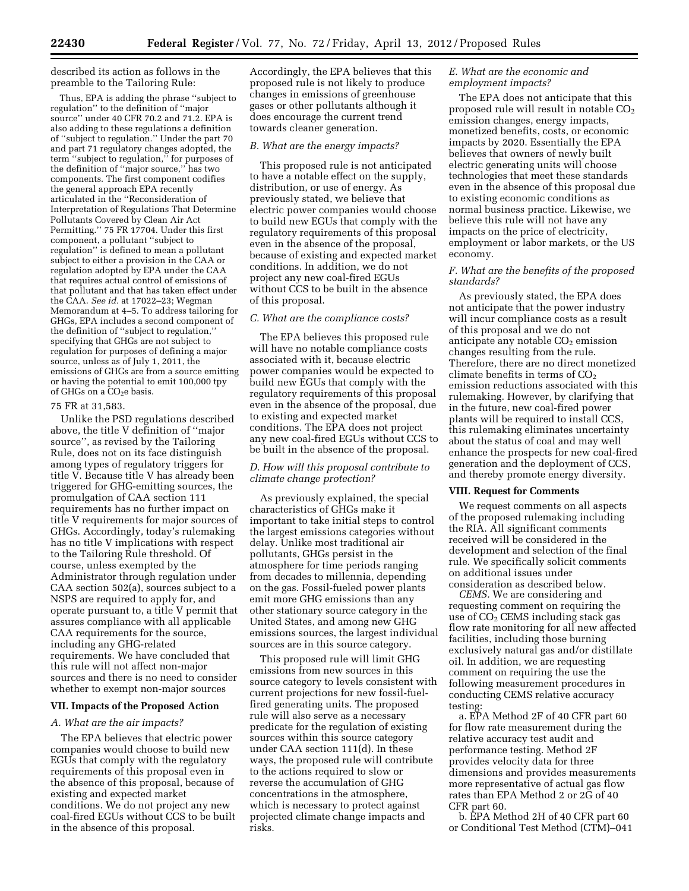described its action as follows in the preamble to the Tailoring Rule:

> Thus, EPA is adding the phrase ''subject to regulation'' to the definition of ''major source'' under 40 CFR 70.2 and 71.2. EPA is also adding to these regulations a definition of ''subject to regulation.'' Under the part 70 and part 71 regulatory changes adopted, the term ''subject to regulation,'' for purposes of the definition of ''major source,'' has two components. The first component codifies the general approach EPA recently articulated in the ''Reconsideration of Interpretation of Regulations That Determine Pollutants Covered by Clean Air Act Permitting.'' 75 FR 17704. Under this first component, a pollutant ''subject to regulation'' is defined to mean a pollutant subject to either a provision in the CAA or regulation adopted by EPA under the CAA that requires actual control of emissions of that pollutant and that has taken effect under the CAA. *See id.* at 17022–23; Wegman Memorandum at 4–5. To address tailoring for GHGs, EPA includes a second component of the definition of ''subject to regulation,'' specifying that GHGs are not subject to regulation for purposes of defining a major source, unless as of July 1, 2011, the emissions of GHGs are from a source emitting or having the potential to emit 100,000 tpy of GHGs on a $CO_2$e basis.

75 FR at 31,583.

Unlike the PSD regulations described above, the title V definition of ''major source'', as revised by the Tailoring Rule, does not on its face distinguish among types of regulatory triggers for title V. Because title V has already been triggered for GHG-emitting sources, the promulgation of CAA section 111 requirements has no further impact on title V requirements for major sources of GHGs. Accordingly, today's rulemaking has no title V implications with respect to the Tailoring Rule threshold. Of course, unless exempted by the Administrator through regulation under CAA section 502(a), sources subject to a NSPS are required to apply for, and operate pursuant to, a title V permit that assures compliance with all applicable CAA requirements for the source, including any GHG-related requirements. We have concluded that this rule will not affect non-major sources and there is no need to consider whether to exempt non-major sources

## VII. Impacts of the Proposed Action

### *A. What are the air impacts?*

The EPA believes that electric power companies would choose to build new EGUs that comply with the regulatory requirements of this proposal even in the absence of this proposal, because of existing and expected market conditions. We do not project any new coal-fired EGUs without CCS to be built in the absence of this proposal. Accordingly, the EPA believes that this proposed rule is not likely to produce changes in emissions of greenhouse gases or other pollutants although it does encourage the current trend towards cleaner generation.

### *B. What are the energy impacts?*

This proposed rule is not anticipated to have a notable effect on the supply, distribution, or use of energy. As previously stated, we believe that electric power companies would choose to build new EGUs that comply with the regulatory requirements of this proposal even in the absence of the proposal, because of existing and expected market conditions. In addition, we do not project any new coal-fired EGUs without CCS to be built in the absence of this proposal.

### *C. What are the compliance costs?*

The EPA believes this proposed rule will have no notable compliance costs associated with it, because electric power companies would be expected to build new EGUs that comply with the regulatory requirements of this proposal even in the absence of the proposal, due to existing and expected market conditions. The EPA does not project any new coal-fired EGUs without CCS to be built in the absence of the proposal.

### *D. How will this proposal contribute to climate change protection?*

As previously explained, the special characteristics of GHGs make it important to take initial steps to control the largest emissions categories without delay. Unlike most traditional air pollutants, GHGs persist in the atmosphere for time periods ranging from decades to millennia, depending on the gas. Fossil-fueled power plants emit more GHG emissions than any other stationary source category in the United States, and among new GHG emissions sources, the largest individual sources are in this source category.

This proposed rule will limit GHG emissions from new sources in this source category to levels consistent with current projections for new fossil-fuel-fired generating units. The proposed rule will also serve as a necessary predicate for the regulation of existing sources within this source category under CAA section 111(d). In these ways, the proposed rule will contribute to the actions required to slow or reverse the accumulation of GHG concentrations in the atmosphere, which is necessary to protect against projected climate change impacts and risks.

### *E. What are the economic and employment impacts?*

The EPA does not anticipate that this proposed rule will result in notable $CO_2$ emission changes, energy impacts, monetized benefits, costs, or economic impacts by 2020. Essentially the EPA believes that owners of newly built electric generating units will choose technologies that meet these standards even in the absence of this proposal due to existing economic conditions as normal business practice. Likewise, we believe this rule will not have any impacts on the price of electricity, employment or labor markets, or the US economy.

### *F. What are the benefits of the proposed standards?*

As previously stated, the EPA does not anticipate that the power industry will incur compliance costs as a result of this proposal and we do not anticipate any notable $CO_2$ emission changes resulting from the rule. Therefore, there are no direct monetized climate benefits in terms of $CO_2$ emission reductions associated with this rulemaking. However, by clarifying that in the future, new coal-fired power plants will be required to install CCS, this rulemaking eliminates uncertainty about the status of coal and may well enhance the prospects for new coal-fired generation and the deployment of CCS, and thereby promote energy diversity.

## VIII. Request for Comments

We request comments on all aspects of the proposed rulemaking including the RIA. All significant comments received will be considered in the development and selection of the final rule. We specifically solicit comments on additional issues under consideration as described below.

*CEMS.* We are considering and requesting comment on requiring the use of $CO_2$ CEMS including stack gas flow rate monitoring for all new affected facilities, including those burning exclusively natural gas and/or distillate oil. In addition, we are requesting comment on requiring the use the following measurement procedures in conducting CEMS relative accuracy testing:

a. EPA Method 2F of 40 CFR part 60 for flow rate measurement during the relative accuracy test audit and performance testing. Method 2F provides velocity data for three dimensions and provides measurements more representative of actual gas flow rates than EPA Method 2 or 2G of 40 CFR part 60.

b. EPA Method 2H of 40 CFR part 60 or Conditional Test Method (CTM)–041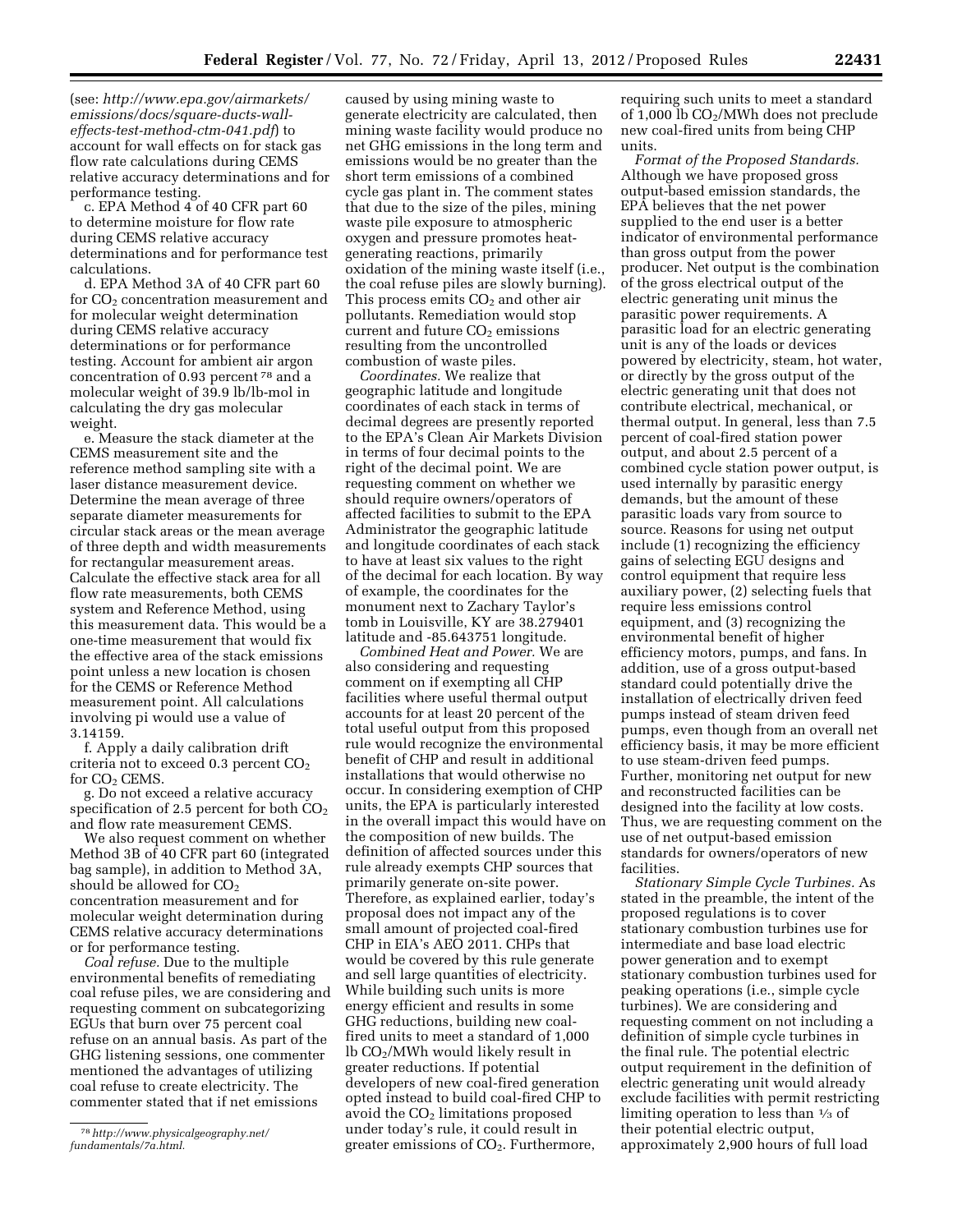(see: *http://www.epa.gov/airmarkets/emissions/docs/square-ducts-wall-effects-test-method-ctm-041.pdf*) to account for wall effects on for stack gas flow rate calculations during CEMS relative accuracy determinations and for performance testing.

c. EPA Method 4 of 40 CFR part 60 to determine moisture for flow rate during CEMS relative accuracy determinations and for performance test calculations.

d. EPA Method 3A of 40 CFR part 60 for $CO_2$ concentration measurement and for molecular weight determination during CEMS relative accuracy determinations or for performance testing. Account for ambient air argon concentration of 0.93 percent [78] and a molecular weight of 39.9 lb/lb-mol in calculating the dry gas molecular weight.

e. Measure the stack diameter at the CEMS measurement site and the reference method sampling site with a laser distance measurement device. Determine the mean average of three separate diameter measurements for circular stack areas or the mean average of three depth and width measurements for rectangular measurement areas. Calculate the effective stack area for all flow rate measurements, both CEMS system and Reference Method, using this measurement data. This would be a one-time measurement that would fix the effective area of the stack emissions point unless a new location is chosen for the CEMS or Reference Method measurement point. All calculations involving pi would use a value of 3.14159.

f. Apply a daily calibration drift criteria not to exceed 0.3 percent $CO_2$ for $CO_2$ CEMS.

g. Do not exceed a relative accuracy specification of 2.5 percent for both $CO_2$ and flow rate measurement CEMS.

We also request comment on whether Method 3B of 40 CFR part 60 (integrated bag sample), in addition to Method 3A, should be allowed for $CO_2$ concentration measurement and for molecular weight determination during CEMS relative accuracy determinations or for performance testing.

*Coal refuse.* Due to the multiple environmental benefits of remediating coal refuse piles, we are considering and requesting comment on subcategorizing EGUs that burn over 75 percent coal refuse on an annual basis. As part of the GHG listening sessions, one commenter mentioned the advantages of utilizing coal refuse to create electricity. The commenter stated that if net emissions caused by using mining waste to generate electricity are calculated, then mining waste facility would produce no net GHG emissions in the long term and emissions would be no greater than the short term emissions of a combined cycle gas plant in. The comment states that due to the size of the piles, mining waste pile exposure to atmospheric oxygen and pressure promotes heat-generating reactions, primarily oxidation of the mining waste itself (i.e., the coal refuse piles are slowly burning). This process emits $CO_2$ and other air pollutants. Remediation would stop current and future $CO_2$ emissions resulting from the uncontrolled combustion of waste piles.

*Coordinates.* We realize that geographic latitude and longitude coordinates of each stack in terms of decimal degrees are presently reported to the EPA's Clean Air Markets Division in terms of four decimal points to the right of the decimal point. We are requesting comment on whether we should require owners/operators of affected facilities to submit to the EPA Administrator the geographic latitude and longitude coordinates of each stack to have at least six values to the right of the decimal for each location. By way of example, the coordinates for the monument next to Zachary Taylor's tomb in Louisville, KY are 38.279401 latitude and -85.643751 longitude.

*Combined Heat and Power.* We are also considering and requesting comment on if exempting all CHP facilities where useful thermal output accounts for at least 20 percent of the total useful output from this proposed rule would recognize the environmental benefit of CHP and result in additional installations that would otherwise no occur. In considering exemption of CHP units, the EPA is particularly interested in the overall impact this would have on the composition of new builds. The definition of affected sources under this rule already exempts CHP sources that primarily generate on-site power. Therefore, as explained earlier, today's proposal does not impact any of the small amount of projected coal-fired CHP in EIA's AEO 2011. CHPs that would be covered by this rule generate and sell large quantities of electricity. While building such units is more energy efficient and results in some GHG reductions, building new coal-fired units to meet a standard of 1,000 lb $CO_2$/MWh would likely result in greater reductions. If potential developers of new coal-fired generation opted instead to build coal-fired CHP to avoid the $CO_2$ limitations proposed under today's rule, it could result in greater emissions of $CO_2$. Furthermore, requiring such units to meet a standard of 1,000 lb $CO_2$/MWh does not preclude new coal-fired units from being CHP units.

*Format of the Proposed Standards.* Although we have proposed gross output-based emission standards, the EPA believes that the net power supplied to the end user is a better indicator of environmental performance than gross output from the power producer. Net output is the combination of the gross electrical output of the electric generating unit minus the parasitic power requirements. A parasitic load for an electric generating unit is any of the loads or devices powered by electricity, steam, hot water, or directly by the gross output of the electric generating unit that does not contribute electrical, mechanical, or thermal output. In general, less than 7.5 percent of coal-fired station power output, and about 2.5 percent of a combined cycle station power output, is used internally by parasitic energy demands, but the amount of these parasitic loads vary from source to source. Reasons for using net output include (1) recognizing the efficiency gains of selecting EGU designs and control equipment that require less auxiliary power, (2) selecting fuels that require less emissions control equipment, and (3) recognizing the environmental benefit of higher efficiency motors, pumps, and fans. In addition, use of a gross output-based standard could potentially drive the installation of electrically driven feed pumps instead of steam driven feed pumps, even though from an overall net efficiency basis, it may be more efficient to use steam-driven feed pumps. Further, monitoring net output for new and reconstructed facilities can be designed into the facility at low costs. Thus, we are requesting comment on the use of net output-based emission standards for owners/operators of new facilities.

*Stationary Simple Cycle Turbines.* As stated in the preamble, the intent of the proposed regulations is to cover stationary combustion turbines use for intermediate and base load electric power generation and to exempt stationary combustion turbines used for peaking operations (i.e., simple cycle turbines). We are considering and requesting comment on not including a definition of simple cycle turbines in the final rule. The potential electric output requirement in the definition of electric generating unit would already exclude facilities with permit restricting limiting operation to less than ⅓ of their potential electric output, approximately 2,900 hours of full load

---

[78] *http://www.physicalgeography.net/fundamentals/7a.html.*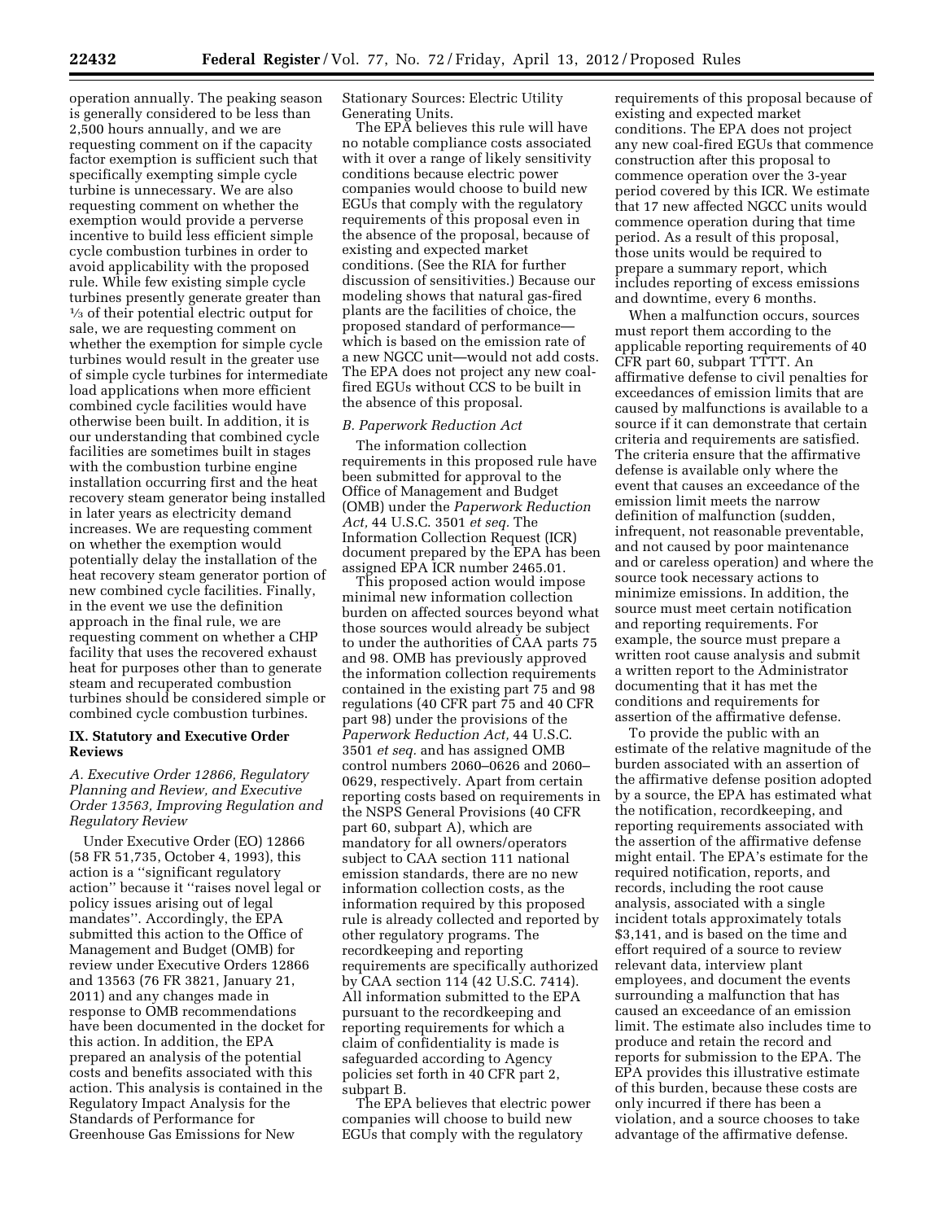operation annually. The peaking season is generally considered to be less than 2,500 hours annually, and we are requesting comment on if the capacity factor exemption is sufficient such that specifically exempting simple cycle turbine is unnecessary. We are also requesting comment on whether the exemption would provide a perverse incentive to build less efficient simple cycle combustion turbines in order to avoid applicability with the proposed rule. While few existing simple cycle turbines presently generate greater than 1/3 of their potential electric output for sale, we are requesting comment on whether the exemption for simple cycle turbines would result in the greater use of simple cycle turbines for intermediate load applications when more efficient combined cycle facilities would have otherwise been built. In addition, it is our understanding that combined cycle facilities are sometimes built in stages with the combustion turbine engine installation occurring first and the heat recovery steam generator being installed in later years as electricity demand increases. We are requesting comment on whether the exemption would potentially delay the installation of the heat recovery steam generator portion of new combined cycle facilities. Finally, in the event we use the definition approach in the final rule, we are requesting comment on whether a CHP facility that uses the recovered exhaust heat for purposes other than to generate steam and recuperated combustion turbines should be considered simple or combined cycle combustion turbines.

## IX. Statutory and Executive Order Reviews

### *A. Executive Order 12866, Regulatory Planning and Review, and Executive Order 13563, Improving Regulation and Regulatory Review*

Under Executive Order (EO) 12866 (58 FR 51,735, October 4, 1993), this action is a ''significant regulatory action'' because it ''raises novel legal or policy issues arising out of legal mandates''. Accordingly, the EPA submitted this action to the Office of Management and Budget (OMB) for review under Executive Orders 12866 and 13563 (76 FR 3821, January 21, 2011) and any changes made in response to OMB recommendations have been documented in the docket for this action. In addition, the EPA prepared an analysis of the potential costs and benefits associated with this action. This analysis is contained in the Regulatory Impact Analysis for the Standards of Performance for Greenhouse Gas Emissions for New Stationary Sources: Electric Utility Generating Units.

The EPA believes this rule will have no notable compliance costs associated with it over a range of likely sensitivity conditions because electric power companies would choose to build new EGUs that comply with the regulatory requirements of this proposal even in the absence of the proposal, because of existing and expected market conditions. (See the RIA for further discussion of sensitivities.) Because our modeling shows that natural gas-fired plants are the facilities of choice, the proposed standard of performance—which is based on the emission rate of a new NGCC unit—would not add costs. The EPA does not project any new coal-fired EGUs without CCS to be built in the absence of this proposal.

### *B. Paperwork Reduction Act*

The information collection requirements in this proposed rule have been submitted for approval to the Office of Management and Budget (OMB) under the *Paperwork Reduction Act,* 44 U.S.C. 3501 *et seq.* The Information Collection Request (ICR) document prepared by the EPA has been assigned EPA ICR number 2465.01.

This proposed action would impose minimal new information collection burden on affected sources beyond what those sources would already be subject to under the authorities of CAA parts 75 and 98. OMB has previously approved the information collection requirements contained in the existing part 75 and 98 regulations (40 CFR part 75 and 40 CFR part 98) under the provisions of the *Paperwork Reduction Act,* 44 U.S.C. 3501 *et seq.* and has assigned OMB control numbers 2060–0626 and 2060–0629, respectively. Apart from certain reporting costs based on requirements in the NSPS General Provisions (40 CFR part 60, subpart A), which are mandatory for all owners/operators subject to CAA section 111 national emission standards, there are no new information collection costs, as the information required by this proposed rule is already collected and reported by other regulatory programs. The recordkeeping and reporting requirements are specifically authorized by CAA section 114 (42 U.S.C. 7414). All information submitted to the EPA pursuant to the recordkeeping and reporting requirements for which a claim of confidentiality is made is safeguarded according to Agency policies set forth in 40 CFR part 2, subpart B.

The EPA believes that electric power companies will choose to build new EGUs that comply with the regulatory requirements of this proposal because of existing and expected market conditions. The EPA does not project any new coal-fired EGUs that commence construction after this proposal to commence operation over the 3-year period covered by this ICR. We estimate that 17 new affected NGCC units would commence operation during that time period. As a result of this proposal, those units would be required to prepare a summary report, which includes reporting of excess emissions and downtime, every 6 months.

When a malfunction occurs, sources must report them according to the applicable reporting requirements of 40 CFR part 60, subpart TTTT. An affirmative defense to civil penalties for exceedances of emission limits that are caused by malfunctions is available to a source if it can demonstrate that certain criteria and requirements are satisfied. The criteria ensure that the affirmative defense is available only where the event that causes an exceedance of the emission limit meets the narrow definition of malfunction (sudden, infrequent, not reasonable preventable, and not caused by poor maintenance and or careless operation) and where the source took necessary actions to minimize emissions. In addition, the source must meet certain notification and reporting requirements. For example, the source must prepare a written root cause analysis and submit a written report to the Administrator documenting that it has met the conditions and requirements for assertion of the affirmative defense.

To provide the public with an estimate of the relative magnitude of the burden associated with an assertion of the affirmative defense position adopted by a source, the EPA has estimated what the notification, recordkeeping, and reporting requirements associated with the assertion of the affirmative defense might entail. The EPA's estimate for the required notification, reports, and records, including the root cause analysis, associated with a single incident totals approximately totals $3,141, and is based on the time and effort required of a source to review relevant data, interview plant employees, and document the events surrounding a malfunction that has caused an exceedance of an emission limit. The estimate also includes time to produce and retain the record and reports for submission to the EPA. The EPA provides this illustrative estimate of this burden, because these costs are only incurred if there has been a violation, and a source chooses to take advantage of the affirmative defense.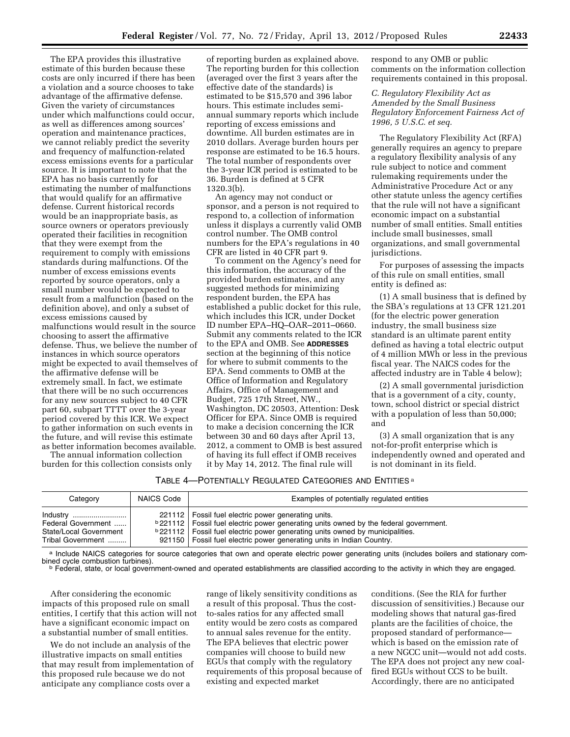The EPA provides this illustrative estimate of this burden because these costs are only incurred if there has been a violation and a source chooses to take advantage of the affirmative defense. Given the variety of circumstances under which malfunctions could occur, as well as differences among sources' operation and maintenance practices, we cannot reliably predict the severity and frequency of malfunction-related excess emissions events for a particular source. It is important to note that the EPA has no basis currently for estimating the number of malfunctions that would qualify for an affirmative defense. Current historical records would be an inappropriate basis, as source owners or operators previously operated their facilities in recognition that they were exempt from the requirement to comply with emissions standards during malfunctions. Of the number of excess emissions events reported by source operators, only a small number would be expected to result from a malfunction (based on the definition above), and only a subset of excess emissions caused by malfunctions would result in the source choosing to assert the affirmative defense. Thus, we believe the number of instances in which source operators might be expected to avail themselves of the affirmative defense will be extremely small. In fact, we estimate that there will be no such occurrences for any new sources subject to 40 CFR part 60, subpart TTTT over the 3-year period covered by this ICR. We expect to gather information on such events in the future, and will revise this estimate as better information becomes available.

The annual information collection burden for this collection consists only of reporting burden as explained above. The reporting burden for this collection (averaged over the first 3 years after the effective date of the standards) is estimated to be $15,570 and 396 labor hours. This estimate includes semi-annual summary reports which include reporting of excess emissions and downtime. All burden estimates are in 2010 dollars. Average burden hours per response are estimated to be 16.5 hours. The total number of respondents over the 3-year ICR period is estimated to be 36. Burden is defined at 5 CFR 1320.3(b).

An agency may not conduct or sponsor, and a person is not required to respond to, a collection of information unless it displays a currently valid OMB control number. The OMB control numbers for the EPA's regulations in 40 CFR are listed in 40 CFR part 9.

To comment on the Agency's need for this information, the accuracy of the provided burden estimates, and any suggested methods for minimizing respondent burden, the EPA has established a public docket for this rule, which includes this ICR, under Docket ID number EPA–HQ–OAR–2011–0660. Submit any comments related to the ICR to the EPA and OMB. See **ADDRESSES** section at the beginning of this notice for where to submit comments to the EPA. Send comments to OMB at the Office of Information and Regulatory Affairs, Office of Management and Budget, 725 17th Street, NW., Washington, DC 20503, Attention: Desk Officer for EPA. Since OMB is required to make a decision concerning the ICR between 30 and 60 days after April 13, 2012, a comment to OMB is best assured of having its full effect if OMB receives it by May 14, 2012. The final rule will respond to any OMB or public comments on the information collection requirements contained in this proposal.

### *C. Regulatory Flexibility Act as Amended by the Small Business Regulatory Enforcement Fairness Act of 1996, 5 U.S.C. et seq.*

The Regulatory Flexibility Act (RFA) generally requires an agency to prepare a regulatory flexibility analysis of any rule subject to notice and comment rulemaking requirements under the Administrative Procedure Act or any other statute unless the agency certifies that the rule will not have a significant economic impact on a substantial number of small entities. Small entities include small businesses, small organizations, and small governmental jurisdictions.

For purposes of assessing the impacts of this rule on small entities, small entity is defined as:

(1) A small business that is defined by the SBA's regulations at 13 CFR 121.201 (for the electric power generation industry, the small business size standard is an ultimate parent entity defined as having a total electric output of 4 million MWh or less in the previous fiscal year. The NAICS codes for the affected industry are in Table 4 below);

(2) A small governmental jurisdiction that is a government of a city, county, town, school district or special district with a population of less than 50,000; and

(3) A small organization that is any not-for-profit enterprise which is independently owned and operated and is not dominant in its field.

TABLE 4—POTENTIALLY REGULATED CATEGORIES AND ENTITIES [a]

| Category | NAICS Code | Examples of potentially regulated entities |
|---|---|---|
| Industry | 221112 | Fossil fuel electric power generating units. |
| Federal Government | [b] 221112 | Fossil fuel electric power generating units owned by the federal government. |
| State/Local Government | [b] 221112 | Fossil fuel electric power generating units owned by municipalities. |
| Tribal Government | 921150 | Fossil fuel electric power generating units in Indian Country. |

[a] Include NAICS categories for source categories that own and operate electric power generating units (includes boilers and stationary combined cycle combustion turbines).

[b] Federal, state, or local government-owned and operated establishments are classified according to the activity in which they are engaged.

After considering the economic impacts of this proposed rule on small entities, I certify that this action will not have a significant economic impact on a substantial number of small entities.

We do not include an analysis of the illustrative impacts on small entities that may result from implementation of this proposed rule because we do not anticipate any compliance costs over a range of likely sensitivity conditions as a result of this proposal. Thus the cost-to-sales ratios for any affected small entity would be zero costs as compared to annual sales revenue for the entity. The EPA believes that electric power companies will choose to build new EGUs that comply with the regulatory requirements of this proposal because of existing and expected market conditions. (See the RIA for further discussion of sensitivities.) Because our modeling shows that natural gas-fired plants are the facilities of choice, the proposed standard of performance—which is based on the emission rate of a new NGCC unit—would not add costs. The EPA does not project any new coal-fired EGUs without CCS to be built. Accordingly, there are no anticipated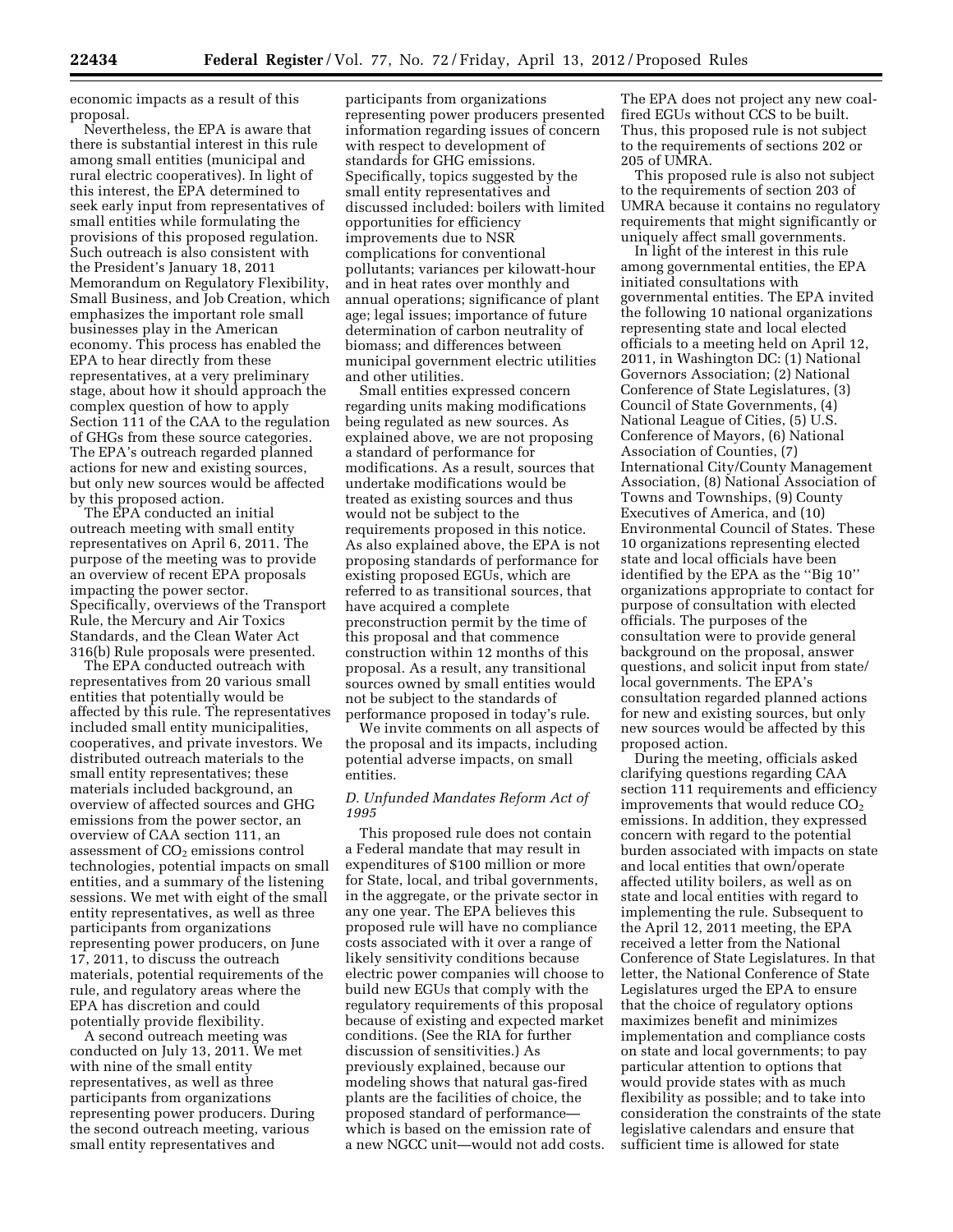economic impacts as a result of this proposal.

Nevertheless, the EPA is aware that there is substantial interest in this rule among small entities (municipal and rural electric cooperatives). In light of this interest, the EPA determined to seek early input from representatives of small entities while formulating the provisions of this proposed regulation. Such outreach is also consistent with the President's January 18, 2011 Memorandum on Regulatory Flexibility, Small Business, and Job Creation, which emphasizes the important role small businesses play in the American economy. This process has enabled the EPA to hear directly from these representatives, at a very preliminary stage, about how it should approach the complex question of how to apply Section 111 of the CAA to the regulation of GHGs from these source categories. The EPA's outreach regarded planned actions for new and existing sources, but only new sources would be affected by this proposed action.

The EPA conducted an initial outreach meeting with small entity representatives on April 6, 2011. The purpose of the meeting was to provide an overview of recent EPA proposals impacting the power sector. Specifically, overviews of the Transport Rule, the Mercury and Air Toxics Standards, and the Clean Water Act 316(b) Rule proposals were presented.

The EPA conducted outreach with representatives from 20 various small entities that potentially would be affected by this rule. The representatives included small entity municipalities, cooperatives, and private investors. We distributed outreach materials to the small entity representatives; these materials included background, an overview of affected sources and GHG emissions from the power sector, an overview of CAA section 111, an assessment of $CO_2$ emissions control technologies, potential impacts on small entities, and a summary of the listening sessions. We met with eight of the small entity representatives, as well as three participants from organizations representing power producers, on June 17, 2011, to discuss the outreach materials, potential requirements of the rule, and regulatory areas where the EPA has discretion and could potentially provide flexibility.

A second outreach meeting was conducted on July 13, 2011. We met with nine of the small entity representatives, as well as three participants from organizations representing power producers. During the second outreach meeting, various small entity representatives and participants from organizations representing power producers presented information regarding issues of concern with respect to development of standards for GHG emissions. Specifically, topics suggested by the small entity representatives and discussed included: boilers with limited opportunities for efficiency improvements due to NSR complications for conventional pollutants; variances per kilowatt-hour and in heat rates over monthly and annual operations; significance of plant age; legal issues; importance of future determination of carbon neutrality of biomass; and differences between municipal government electric utilities and other utilities.

Small entities expressed concern regarding units making modifications being regulated as new sources. As explained above, we are not proposing a standard of performance for modifications. As a result, sources that undertake modifications would be treated as existing sources and thus would not be subject to the requirements proposed in this notice. As also explained above, the EPA is not proposing standards of performance for existing proposed EGUs, which are referred to as transitional sources, that have acquired a complete preconstruction permit by the time of this proposal and that commence construction within 12 months of this proposal. As a result, any transitional sources owned by small entities would not be subject to the standards of performance proposed in today's rule.

We invite comments on all aspects of the proposal and its impacts, including potential adverse impacts, on small entities.

### *D. Unfunded Mandates Reform Act of 1995*

This proposed rule does not contain a Federal mandate that may result in expenditures of $100 million or more for State, local, and tribal governments, in the aggregate, or the private sector in any one year. The EPA believes this proposed rule will have no compliance costs associated with it over a range of likely sensitivity conditions because electric power companies will choose to build new EGUs that comply with the regulatory requirements of this proposal because of existing and expected market conditions. (See the RIA for further discussion of sensitivities.) As previously explained, because our modeling shows that natural gas-fired plants are the facilities of choice, the proposed standard of performance—which is based on the emission rate of a new NGCC unit—would not add costs. The EPA does not project any new coal-fired EGUs without CCS to be built. Thus, this proposed rule is not subject to the requirements of sections 202 or 205 of UMRA.

This proposed rule is also not subject to the requirements of section 203 of UMRA because it contains no regulatory requirements that might significantly or uniquely affect small governments.

In light of the interest in this rule among governmental entities, the EPA initiated consultations with governmental entities. The EPA invited the following 10 national organizations representing state and local elected officials to a meeting held on April 12, 2011, in Washington DC: (1) National Governors Association; (2) National Conference of State Legislatures, (3) Council of State Governments, (4) National League of Cities, (5) U.S. Conference of Mayors, (6) National Association of Counties, (7) International City/County Management Association, (8) National Association of Towns and Townships, (9) County Executives of America, and (10) Environmental Council of States. These 10 organizations representing elected state and local officials have been identified by the EPA as the ''Big 10'' organizations appropriate to contact for purpose of consultation with elected officials. The purposes of the consultation were to provide general background on the proposal, answer questions, and solicit input from state/local governments. The EPA's consultation regarded planned actions for new and existing sources, but only new sources would be affected by this proposed action.

During the meeting, officials asked clarifying questions regarding CAA section 111 requirements and efficiency improvements that would reduce $CO_2$ emissions. In addition, they expressed concern with regard to the potential burden associated with impacts on state and local entities that own/operate affected utility boilers, as well as on state and local entities with regard to implementing the rule. Subsequent to the April 12, 2011 meeting, the EPA received a letter from the National Conference of State Legislatures. In that letter, the National Conference of State Legislatures urged the EPA to ensure that the choice of regulatory options maximizes benefit and minimizes implementation and compliance costs on state and local governments; to pay particular attention to options that would provide states with as much flexibility as possible; and to take into consideration the constraints of the state legislative calendars and ensure that sufficient time is allowed for state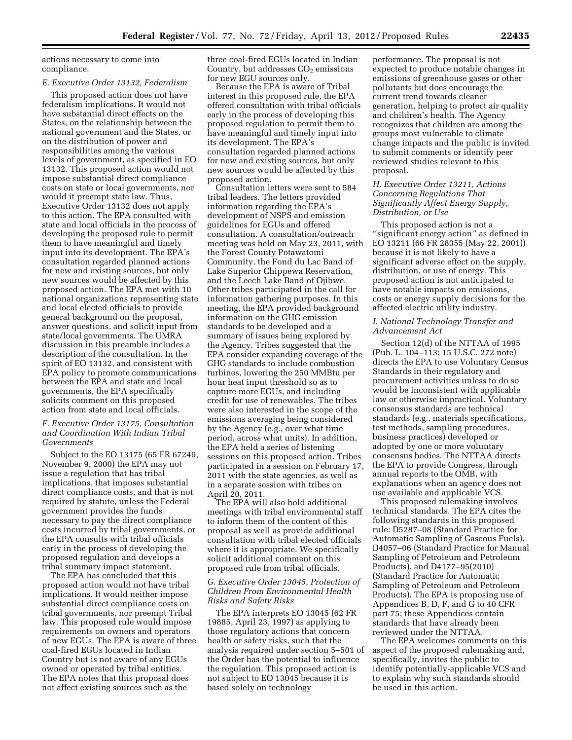actions necessary to come into compliance.

### *E. Executive Order 13132, Federalism*

This proposed action does not have federalism implications. It would not have substantial direct effects on the States, on the relationship between the national government and the States, or on the distribution of power and responsibilities among the various levels of government, as specified in EO 13132. This proposed action would not impose substantial direct compliance costs on state or local governments, nor would it preempt state law. Thus, Executive Order 13132 does not apply to this action. The EPA consulted with state and local officials in the process of developing the proposed rule to permit them to have meaningful and timely input into its development. The EPA's consultation regarded planned actions for new and existing sources, but only new sources would be affected by this proposed action. The EPA met with 10 national organizations representing state and local elected officials to provide general background on the proposal, answer questions, and solicit input from state/local governments. The UMRA discussion in this preamble includes a description of the consultation. In the spirit of EO 13132, and consistent with EPA policy to promote communications between the EPA and state and local governments, the EPA specifically solicits comment on this proposed action from state and local officials.

### *F. Executive Order 13175, Consultation and Coordination With Indian Tribal Governments*

Subject to the EO 13175 (65 FR 67249, November 9, 2000) the EPA may not issue a regulation that has tribal implications, that imposes substantial direct compliance costs, and that is not required by statute, unless the Federal government provides the funds necessary to pay the direct compliance costs incurred by tribal governments, or the EPA consults with tribal officials early in the process of developing the proposed regulation and develops a tribal summary impact statement.

The EPA has concluded that this proposed action would not have tribal implications. It would neither impose substantial direct compliance costs on tribal governments, nor preempt Tribal law. This proposed rule would impose requirements on owners and operators of new EGUs. The EPA is aware of three coal-fired EGUs located in Indian Country but is not aware of any EGUs owned or operated by tribal entities. The EPA notes that this proposal does not affect existing sources such as the three coal-fired EGUs located in Indian Country, but addresses $CO_2$ emissions for new EGU sources only.

Because the EPA is aware of Tribal interest in this proposed rule, the EPA offered consultation with tribal officials early in the process of developing this proposed regulation to permit them to have meaningful and timely input into its development. The EPA's consultation regarded planned actions for new and existing sources, but only new sources would be affected by this proposed action.

Consultation letters were sent to 584 tribal leaders. The letters provided information regarding the EPA's development of NSPS and emission guidelines for EGUs and offered consultation. A consultation/outreach meeting was held on May 23, 2011, with the Forest County Potawatomi Community, the Fond du Lac Band of Lake Superior Chippewa Reservation, and the Leech Lake Band of Ojibwe. Other tribes participated in the call for information gathering purposes. In this meeting, the EPA provided background information on the GHG emission standards to be developed and a summary of issues being explored by the Agency. Tribes suggested that the EPA consider expanding coverage of the GHG standards to include combustion turbines, lowering the 250 MMBtu per hour heat input threshold so as to capture more EGUs, and including credit for use of renewables. The tribes were also interested in the scope of the emissions averaging being considered by the Agency (*e.g.*, over what time period, across what units). In addition, the EPA held a series of listening sessions on this proposed action. Tribes participated in a session on February 17, 2011 with the state agencies, as well as in a separate session with tribes on April 20, 2011.

The EPA will also hold additional meetings with tribal environmental staff to inform them of the content of this proposal as well as provide additional consultation with tribal elected officials where it is appropriate. We specifically solicit additional comment on this proposed rule from tribal officials.

### *G. Executive Order 13045, Protection of Children From Environmental Health Risks and Safety Risks*

The EPA interprets EO 13045 (62 FR 19885, April 23, 1997) as applying to those regulatory actions that concern health or safety risks, such that the analysis required under section 5–501 of the Order has the potential to influence the regulation. This proposed action is not subject to EO 13045 because it is based solely on technology performance. The proposal is not expected to produce notable changes in emissions of greenhouse gases or other pollutants but does encourage the current trend towards cleaner generation, helping to protect air quality and children's health. The Agency recognizes that children are among the groups most vulnerable to climate change impacts and the public is invited to submit comments or identify peer reviewed studies relevant to this proposal.

### *H. Executive Order 13211, Actions Concerning Regulations That Significantly Affect Energy Supply, Distribution, or Use*

This proposed action is not a ''significant energy action'' as defined in EO 13211 (66 FR 28355 (May 22, 2001)) because it is not likely to have a significant adverse effect on the supply, distribution, or use of energy. This proposed action is not anticipated to have notable impacts on emissions, costs or energy supply decisions for the affected electric utility industry.

### *I. National Technology Transfer and Advancement Act*

Section 12(d) of the NTTAA of 1995 (Pub. L. 104–113; 15 U.S.C. 272 note) directs the EPA to use Voluntary Census Standards in their regulatory and procurement activities unless to do so would be inconsistent with applicable law or otherwise impractical. Voluntary consensus standards are technical standards (*e.g.*, materials specifications, test methods, sampling procedures, business practices) developed or adopted by one or more voluntary consensus bodies. The NTTAA directs the EPA to provide Congress, through annual reports to the OMB, with explanations when an agency does not use available and applicable VCS.

This proposed rulemaking involves technical standards. The EPA cites the following standards in this proposed rule: D5287–08 (Standard Practice for Automatic Sampling of Gaseous Fuels), D4057–06 (Standard Practice for Manual Sampling of Petroleum and Petroleum Products), and D4177–95(2010) (Standard Practice for Automatic Sampling of Petroleum and Petroleum Products). The EPA is proposing use of Appendices B, D, F, and G to 40 CFR part 75; these Appendices contain standards that have already been reviewed under the NTTAA.

The EPA welcomes comments on this aspect of the proposed rulemaking and, specifically, invites the public to identify potentially-applicable VCS and to explain why such standards should be used in this action.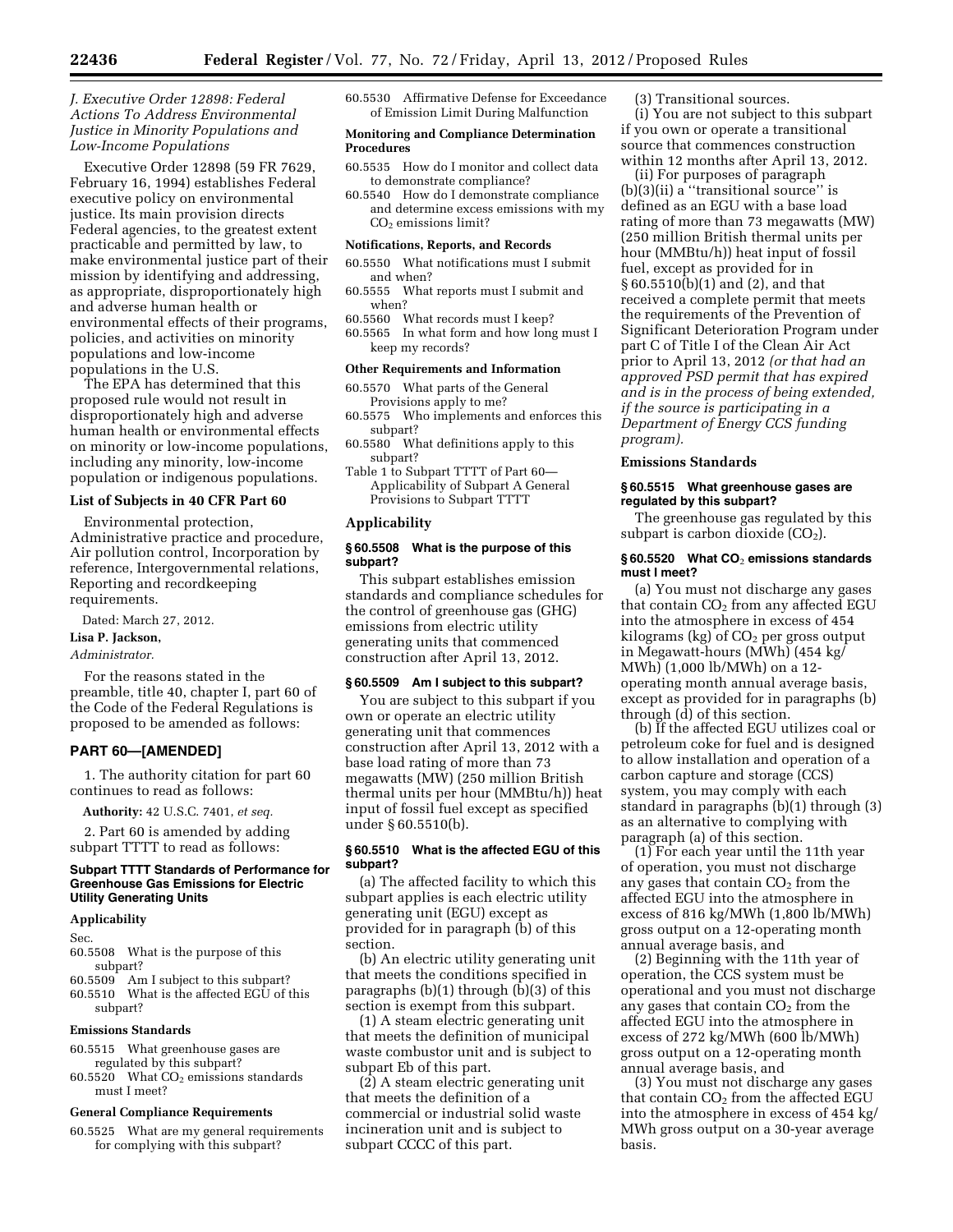### *J. Executive Order 12898: Federal Actions To Address Environmental Justice in Minority Populations and Low-Income Populations*

Executive Order 12898 (59 FR 7629, February 16, 1994) establishes Federal executive policy on environmental justice. Its main provision directs Federal agencies, to the greatest extent practicable and permitted by law, to make environmental justice part of their mission by identifying and addressing, as appropriate, disproportionately high and adverse human health or environmental effects of their programs, policies, and activities on minority populations and low-income populations in the U.S.

The EPA has determined that this proposed rule would not result in disproportionately high and adverse human health or environmental effects on minority or low-income populations, including any minority, low-income population or indigenous populations.

### List of Subjects in 40 CFR Part 60

Environmental protection, Administrative practice and procedure, Air pollution control, Incorporation by reference, Intergovernmental relations, Reporting and recordkeeping requirements.

Dated: March 27, 2012.

**Lisa P. Jackson,**

*Administrator.*

For the reasons stated in the preamble, title 40, chapter I, part 60 of the Code of the Federal Regulations is proposed to be amended as follows:

## PART 60—[AMENDED]

1. The authority citation for part 60 continues to read as follows:

**Authority:** 42 U.S.C. 7401, *et seq.*

2. Part 60 is amended by adding subpart TTTT to read as follows:

### Subpart TTTT Standards of Performance for Greenhouse Gas Emissions for Electric Utility Generating Units

**Applicability**

Sec.

60.5508 What is the purpose of this subpart?

60.5509 Am I subject to this subpart?

60.5510 What is the affected EGU of this subpart?

**Emissions Standards**

60.5515 What greenhouse gases are regulated by this subpart?

60.5520 What $CO_2$ emissions standards must I meet?

**General Compliance Requirements**

60.5525 What are my general requirements for complying with this subpart?

60.5530 Affirmative Defense for Exceedance of Emission Limit During Malfunction

**Monitoring and Compliance Determination Procedures**

60.5535 How do I monitor and collect data to demonstrate compliance?

60.5540 How do I demonstrate compliance and determine excess emissions with my $CO_2$ emissions limit?

**Notifications, Reports, and Records**

60.5550 What notifications must I submit and when?

60.5555 What reports must I submit and when?

60.5560 What records must I keep?

60.5565 In what form and how long must I keep my records?

**Other Requirements and Information**

60.5570 What parts of the General Provisions apply to me?

60.5575 Who implements and enforces this subpart?

60.5580 What definitions apply to this subpart?

Table 1 to Subpart TTTT of Part 60—Applicability of Subpart A General Provisions to Subpart TTTT

### Applicability

#### § 60.5508 What is the purpose of this subpart?

This subpart establishes emission standards and compliance schedules for the control of greenhouse gas (GHG) emissions from electric utility generating units that commenced construction after April 13, 2012.

#### § 60.5509 Am I subject to this subpart?

You are subject to this subpart if you own or operate an electric utility generating unit that commences construction after April 13, 2012 with a base load rating of more than 73 megawatts (MW) (250 million British thermal units per hour (MMBtu/h)) heat input of fossil fuel except as specified under § 60.5510(b).

#### § 60.5510 What is the affected EGU of this subpart?

(a) The affected facility to which this subpart applies is each electric utility generating unit (EGU) except as provided for in paragraph (b) of this section.

(b) An electric utility generating unit that meets the conditions specified in paragraphs (b)(1) through (b)(3) of this section is exempt from this subpart.

(1) A steam electric generating unit that meets the definition of municipal waste combustor unit and is subject to subpart Eb of this part.

(2) A steam electric generating unit that meets the definition of a commercial or industrial solid waste incineration unit and is subject to subpart CCCC of this part.

(3) Transitional sources.

(i) You are not subject to this subpart if you own or operate a transitional source that commences construction within 12 months after April 13, 2012.

(ii) For purposes of paragraph (b)(3)(ii) a ''transitional source'' is defined as an EGU with a base load rating of more than 73 megawatts (MW) (250 million British thermal units per hour (MMBtu/h)) heat input of fossil fuel, except as provided for in § 60.5510(b)(1) and (2), and that received a complete permit that meets the requirements of the Prevention of Significant Deterioration Program under part C of Title I of the Clean Air Act prior to April 13, 2012 *(or that had an approved PSD permit that has expired and is in the process of being extended, if the source is participating in a Department of Energy CCS funding program).*

### Emissions Standards

#### § 60.5515 What greenhouse gases are regulated by this subpart?

The greenhouse gas regulated by this subpart is carbon dioxide ($CO_2$).

#### § 60.5520 What $CO_2$ emissions standards must I meet?

(a) You must not discharge any gases that contain $CO_2$ from any affected EGU into the atmosphere in excess of 454 kilograms (kg) of $CO_2$ per gross output in Megawatt-hours (MWh) (454 kg/MWh) (1,000 lb/MWh) on a 12-operating month annual average basis, except as provided for in paragraphs (b) through (d) of this section.

(b) If the affected EGU utilizes coal or petroleum coke for fuel and is designed to allow installation and operation of a carbon capture and storage (CCS) system, you may comply with each standard in paragraphs (b)(1) through (3) as an alternative to complying with paragraph (a) of this section.

(1) For each year until the 11th year of operation, you must not discharge any gases that contain $CO_2$ from the affected EGU into the atmosphere in excess of 816 kg/MWh (1,800 lb/MWh) gross output on a 12-operating month annual average basis, and

(2) Beginning with the 11th year of operation, the CCS system must be operational and you must not discharge any gases that contain $CO_2$ from the affected EGU into the atmosphere in excess of 272 kg/MWh (600 lb/MWh) gross output on a 12-operating month annual average basis, and

(3) You must not discharge any gases that contain $CO_2$ from the affected EGU into the atmosphere in excess of 454 kg/MWh gross output on a 30-year average basis.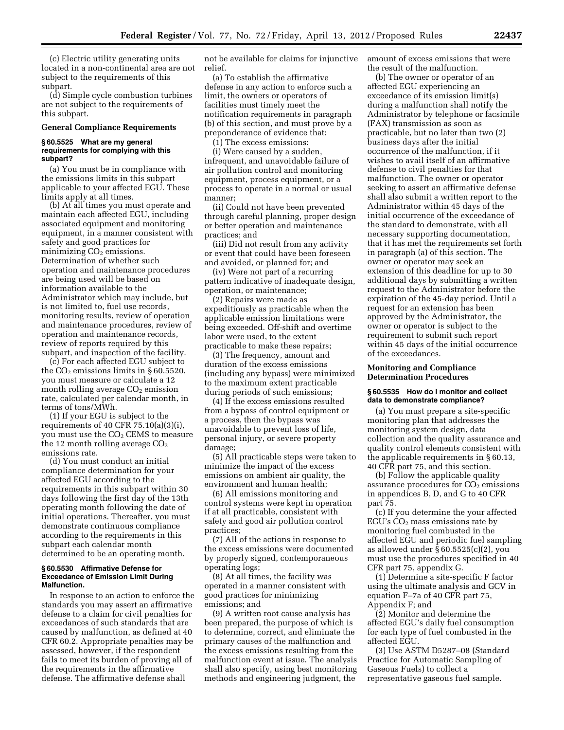(c) Electric utility generating units located in a non-continental area are not subject to the requirements of this subpart.

(d) Simple cycle combustion turbines are not subject to the requirements of this subpart.

**General Compliance Requirements**

#### § 60.5525 What are my general requirements for complying with this subpart?

(a) You must be in compliance with the emissions limits in this subpart applicable to your affected EGU. These limits apply at all times.

(b) At all times you must operate and maintain each affected EGU, including associated equipment and monitoring equipment, in a manner consistent with safety and good practices for minimizing $CO_2$ emissions. Determination of whether such operation and maintenance procedures are being used will be based on information available to the Administrator which may include, but is not limited to, fuel use records, monitoring results, review of operation and maintenance procedures, review of operation and maintenance records, review of reports required by this subpart, and inspection of the facility.

(c) For each affected EGU subject to the $CO_2$ emissions limits in § 60.5520, you must measure or calculate a 12 month rolling average $CO_2$ emission rate, calculated per calendar month, in terms of tons/MWh.

(1) If your EGU is subject to the requirements of 40 CFR 75.10(a)(3)(i), you must use the $CO_2$ CEMS to measure the 12 month rolling average $CO_2$ emissions rate.

(d) You must conduct an initial compliance determination for your affected EGU according to the requirements in this subpart within 30 days following the first day of the 13th operating month following the date of initial operations. Thereafter, you must demonstrate continuous compliance according to the requirements in this subpart each calendar month determined to be an operating month.

#### § 60.5530 Affirmative Defense for Exceedance of Emission Limit During Malfunction.

In response to an action to enforce the standards you may assert an affirmative defense to a claim for civil penalties for exceedances of such standards that are caused by malfunction, as defined at 40 CFR 60.2. Appropriate penalties may be assessed, however, if the respondent fails to meet its burden of proving all of the requirements in the affirmative defense. The affirmative defense shall not be available for claims for injunctive relief.

(a) To establish the affirmative defense in any action to enforce such a limit, the owners or operators of facilities must timely meet the notification requirements in paragraph (b) of this section, and must prove by a preponderance of evidence that:

(1) The excess emissions:

(i) Were caused by a sudden, infrequent, and unavoidable failure of air pollution control and monitoring equipment, process equipment, or a process to operate in a normal or usual manner;

(ii) Could not have been prevented through careful planning, proper design or better operation and maintenance practices; and

(iii) Did not result from any activity or event that could have been foreseen and avoided, or planned for; and

(iv) Were not part of a recurring pattern indicative of inadequate design, operation, or maintenance;

(2) Repairs were made as expeditiously as practicable when the applicable emission limitations were being exceeded. Off-shift and overtime labor were used, to the extent practicable to make these repairs;

(3) The frequency, amount and duration of the excess emissions (including any bypass) were minimized to the maximum extent practicable during periods of such emissions;

(4) If the excess emissions resulted from a bypass of control equipment or a process, then the bypass was unavoidable to prevent loss of life, personal injury, or severe property damage;

(5) All practicable steps were taken to minimize the impact of the excess emissions on ambient air quality, the environment and human health;

(6) All emissions monitoring and control systems were kept in operation if at all practicable, consistent with safety and good air pollution control practices;

(7) All of the actions in response to the excess emissions were documented by properly signed, contemporaneous operating logs;

(8) At all times, the facility was operated in a manner consistent with good practices for minimizing emissions; and

(9) A written root cause analysis has been prepared, the purpose of which is to determine, correct, and eliminate the primary causes of the malfunction and the excess emissions resulting from the malfunction event at issue. The analysis shall also specify, using best monitoring methods and engineering judgment, the amount of excess emissions that were the result of the malfunction.

(b) The owner or operator of an affected EGU experiencing an exceedance of its emission limit(s) during a malfunction shall notify the Administrator by telephone or facsimile (FAX) transmission as soon as practicable, but no later than two (2) business days after the initial occurrence of the malfunction, if it wishes to avail itself of an affirmative defense to civil penalties for that malfunction. The owner or operator seeking to assert an affirmative defense shall also submit a written report to the Administrator within 45 days of the initial occurrence of the exceedance of the standard to demonstrate, with all necessary supporting documentation, that it has met the requirements set forth in paragraph (a) of this section. The owner or operator may seek an extension of this deadline for up to 30 additional days by submitting a written request to the Administrator before the expiration of the 45-day period. Until a request for an extension has been approved by the Administrator, the owner or operator is subject to the requirement to submit such report within 45 days of the initial occurrence of the exceedances.

**Monitoring and Compliance Determination Procedures**

#### § 60.5535 How do I monitor and collect data to demonstrate compliance?

(a) You must prepare a site-specific monitoring plan that addresses the monitoring system design, data collection and the quality assurance and quality control elements consistent with the applicable requirements in § 60.13, 40 CFR part 75, and this section.

(b) Follow the applicable quality assurance procedures for $CO_2$ emissions in appendices B, D, and G to 40 CFR part 75.

(c) If you determine the your affected EGU's $CO_2$ mass emissions rate by monitoring fuel combusted in the affected EGU and periodic fuel sampling as allowed under § 60.5525(c)(2), you must use the procedures specified in 40 CFR part 75, appendix G.

(1) Determine a site-specific F factor using the ultimate analysis and GCV in equation F–7a of 40 CFR part 75, Appendix F; and

(2) Monitor and determine the affected EGU's daily fuel consumption for each type of fuel combusted in the affected EGU.

(3) Use ASTM D5287–08 (Standard Practice for Automatic Sampling of Gaseous Fuels) to collect a representative gaseous fuel sample.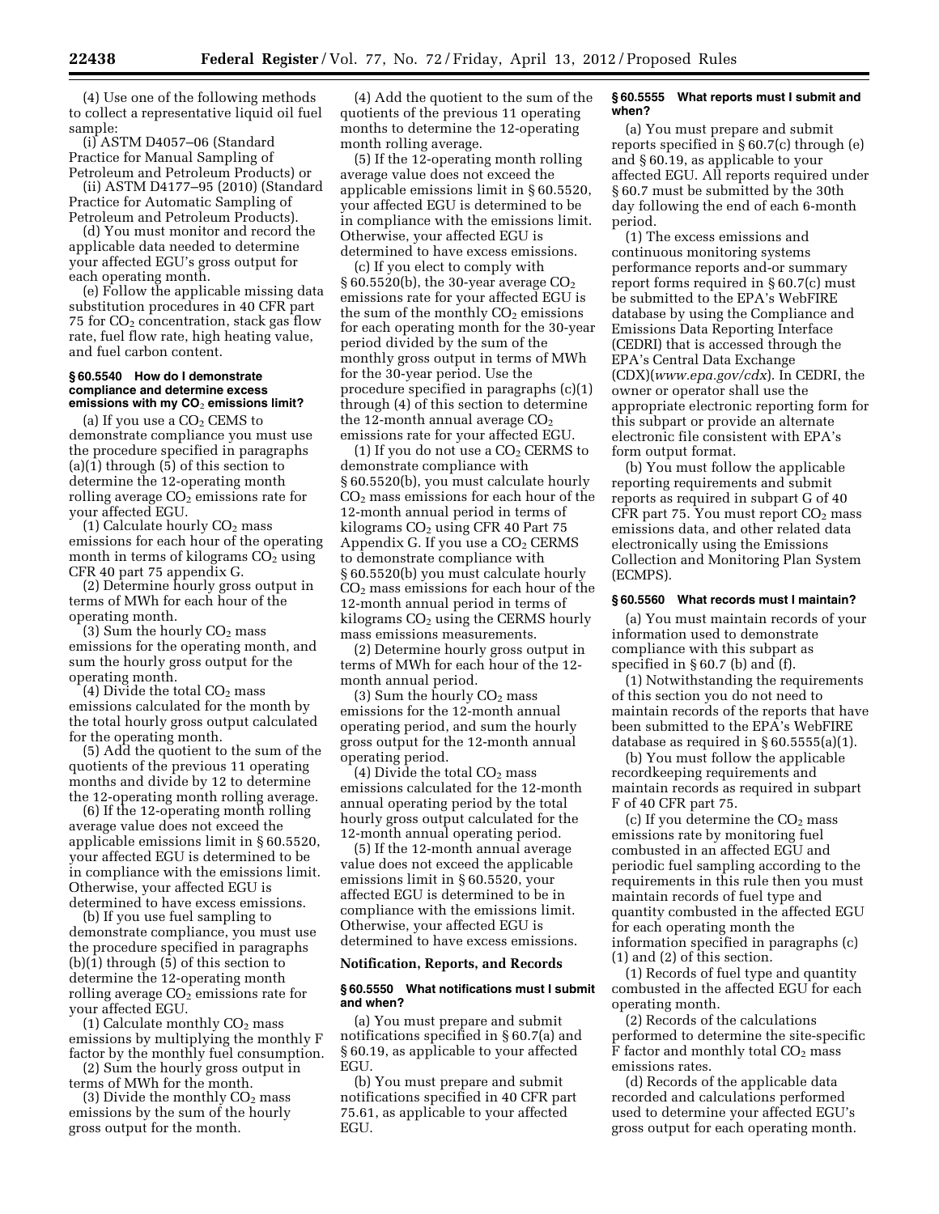(4) Use one of the following methods to collect a representative liquid oil fuel sample:

(i) ASTM D4057–06 (Standard Practice for Manual Sampling of Petroleum and Petroleum Products) or

(ii) ASTM D4177–95 (2010) (Standard Practice for Automatic Sampling of Petroleum and Petroleum Products).

(d) You must monitor and record the applicable data needed to determine your affected EGU's gross output for each operating month.

(e) Follow the applicable missing data substitution procedures in 40 CFR part 75 for $CO_2$ concentration, stack gas flow rate, fuel flow rate, high heating value, and fuel carbon content.

#### § 60.5540 How do I demonstrate compliance and determine excess emissions with my $CO_2$ emissions limit?

(a) If you use a $CO_2$ CEMS to demonstrate compliance you must use the procedure specified in paragraphs (a)(1) through (5) of this section to determine the 12-operating month rolling average $CO_2$ emissions rate for your affected EGU.

(1) Calculate hourly $CO_2$ mass emissions for each hour of the operating month in terms of kilograms $CO_2$ using CFR 40 part 75 appendix G.

(2) Determine hourly gross output in terms of MWh for each hour of the operating month.

(3) Sum the hourly $CO_2$ mass emissions for the operating month, and sum the hourly gross output for the operating month.

(4) Divide the total $CO_2$ mass emissions calculated for the month by the total hourly gross output calculated for the operating month.

(5) Add the quotient to the sum of the quotients of the previous 11 operating months and divide by 12 to determine the 12-operating month rolling average.

(6) If the 12-operating month rolling average value does not exceed the applicable emissions limit in § 60.5520, your affected EGU is determined to be in compliance with the emissions limit. Otherwise, your affected EGU is determined to have excess emissions.

(b) If you use fuel sampling to demonstrate compliance, you must use the procedure specified in paragraphs (b)(1) through (5) of this section to determine the 12-operating month rolling average $CO_2$ emissions rate for your affected EGU.

(1) Calculate monthly $CO_2$ mass emissions by multiplying the monthly F factor by the monthly fuel consumption.

(2) Sum the hourly gross output in terms of MWh for the month.

(3) Divide the monthly $CO_2$ mass emissions by the sum of the hourly gross output for the month.

(4) Add the quotient to the sum of the quotients of the previous 11 operating months to determine the 12-operating month rolling average.

(5) If the 12-operating month rolling average value does not exceed the applicable emissions limit in § 60.5520, your affected EGU is determined to be in compliance with the emissions limit. Otherwise, your affected EGU is determined to have excess emissions.

(c) If you elect to comply with § 60.5520(b), the 30-year average $CO_2$ emissions rate for your affected EGU is the sum of the monthly $CO_2$ emissions for each operating month for the 30-year period divided by the sum of the monthly gross output in terms of MWh for the 30-year period. Use the procedure specified in paragraphs (c)(1) through (4) of this section to determine the 12-month annual average $CO_2$ emissions rate for your affected EGU.

(1) If you do not use a $CO_2$ CERMS to demonstrate compliance with § 60.5520(b), you must calculate hourly $CO_2$ mass emissions for each hour of the 12-month annual period in terms of kilograms $CO_2$ using CFR 40 Part 75 Appendix G. If you use a $CO_2$ CERMS to demonstrate compliance with § 60.5520(b) you must calculate hourly $CO_2$ mass emissions for each hour of the 12-month annual period in terms of kilograms $CO_2$ using the CERMS hourly mass emissions measurements.

(2) Determine hourly gross output in terms of MWh for each hour of the 12-month annual period.

(3) Sum the hourly $CO_2$ mass emissions for the 12-month annual operating period, and sum the hourly gross output for the 12-month annual operating period.

(4) Divide the total $CO_2$ mass emissions calculated for the 12-month annual operating period by the total hourly gross output calculated for the 12-month annual operating period.

(5) If the 12-month annual average value does not exceed the applicable emissions limit in § 60.5520, your affected EGU is determined to be in compliance with the emissions limit. Otherwise, your affected EGU is determined to have excess emissions.

### Notification, Reports, and Records

#### § 60.5550 What notifications must I submit and when?

(a) You must prepare and submit notifications specified in § 60.7(a) and § 60.19, as applicable to your affected EGU.

(b) You must prepare and submit notifications specified in 40 CFR part 75.61, as applicable to your affected EGU.

#### § 60.5555 What reports must I submit and when?

(a) You must prepare and submit reports specified in § 60.7(c) through (e) and § 60.19, as applicable to your affected EGU. All reports required under § 60.7 must be submitted by the 30th day following the end of each 6-month period.

(1) The excess emissions and continuous monitoring systems performance reports and-or summary report forms required in § 60.7(c) must be submitted to the EPA's WebFIRE database by using the Compliance and Emissions Data Reporting Interface (CEDRI) that is accessed through the EPA's Central Data Exchange (CDX)(*www.epa.gov/cdx*). In CEDRI, the owner or operator shall use the appropriate electronic reporting form for this subpart or provide an alternate electronic file consistent with EPA's form output format.

(b) You must follow the applicable reporting requirements and submit reports as required in subpart G of 40 CFR part 75. You must report $CO_2$ mass emissions data, and other related data electronically using the Emissions Collection and Monitoring Plan System (ECMPS).

#### § 60.5560 What records must I maintain?

(a) You must maintain records of your information used to demonstrate compliance with this subpart as specified in § 60.7 (b) and (f).

(1) Notwithstanding the requirements of this section you do not need to maintain records of the reports that have been submitted to the EPA's WebFIRE database as required in § 60.5555(a)(1).

(b) You must follow the applicable recordkeeping requirements and maintain records as required in subpart F of 40 CFR part 75.

(c) If you determine the $CO_2$ mass emissions rate by monitoring fuel combusted in an affected EGU and periodic fuel sampling according to the requirements in this rule then you must maintain records of fuel type and quantity combusted in the affected EGU for each operating month the information specified in paragraphs (c) (1) and (2) of this section.

(1) Records of fuel type and quantity combusted in the affected EGU for each operating month.

(2) Records of the calculations performed to determine the site-specific F factor and monthly total $CO_2$ mass emissions rates.

(d) Records of the applicable data recorded and calculations performed used to determine your affected EGU's gross output for each operating month.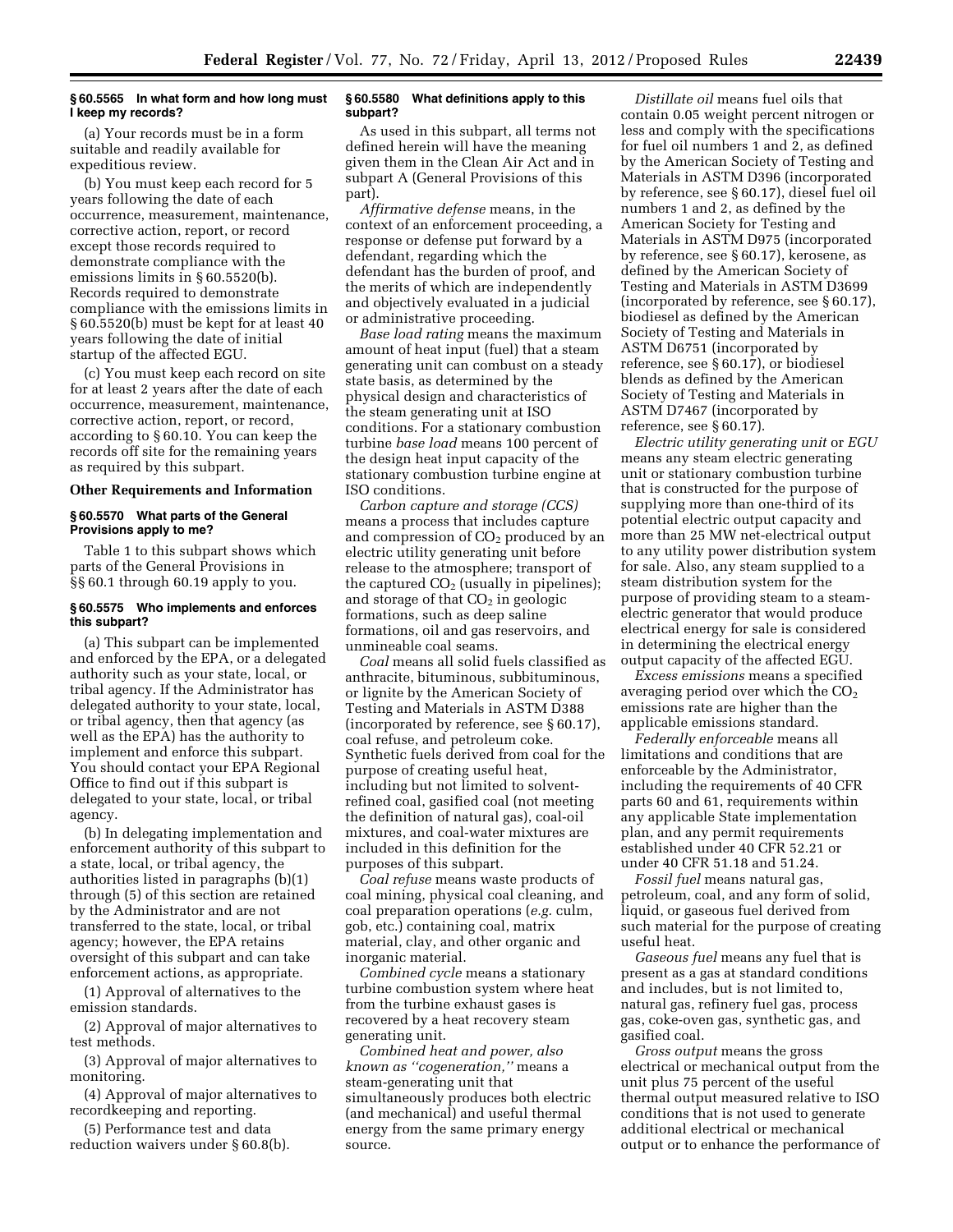### § 60.5565 In what form and how long must I keep my records?

(a) Your records must be in a form suitable and readily available for expeditious review.

(b) You must keep each record for 5 years following the date of each occurrence, measurement, maintenance, corrective action, report, or record except those records required to demonstrate compliance with the emissions limits in § 60.5520(b). Records required to demonstrate compliance with the emissions limits in § 60.5520(b) must be kept for at least 40 years following the date of initial startup of the affected EGU.

(c) You must keep each record on site for at least 2 years after the date of each occurrence, measurement, maintenance, corrective action, report, or record, according to § 60.10. You can keep the records off site for the remaining years as required by this subpart.

#### Other Requirements and Information

### § 60.5570 What parts of the General Provisions apply to me?

Table 1 to this subpart shows which parts of the General Provisions in §§ 60.1 through 60.19 apply to you.

### § 60.5575 Who implements and enforces this subpart?

(a) This subpart can be implemented and enforced by the EPA, or a delegated authority such as your state, local, or tribal agency. If the Administrator has delegated authority to your state, local, or tribal agency, then that agency (as well as the EPA) has the authority to implement and enforce this subpart. You should contact your EPA Regional Office to find out if this subpart is delegated to your state, local, or tribal agency.

(b) In delegating implementation and enforcement authority of this subpart to a state, local, or tribal agency, the authorities listed in paragraphs (b)(1) through (5) of this section are retained by the Administrator and are not transferred to the state, local, or tribal agency; however, the EPA retains oversight of this subpart and can take enforcement actions, as appropriate.

(1) Approval of alternatives to the emission standards.

(2) Approval of major alternatives to test methods.

(3) Approval of major alternatives to monitoring.

(4) Approval of major alternatives to recordkeeping and reporting.

(5) Performance test and data reduction waivers under § 60.8(b).

### § 60.5580 What definitions apply to this subpart?

As used in this subpart, all terms not defined herein will have the meaning given them in the Clean Air Act and in subpart A (General Provisions of this part).

*Affirmative defense* means, in the context of an enforcement proceeding, a response or defense put forward by a defendant, regarding which the defendant has the burden of proof, and the merits of which are independently and objectively evaluated in a judicial or administrative proceeding.

*Base load rating* means the maximum amount of heat input (fuel) that a steam generating unit can combust on a steady state basis, as determined by the physical design and characteristics of the steam generating unit at ISO conditions. For a stationary combustion turbine *base load* means 100 percent of the design heat input capacity of the stationary combustion turbine engine at ISO conditions.

*Carbon capture and storage (CCS)* means a process that includes capture and compression of $CO_2$ produced by an electric utility generating unit before release to the atmosphere; transport of the captured $CO_2$ (usually in pipelines); and storage of that $CO_2$ in geologic formations, such as deep saline formations, oil and gas reservoirs, and unmineable coal seams.

*Coal* means all solid fuels classified as anthracite, bituminous, subbituminous, or lignite by the American Society of Testing and Materials in ASTM D388 (incorporated by reference, see § 60.17), coal refuse, and petroleum coke. Synthetic fuels derived from coal for the purpose of creating useful heat, including but not limited to solvent-refined coal, gasified coal (not meeting the definition of natural gas), coal-oil mixtures, and coal-water mixtures are included in this definition for the purposes of this subpart.

*Coal refuse* means waste products of coal mining, physical coal cleaning, and coal preparation operations (*e.g.* culm, gob, etc.) containing coal, matrix material, clay, and other organic and inorganic material.

*Combined cycle* means a stationary turbine combustion system where heat from the turbine exhaust gases is recovered by a heat recovery steam generating unit.

*Combined heat and power, also known as "cogeneration,"* means a steam-generating unit that simultaneously produces both electric (and mechanical) and useful thermal energy from the same primary energy source.

*Distillate oil* means fuel oils that contain 0.05 weight percent nitrogen or less and comply with the specifications for fuel oil numbers 1 and 2, as defined by the American Society of Testing and Materials in ASTM D396 (incorporated by reference, see § 60.17), diesel fuel oil numbers 1 and 2, as defined by the American Society for Testing and Materials in ASTM D975 (incorporated by reference, see § 60.17), kerosene, as defined by the American Society of Testing and Materials in ASTM D3699 (incorporated by reference, see § 60.17), biodiesel as defined by the American Society of Testing and Materials in ASTM D6751 (incorporated by reference, see § 60.17), or biodiesel blends as defined by the American Society of Testing and Materials in ASTM D7467 (incorporated by reference, see § 60.17).

*Electric utility generating unit* or *EGU* means any steam electric generating unit or stationary combustion turbine that is constructed for the purpose of supplying more than one-third of its potential electric output capacity and more than 25 MW net-electrical output to any utility power distribution system for sale. Also, any steam supplied to a steam distribution system for the purpose of providing steam to a steam-electric generator that would produce electrical energy for sale is considered in determining the electrical energy output capacity of the affected EGU.

*Excess emissions* means a specified averaging period over which the $CO_2$ emissions rate are higher than the applicable emissions standard.

*Federally enforceable* means all limitations and conditions that are enforceable by the Administrator, including the requirements of 40 CFR parts 60 and 61, requirements within any applicable State implementation plan, and any permit requirements established under 40 CFR 52.21 or under 40 CFR 51.18 and 51.24.

*Fossil fuel* means natural gas, petroleum, coal, and any form of solid, liquid, or gaseous fuel derived from such material for the purpose of creating useful heat.

*Gaseous fuel* means any fuel that is present as a gas at standard conditions and includes, but is not limited to, natural gas, refinery fuel gas, process gas, coke-oven gas, synthetic gas, and gasified coal.

*Gross output* means the gross electrical or mechanical output from the unit plus 75 percent of the useful thermal output measured relative to ISO conditions that is not used to generate additional electrical or mechanical output or to enhance the performance of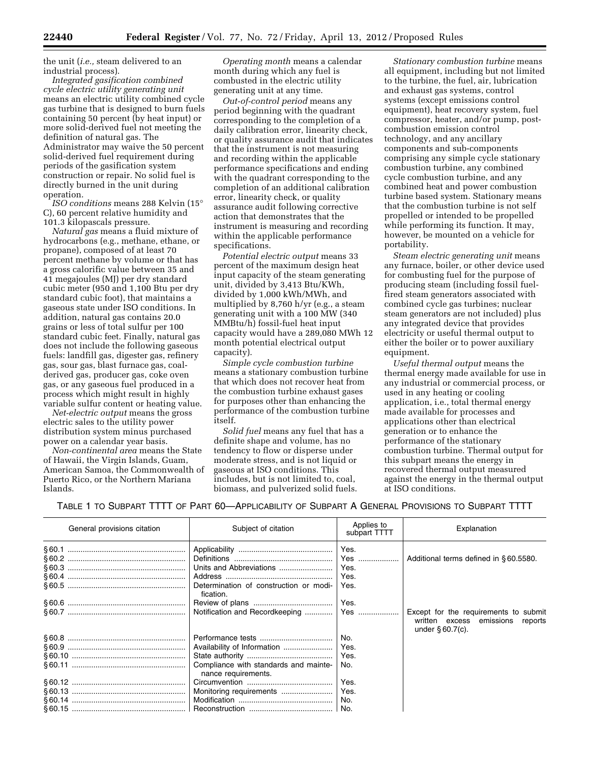the unit (*i.e.,* steam delivered to an industrial process).

*Integrated gasification combined cycle electric utility generating unit* means an electric utility combined cycle gas turbine that is designed to burn fuels containing 50 percent (by heat input) or more solid-derived fuel not meeting the definition of natural gas. The Administrator may waive the 50 percent solid-derived fuel requirement during periods of the gasification system construction or repair. No solid fuel is directly burned in the unit during operation.

*ISO conditions* means 288 Kelvin (15° C), 60 percent relative humidity and 101.3 kilopascals pressure.

*Natural gas* means a fluid mixture of hydrocarbons (e.g., methane, ethane, or propane), composed of at least 70 percent methane by volume or that has a gross calorific value between 35 and 41 megajoules (MJ) per dry standard cubic meter (950 and 1,100 Btu per dry standard cubic foot), that maintains a gaseous state under ISO conditions. In addition, natural gas contains 20.0 grains or less of total sulfur per 100 standard cubic feet. Finally, natural gas does not include the following gaseous fuels: landfill gas, digester gas, refinery gas, sour gas, blast furnace gas, coal-derived gas, producer gas, coke oven gas, or any gaseous fuel produced in a process which might result in highly variable sulfur content or heating value.

*Net-electric output* means the gross electric sales to the utility power distribution system minus purchased power on a calendar year basis.

*Non-continental area* means the State of Hawaii, the Virgin Islands, Guam, American Samoa, the Commonwealth of Puerto Rico, or the Northern Mariana Islands.

*Operating month* means a calendar month during which any fuel is combusted in the electric utility generating unit at any time.

*Out-of-control period* means any period beginning with the quadrant corresponding to the completion of a daily calibration error, linearity check, or quality assurance audit that indicates that the instrument is not measuring and recording within the applicable performance specifications and ending with the quadrant corresponding to the completion of an additional calibration error, linearity check, or quality assurance audit following corrective action that demonstrates that the instrument is measuring and recording within the applicable performance specifications.

*Potential electric output* means 33 percent of the maximum design heat input capacity of the steam generating unit, divided by 3,413 Btu/KWh, divided by 1,000 kWh/MWh, and multiplied by 8,760 h/yr (e.g., a steam generating unit with a 100 MW (340 MMBtu/h) fossil-fuel heat input capacity would have a 289,080 MWh 12 month potential electrical output capacity).

*Simple cycle combustion turbine* means a stationary combustion turbine that which does not recover heat from the combustion turbine exhaust gases for purposes other than enhancing the performance of the combustion turbine itself.

*Solid fuel* means any fuel that has a definite shape and volume, has no tendency to flow or disperse under moderate stress, and is not liquid or gaseous at ISO conditions. This includes, but is not limited to, coal, biomass, and pulverized solid fuels.

*Stationary combustion turbine* means all equipment, including but not limited to the turbine, the fuel, air, lubrication and exhaust gas systems, control systems (except emissions control equipment), heat recovery system, fuel compressor, heater, and/or pump, post-combustion emission control technology, and any ancillary components and sub-components comprising any simple cycle stationary combustion turbine, any combined cycle combustion turbine, and any combined heat and power combustion turbine based system. Stationary means that the combustion turbine is not self propelled or intended to be propelled while performing its function. It may, however, be mounted on a vehicle for portability.

*Steam electric generating unit* means any furnace, boiler, or other device used for combusting fuel for the purpose of producing steam (including fossil fuel-fired steam generators associated with combined cycle gas turbines; nuclear steam generators are not included) plus any integrated device that provides electricity or useful thermal output to either the boiler or to power auxiliary equipment.

*Useful thermal output* means the thermal energy made available for use in any industrial or commercial process, or used in any heating or cooling application, i.e., total thermal energy made available for processes and applications other than electrical generation or to enhance the performance of the stationary combustion turbine. Thermal output for this subpart means the energy in recovered thermal output measured against the energy in the thermal output at ISO conditions.

TABLE 1 TO SUBPART TTTT OF PART 60—APPLICABILITY OF SUBPART A GENERAL PROVISIONS TO SUBPART TTTT

| General provisions citation | Subject of citation | Applies to subpart TTTT | Explanation |
|---|---|---|---|
| §60.1 | Applicability | Yes. | |
| §60.2 | Definitions | Yes | Additional terms defined in §60.5580. |
| §60.3 | Units and Abbreviations | Yes. | |
| §60.4 | Address | Yes. | |
| §60.5 | Determination of construction or modification. | Yes. | |
| §60.6 | Review of plans | Yes. | |
| §60.7 | Notification and Recordkeeping | Yes | Except for the requirements to submit written excess emissions reports under §60.7(c). |
| §60.8 | Performance tests | No. | |
| §60.9 | Availability of Information | Yes. | |
| §60.10 | State authority | Yes. | |
| §60.11 | Compliance with standards and maintenance requirements. | No. | |
| §60.12 | Circumvention | Yes. | |
| §60.13 | Monitoring requirements | Yes. | |
| §60.14 | Modification | No. | |
| §60.15 | Reconstruction | No. | |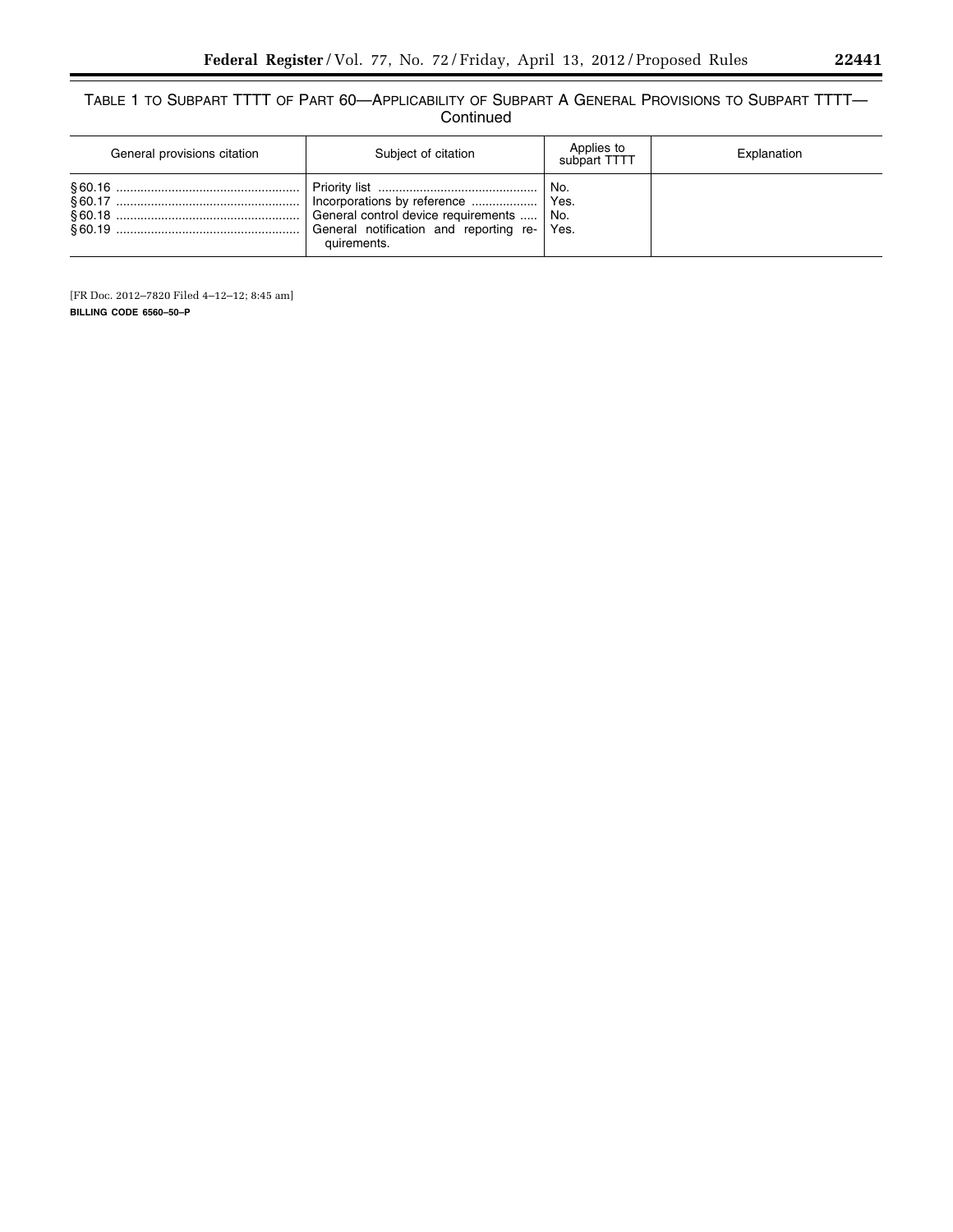TABLE 1 TO SUBPART TTTT OF PART 60—APPLICABILITY OF SUBPART A GENERAL PROVISIONS TO SUBPART TTTT—Continued

| General provisions citation | Subject of citation | Applies to subpart TTTT | Explanation |
| --- | --- | --- | --- |
| § 60.16 | Priority list | No. | |
| § 60.17 | Incorporations by reference | Yes. | |
| § 60.18 | General control device requirements | No. | |
| § 60.19 | General notification and reporting requirements. | Yes. | |

[FR Doc. 2012–7820 Filed 4–12–12; 8:45 am]

**BILLING CODE 6560–50–P**